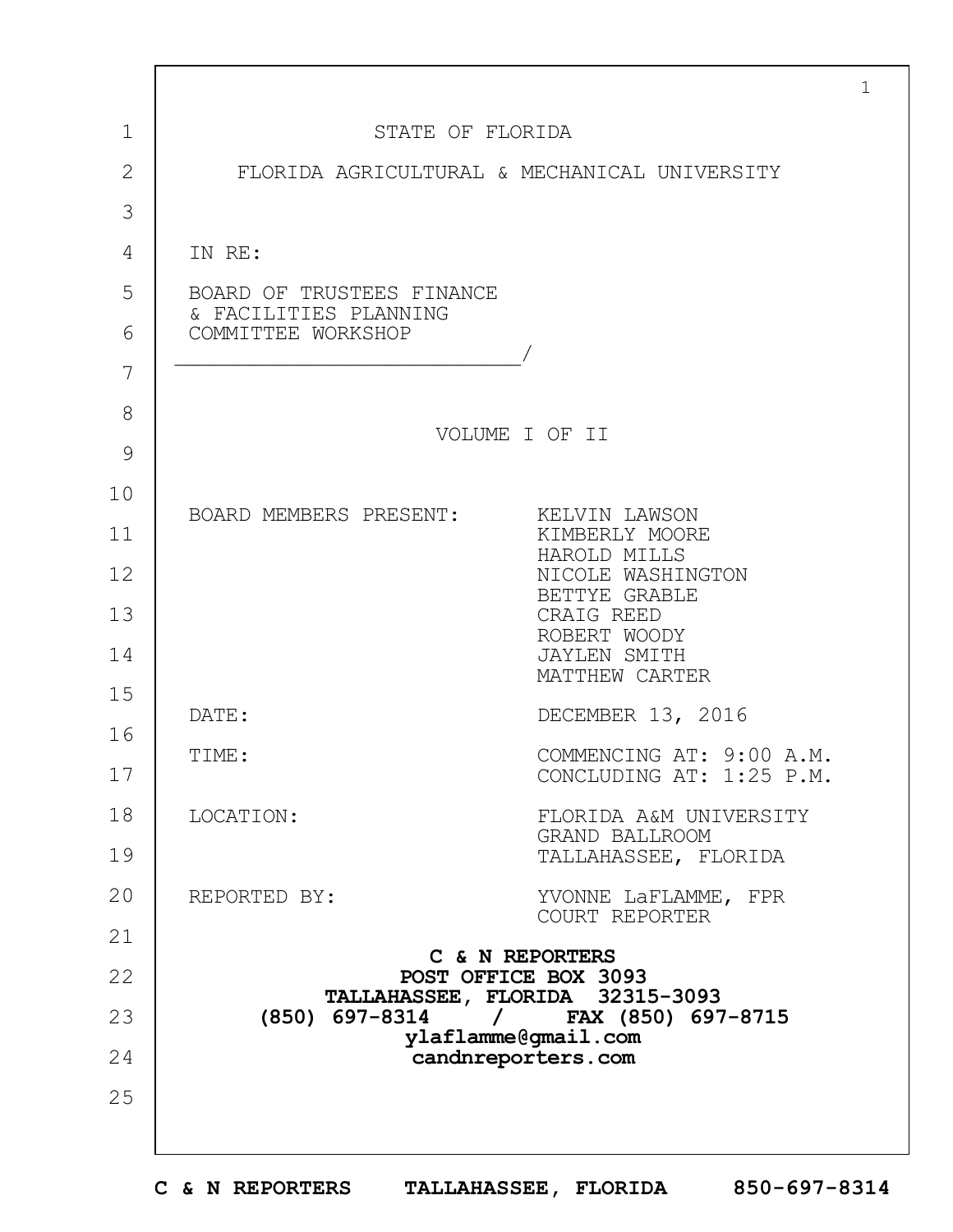STATE OF FLORIDA

FLORIDA AGRICULTURAL & MECHANICAL UNIVERSITY

IN RE:

BOARD OF TRUSTEES FINANCE & FACILITIES PLANNING COMMITTEE WORKSHOP
_____________________________/

VOLUME I OF II

| | |
|---|---|
| BOARD MEMBERS PRESENT: | KELVIN LAWSON<br>KIMBERLY MOORE<br>HAROLD MILLS<br>NICOLE WASHINGTON<br>BETTYE GRABLE<br>CRAIG REED<br>ROBERT WOODY<br>JAYLEN SMITH<br>MATTHEW CARTER |
| DATE: | DECEMBER 13, 2016 |
| TIME: | COMMENCING AT: 9:00 A.M.<br>CONCLUDING AT: 1:25 P.M. |
| LOCATION: | FLORIDA A&M UNIVERSITY<br>GRAND BALLROOM<br>TALLAHASSEE, FLORIDA |
| REPORTED BY: | YVONNE LaFLAMME, FPR<br>COURT REPORTER |

**C & N REPORTERS**
**POST OFFICE BOX 3093**
**TALLAHASSEE, FLORIDA 32315-3093**
**(850) 697-8314 / FAX (850) 697-8715**
**ylaflamme@gmail.com**
**candnreporters.com**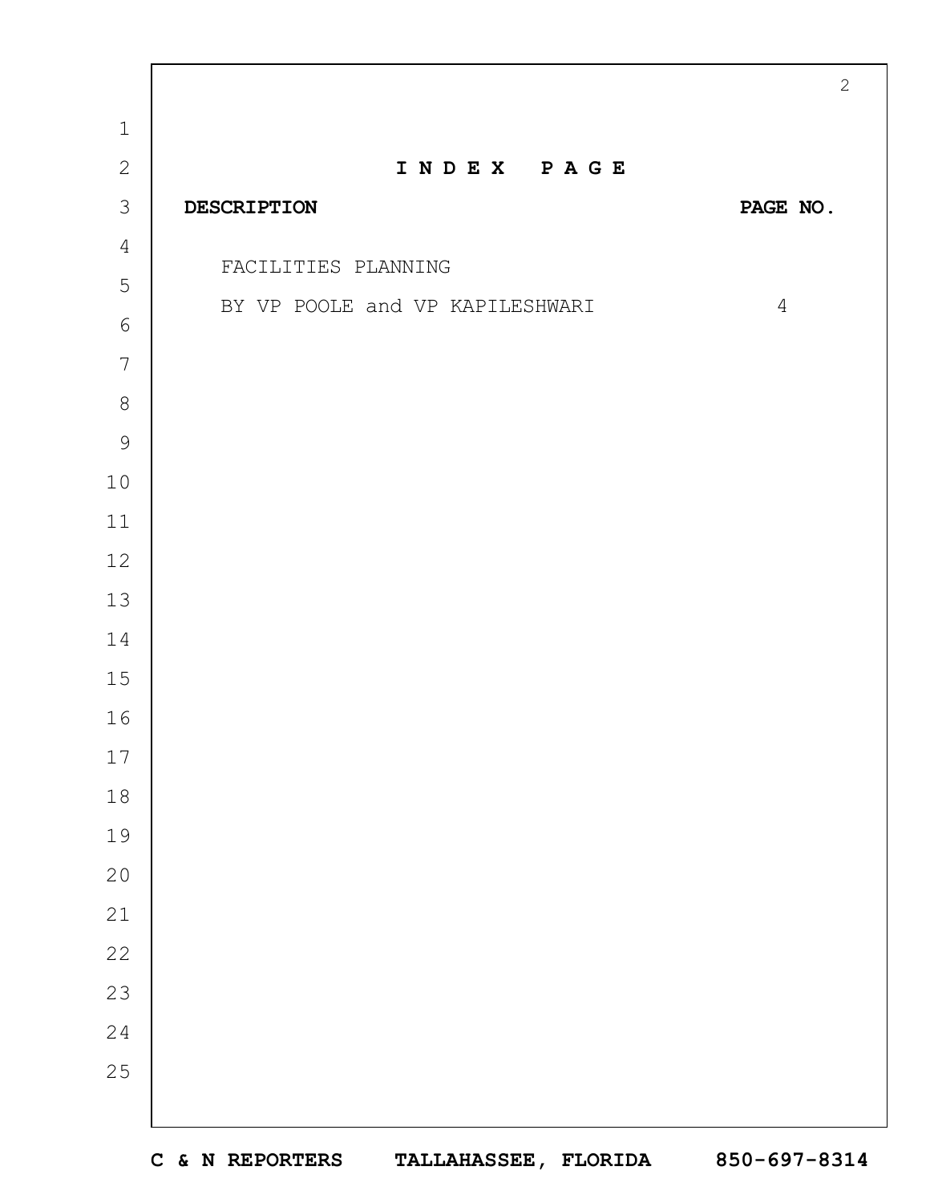## I N D E X  P A G E

| DESCRIPTION | PAGE NO. |
|---|---|
| FACILITIES PLANNING BY VP POOLE and VP KAPILESHWARI | 4 |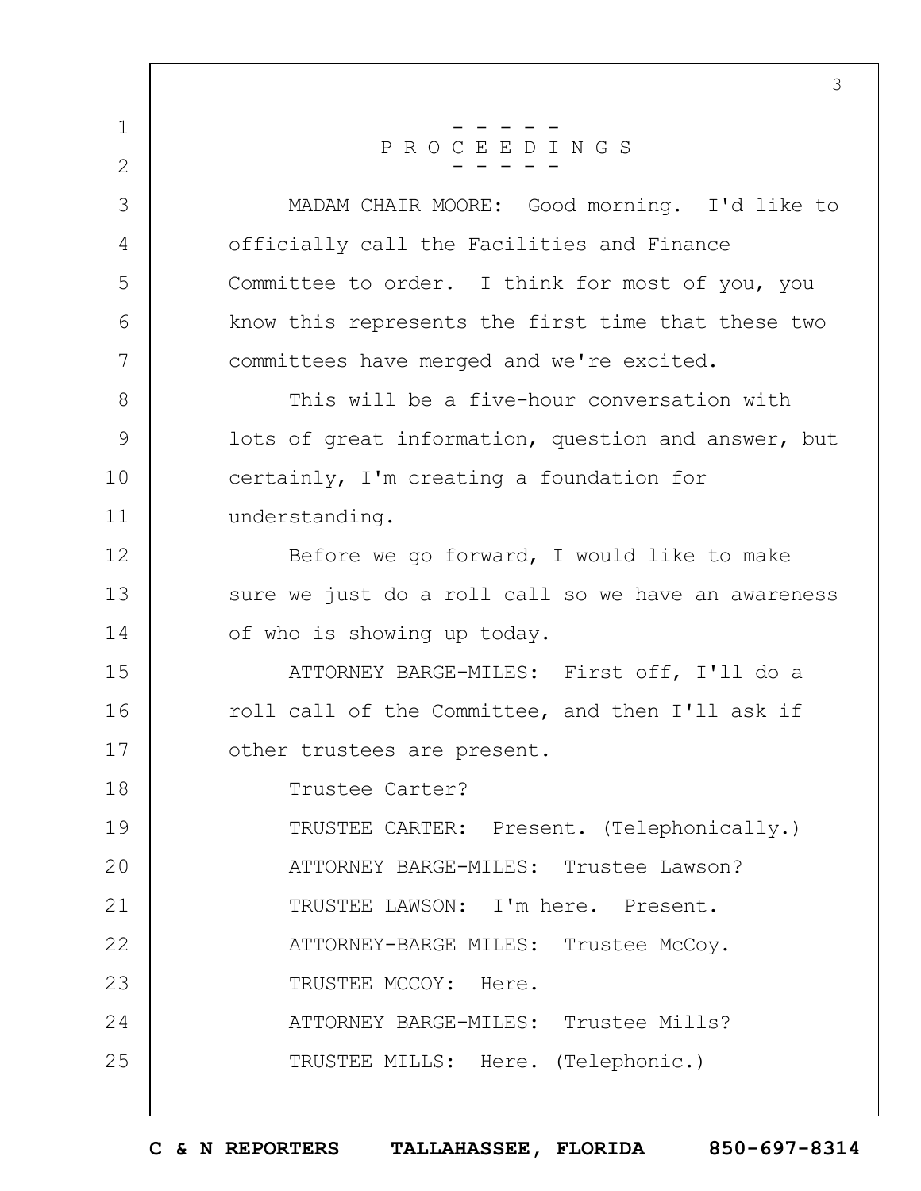# P R O C E E D I N G S

MADAM CHAIR MOORE: Good morning. I'd like to officially call the Facilities and Finance Committee to order. I think for most of you, you know this represents the first time that these two committees have merged and we're excited.

This will be a five-hour conversation with lots of great information, question and answer, but certainly, I'm creating a foundation for understanding.

Before we go forward, I would like to make sure we just do a roll call so we have an awareness of who is showing up today.

ATTORNEY BARGE-MILES: First off, I'll do a roll call of the Committee, and then I'll ask if other trustees are present.

Trustee Carter?

TRUSTEE CARTER: Present. (Telephonically.)

ATTORNEY BARGE-MILES: Trustee Lawson?

TRUSTEE LAWSON: I'm here. Present.

ATTORNEY-BARGE MILES: Trustee McCoy.

TRUSTEE MCCOY: Here.

ATTORNEY BARGE-MILES: Trustee Mills?

TRUSTEE MILLS: Here. (Telephonic.)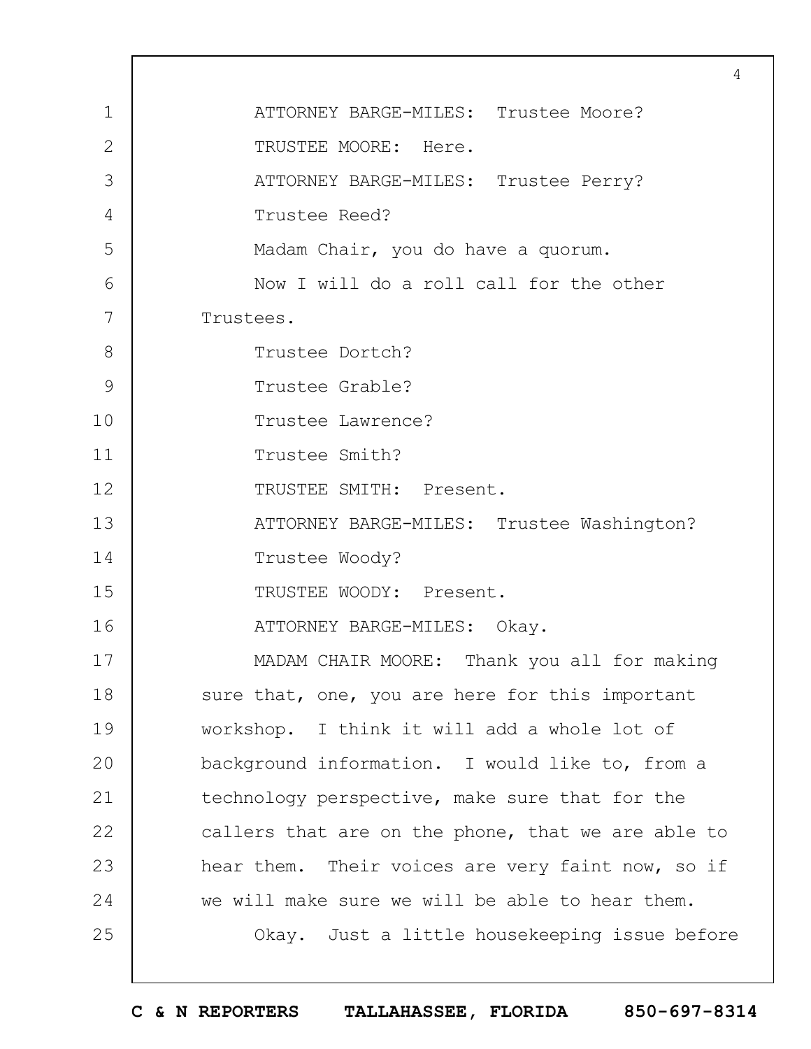ATTORNEY BARGE-MILES: Trustee Moore?

TRUSTEE MOORE: Here.

ATTORNEY BARGE-MILES: Trustee Perry?

Trustee Reed?

Madam Chair, you do have a quorum.

Now I will do a roll call for the other Trustees.

Trustee Dortch?

Trustee Grable?

Trustee Lawrence?

Trustee Smith?

TRUSTEE SMITH: Present.

ATTORNEY BARGE-MILES: Trustee Washington?

Trustee Woody?

TRUSTEE WOODY: Present.

ATTORNEY BARGE-MILES: Okay.

MADAM CHAIR MOORE: Thank you all for making sure that, one, you are here for this important workshop. I think it will add a whole lot of background information. I would like to, from a technology perspective, make sure that for the callers that are on the phone, that we are able to hear them. Their voices are very faint now, so if we will make sure we will be able to hear them.

Okay. Just a little housekeeping issue before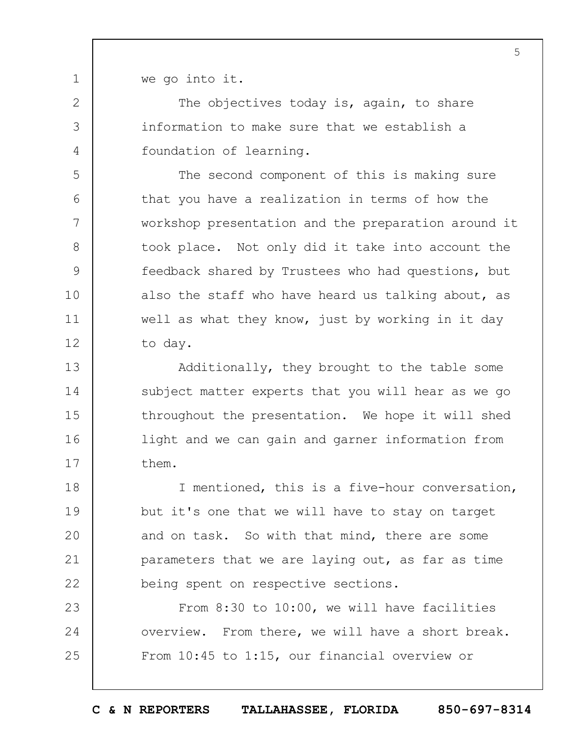we go into it.

The objectives today is, again, to share information to make sure that we establish a foundation of learning.

The second component of this is making sure that you have a realization in terms of how the workshop presentation and the preparation around it took place. Not only did it take into account the feedback shared by Trustees who had questions, but also the staff who have heard us talking about, as well as what they know, just by working in it day to day.

Additionally, they brought to the table some subject matter experts that you will hear as we go throughout the presentation. We hope it will shed light and we can gain and garner information from them.

I mentioned, this is a five-hour conversation, but it's one that we will have to stay on target and on task. So with that mind, there are some parameters that we are laying out, as far as time being spent on respective sections.

From 8:30 to 10:00, we will have facilities overview. From there, we will have a short break. From 10:45 to 1:15, our financial overview or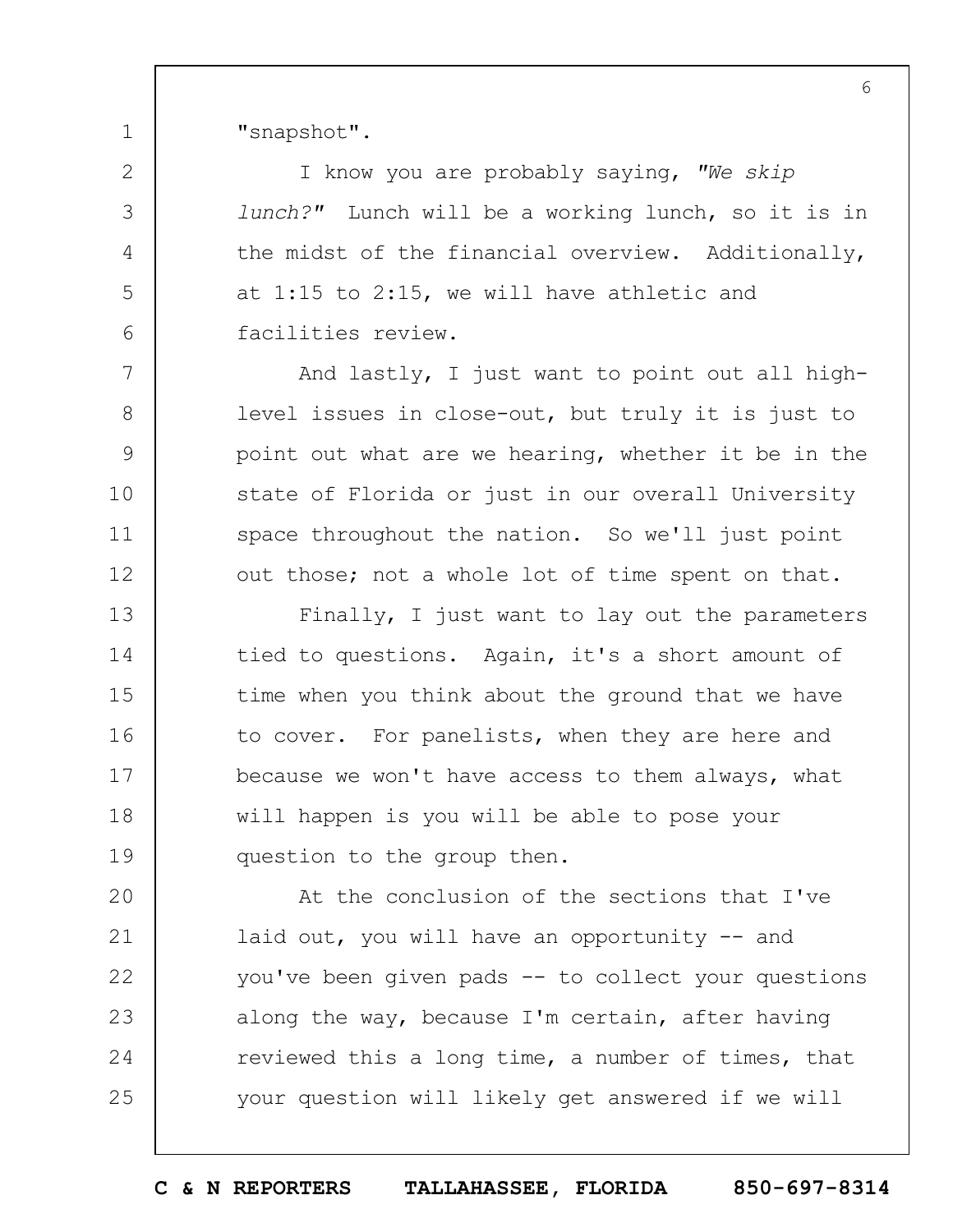"snapshot".

I know you are probably saying, *"We skip lunch?"* Lunch will be a working lunch, so it is in the midst of the financial overview. Additionally, at 1:15 to 2:15, we will have athletic and facilities review.

And lastly, I just want to point out all high-level issues in close-out, but truly it is just to point out what are we hearing, whether it be in the state of Florida or just in our overall University space throughout the nation. So we'll just point out those; not a whole lot of time spent on that.

Finally, I just want to lay out the parameters tied to questions. Again, it's a short amount of time when you think about the ground that we have to cover. For panelists, when they are here and because we won't have access to them always, what will happen is you will be able to pose your question to the group then.

At the conclusion of the sections that I've laid out, you will have an opportunity -- and you've been given pads -- to collect your questions along the way, because I'm certain, after having reviewed this a long time, a number of times, that your question will likely get answered if we will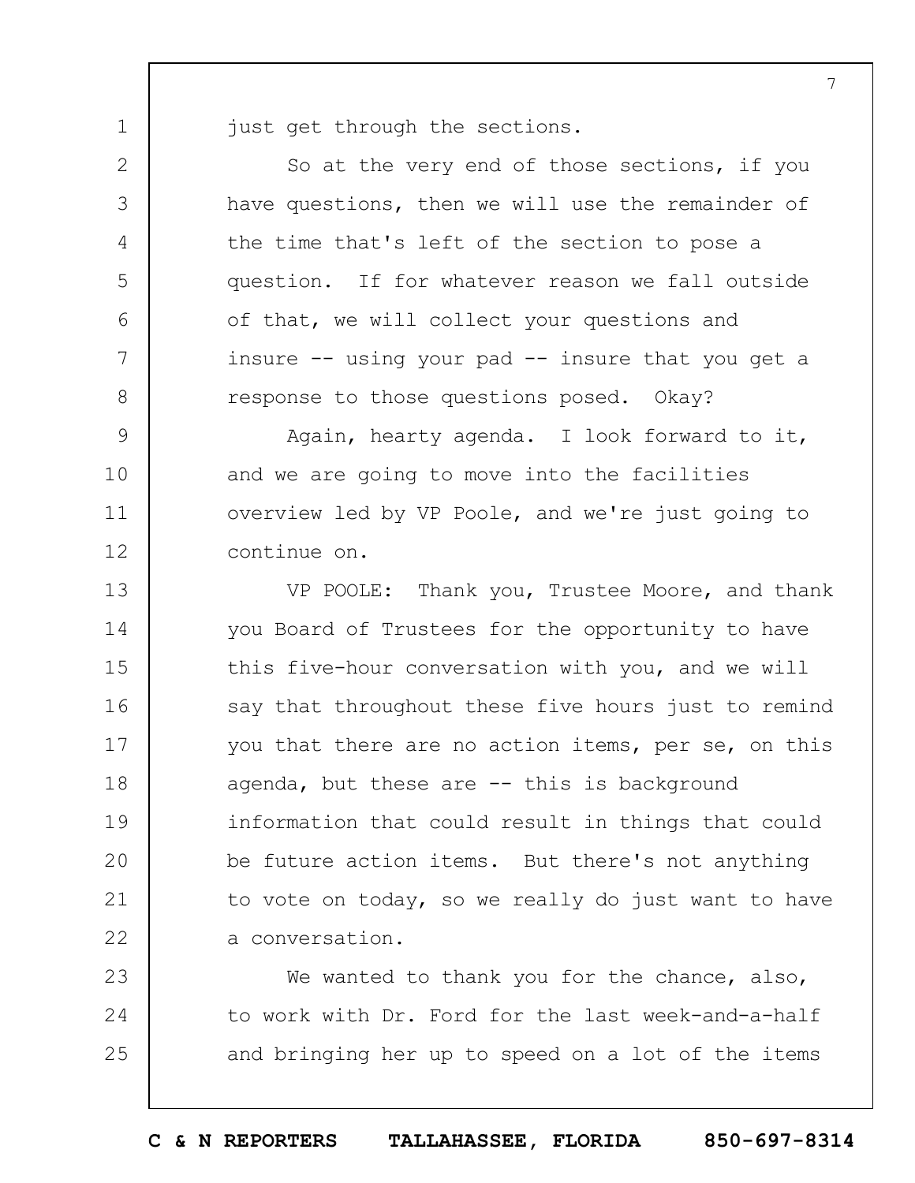just get through the sections.

So at the very end of those sections, if you have questions, then we will use the remainder of the time that's left of the section to pose a question. If for whatever reason we fall outside of that, we will collect your questions and insure -- using your pad -- insure that you get a response to those questions posed. Okay?

Again, hearty agenda. I look forward to it, and we are going to move into the facilities overview led by VP Poole, and we're just going to continue on.

VP POOLE: Thank you, Trustee Moore, and thank you Board of Trustees for the opportunity to have this five-hour conversation with you, and we will say that throughout these five hours just to remind you that there are no action items, per se, on this agenda, but these are -- this is background information that could result in things that could be future action items. But there's not anything to vote on today, so we really do just want to have a conversation.

We wanted to thank you for the chance, also, to work with Dr. Ford for the last week-and-a-half and bringing her up to speed on a lot of the items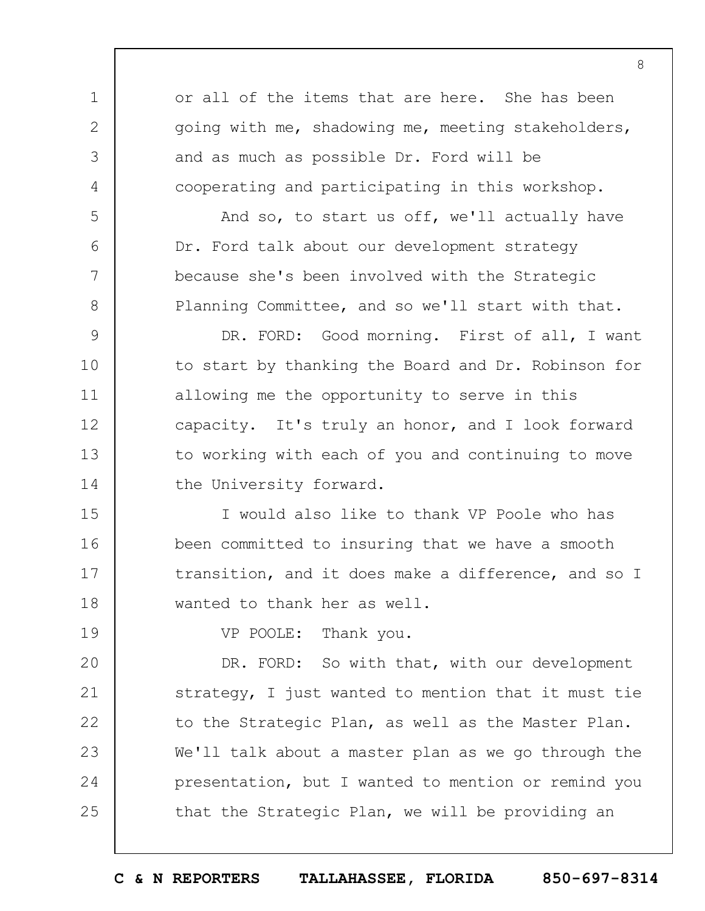or all of the items that are here. She has been going with me, shadowing me, meeting stakeholders, and as much as possible Dr. Ford will be cooperating and participating in this workshop.

And so, to start us off, we'll actually have Dr. Ford talk about our development strategy because she's been involved with the Strategic Planning Committee, and so we'll start with that.

DR. FORD: Good morning. First of all, I want to start by thanking the Board and Dr. Robinson for allowing me the opportunity to serve in this capacity. It's truly an honor, and I look forward to working with each of you and continuing to move the University forward.

I would also like to thank VP Poole who has been committed to insuring that we have a smooth transition, and it does make a difference, and so I wanted to thank her as well.

VP POOLE: Thank you.

DR. FORD: So with that, with our development strategy, I just wanted to mention that it must tie to the Strategic Plan, as well as the Master Plan. We'll talk about a master plan as we go through the presentation, but I wanted to mention or remind you that the Strategic Plan, we will be providing an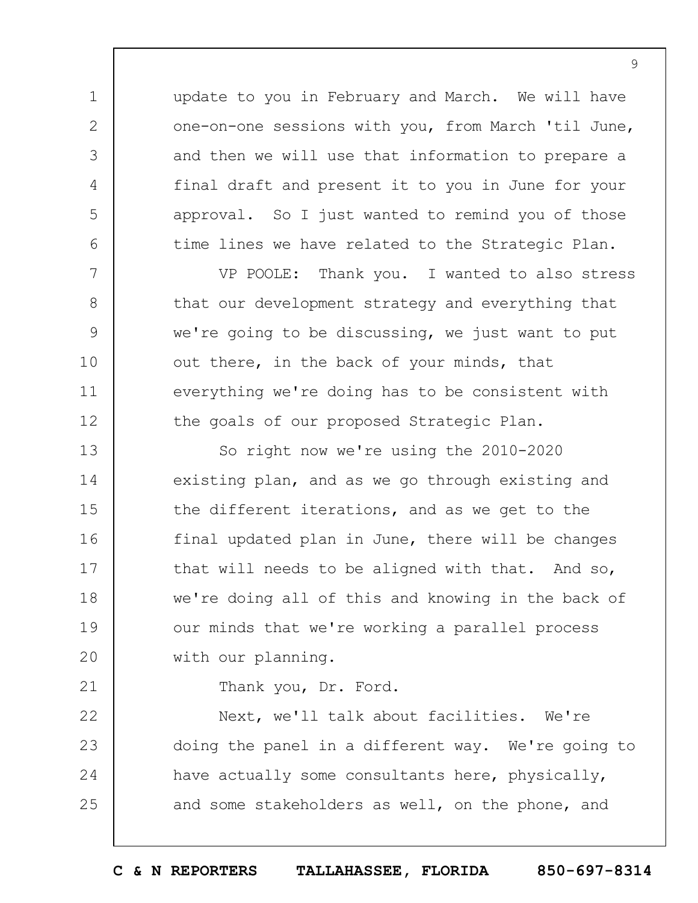update to you in February and March. We will have one-on-one sessions with you, from March 'til June, and then we will use that information to prepare a final draft and present it to you in June for your approval. So I just wanted to remind you of those time lines we have related to the Strategic Plan.

VP POOLE: Thank you. I wanted to also stress that our development strategy and everything that we're going to be discussing, we just want to put out there, in the back of your minds, that everything we're doing has to be consistent with the goals of our proposed Strategic Plan.

So right now we're using the 2010-2020 existing plan, and as we go through existing and the different iterations, and as we get to the final updated plan in June, there will be changes that will needs to be aligned with that. And so, we're doing all of this and knowing in the back of our minds that we're working a parallel process with our planning.

Thank you, Dr. Ford.

Next, we'll talk about facilities. We're doing the panel in a different way. We're going to have actually some consultants here, physically, and some stakeholders as well, on the phone, and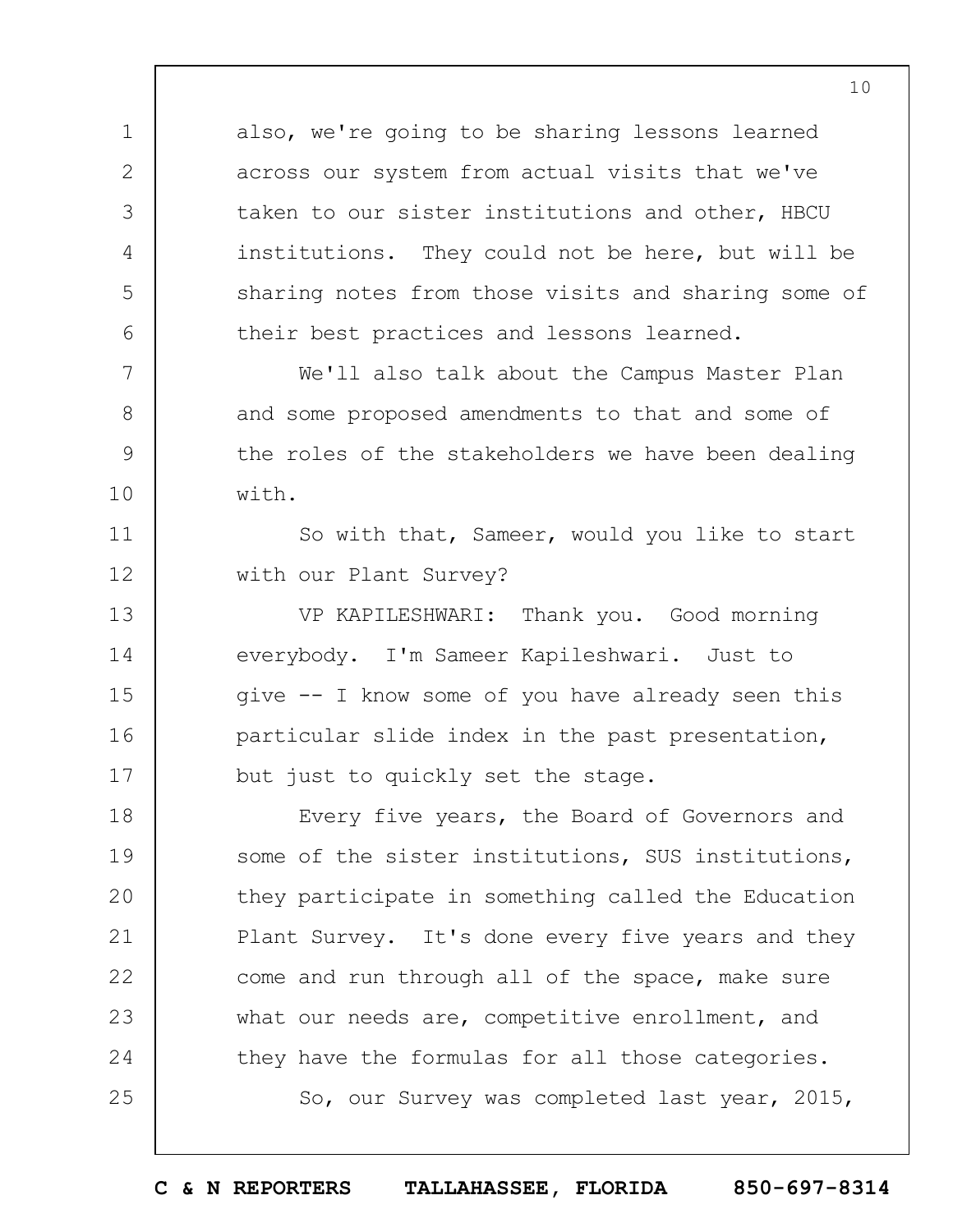also, we're going to be sharing lessons learned across our system from actual visits that we've taken to our sister institutions and other, HBCU institutions. They could not be here, but will be sharing notes from those visits and sharing some of their best practices and lessons learned.

We'll also talk about the Campus Master Plan and some proposed amendments to that and some of the roles of the stakeholders we have been dealing with.

So with that, Sameer, would you like to start with our Plant Survey?

VP KAPILESHWARI: Thank you. Good morning everybody. I'm Sameer Kapileshwari. Just to give -- I know some of you have already seen this particular slide index in the past presentation, but just to quickly set the stage.

Every five years, the Board of Governors and some of the sister institutions, SUS institutions, they participate in something called the Education Plant Survey. It's done every five years and they come and run through all of the space, make sure what our needs are, competitive enrollment, and they have the formulas for all those categories.

So, our Survey was completed last year, 2015,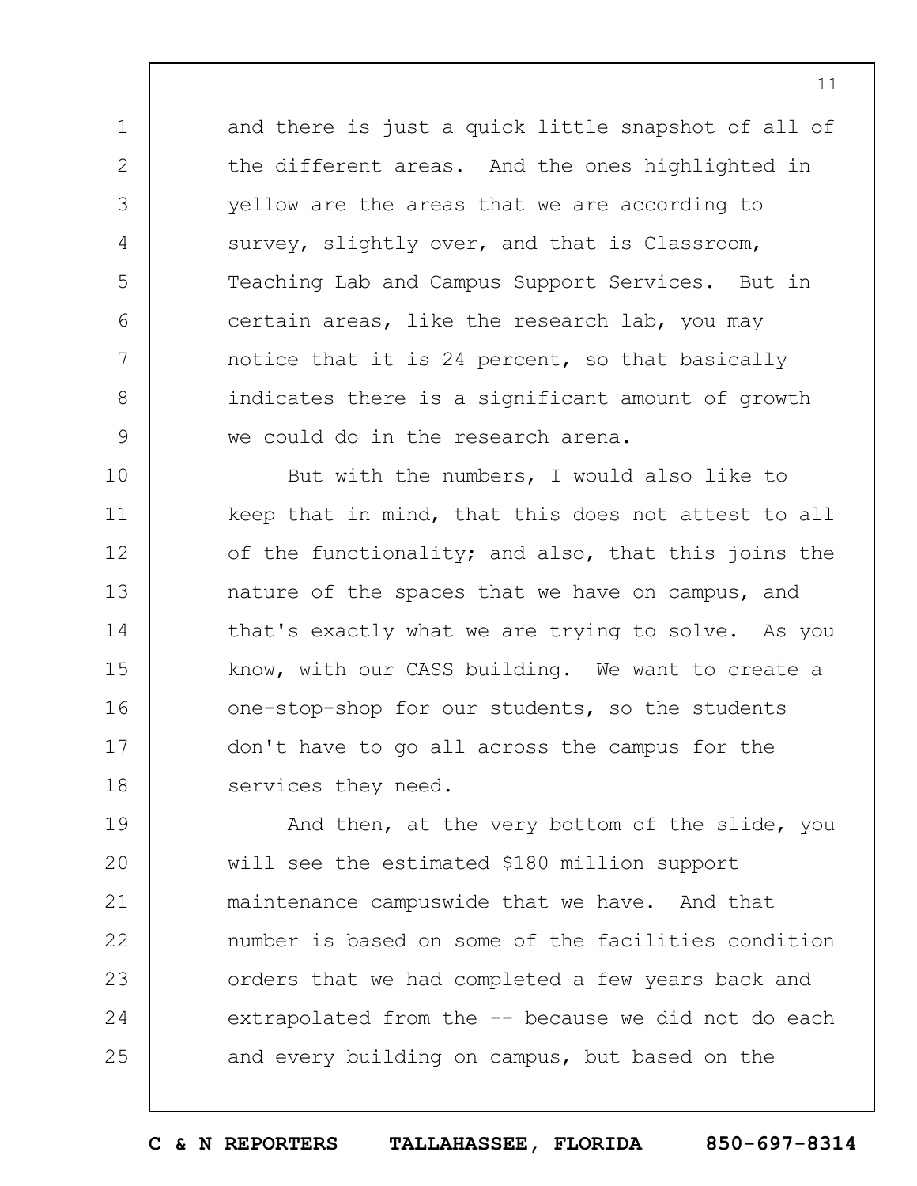and there is just a quick little snapshot of all of the different areas. And the ones highlighted in yellow are the areas that we are according to survey, slightly over, and that is Classroom, Teaching Lab and Campus Support Services. But in certain areas, like the research lab, you may notice that it is 24 percent, so that basically indicates there is a significant amount of growth we could do in the research arena.

But with the numbers, I would also like to keep that in mind, that this does not attest to all of the functionality; and also, that this joins the nature of the spaces that we have on campus, and that's exactly what we are trying to solve. As you know, with our CASS building. We want to create a one-stop-shop for our students, so the students don't have to go all across the campus for the services they need.

And then, at the very bottom of the slide, you will see the estimated $180 million support maintenance campuswide that we have. And that number is based on some of the facilities condition orders that we had completed a few years back and extrapolated from the -- because we did not do each and every building on campus, but based on the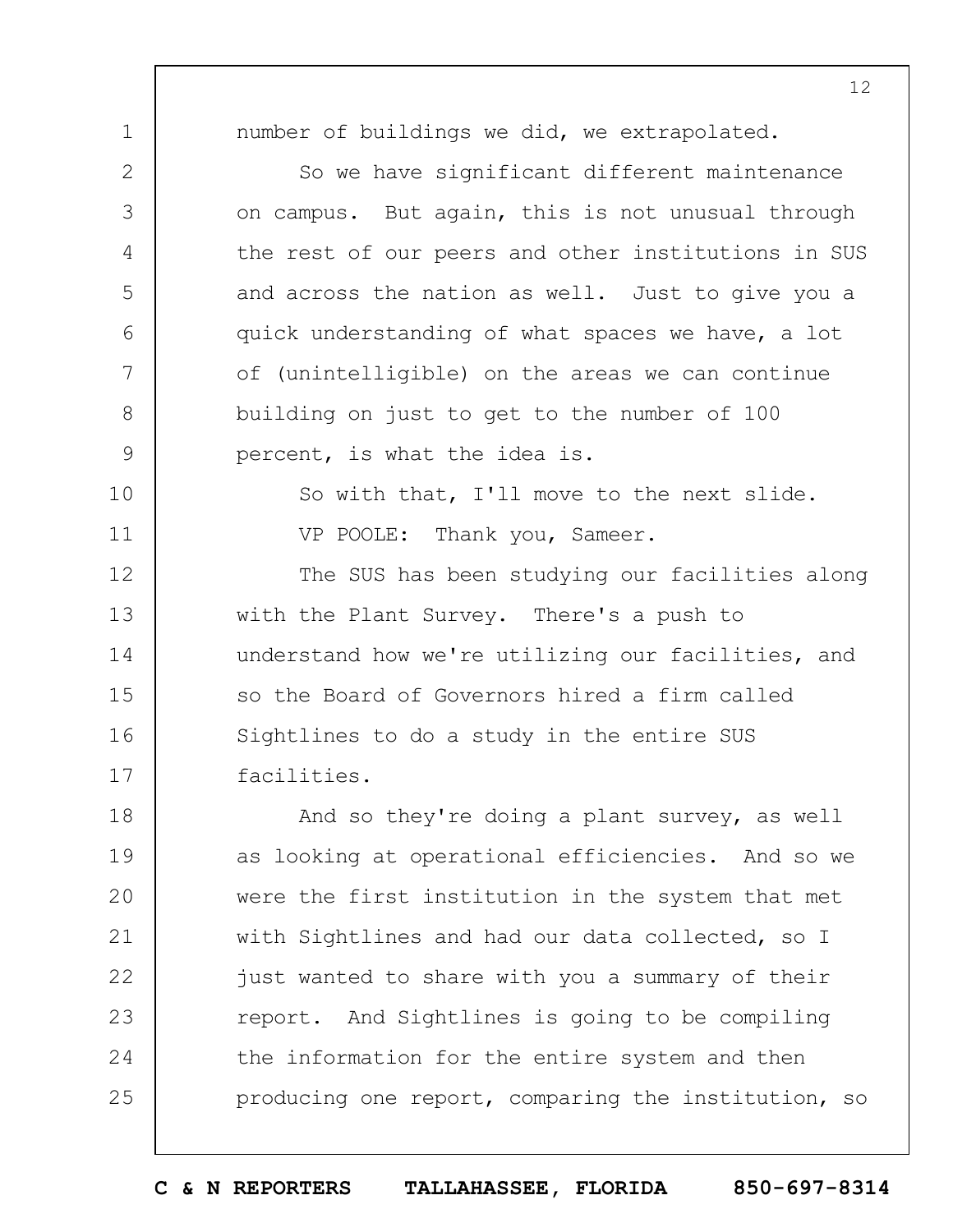number of buildings we did, we extrapolated.

So we have significant different maintenance on campus. But again, this is not unusual through the rest of our peers and other institutions in SUS and across the nation as well. Just to give you a quick understanding of what spaces we have, a lot of (unintelligible) on the areas we can continue building on just to get to the number of 100 percent, is what the idea is.

So with that, I'll move to the next slide.

VP POOLE: Thank you, Sameer.

The SUS has been studying our facilities along with the Plant Survey. There's a push to understand how we're utilizing our facilities, and so the Board of Governors hired a firm called Sightlines to do a study in the entire SUS facilities.

And so they're doing a plant survey, as well as looking at operational efficiencies. And so we were the first institution in the system that met with Sightlines and had our data collected, so I just wanted to share with you a summary of their report. And Sightlines is going to be compiling the information for the entire system and then producing one report, comparing the institution, so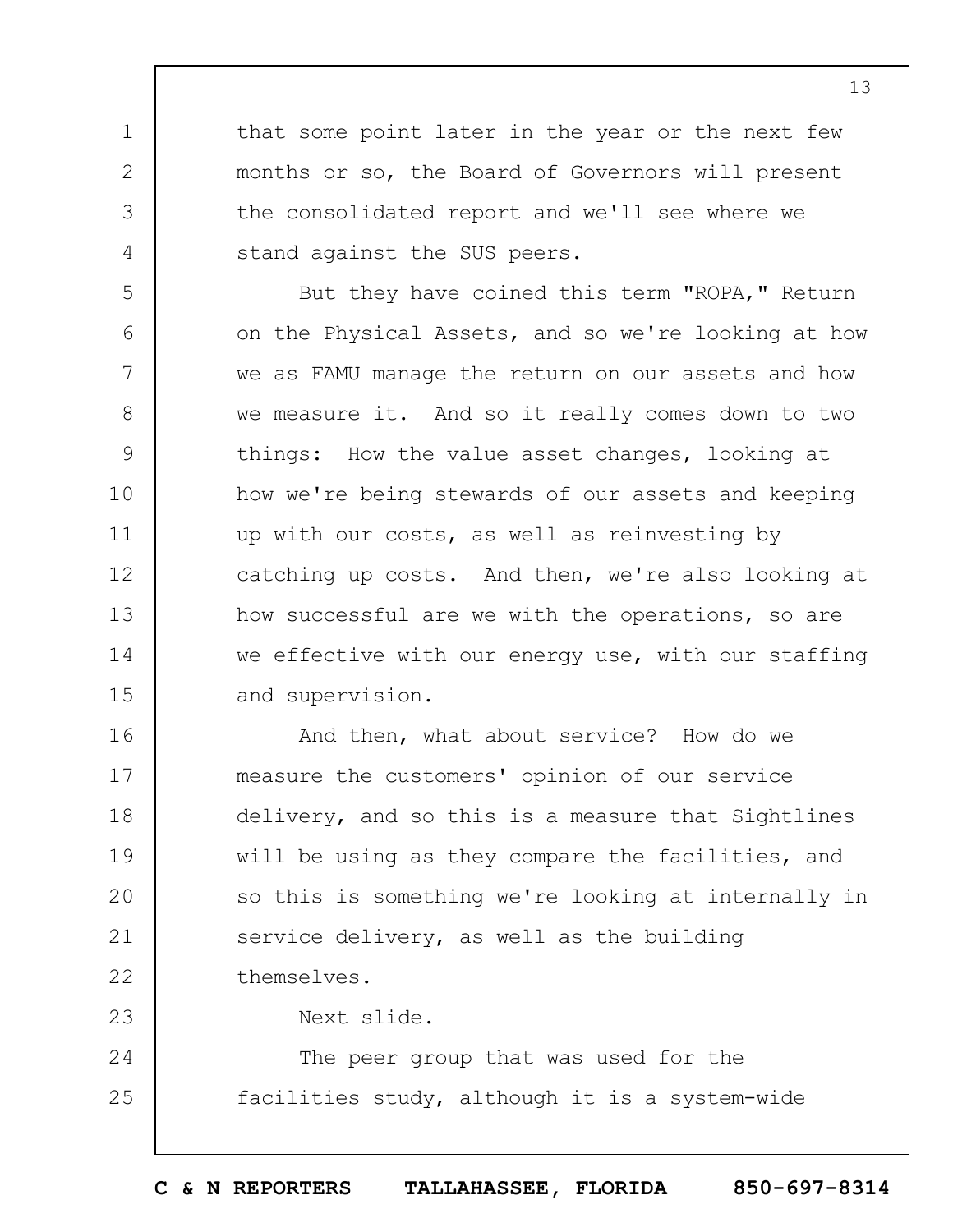that some point later in the year or the next few months or so, the Board of Governors will present the consolidated report and we'll see where we stand against the SUS peers.

But they have coined this term "ROPA," Return on the Physical Assets, and so we're looking at how we as FAMU manage the return on our assets and how we measure it. And so it really comes down to two things: How the value asset changes, looking at how we're being stewards of our assets and keeping up with our costs, as well as reinvesting by catching up costs. And then, we're also looking at how successful are we with the operations, so are we effective with our energy use, with our staffing and supervision.

And then, what about service? How do we measure the customers' opinion of our service delivery, and so this is a measure that Sightlines will be using as they compare the facilities, and so this is something we're looking at internally in service delivery, as well as the building themselves.

Next slide.

The peer group that was used for the facilities study, although it is a system-wide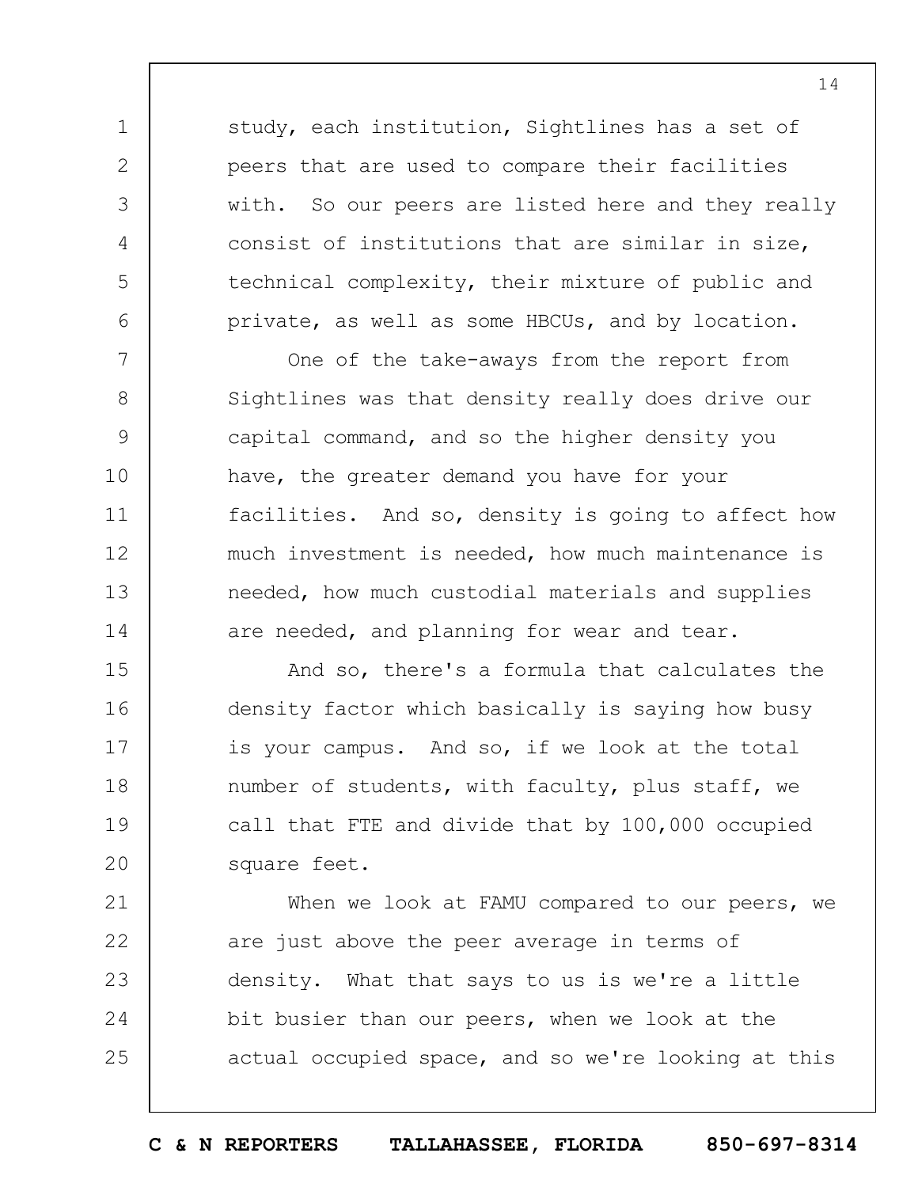study, each institution, Sightlines has a set of peers that are used to compare their facilities with. So our peers are listed here and they really consist of institutions that are similar in size, technical complexity, their mixture of public and private, as well as some HBCUs, and by location.

One of the take-aways from the report from Sightlines was that density really does drive our capital command, and so the higher density you have, the greater demand you have for your facilities. And so, density is going to affect how much investment is needed, how much maintenance is needed, how much custodial materials and supplies are needed, and planning for wear and tear.

And so, there's a formula that calculates the density factor which basically is saying how busy is your campus. And so, if we look at the total number of students, with faculty, plus staff, we call that FTE and divide that by 100,000 occupied square feet.

When we look at FAMU compared to our peers, we are just above the peer average in terms of density. What that says to us is we're a little bit busier than our peers, when we look at the actual occupied space, and so we're looking at this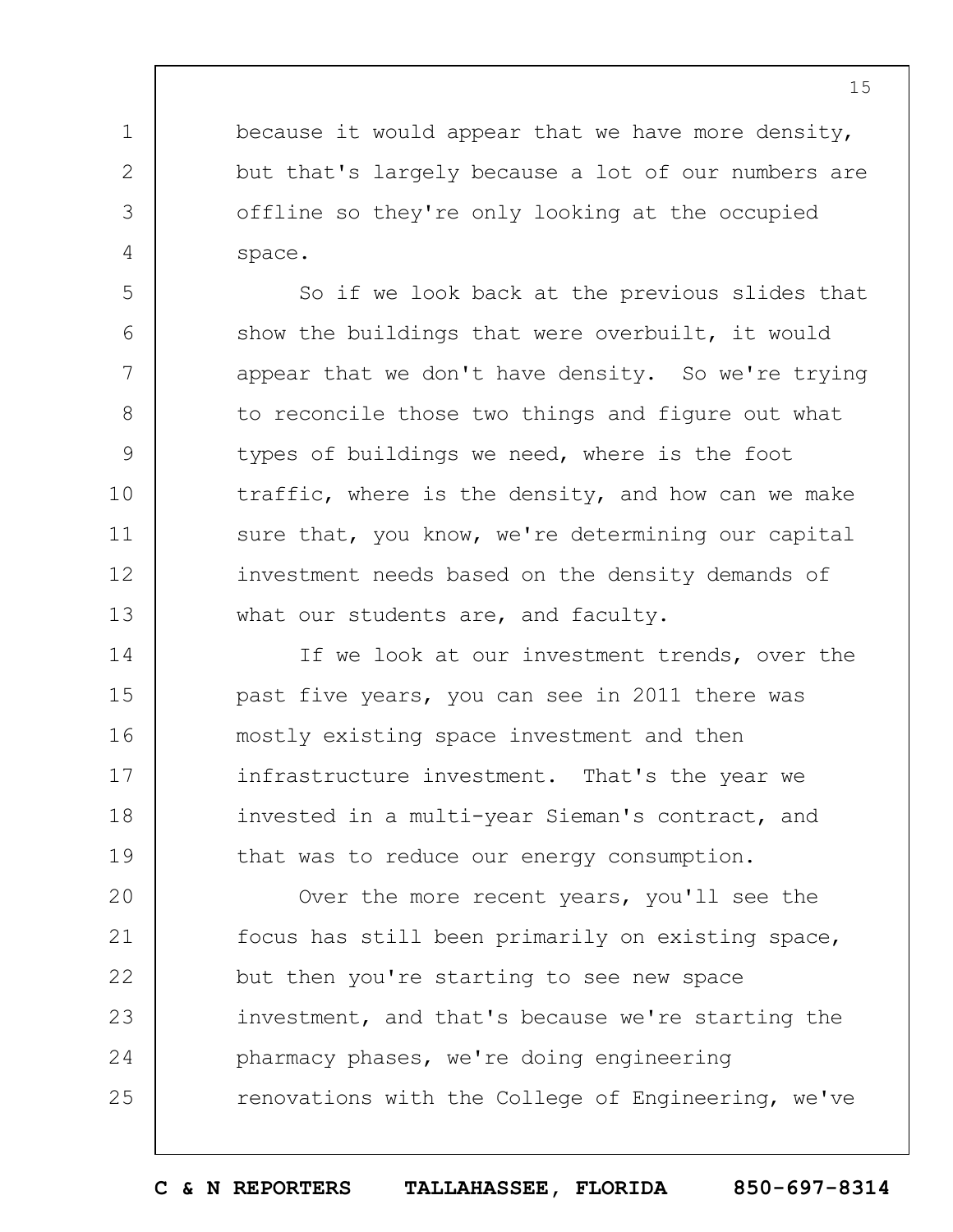because it would appear that we have more density, but that's largely because a lot of our numbers are offline so they're only looking at the occupied space.

So if we look back at the previous slides that show the buildings that were overbuilt, it would appear that we don't have density. So we're trying to reconcile those two things and figure out what types of buildings we need, where is the foot traffic, where is the density, and how can we make sure that, you know, we're determining our capital investment needs based on the density demands of what our students are, and faculty.

If we look at our investment trends, over the past five years, you can see in 2011 there was mostly existing space investment and then infrastructure investment. That's the year we invested in a multi-year Sieman's contract, and that was to reduce our energy consumption.

Over the more recent years, you'll see the focus has still been primarily on existing space, but then you're starting to see new space investment, and that's because we're starting the pharmacy phases, we're doing engineering renovations with the College of Engineering, we've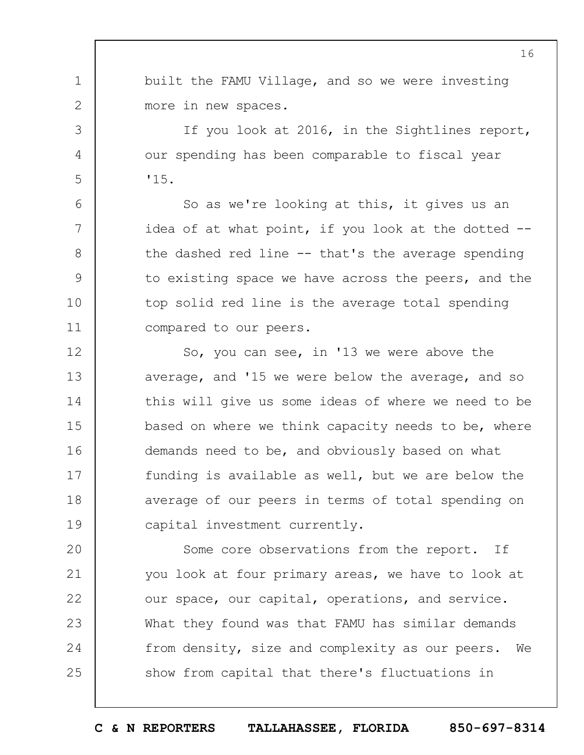built the FAMU Village, and so we were investing more in new spaces.

If you look at 2016, in the Sightlines report, our spending has been comparable to fiscal year '15.

So as we're looking at this, it gives us an idea of at what point, if you look at the dotted -- the dashed red line -- that's the average spending to existing space we have across the peers, and the top solid red line is the average total spending compared to our peers.

So, you can see, in '13 we were above the average, and '15 we were below the average, and so this will give us some ideas of where we need to be based on where we think capacity needs to be, where demands need to be, and obviously based on what funding is available as well, but we are below the average of our peers in terms of total spending on capital investment currently.

Some core observations from the report. If you look at four primary areas, we have to look at our space, our capital, operations, and service. What they found was that FAMU has similar demands from density, size and complexity as our peers. We show from capital that there's fluctuations in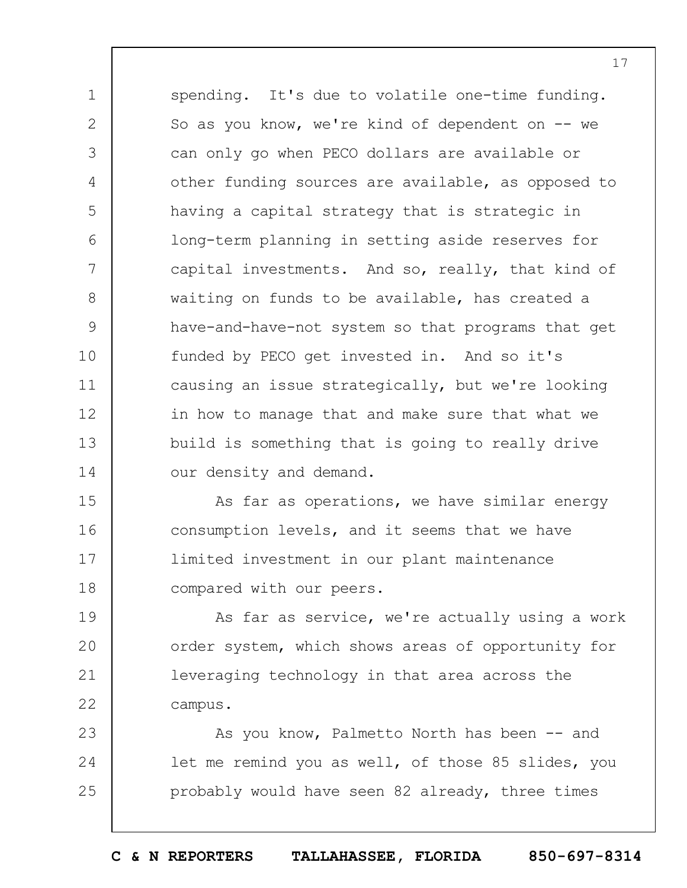spending. It's due to volatile one-time funding. So as you know, we're kind of dependent on -- we can only go when PECO dollars are available or other funding sources are available, as opposed to having a capital strategy that is strategic in long-term planning in setting aside reserves for capital investments. And so, really, that kind of waiting on funds to be available, has created a have-and-have-not system so that programs that get funded by PECO get invested in. And so it's causing an issue strategically, but we're looking in how to manage that and make sure that what we build is something that is going to really drive our density and demand.

As far as operations, we have similar energy consumption levels, and it seems that we have limited investment in our plant maintenance compared with our peers.

As far as service, we're actually using a work order system, which shows areas of opportunity for leveraging technology in that area across the campus.

As you know, Palmetto North has been -- and let me remind you as well, of those 85 slides, you probably would have seen 82 already, three times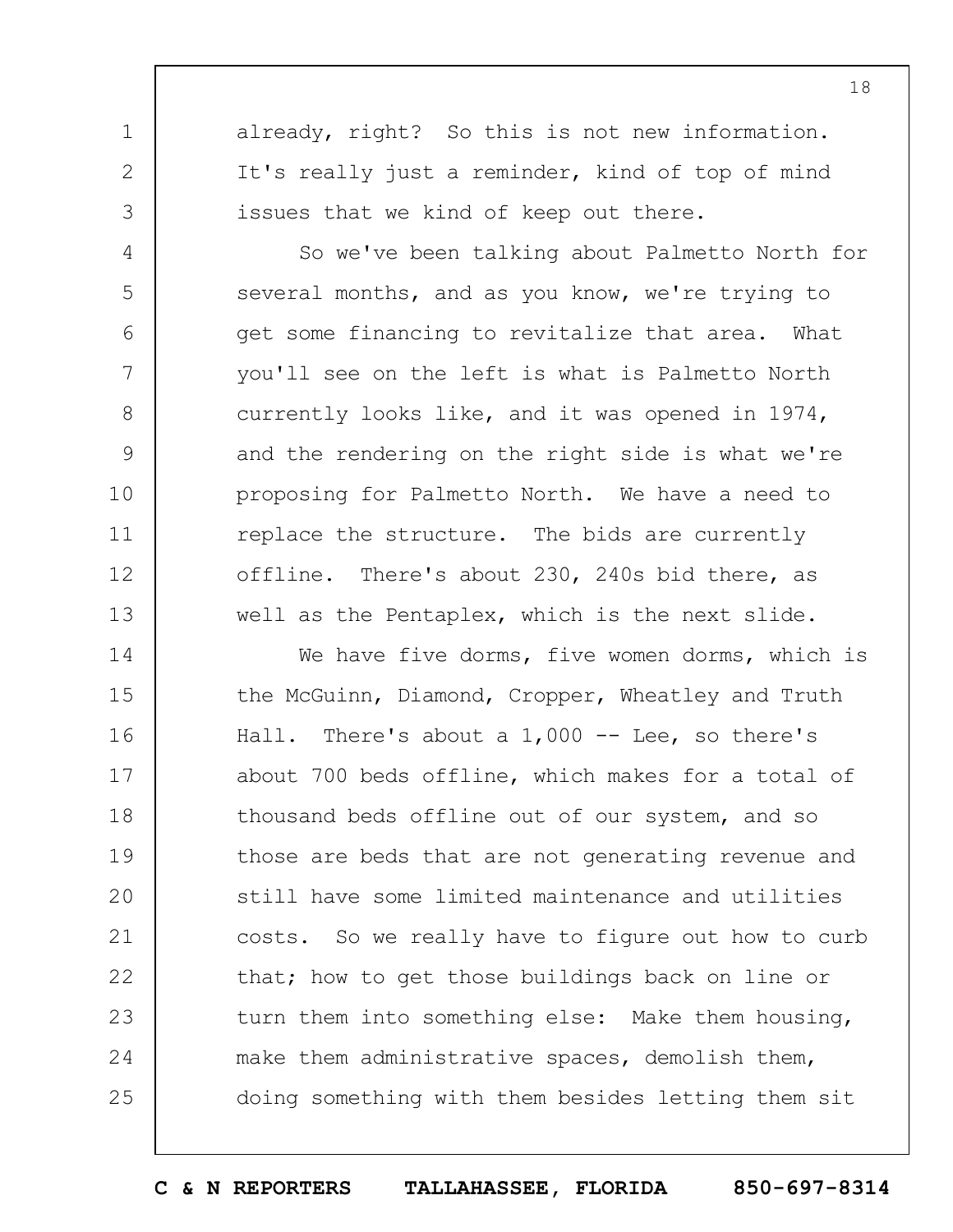already, right? So this is not new information. It's really just a reminder, kind of top of mind issues that we kind of keep out there.

So we've been talking about Palmetto North for several months, and as you know, we're trying to get some financing to revitalize that area. What you'll see on the left is what is Palmetto North currently looks like, and it was opened in 1974, and the rendering on the right side is what we're proposing for Palmetto North. We have a need to replace the structure. The bids are currently offline. There's about 230, 240s bid there, as well as the Pentaplex, which is the next slide.

We have five dorms, five women dorms, which is the McGuinn, Diamond, Cropper, Wheatley and Truth Hall. There's about a 1,000 -- Lee, so there's about 700 beds offline, which makes for a total of thousand beds offline out of our system, and so those are beds that are not generating revenue and still have some limited maintenance and utilities costs. So we really have to figure out how to curb that; how to get those buildings back on line or turn them into something else: Make them housing, make them administrative spaces, demolish them, doing something with them besides letting them sit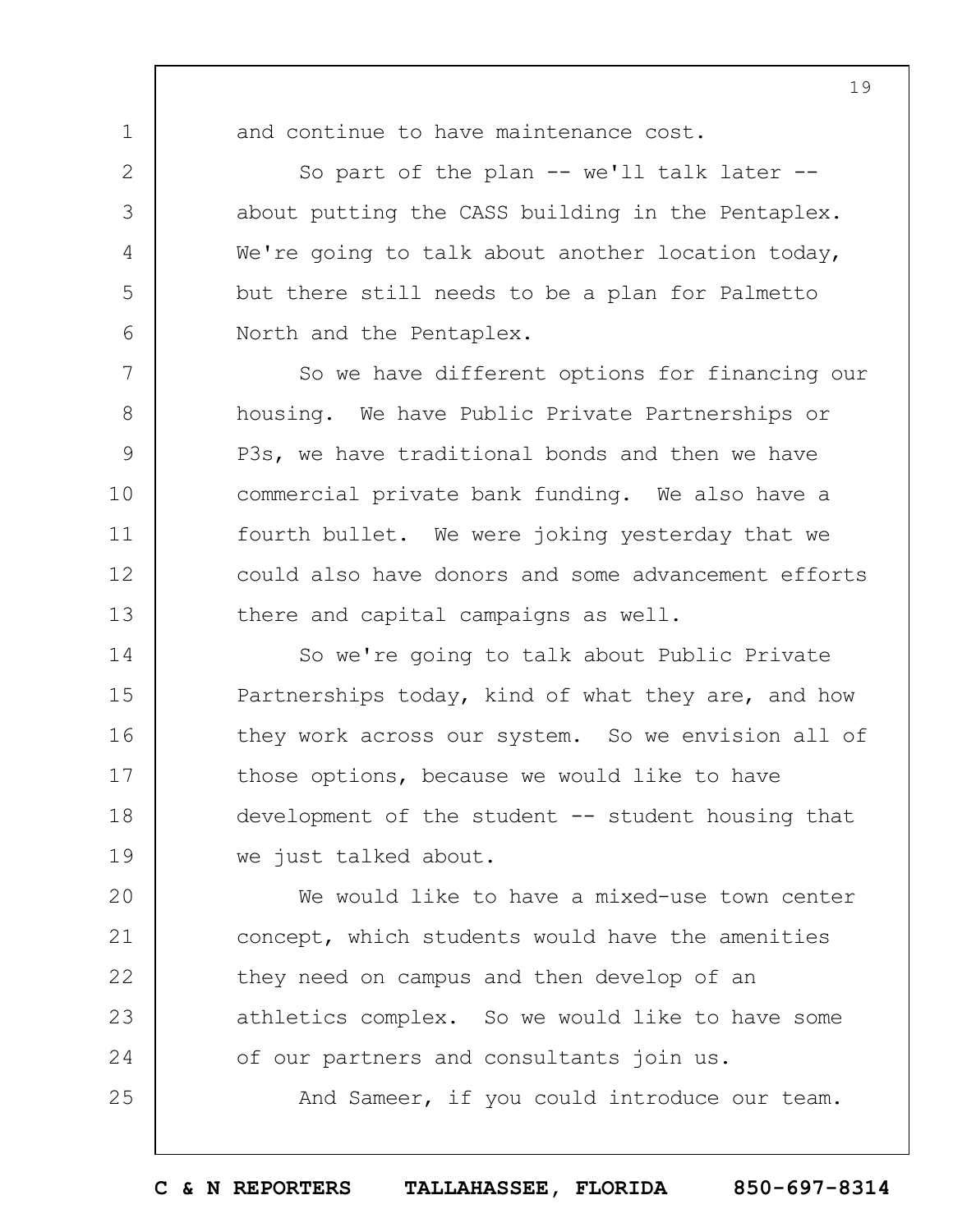and continue to have maintenance cost.

So part of the plan -- we'll talk later -- about putting the CASS building in the Pentaplex. We're going to talk about another location today, but there still needs to be a plan for Palmetto North and the Pentaplex.

So we have different options for financing our housing. We have Public Private Partnerships or P3s, we have traditional bonds and then we have commercial private bank funding. We also have a fourth bullet. We were joking yesterday that we could also have donors and some advancement efforts there and capital campaigns as well.

So we're going to talk about Public Private Partnerships today, kind of what they are, and how they work across our system. So we envision all of those options, because we would like to have development of the student -- student housing that we just talked about.

We would like to have a mixed-use town center concept, which students would have the amenities they need on campus and then develop of an athletics complex. So we would like to have some of our partners and consultants join us.

And Sameer, if you could introduce our team.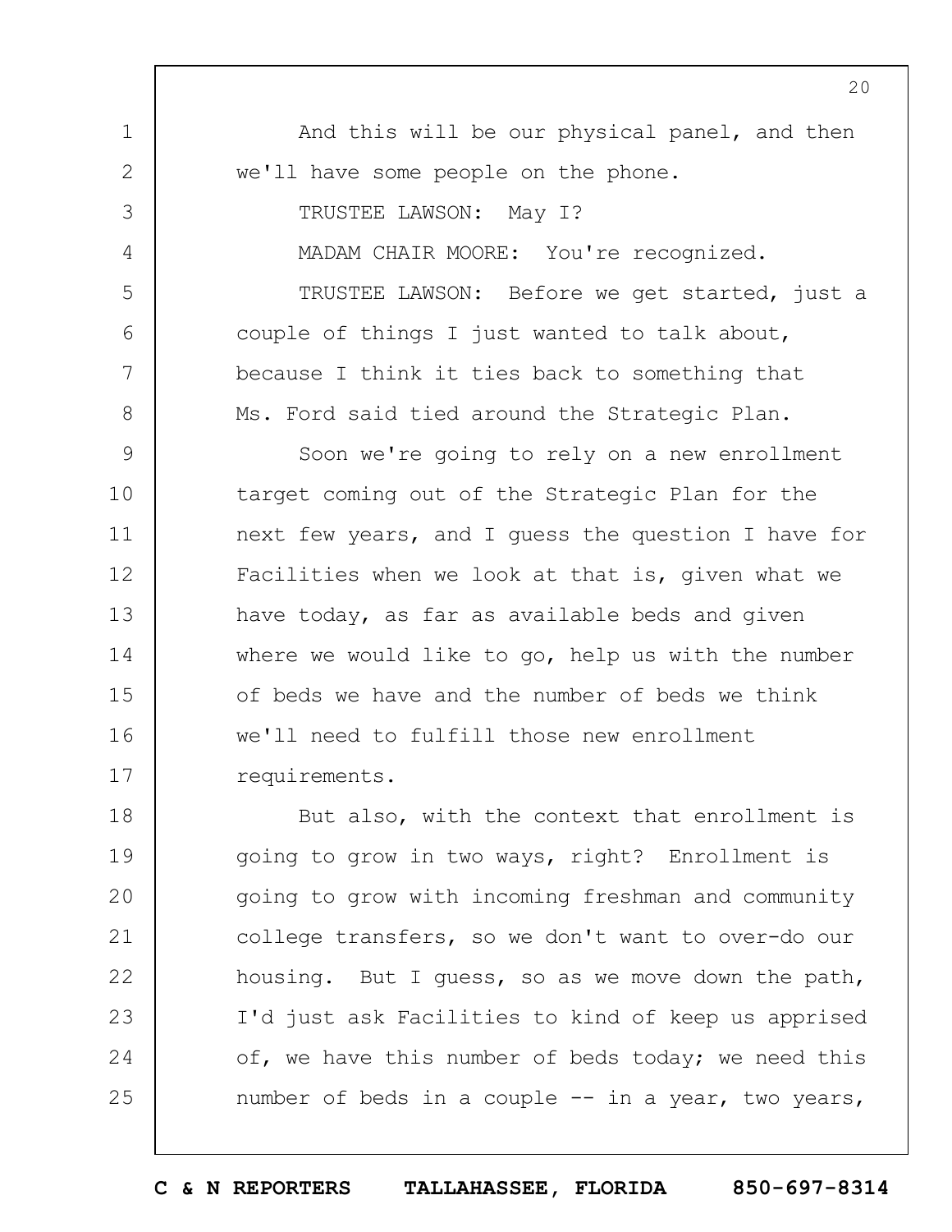And this will be our physical panel, and then we'll have some people on the phone.

TRUSTEE LAWSON: May I?

MADAM CHAIR MOORE: You're recognized.

TRUSTEE LAWSON: Before we get started, just a couple of things I just wanted to talk about, because I think it ties back to something that Ms. Ford said tied around the Strategic Plan.

Soon we're going to rely on a new enrollment target coming out of the Strategic Plan for the next few years, and I guess the question I have for Facilities when we look at that is, given what we have today, as far as available beds and given where we would like to go, help us with the number of beds we have and the number of beds we think we'll need to fulfill those new enrollment requirements.

But also, with the context that enrollment is going to grow in two ways, right? Enrollment is going to grow with incoming freshman and community college transfers, so we don't want to over-do our housing. But I guess, so as we move down the path, I'd just ask Facilities to kind of keep us apprised of, we have this number of beds today; we need this number of beds in a couple -- in a year, two years,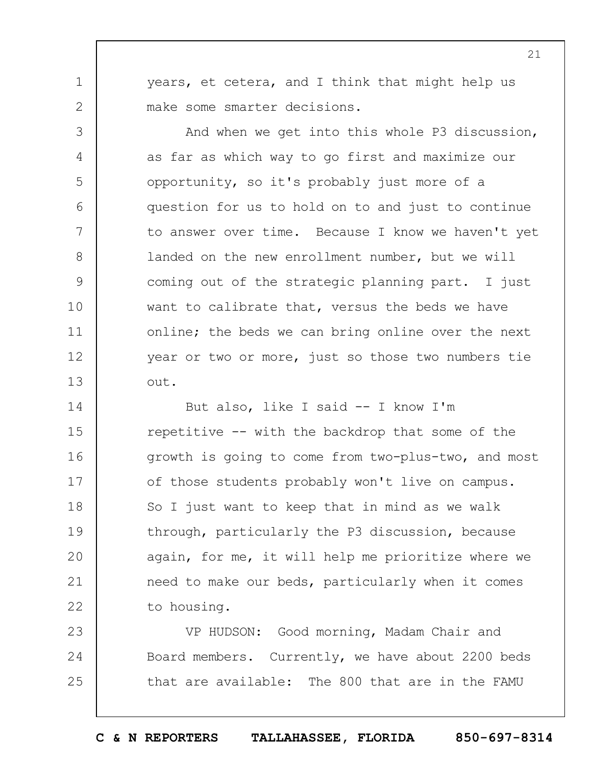years, et cetera, and I think that might help us make some smarter decisions.

And when we get into this whole P3 discussion, as far as which way to go first and maximize our opportunity, so it's probably just more of a question for us to hold on to and just to continue to answer over time. Because I know we haven't yet landed on the new enrollment number, but we will coming out of the strategic planning part. I just want to calibrate that, versus the beds we have online; the beds we can bring online over the next year or two or more, just so those two numbers tie out.

But also, like I said -- I know I'm repetitive -- with the backdrop that some of the growth is going to come from two-plus-two, and most of those students probably won't live on campus. So I just want to keep that in mind as we walk through, particularly the P3 discussion, because again, for me, it will help me prioritize where we need to make our beds, particularly when it comes to housing.

VP HUDSON: Good morning, Madam Chair and Board members. Currently, we have about 2200 beds that are available: The 800 that are in the FAMU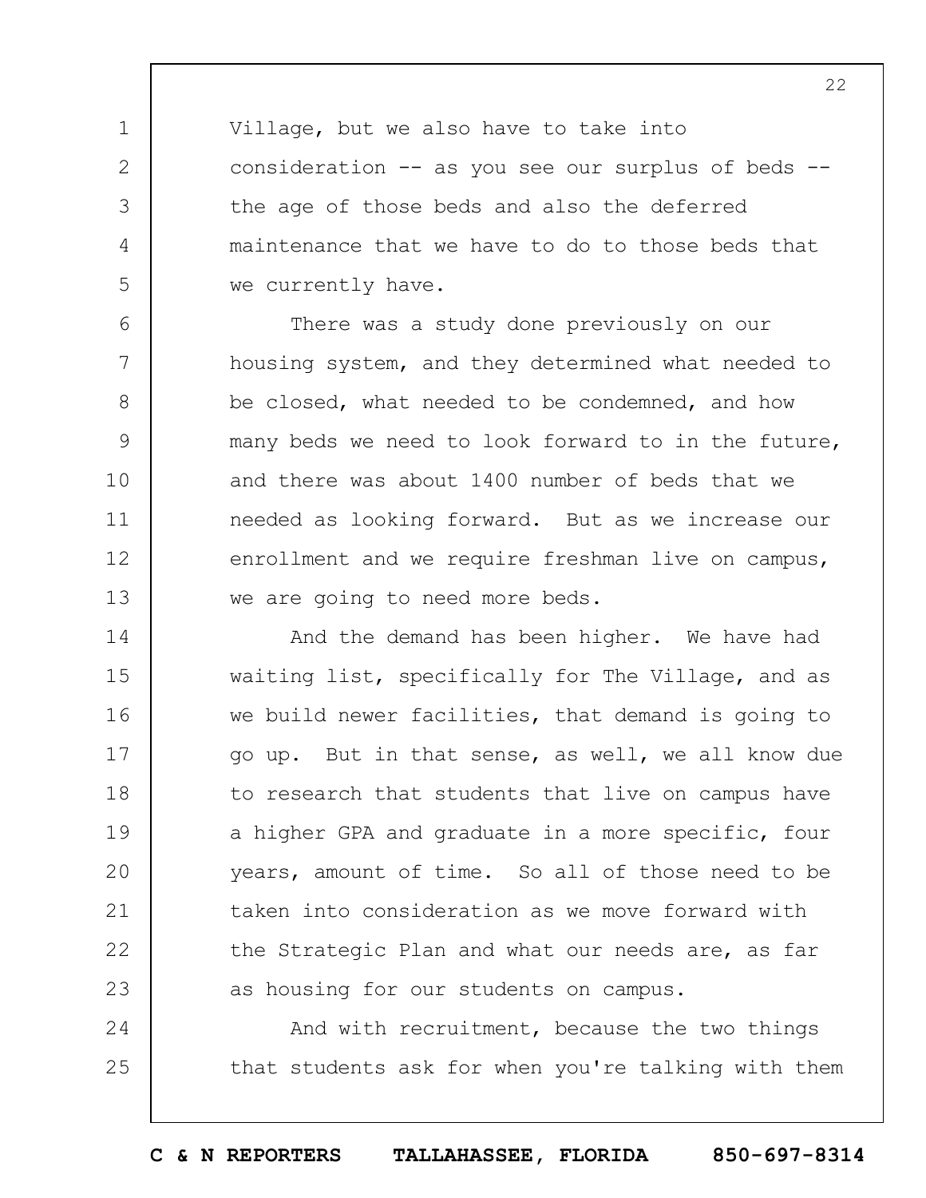Village, but we also have to take into consideration -- as you see our surplus of beds -- the age of those beds and also the deferred maintenance that we have to do to those beds that we currently have.

There was a study done previously on our housing system, and they determined what needed to be closed, what needed to be condemned, and how many beds we need to look forward to in the future, and there was about 1400 number of beds that we needed as looking forward. But as we increase our enrollment and we require freshman live on campus, we are going to need more beds.

And the demand has been higher. We have had waiting list, specifically for The Village, and as we build newer facilities, that demand is going to go up. But in that sense, as well, we all know due to research that students that live on campus have a higher GPA and graduate in a more specific, four years, amount of time. So all of those need to be taken into consideration as we move forward with the Strategic Plan and what our needs are, as far as housing for our students on campus.

And with recruitment, because the two things that students ask for when you're talking with them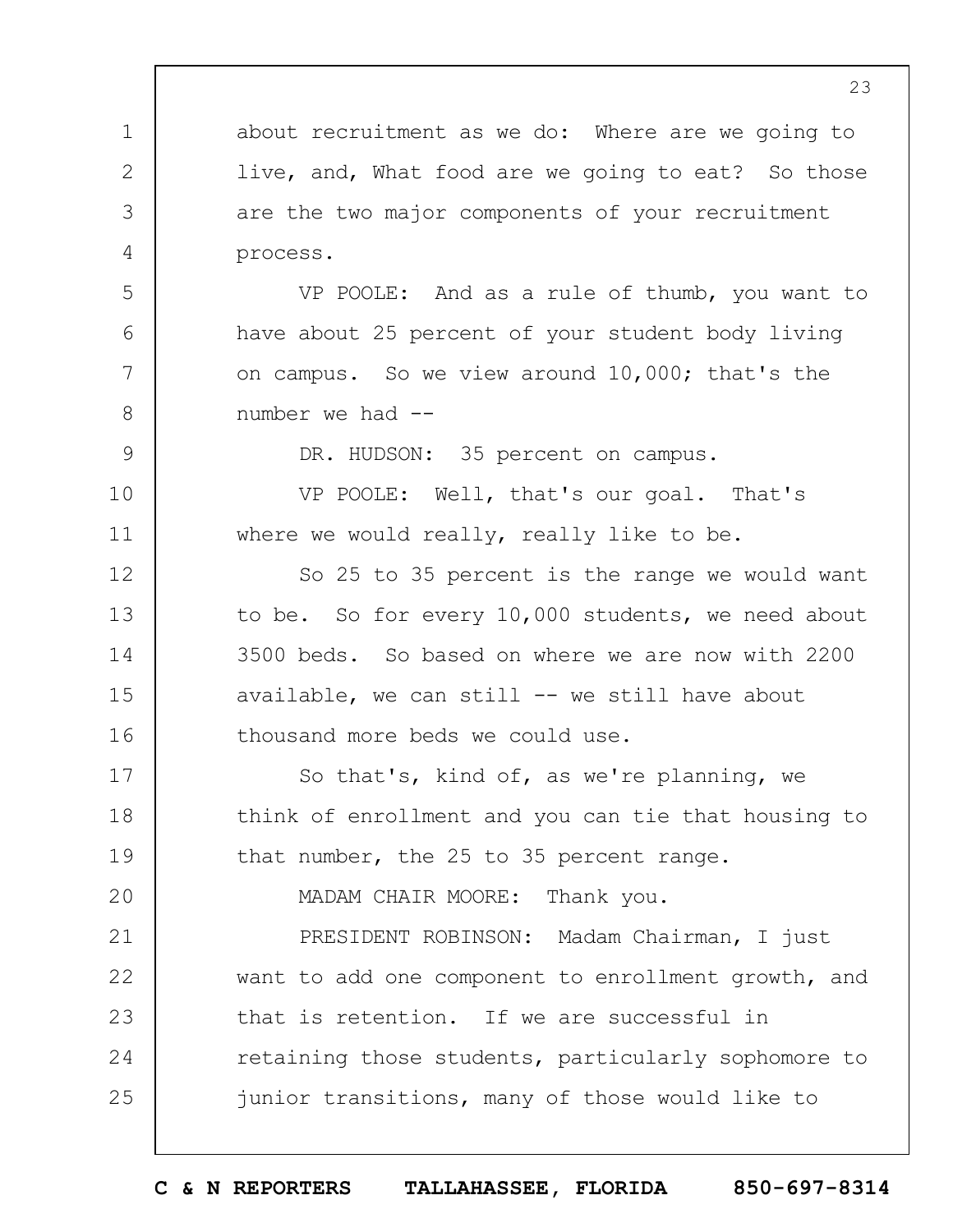about recruitment as we do: Where are we going to live, and, What food are we going to eat? So those are the two major components of your recruitment process.

VP POOLE: And as a rule of thumb, you want to have about 25 percent of your student body living on campus. So we view around 10,000; that's the number we had --

DR. HUDSON: 35 percent on campus.

VP POOLE: Well, that's our goal. That's where we would really, really like to be.

So 25 to 35 percent is the range we would want to be. So for every 10,000 students, we need about 3500 beds. So based on where we are now with 2200 available, we can still -- we still have about thousand more beds we could use.

So that's, kind of, as we're planning, we think of enrollment and you can tie that housing to that number, the 25 to 35 percent range.

MADAM CHAIR MOORE: Thank you.

PRESIDENT ROBINSON: Madam Chairman, I just want to add one component to enrollment growth, and that is retention. If we are successful in retaining those students, particularly sophomore to junior transitions, many of those would like to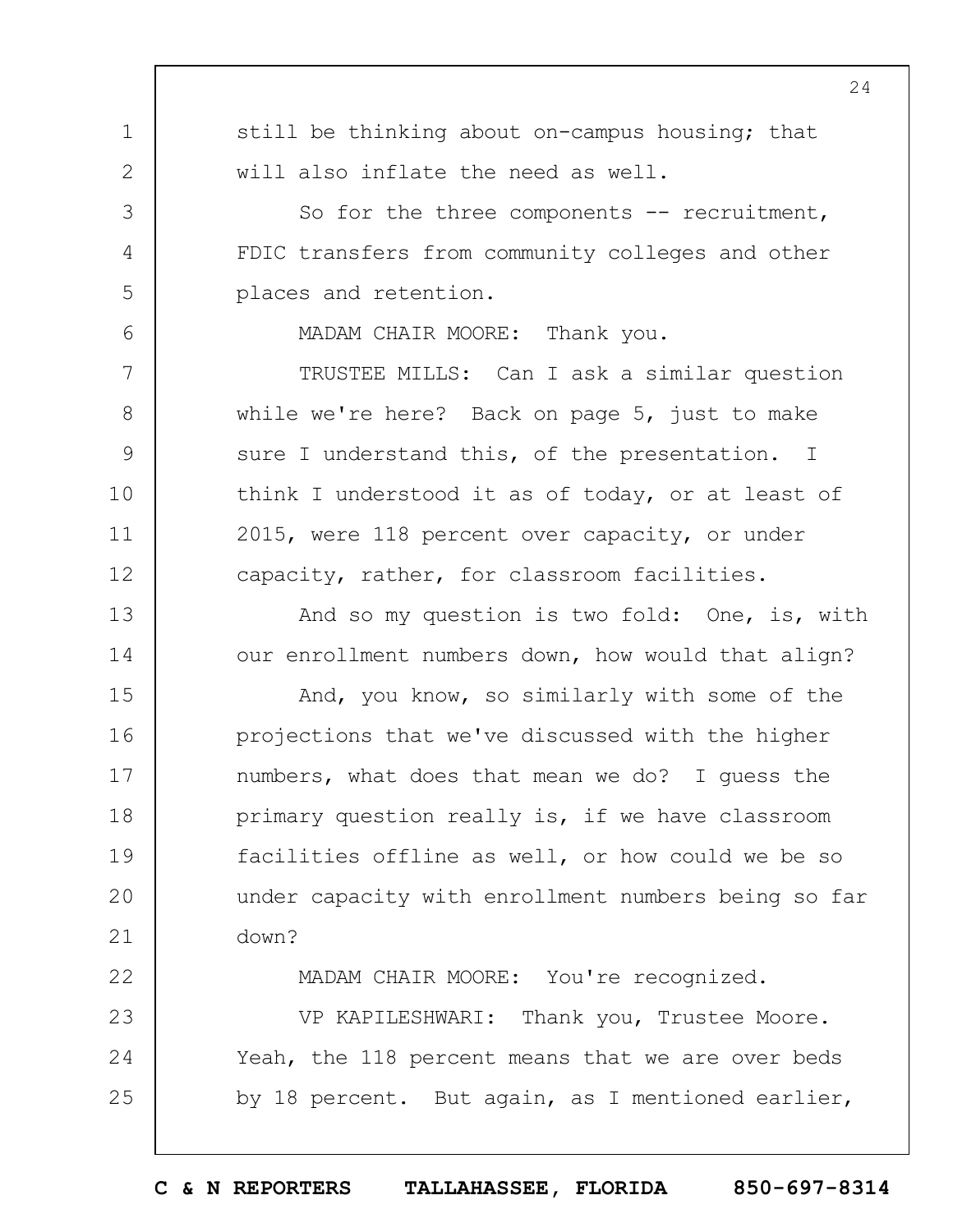still be thinking about on-campus housing; that will also inflate the need as well.

So for the three components -- recruitment, FDIC transfers from community colleges and other places and retention.

MADAM CHAIR MOORE: Thank you.

TRUSTEE MILLS: Can I ask a similar question while we're here? Back on page 5, just to make sure I understand this, of the presentation. I think I understood it as of today, or at least of 2015, were 118 percent over capacity, or under capacity, rather, for classroom facilities.

And so my question is two fold: One, is, with our enrollment numbers down, how would that align?

And, you know, so similarly with some of the projections that we've discussed with the higher numbers, what does that mean we do? I guess the primary question really is, if we have classroom facilities offline as well, or how could we be so under capacity with enrollment numbers being so far down?

MADAM CHAIR MOORE: You're recognized.

VP KAPILESHWARI: Thank you, Trustee Moore. Yeah, the 118 percent means that we are over beds by 18 percent. But again, as I mentioned earlier,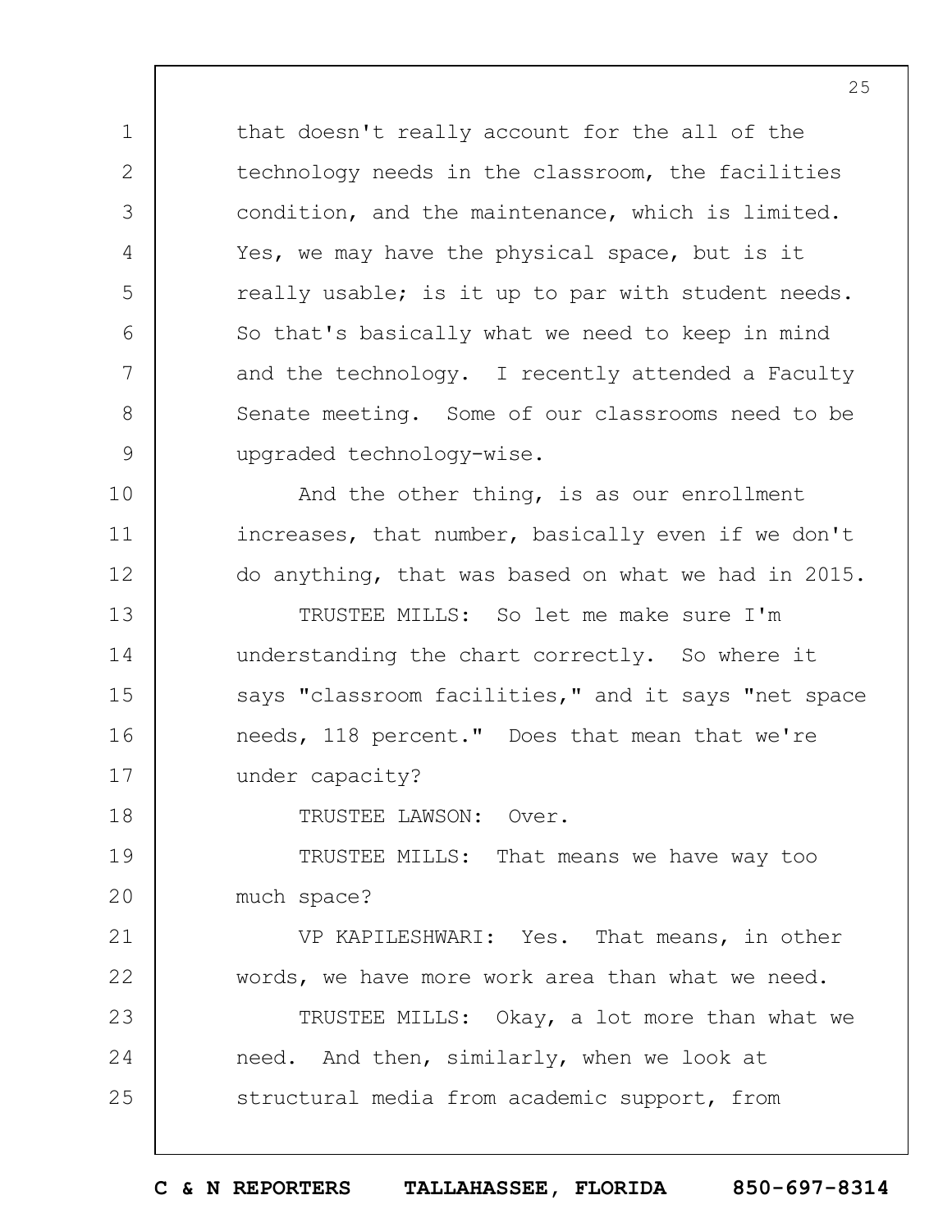that doesn't really account for the all of the technology needs in the classroom, the facilities condition, and the maintenance, which is limited. Yes, we may have the physical space, but is it really usable; is it up to par with student needs. So that's basically what we need to keep in mind and the technology. I recently attended a Faculty Senate meeting. Some of our classrooms need to be upgraded technology-wise.

And the other thing, is as our enrollment increases, that number, basically even if we don't do anything, that was based on what we had in 2015.

TRUSTEE MILLS: So let me make sure I'm understanding the chart correctly. So where it says "classroom facilities," and it says "net space needs, 118 percent." Does that mean that we're under capacity?

TRUSTEE LAWSON: Over.

TRUSTEE MILLS: That means we have way too much space?

VP KAPILESHWARI: Yes. That means, in other words, we have more work area than what we need.

TRUSTEE MILLS: Okay, a lot more than what we need. And then, similarly, when we look at structural media from academic support, from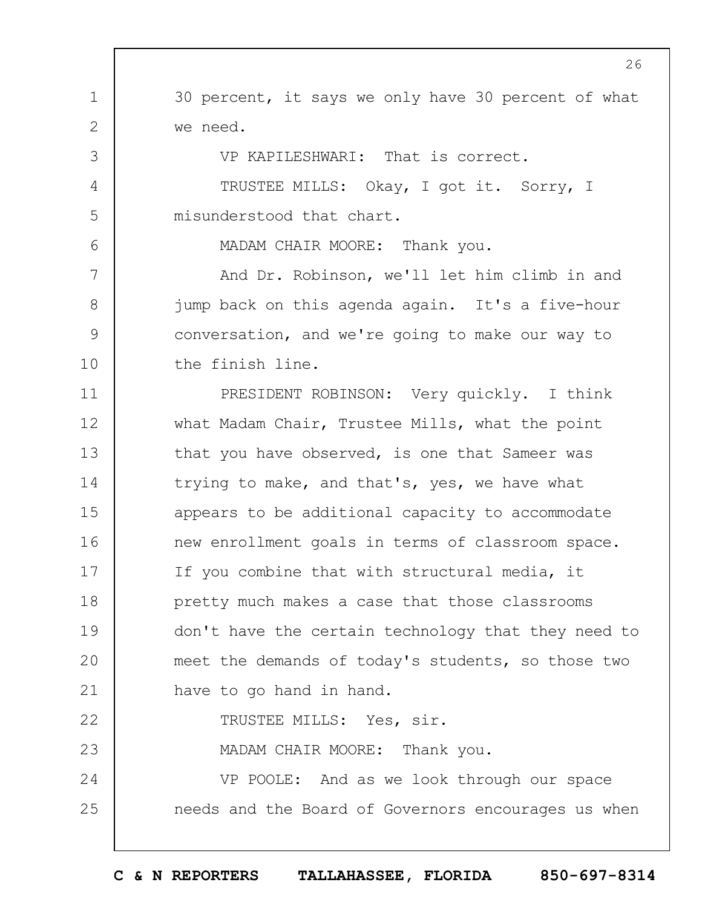30 percent, it says we only have 30 percent of what we need.

VP KAPILESHWARI: That is correct.

TRUSTEE MILLS: Okay, I got it. Sorry, I misunderstood that chart.

MADAM CHAIR MOORE: Thank you.

And Dr. Robinson, we'll let him climb in and jump back on this agenda again. It's a five-hour conversation, and we're going to make our way to the finish line.

PRESIDENT ROBINSON: Very quickly. I think what Madam Chair, Trustee Mills, what the point that you have observed, is one that Sameer was trying to make, and that's, yes, we have what appears to be additional capacity to accommodate new enrollment goals in terms of classroom space. If you combine that with structural media, it pretty much makes a case that those classrooms don't have the certain technology that they need to meet the demands of today's students, so those two have to go hand in hand.

TRUSTEE MILLS: Yes, sir.

MADAM CHAIR MOORE: Thank you.

VP POOLE: And as we look through our space needs and the Board of Governors encourages us when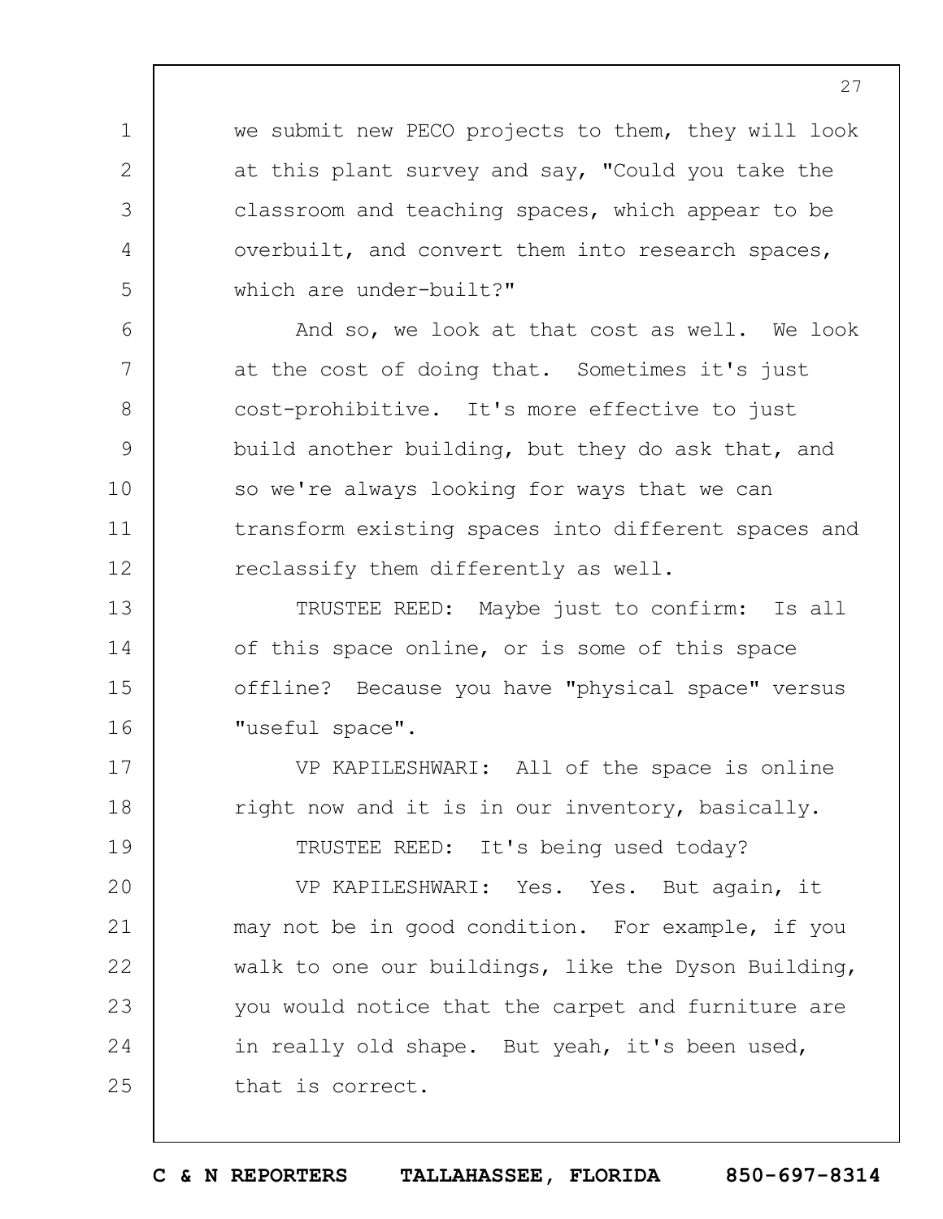we submit new PECO projects to them, they will look at this plant survey and say, "Could you take the classroom and teaching spaces, which appear to be overbuilt, and convert them into research spaces, which are under-built?"

And so, we look at that cost as well. We look at the cost of doing that. Sometimes it's just cost-prohibitive. It's more effective to just build another building, but they do ask that, and so we're always looking for ways that we can transform existing spaces into different spaces and reclassify them differently as well.

TRUSTEE REED: Maybe just to confirm: Is all of this space online, or is some of this space offline? Because you have "physical space" versus "useful space".

VP KAPILESHWARI: All of the space is online right now and it is in our inventory, basically.

TRUSTEE REED: It's being used today?

VP KAPILESHWARI: Yes. Yes. But again, it may not be in good condition. For example, if you walk to one our buildings, like the Dyson Building, you would notice that the carpet and furniture are in really old shape. But yeah, it's been used, that is correct.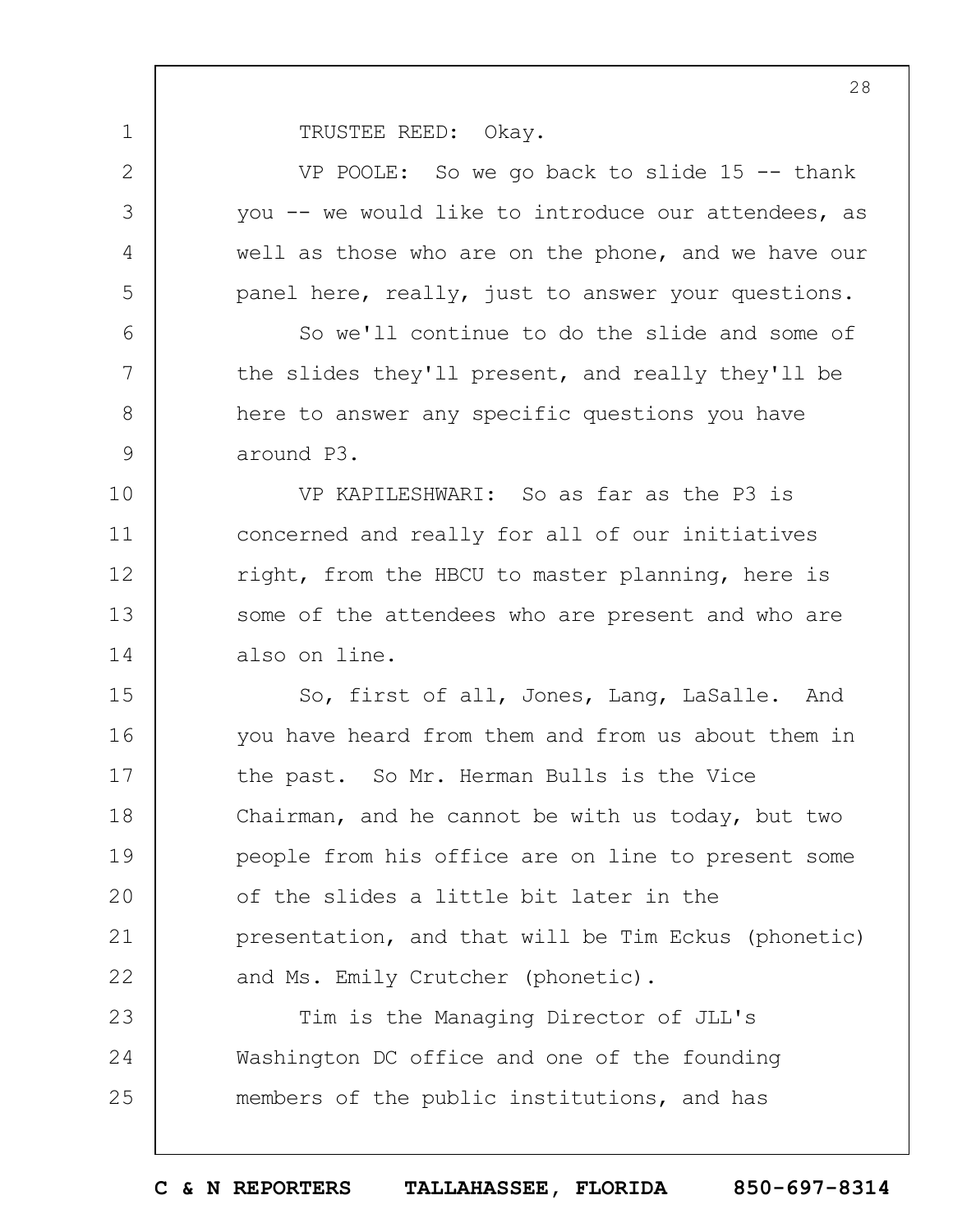TRUSTEE REED: Okay.

VP POOLE: So we go back to slide 15 -- thank you -- we would like to introduce our attendees, as well as those who are on the phone, and we have our panel here, really, just to answer your questions.

So we'll continue to do the slide and some of the slides they'll present, and really they'll be here to answer any specific questions you have around P3.

VP KAPILESHWARI: So as far as the P3 is concerned and really for all of our initiatives right, from the HBCU to master planning, here is some of the attendees who are present and who are also on line.

So, first of all, Jones, Lang, LaSalle. And you have heard from them and from us about them in the past. So Mr. Herman Bulls is the Vice Chairman, and he cannot be with us today, but two people from his office are on line to present some of the slides a little bit later in the presentation, and that will be Tim Eckus (phonetic) and Ms. Emily Crutcher (phonetic).

Tim is the Managing Director of JLL's Washington DC office and one of the founding members of the public institutions, and has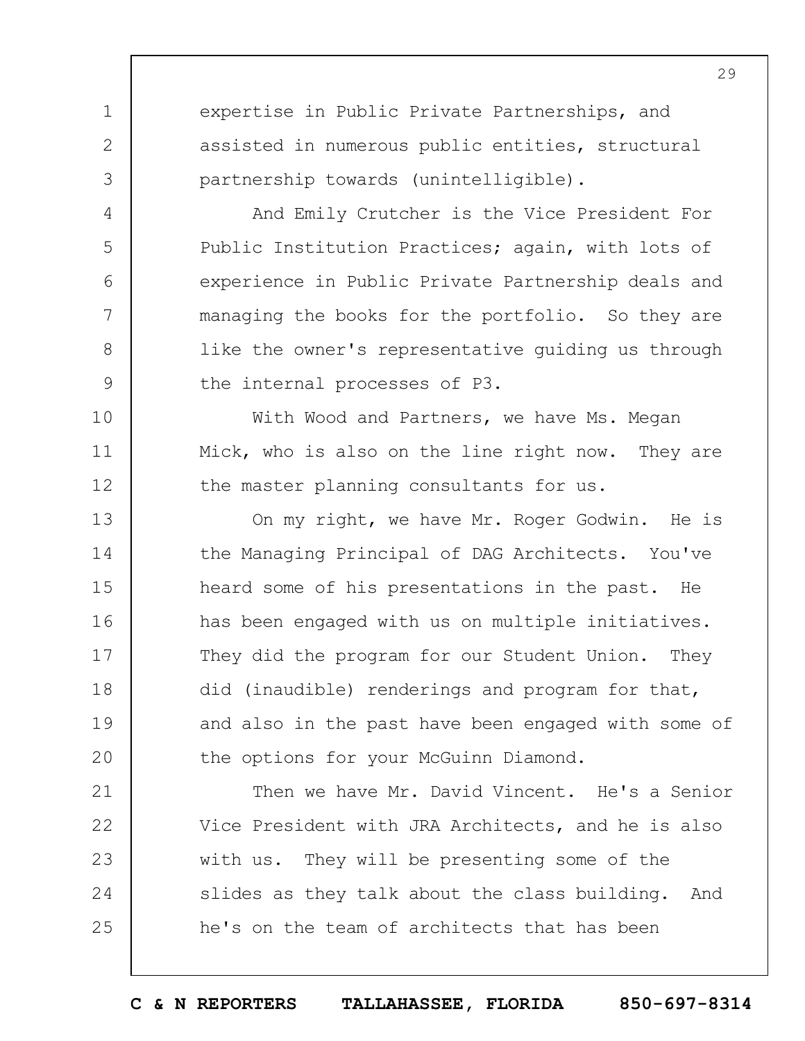expertise in Public Private Partnerships, and assisted in numerous public entities, structural partnership towards (unintelligible).

And Emily Crutcher is the Vice President For Public Institution Practices; again, with lots of experience in Public Private Partnership deals and managing the books for the portfolio. So they are like the owner's representative guiding us through the internal processes of P3.

With Wood and Partners, we have Ms. Megan Mick, who is also on the line right now. They are the master planning consultants for us.

On my right, we have Mr. Roger Godwin. He is the Managing Principal of DAG Architects. You've heard some of his presentations in the past. He has been engaged with us on multiple initiatives. They did the program for our Student Union. They did (inaudible) renderings and program for that, and also in the past have been engaged with some of the options for your McGuinn Diamond.

Then we have Mr. David Vincent. He's a Senior Vice President with JRA Architects, and he is also with us. They will be presenting some of the slides as they talk about the class building. And he's on the team of architects that has been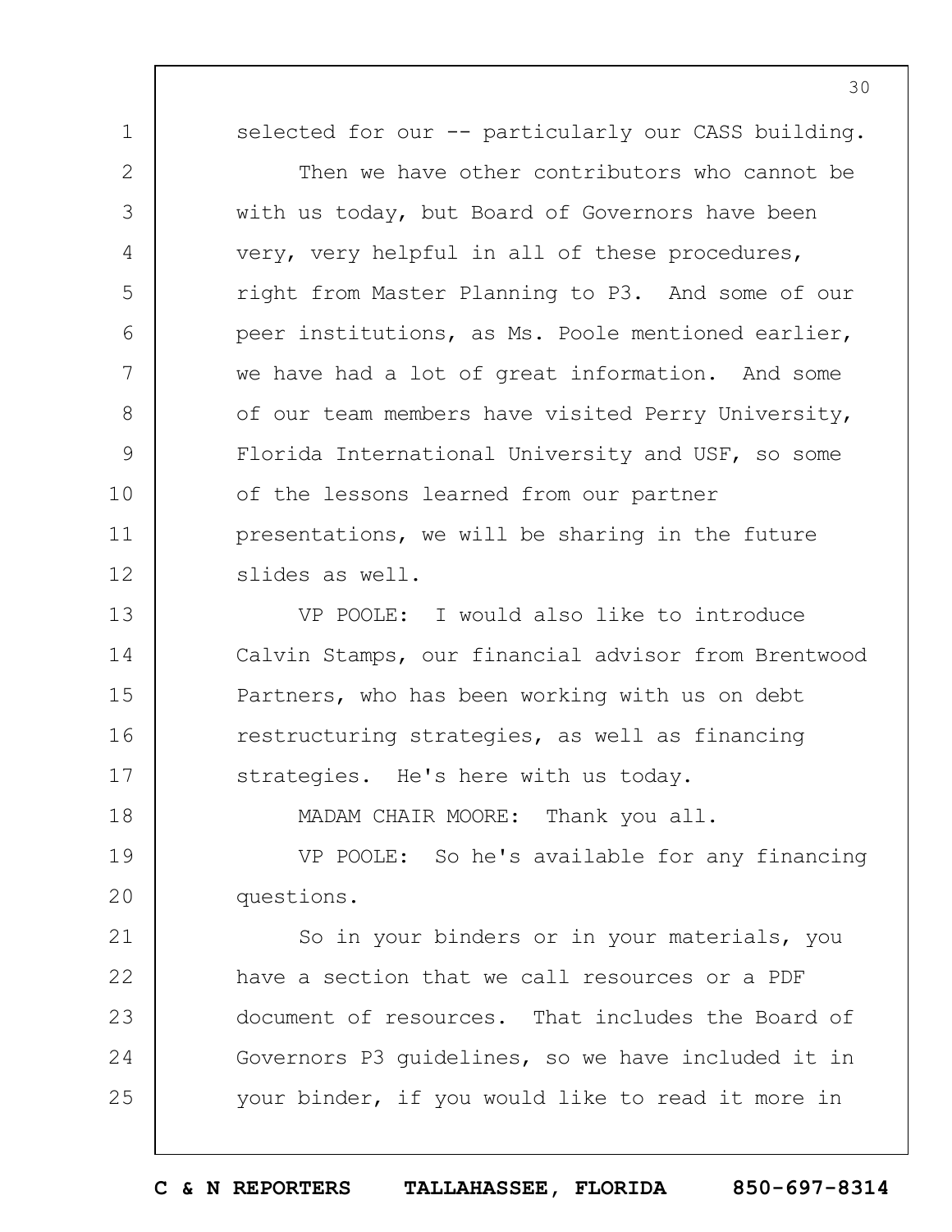selected for our -- particularly our CASS building.

Then we have other contributors who cannot be with us today, but Board of Governors have been very, very helpful in all of these procedures, right from Master Planning to P3. And some of our peer institutions, as Ms. Poole mentioned earlier, we have had a lot of great information. And some of our team members have visited Perry University, Florida International University and USF, so some of the lessons learned from our partner presentations, we will be sharing in the future slides as well.

VP POOLE: I would also like to introduce Calvin Stamps, our financial advisor from Brentwood Partners, who has been working with us on debt restructuring strategies, as well as financing strategies. He's here with us today.

MADAM CHAIR MOORE: Thank you all.

VP POOLE: So he's available for any financing questions.

So in your binders or in your materials, you have a section that we call resources or a PDF document of resources. That includes the Board of Governors P3 guidelines, so we have included it in your binder, if you would like to read it more in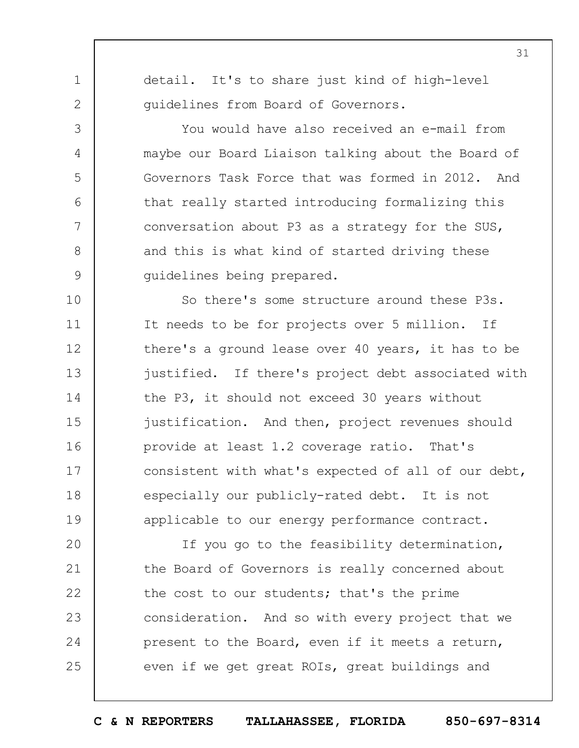detail. It's to share just kind of high-level guidelines from Board of Governors.

You would have also received an e-mail from maybe our Board Liaison talking about the Board of Governors Task Force that was formed in 2012. And that really started introducing formalizing this conversation about P3 as a strategy for the SUS, and this is what kind of started driving these guidelines being prepared.

So there's some structure around these P3s. It needs to be for projects over 5 million. If there's a ground lease over 40 years, it has to be justified. If there's project debt associated with the P3, it should not exceed 30 years without justification. And then, project revenues should provide at least 1.2 coverage ratio. That's consistent with what's expected of all of our debt, especially our publicly-rated debt. It is not applicable to our energy performance contract.

If you go to the feasibility determination, the Board of Governors is really concerned about the cost to our students; that's the prime consideration. And so with every project that we present to the Board, even if it meets a return, even if we get great ROIs, great buildings and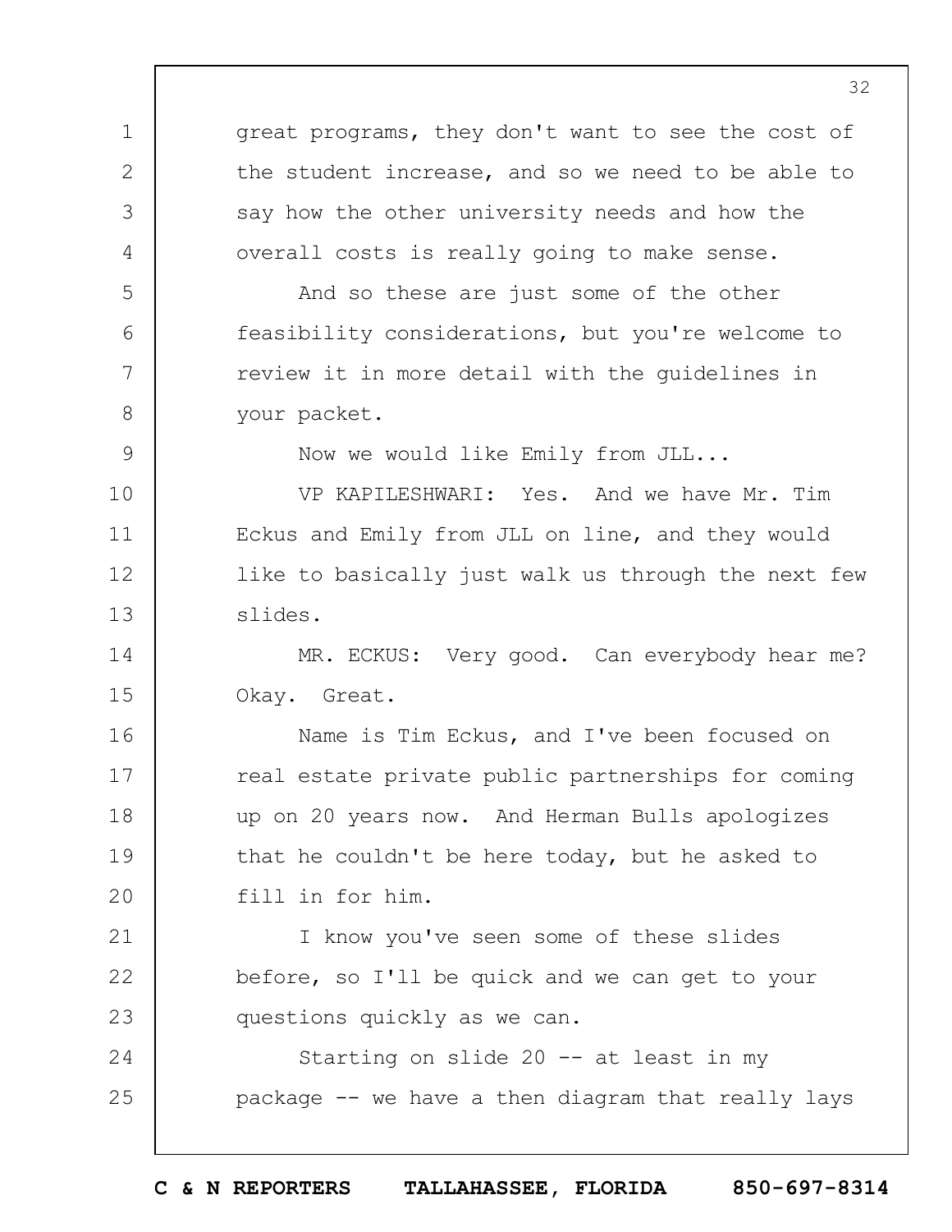great programs, they don't want to see the cost of the student increase, and so we need to be able to say how the other university needs and how the overall costs is really going to make sense.

And so these are just some of the other feasibility considerations, but you're welcome to review it in more detail with the guidelines in your packet.

Now we would like Emily from JLL...

VP KAPILESHWARI: Yes. And we have Mr. Tim Eckus and Emily from JLL on line, and they would like to basically just walk us through the next few slides.

MR. ECKUS: Very good. Can everybody hear me? Okay. Great.

Name is Tim Eckus, and I've been focused on real estate private public partnerships for coming up on 20 years now. And Herman Bulls apologizes that he couldn't be here today, but he asked to fill in for him.

I know you've seen some of these slides before, so I'll be quick and we can get to your questions quickly as we can.

Starting on slide 20 -- at least in my package -- we have a then diagram that really lays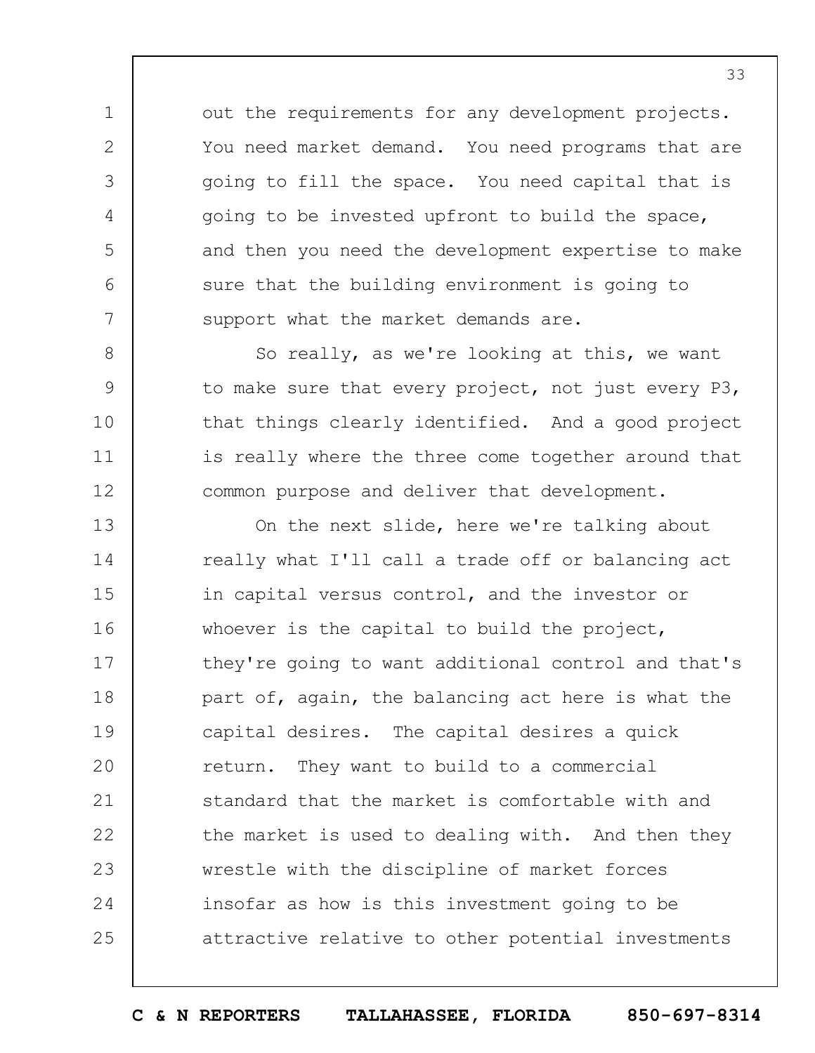out the requirements for any development projects. You need market demand. You need programs that are going to fill the space. You need capital that is going to be invested upfront to build the space, and then you need the development expertise to make sure that the building environment is going to support what the market demands are.

So really, as we're looking at this, we want to make sure that every project, not just every P3, that things clearly identified. And a good project is really where the three come together around that common purpose and deliver that development.

On the next slide, here we're talking about really what I'll call a trade off or balancing act in capital versus control, and the investor or whoever is the capital to build the project, they're going to want additional control and that's part of, again, the balancing act here is what the capital desires. The capital desires a quick return. They want to build to a commercial standard that the market is comfortable with and the market is used to dealing with. And then they wrestle with the discipline of market forces insofar as how is this investment going to be attractive relative to other potential investments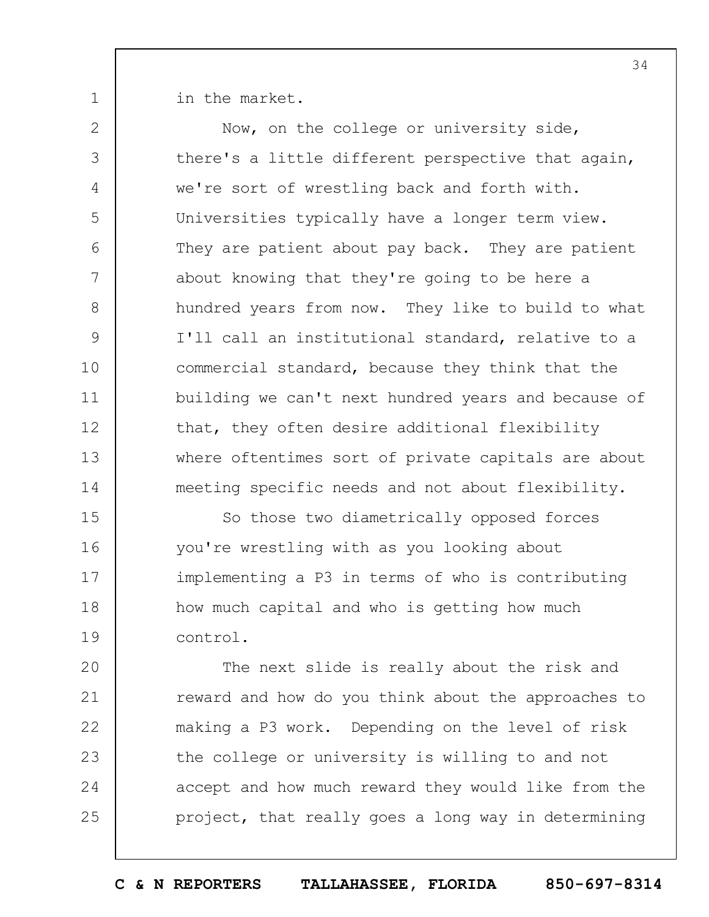in the market.

Now, on the college or university side, there's a little different perspective that again, we're sort of wrestling back and forth with. Universities typically have a longer term view. They are patient about pay back. They are patient about knowing that they're going to be here a hundred years from now. They like to build to what I'll call an institutional standard, relative to a commercial standard, because they think that the building we can't next hundred years and because of that, they often desire additional flexibility where oftentimes sort of private capitals are about meeting specific needs and not about flexibility.

So those two diametrically opposed forces you're wrestling with as you looking about implementing a P3 in terms of who is contributing how much capital and who is getting how much control.

The next slide is really about the risk and reward and how do you think about the approaches to making a P3 work. Depending on the level of risk the college or university is willing to and not accept and how much reward they would like from the project, that really goes a long way in determining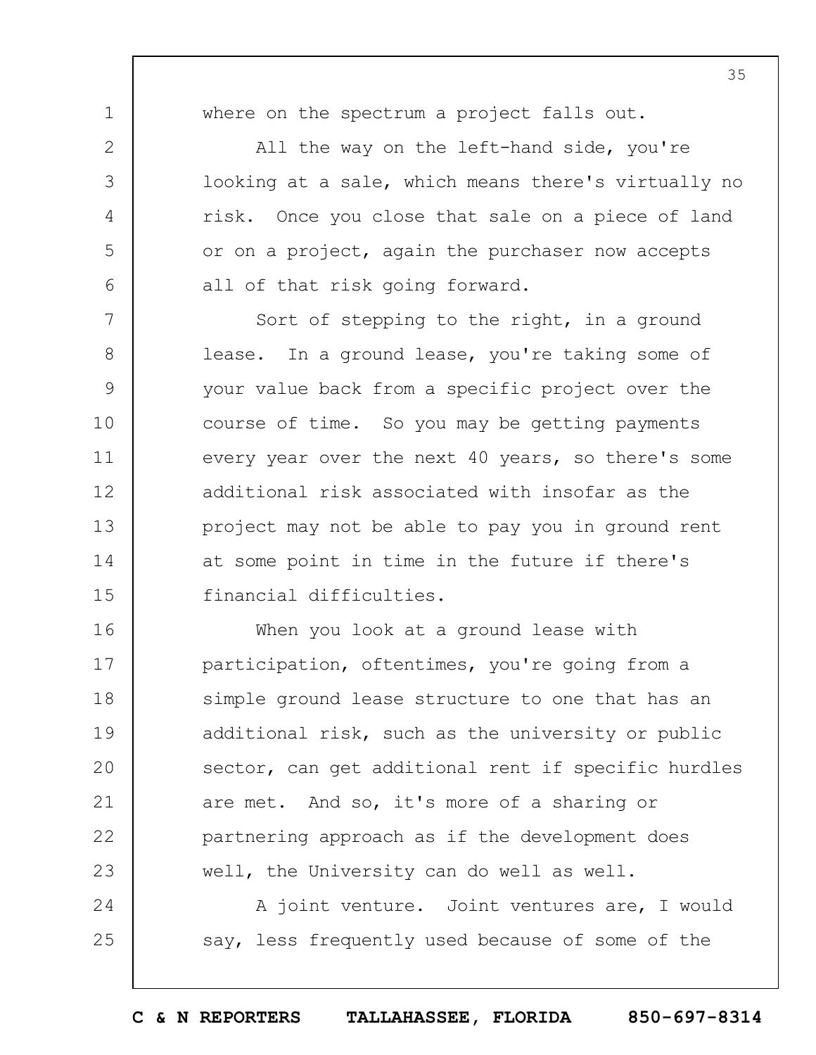where on the spectrum a project falls out.

All the way on the left-hand side, you're looking at a sale, which means there's virtually no risk. Once you close that sale on a piece of land or on a project, again the purchaser now accepts all of that risk going forward.

Sort of stepping to the right, in a ground lease. In a ground lease, you're taking some of your value back from a specific project over the course of time. So you may be getting payments every year over the next 40 years, so there's some additional risk associated with insofar as the project may not be able to pay you in ground rent at some point in time in the future if there's financial difficulties.

When you look at a ground lease with participation, oftentimes, you're going from a simple ground lease structure to one that has an additional risk, such as the university or public sector, can get additional rent if specific hurdles are met. And so, it's more of a sharing or partnering approach as if the development does well, the University can do well as well.

A joint venture. Joint ventures are, I would say, less frequently used because of some of the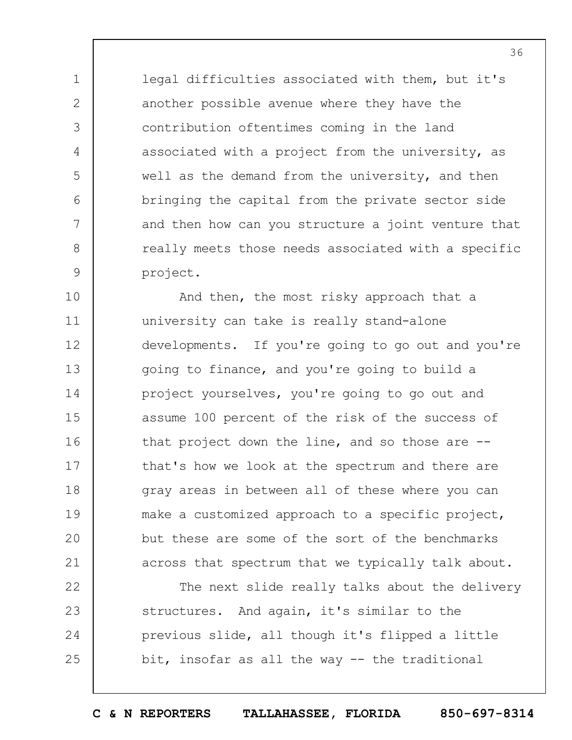legal difficulties associated with them, but it's another possible avenue where they have the contribution oftentimes coming in the land associated with a project from the university, as well as the demand from the university, and then bringing the capital from the private sector side and then how can you structure a joint venture that really meets those needs associated with a specific project.

And then, the most risky approach that a university can take is really stand-alone developments. If you're going to go out and you're going to finance, and you're going to build a project yourselves, you're going to go out and assume 100 percent of the risk of the success of that project down the line, and so those are -- that's how we look at the spectrum and there are gray areas in between all of these where you can make a customized approach to a specific project, but these are some of the sort of the benchmarks across that spectrum that we typically talk about.

The next slide really talks about the delivery structures. And again, it's similar to the previous slide, all though it's flipped a little bit, insofar as all the way -- the traditional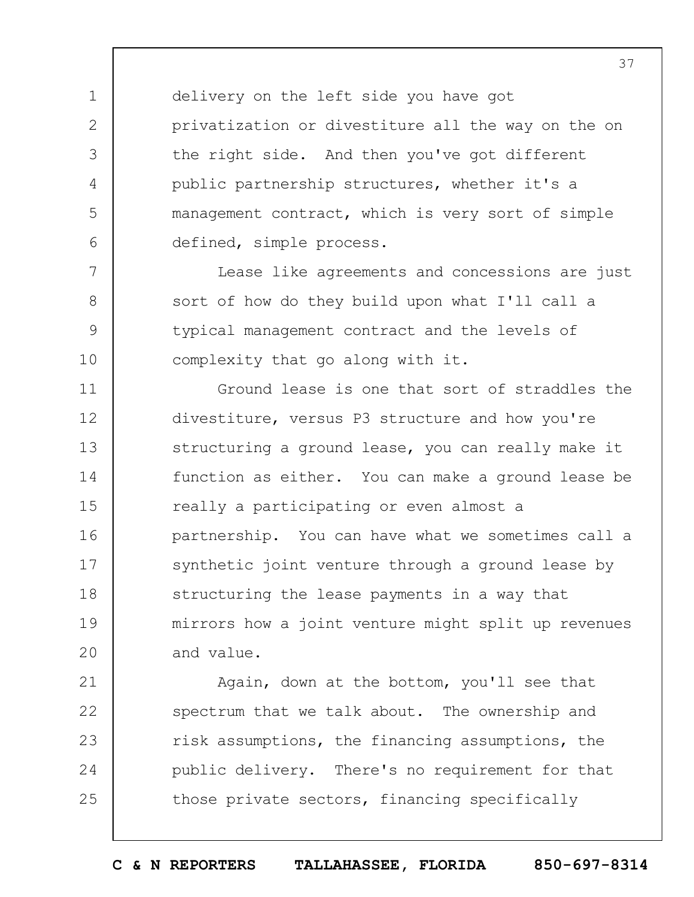delivery on the left side you have got privatization or divestiture all the way on the on the right side. And then you've got different public partnership structures, whether it's a management contract, which is very sort of simple defined, simple process.

Lease like agreements and concessions are just sort of how do they build upon what I'll call a typical management contract and the levels of complexity that go along with it.

Ground lease is one that sort of straddles the divestiture, versus P3 structure and how you're structuring a ground lease, you can really make it function as either. You can make a ground lease be really a participating or even almost a partnership. You can have what we sometimes call a synthetic joint venture through a ground lease by structuring the lease payments in a way that mirrors how a joint venture might split up revenues and value.

Again, down at the bottom, you'll see that spectrum that we talk about. The ownership and risk assumptions, the financing assumptions, the public delivery. There's no requirement for that those private sectors, financing specifically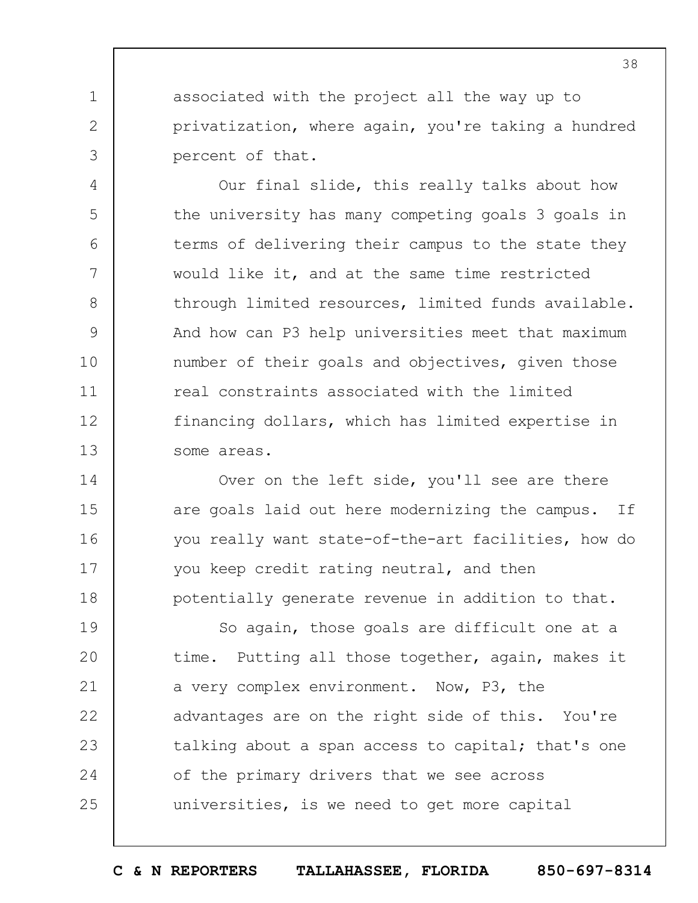associated with the project all the way up to privatization, where again, you're taking a hundred percent of that.

Our final slide, this really talks about how the university has many competing goals 3 goals in terms of delivering their campus to the state they would like it, and at the same time restricted through limited resources, limited funds available. And how can P3 help universities meet that maximum number of their goals and objectives, given those real constraints associated with the limited financing dollars, which has limited expertise in some areas.

Over on the left side, you'll see are there are goals laid out here modernizing the campus. If you really want state-of-the-art facilities, how do you keep credit rating neutral, and then potentially generate revenue in addition to that.

So again, those goals are difficult one at a time. Putting all those together, again, makes it a very complex environment. Now, P3, the advantages are on the right side of this. You're talking about a span access to capital; that's one of the primary drivers that we see across universities, is we need to get more capital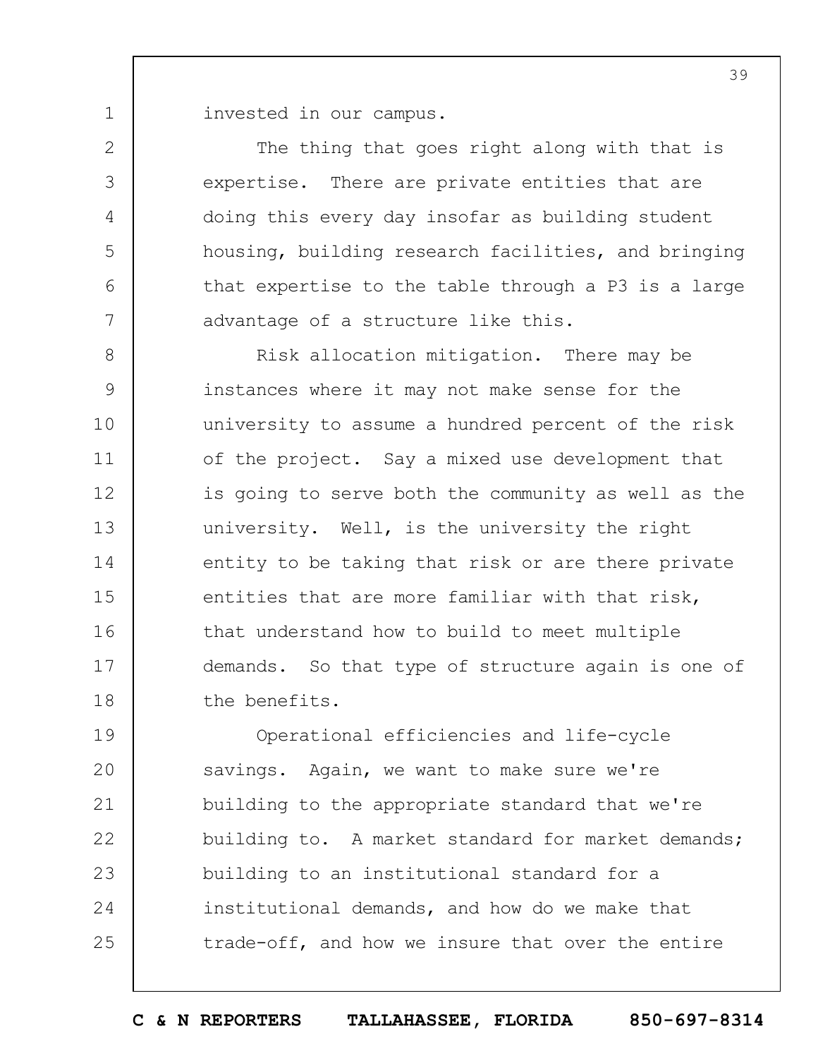invested in our campus.

The thing that goes right along with that is expertise. There are private entities that are doing this every day insofar as building student housing, building research facilities, and bringing that expertise to the table through a P3 is a large advantage of a structure like this.

Risk allocation mitigation. There may be instances where it may not make sense for the university to assume a hundred percent of the risk of the project. Say a mixed use development that is going to serve both the community as well as the university. Well, is the university the right entity to be taking that risk or are there private entities that are more familiar with that risk, that understand how to build to meet multiple demands. So that type of structure again is one of the benefits.

Operational efficiencies and life-cycle savings. Again, we want to make sure we're building to the appropriate standard that we're building to. A market standard for market demands; building to an institutional standard for a institutional demands, and how do we make that trade-off, and how we insure that over the entire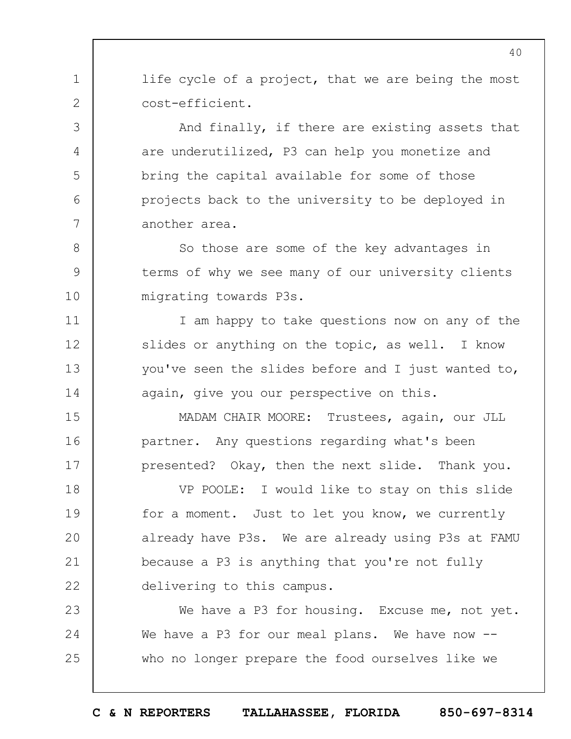life cycle of a project, that we are being the most cost-efficient.

And finally, if there are existing assets that are underutilized, P3 can help you monetize and bring the capital available for some of those projects back to the university to be deployed in another area.

So those are some of the key advantages in terms of why we see many of our university clients migrating towards P3s.

I am happy to take questions now on any of the slides or anything on the topic, as well. I know you've seen the slides before and I just wanted to, again, give you our perspective on this.

MADAM CHAIR MOORE: Trustees, again, our JLL partner. Any questions regarding what's been presented? Okay, then the next slide. Thank you.

VP POOLE: I would like to stay on this slide for a moment. Just to let you know, we currently already have P3s. We are already using P3s at FAMU because a P3 is anything that you're not fully delivering to this campus.

We have a P3 for housing. Excuse me, not yet. We have a P3 for our meal plans. We have now -- who no longer prepare the food ourselves like we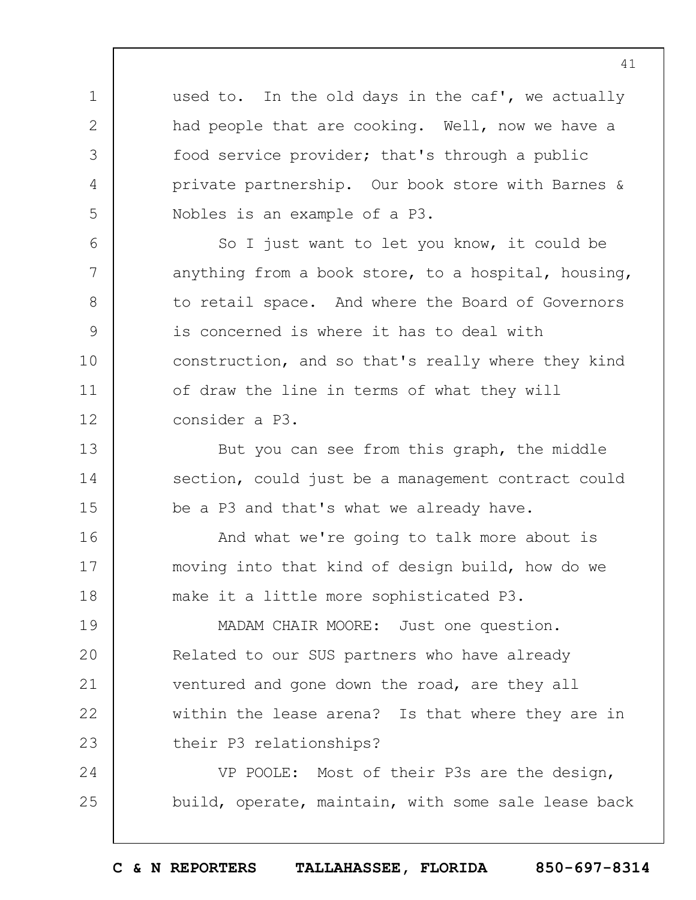used to. In the old days in the caf', we actually had people that are cooking. Well, now we have a food service provider; that's through a public private partnership. Our book store with Barnes & Nobles is an example of a P3.

So I just want to let you know, it could be anything from a book store, to a hospital, housing, to retail space. And where the Board of Governors is concerned is where it has to deal with construction, and so that's really where they kind of draw the line in terms of what they will consider a P3.

But you can see from this graph, the middle section, could just be a management contract could be a P3 and that's what we already have.

And what we're going to talk more about is moving into that kind of design build, how do we make it a little more sophisticated P3.

MADAM CHAIR MOORE: Just one question. Related to our SUS partners who have already ventured and gone down the road, are they all within the lease arena? Is that where they are in their P3 relationships?

VP POOLE: Most of their P3s are the design, build, operate, maintain, with some sale lease back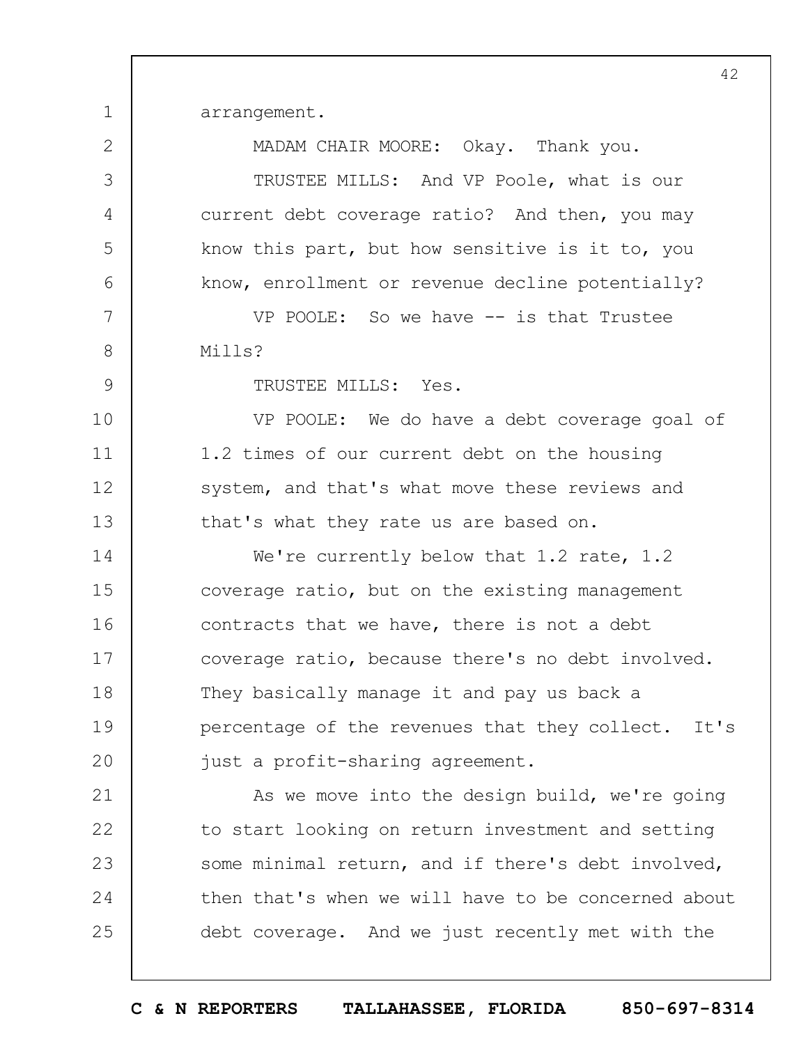arrangement.

MADAM CHAIR MOORE: Okay. Thank you.

TRUSTEE MILLS: And VP Poole, what is our current debt coverage ratio? And then, you may know this part, but how sensitive is it to, you know, enrollment or revenue decline potentially?

VP POOLE: So we have -- is that Trustee Mills?

TRUSTEE MILLS: Yes.

VP POOLE: We do have a debt coverage goal of 1.2 times of our current debt on the housing system, and that's what move these reviews and that's what they rate us are based on.

We're currently below that 1.2 rate, 1.2 coverage ratio, but on the existing management contracts that we have, there is not a debt coverage ratio, because there's no debt involved. They basically manage it and pay us back a percentage of the revenues that they collect. It's just a profit-sharing agreement.

As we move into the design build, we're going to start looking on return investment and setting some minimal return, and if there's debt involved, then that's when we will have to be concerned about debt coverage. And we just recently met with the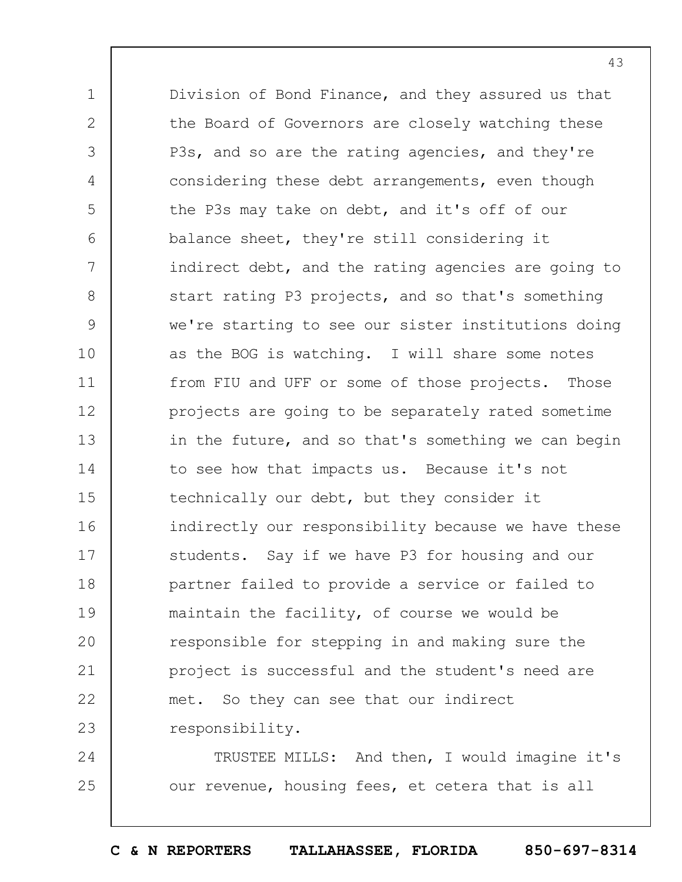Division of Bond Finance, and they assured us that the Board of Governors are closely watching these P3s, and so are the rating agencies, and they're considering these debt arrangements, even though the P3s may take on debt, and it's off of our balance sheet, they're still considering it indirect debt, and the rating agencies are going to start rating P3 projects, and so that's something we're starting to see our sister institutions doing as the BOG is watching. I will share some notes from FIU and UFF or some of those projects. Those projects are going to be separately rated sometime in the future, and so that's something we can begin to see how that impacts us. Because it's not technically our debt, but they consider it indirectly our responsibility because we have these students. Say if we have P3 for housing and our partner failed to provide a service or failed to maintain the facility, of course we would be responsible for stepping in and making sure the project is successful and the student's need are met. So they can see that our indirect responsibility.

TRUSTEE MILLS: And then, I would imagine it's our revenue, housing fees, et cetera that is all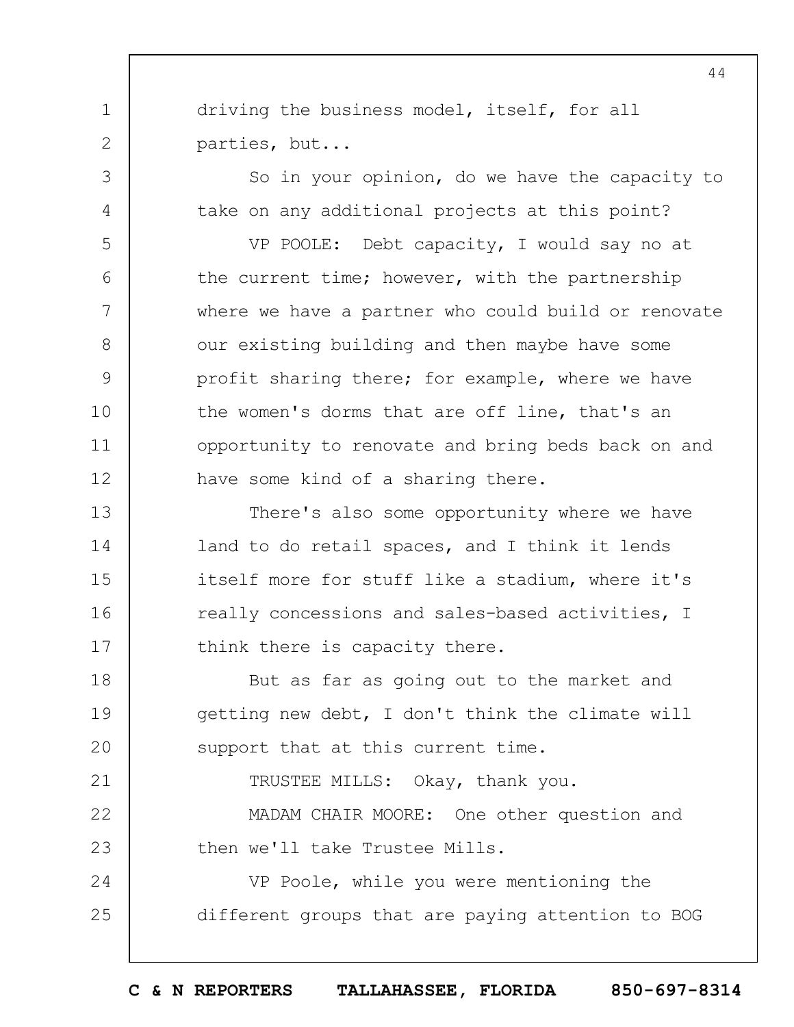driving the business model, itself, for all parties, but...

So in your opinion, do we have the capacity to take on any additional projects at this point?

VP POOLE: Debt capacity, I would say no at the current time; however, with the partnership where we have a partner who could build or renovate our existing building and then maybe have some profit sharing there; for example, where we have the women's dorms that are off line, that's an opportunity to renovate and bring beds back on and have some kind of a sharing there.

There's also some opportunity where we have land to do retail spaces, and I think it lends itself more for stuff like a stadium, where it's really concessions and sales-based activities, I think there is capacity there.

But as far as going out to the market and getting new debt, I don't think the climate will support that at this current time.

TRUSTEE MILLS: Okay, thank you.

MADAM CHAIR MOORE: One other question and then we'll take Trustee Mills.

VP Poole, while you were mentioning the different groups that are paying attention to BOG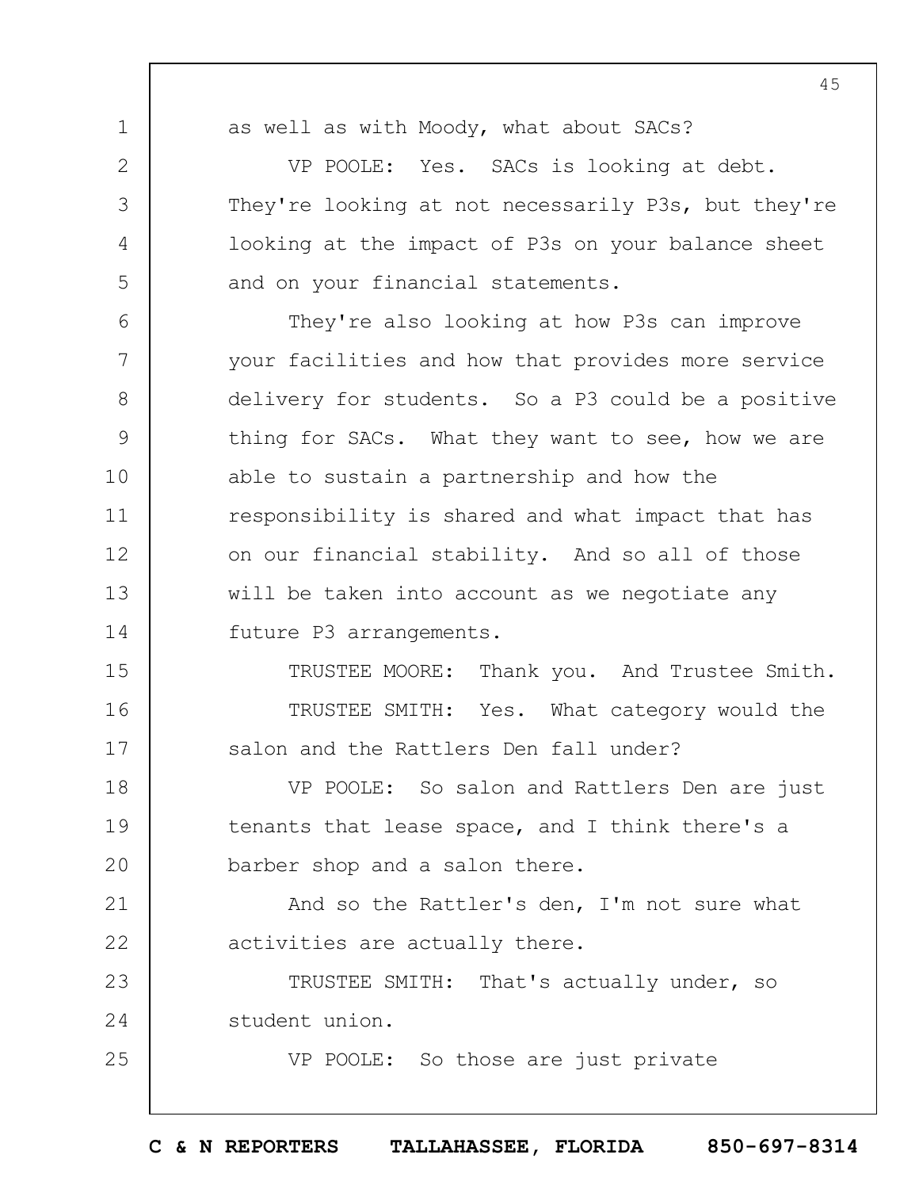as well as with Moody, what about SACs?

VP POOLE: Yes. SACs is looking at debt. They're looking at not necessarily P3s, but they're looking at the impact of P3s on your balance sheet and on your financial statements.

They're also looking at how P3s can improve your facilities and how that provides more service delivery for students. So a P3 could be a positive thing for SACs. What they want to see, how we are able to sustain a partnership and how the responsibility is shared and what impact that has on our financial stability. And so all of those will be taken into account as we negotiate any future P3 arrangements.

TRUSTEE MOORE: Thank you. And Trustee Smith.

TRUSTEE SMITH: Yes. What category would the salon and the Rattlers Den fall under?

VP POOLE: So salon and Rattlers Den are just tenants that lease space, and I think there's a barber shop and a salon there.

And so the Rattler's den, I'm not sure what activities are actually there.

TRUSTEE SMITH: That's actually under, so student union.

VP POOLE: So those are just private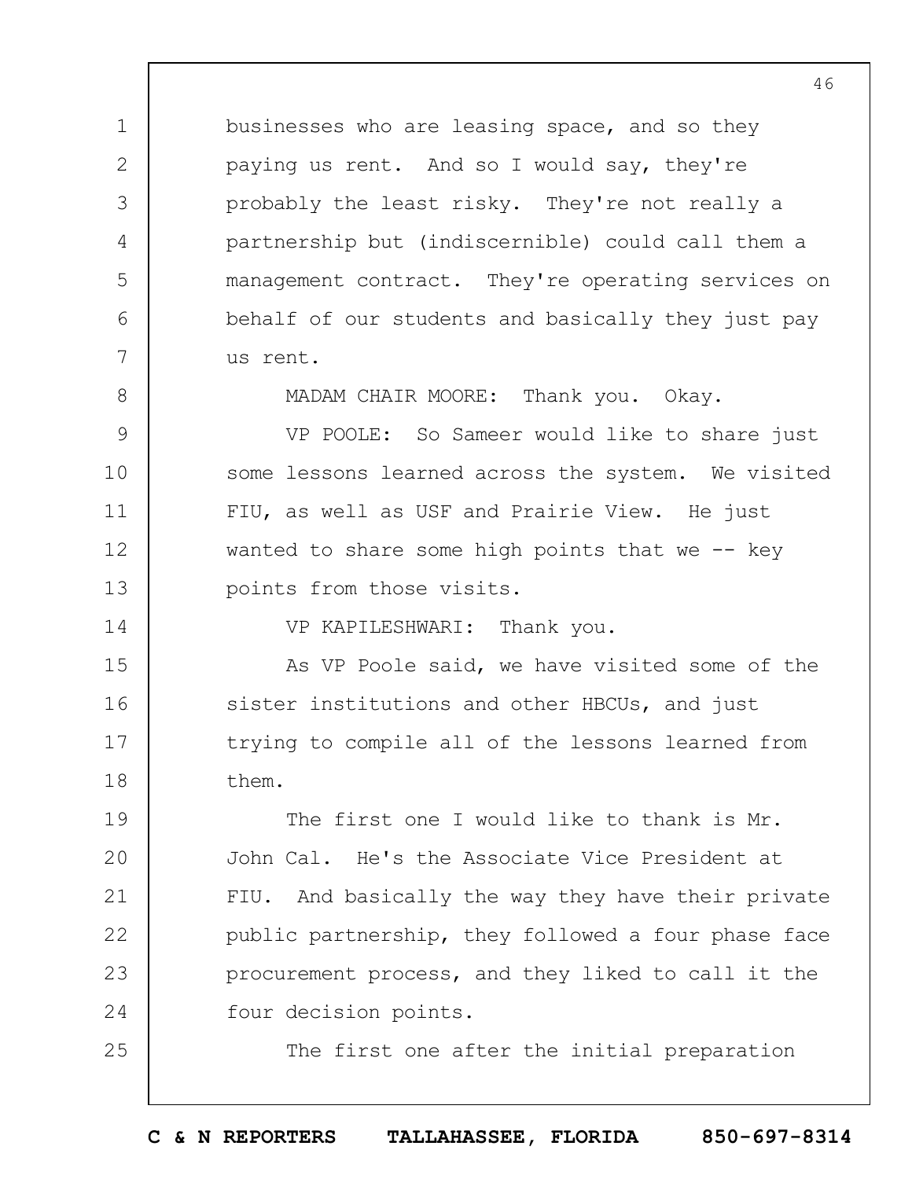businesses who are leasing space, and so they paying us rent. And so I would say, they're probably the least risky. They're not really a partnership but (indiscernible) could call them a management contract. They're operating services on behalf of our students and basically they just pay us rent.

MADAM CHAIR MOORE: Thank you. Okay.

VP POOLE: So Sameer would like to share just some lessons learned across the system. We visited FIU, as well as USF and Prairie View. He just wanted to share some high points that we -- key points from those visits.

VP KAPILESHWARI: Thank you.

As VP Poole said, we have visited some of the sister institutions and other HBCUs, and just trying to compile all of the lessons learned from them.

The first one I would like to thank is Mr. John Cal. He's the Associate Vice President at FIU. And basically the way they have their private public partnership, they followed a four phase face procurement process, and they liked to call it the four decision points.

The first one after the initial preparation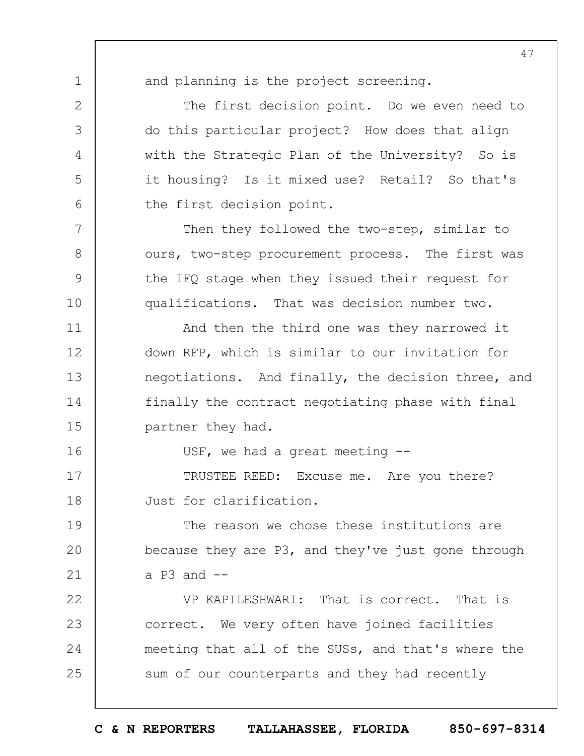and planning is the project screening.

The first decision point. Do we even need to do this particular project? How does that align with the Strategic Plan of the University? So is it housing? Is it mixed use? Retail? So that's the first decision point.

Then they followed the two-step, similar to ours, two-step procurement process. The first was the IFQ stage when they issued their request for qualifications. That was decision number two.

And then the third one was they narrowed it down RFP, which is similar to our invitation for negotiations. And finally, the decision three, and finally the contract negotiating phase with final partner they had.

USF, we had a great meeting --

TRUSTEE REED: Excuse me. Are you there? Just for clarification.

The reason we chose these institutions are because they are P3, and they've just gone through a P3 and --

VP KAPILESHWARI: That is correct. That is correct. We very often have joined facilities meeting that all of the SUSs, and that's where the sum of our counterparts and they had recently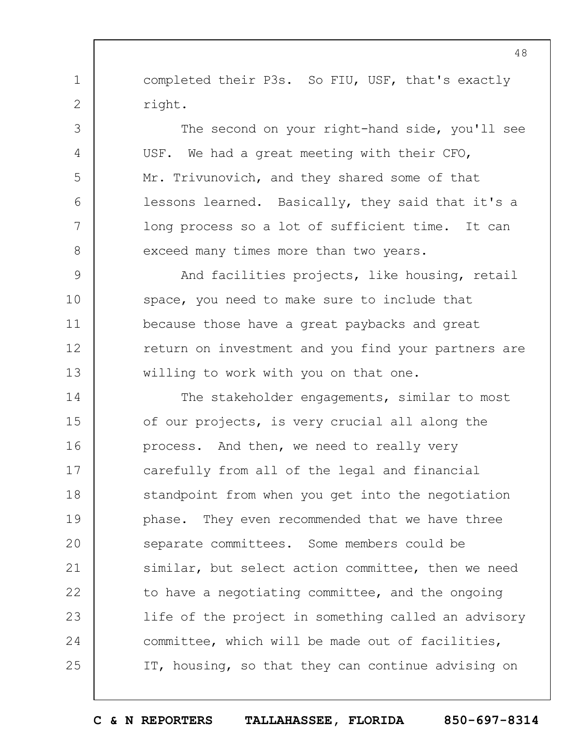completed their P3s. So FIU, USF, that's exactly right.

The second on your right-hand side, you'll see USF. We had a great meeting with their CFO, Mr. Trivunovich, and they shared some of that lessons learned. Basically, they said that it's a long process so a lot of sufficient time. It can exceed many times more than two years.

And facilities projects, like housing, retail space, you need to make sure to include that because those have a great paybacks and great return on investment and you find your partners are willing to work with you on that one.

The stakeholder engagements, similar to most of our projects, is very crucial all along the process. And then, we need to really very carefully from all of the legal and financial standpoint from when you get into the negotiation phase. They even recommended that we have three separate committees. Some members could be similar, but select action committee, then we need to have a negotiating committee, and the ongoing life of the project in something called an advisory committee, which will be made out of facilities, IT, housing, so that they can continue advising on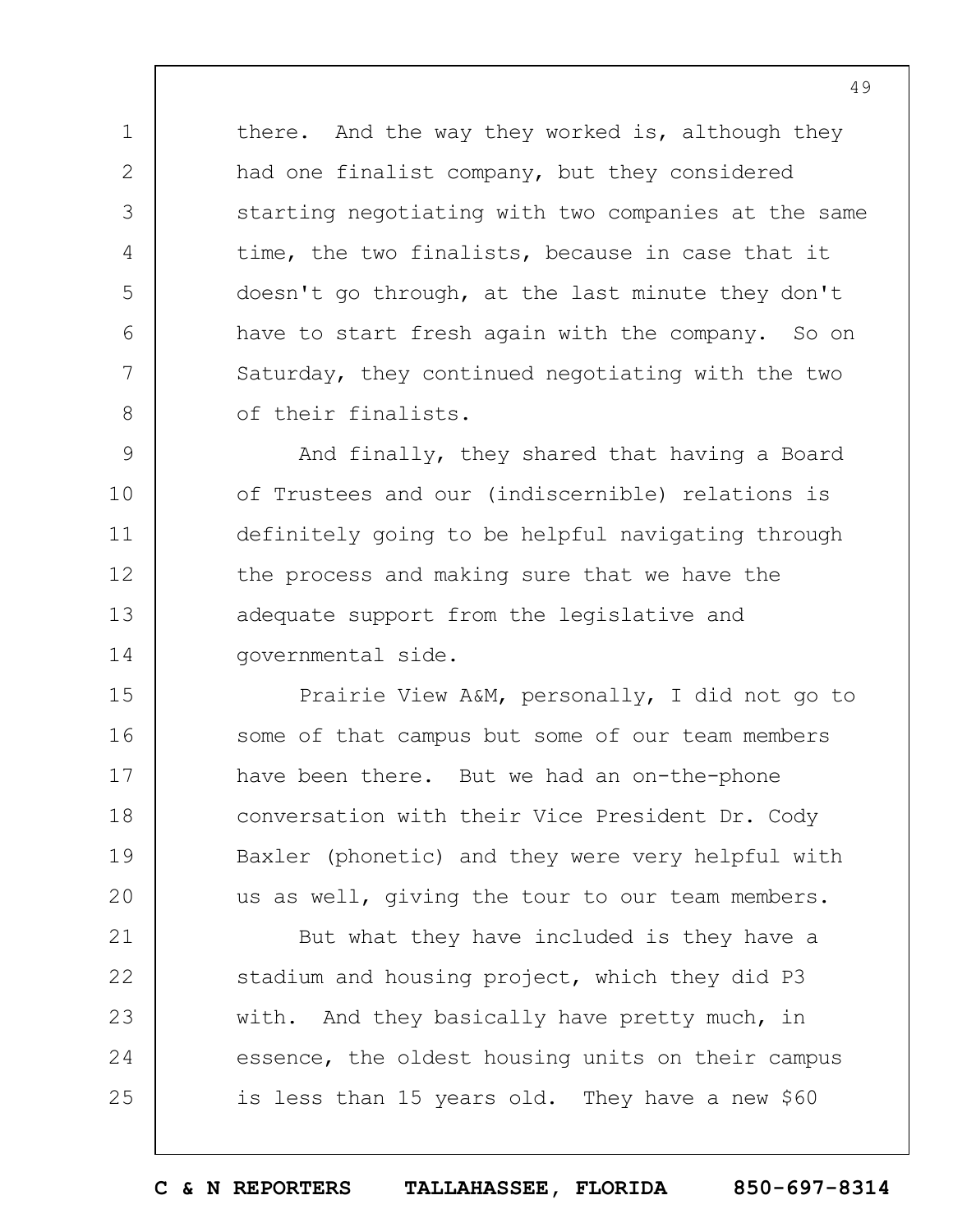there. And the way they worked is, although they had one finalist company, but they considered starting negotiating with two companies at the same time, the two finalists, because in case that it doesn't go through, at the last minute they don't have to start fresh again with the company. So on Saturday, they continued negotiating with the two of their finalists.

And finally, they shared that having a Board of Trustees and our (indiscernible) relations is definitely going to be helpful navigating through the process and making sure that we have the adequate support from the legislative and governmental side.

Prairie View A&M, personally, I did not go to some of that campus but some of our team members have been there. But we had an on-the-phone conversation with their Vice President Dr. Cody Baxler (phonetic) and they were very helpful with us as well, giving the tour to our team members.

But what they have included is they have a stadium and housing project, which they did P3 with. And they basically have pretty much, in essence, the oldest housing units on their campus is less than 15 years old. They have a new $60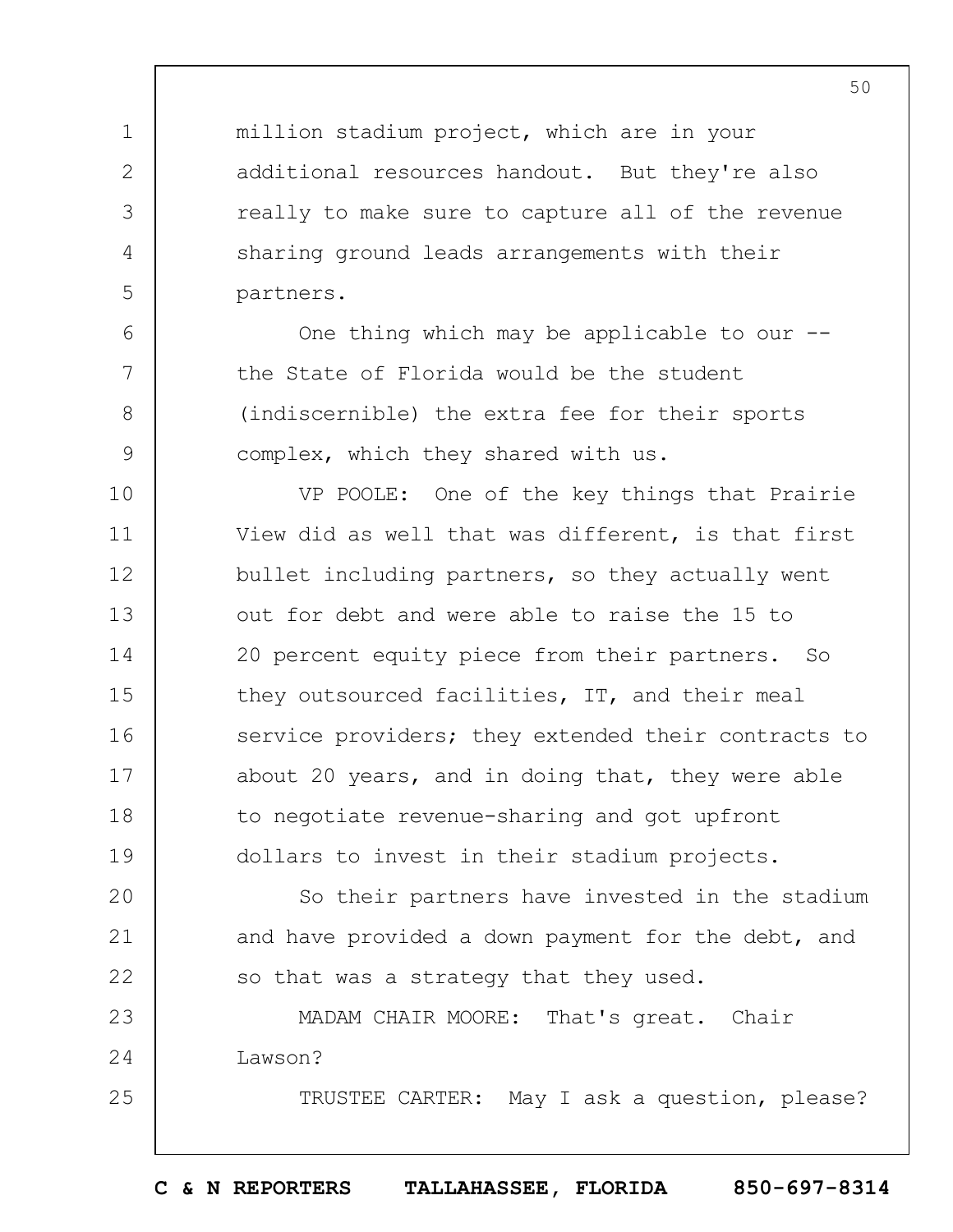million stadium project, which are in your additional resources handout. But they're also really to make sure to capture all of the revenue sharing ground leads arrangements with their partners.

One thing which may be applicable to our -- the State of Florida would be the student (indiscernible) the extra fee for their sports complex, which they shared with us.

VP POOLE: One of the key things that Prairie View did as well that was different, is that first bullet including partners, so they actually went out for debt and were able to raise the 15 to 20 percent equity piece from their partners. So they outsourced facilities, IT, and their meal service providers; they extended their contracts to about 20 years, and in doing that, they were able to negotiate revenue-sharing and got upfront dollars to invest in their stadium projects.

So their partners have invested in the stadium and have provided a down payment for the debt, and so that was a strategy that they used.

MADAM CHAIR MOORE: That's great. Chair Lawson?

TRUSTEE CARTER: May I ask a question, please?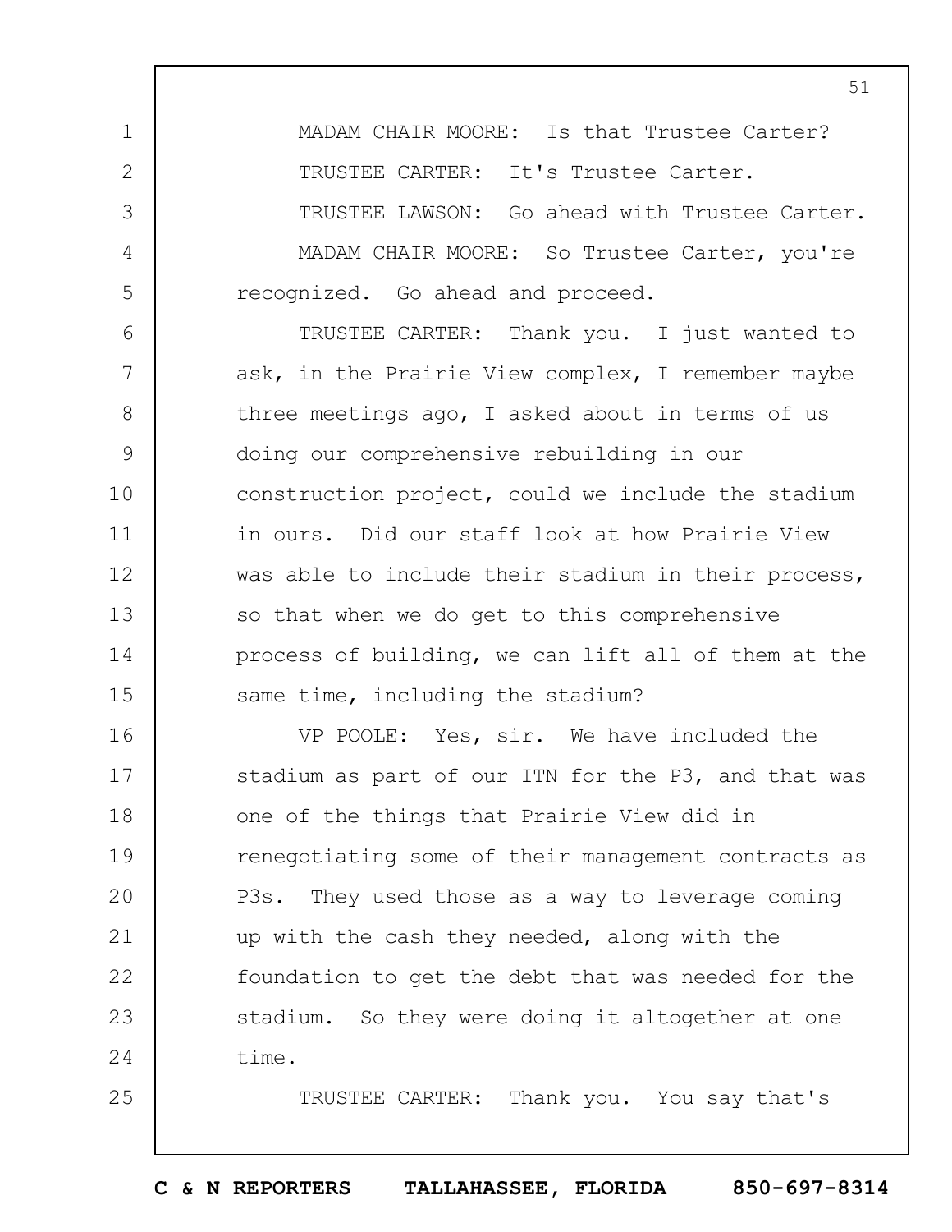MADAM CHAIR MOORE: Is that Trustee Carter?

TRUSTEE CARTER: It's Trustee Carter.

TRUSTEE LAWSON: Go ahead with Trustee Carter.

MADAM CHAIR MOORE: So Trustee Carter, you're recognized. Go ahead and proceed.

TRUSTEE CARTER: Thank you. I just wanted to ask, in the Prairie View complex, I remember maybe three meetings ago, I asked about in terms of us doing our comprehensive rebuilding in our construction project, could we include the stadium in ours. Did our staff look at how Prairie View was able to include their stadium in their process, so that when we do get to this comprehensive process of building, we can lift all of them at the same time, including the stadium?

VP POOLE: Yes, sir. We have included the stadium as part of our ITN for the P3, and that was one of the things that Prairie View did in renegotiating some of their management contracts as P3s. They used those as a way to leverage coming up with the cash they needed, along with the foundation to get the debt that was needed for the stadium. So they were doing it altogether at one time.

TRUSTEE CARTER: Thank you. You say that's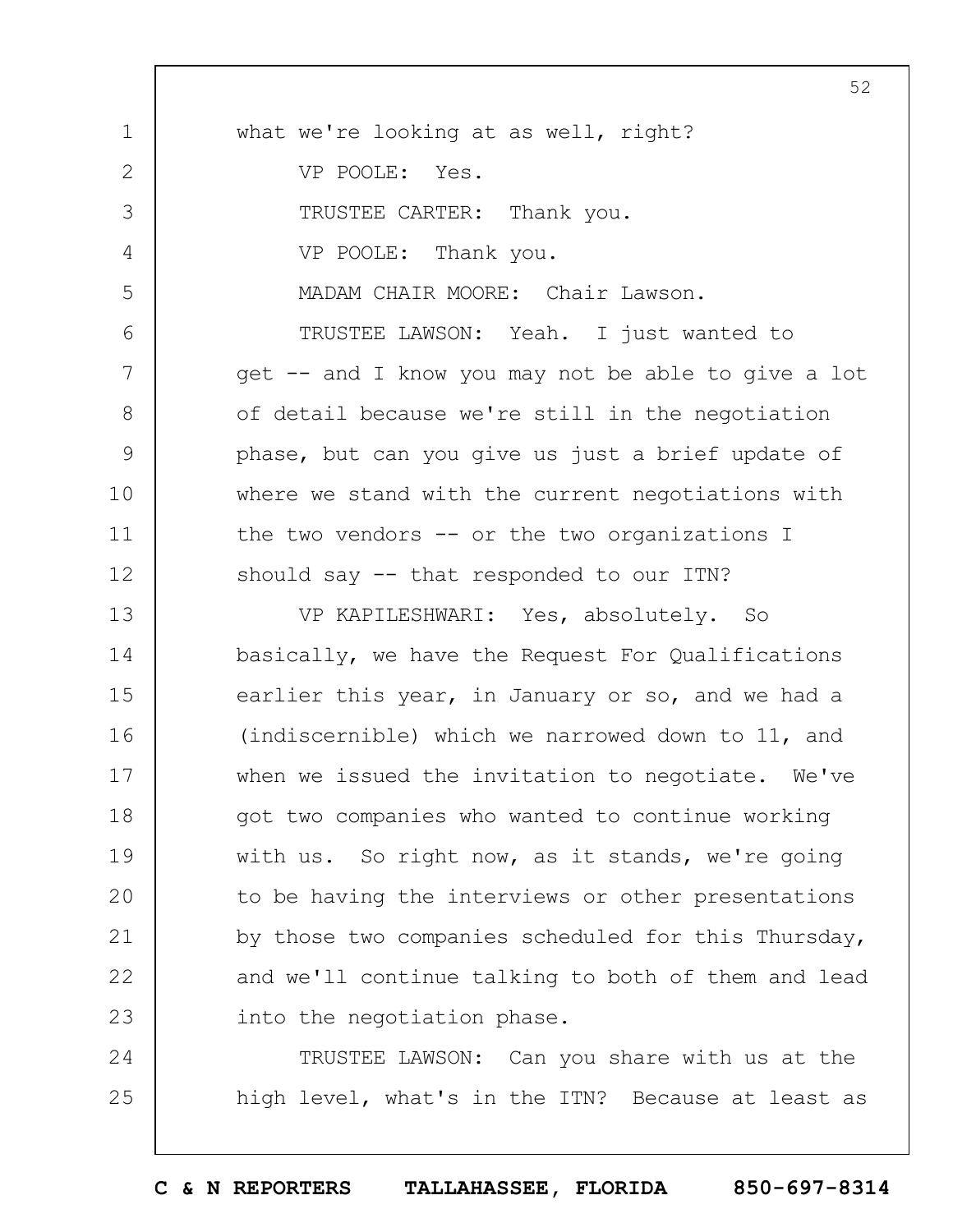what we're looking at as well, right?

VP POOLE: Yes.

TRUSTEE CARTER: Thank you.

VP POOLE: Thank you.

MADAM CHAIR MOORE: Chair Lawson.

TRUSTEE LAWSON: Yeah. I just wanted to get -- and I know you may not be able to give a lot of detail because we're still in the negotiation phase, but can you give us just a brief update of where we stand with the current negotiations with the two vendors -- or the two organizations I should say -- that responded to our ITN?

VP KAPILESHWARI: Yes, absolutely. So basically, we have the Request For Qualifications earlier this year, in January or so, and we had a (indiscernible) which we narrowed down to 11, and when we issued the invitation to negotiate. We've got two companies who wanted to continue working with us. So right now, as it stands, we're going to be having the interviews or other presentations by those two companies scheduled for this Thursday, and we'll continue talking to both of them and lead into the negotiation phase.

TRUSTEE LAWSON: Can you share with us at the high level, what's in the ITN? Because at least as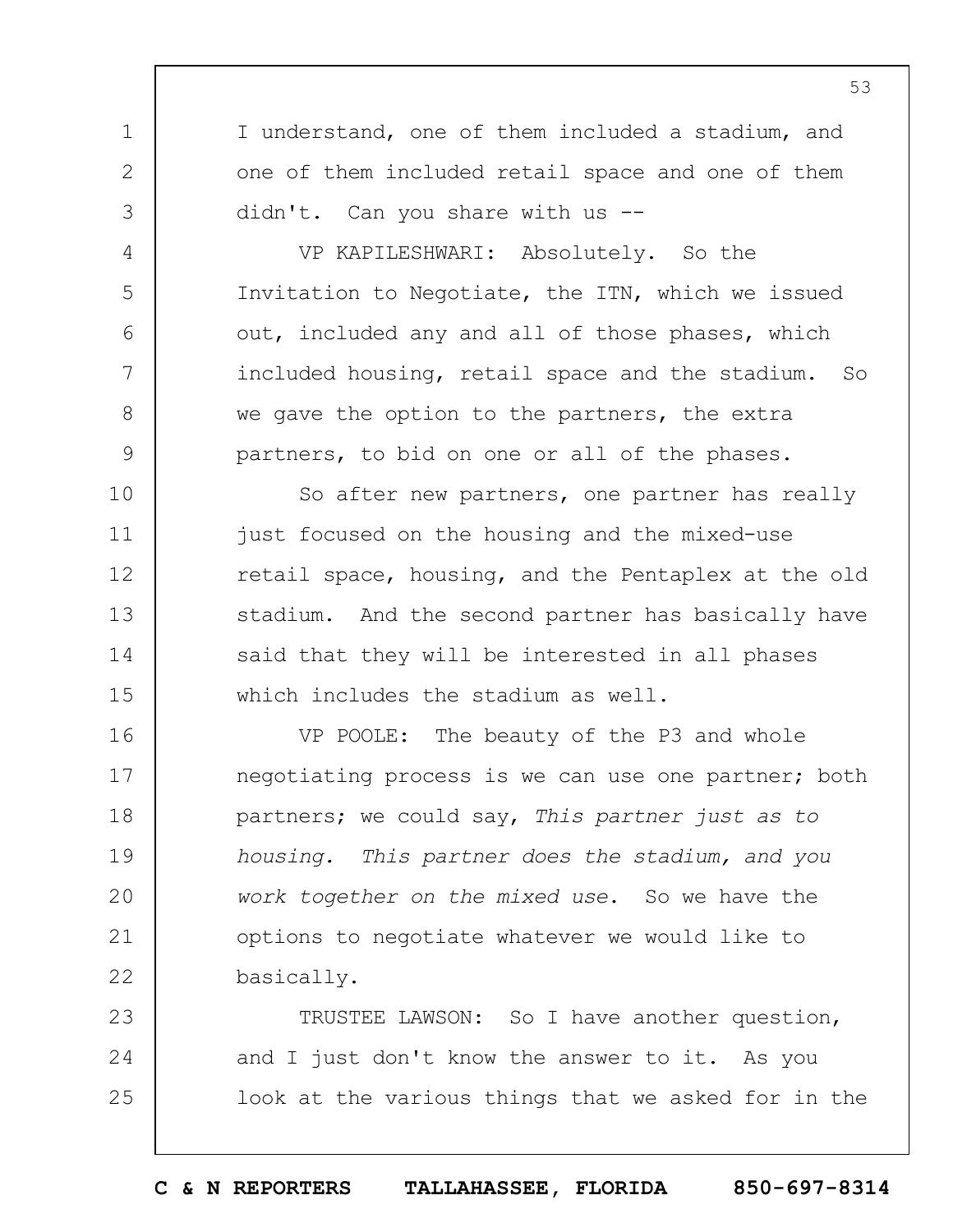I understand, one of them included a stadium, and one of them included retail space and one of them didn't. Can you share with us --

VP KAPILESHWARI: Absolutely. So the Invitation to Negotiate, the ITN, which we issued out, included any and all of those phases, which included housing, retail space and the stadium. So we gave the option to the partners, the extra partners, to bid on one or all of the phases.

So after new partners, one partner has really just focused on the housing and the mixed-use retail space, housing, and the Pentaplex at the old stadium. And the second partner has basically have said that they will be interested in all phases which includes the stadium as well.

VP POOLE: The beauty of the P3 and whole negotiating process is we can use one partner; both partners; we could say, *This partner just as to housing. This partner does the stadium, and you work together on the mixed use*. So we have the options to negotiate whatever we would like to basically.

TRUSTEE LAWSON: So I have another question, and I just don't know the answer to it. As you look at the various things that we asked for in the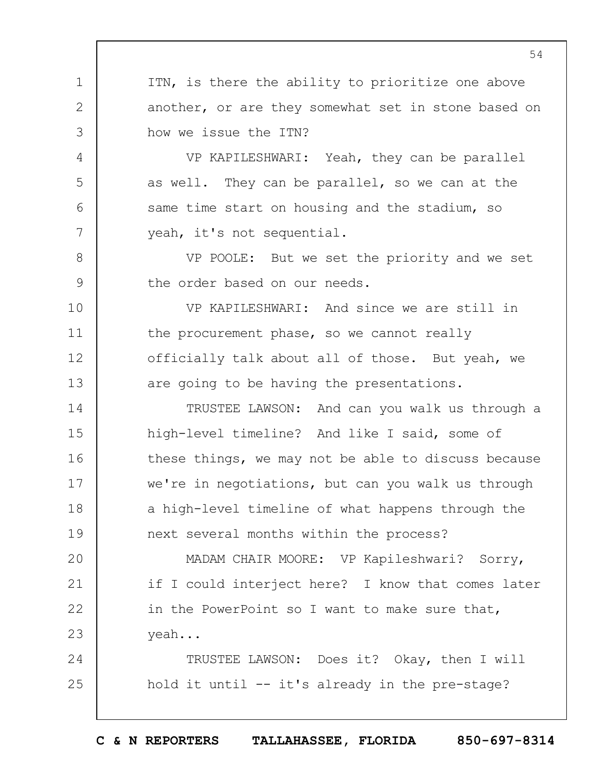ITN, is there the ability to prioritize one above another, or are they somewhat set in stone based on how we issue the ITN?

VP KAPILESHWARI: Yeah, they can be parallel as well. They can be parallel, so we can at the same time start on housing and the stadium, so yeah, it's not sequential.

VP POOLE: But we set the priority and we set the order based on our needs.

VP KAPILESHWARI: And since we are still in the procurement phase, so we cannot really officially talk about all of those. But yeah, we are going to be having the presentations.

TRUSTEE LAWSON: And can you walk us through a high-level timeline? And like I said, some of these things, we may not be able to discuss because we're in negotiations, but can you walk us through a high-level timeline of what happens through the next several months within the process?

MADAM CHAIR MOORE: VP Kapileshwari? Sorry, if I could interject here? I know that comes later in the PowerPoint so I want to make sure that, yeah...

TRUSTEE LAWSON: Does it? Okay, then I will hold it until -- it's already in the pre-stage?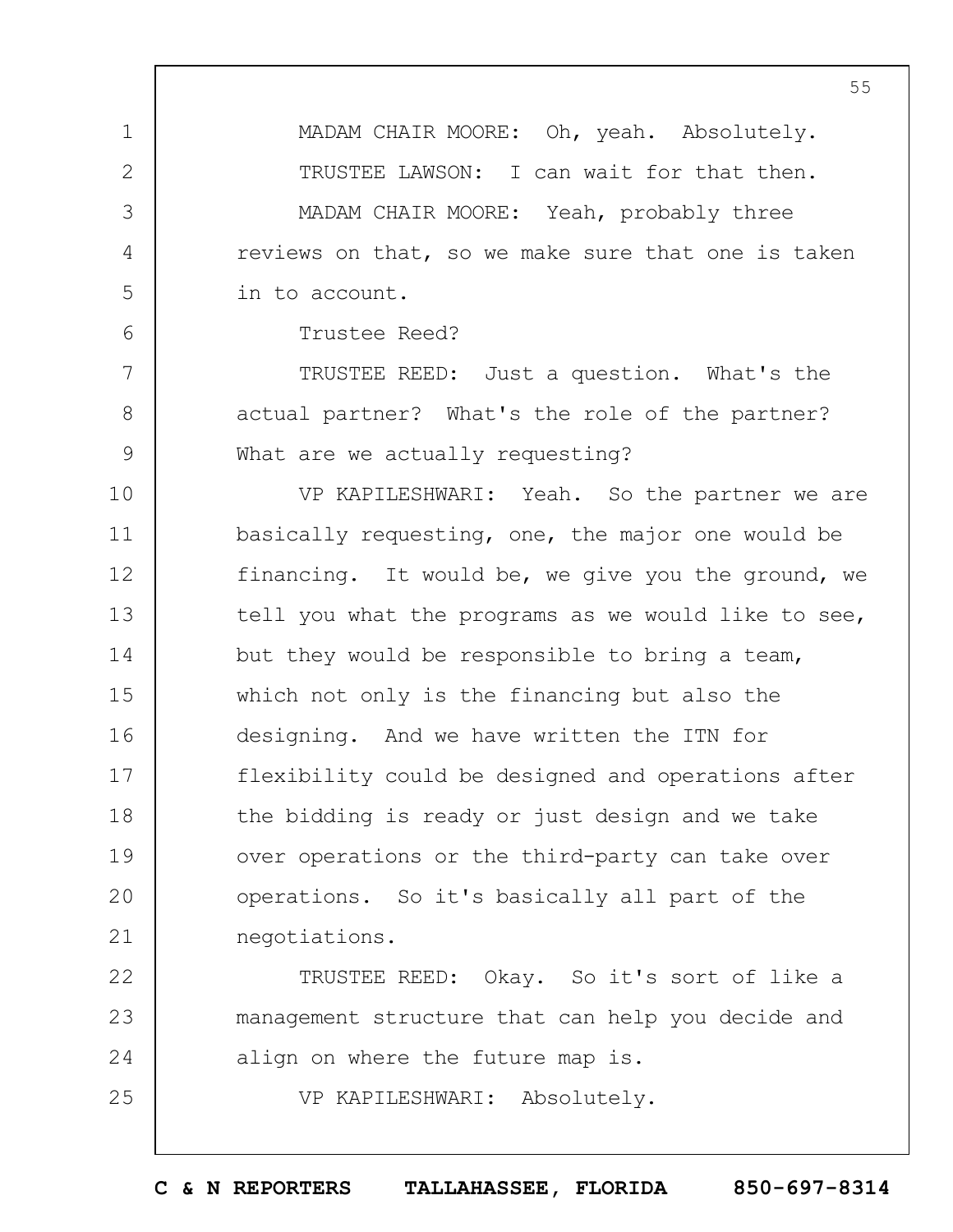MADAM CHAIR MOORE: Oh, yeah. Absolutely.

TRUSTEE LAWSON: I can wait for that then.

MADAM CHAIR MOORE: Yeah, probably three reviews on that, so we make sure that one is taken in to account.

Trustee Reed?

TRUSTEE REED: Just a question. What's the actual partner? What's the role of the partner? What are we actually requesting?

VP KAPILESHWARI: Yeah. So the partner we are basically requesting, one, the major one would be financing. It would be, we give you the ground, we tell you what the programs as we would like to see, but they would be responsible to bring a team, which not only is the financing but also the designing. And we have written the ITN for flexibility could be designed and operations after the bidding is ready or just design and we take over operations or the third-party can take over operations. So it's basically all part of the negotiations.

TRUSTEE REED: Okay. So it's sort of like a management structure that can help you decide and align on where the future map is.

VP KAPILESHWARI: Absolutely.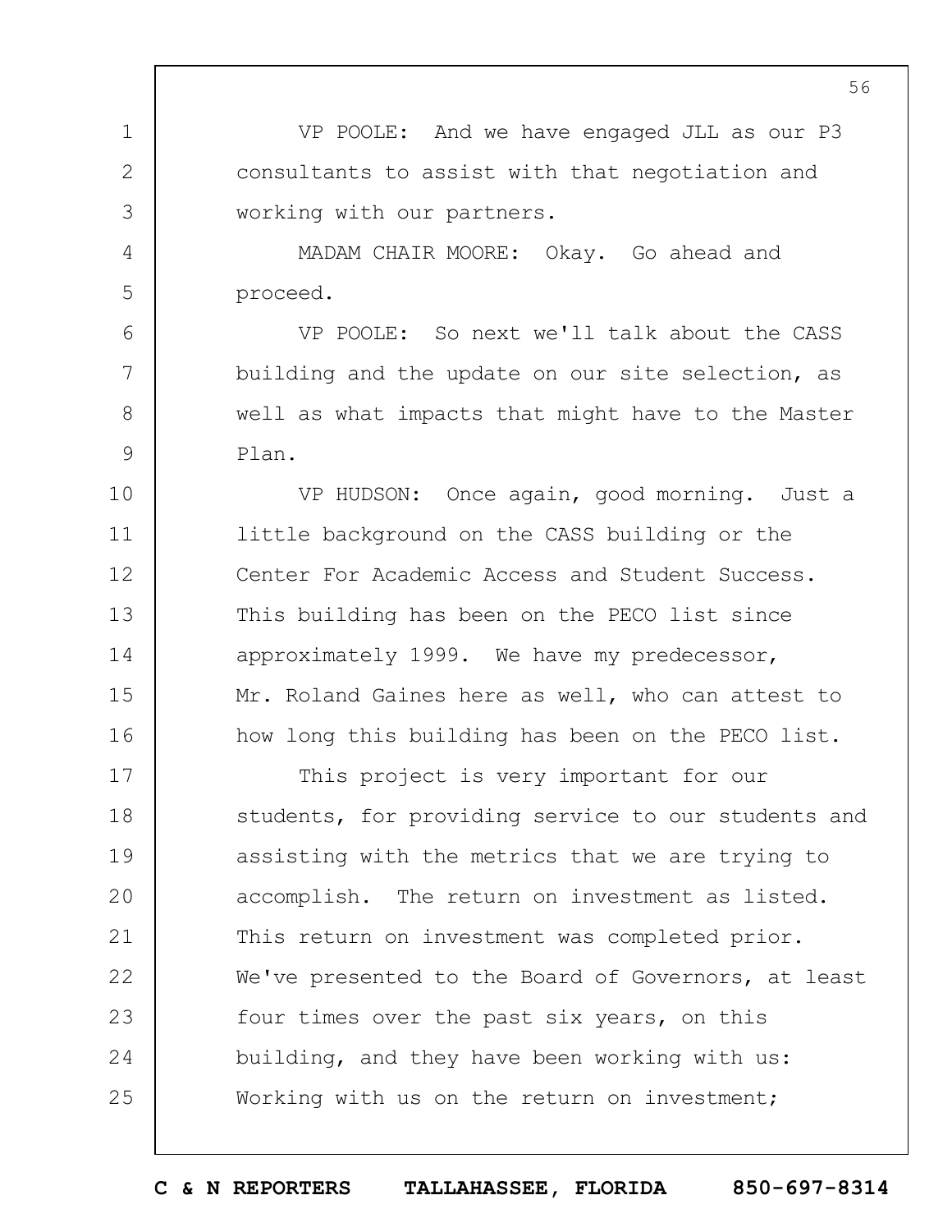VP POOLE: And we have engaged JLL as our P3 consultants to assist with that negotiation and working with our partners.

MADAM CHAIR MOORE: Okay. Go ahead and proceed.

VP POOLE: So next we'll talk about the CASS building and the update on our site selection, as well as what impacts that might have to the Master Plan.

VP HUDSON: Once again, good morning. Just a little background on the CASS building or the Center For Academic Access and Student Success. This building has been on the PECO list since approximately 1999. We have my predecessor, Mr. Roland Gaines here as well, who can attest to how long this building has been on the PECO list.

This project is very important for our students, for providing service to our students and assisting with the metrics that we are trying to accomplish. The return on investment as listed. This return on investment was completed prior. We've presented to the Board of Governors, at least four times over the past six years, on this building, and they have been working with us: Working with us on the return on investment;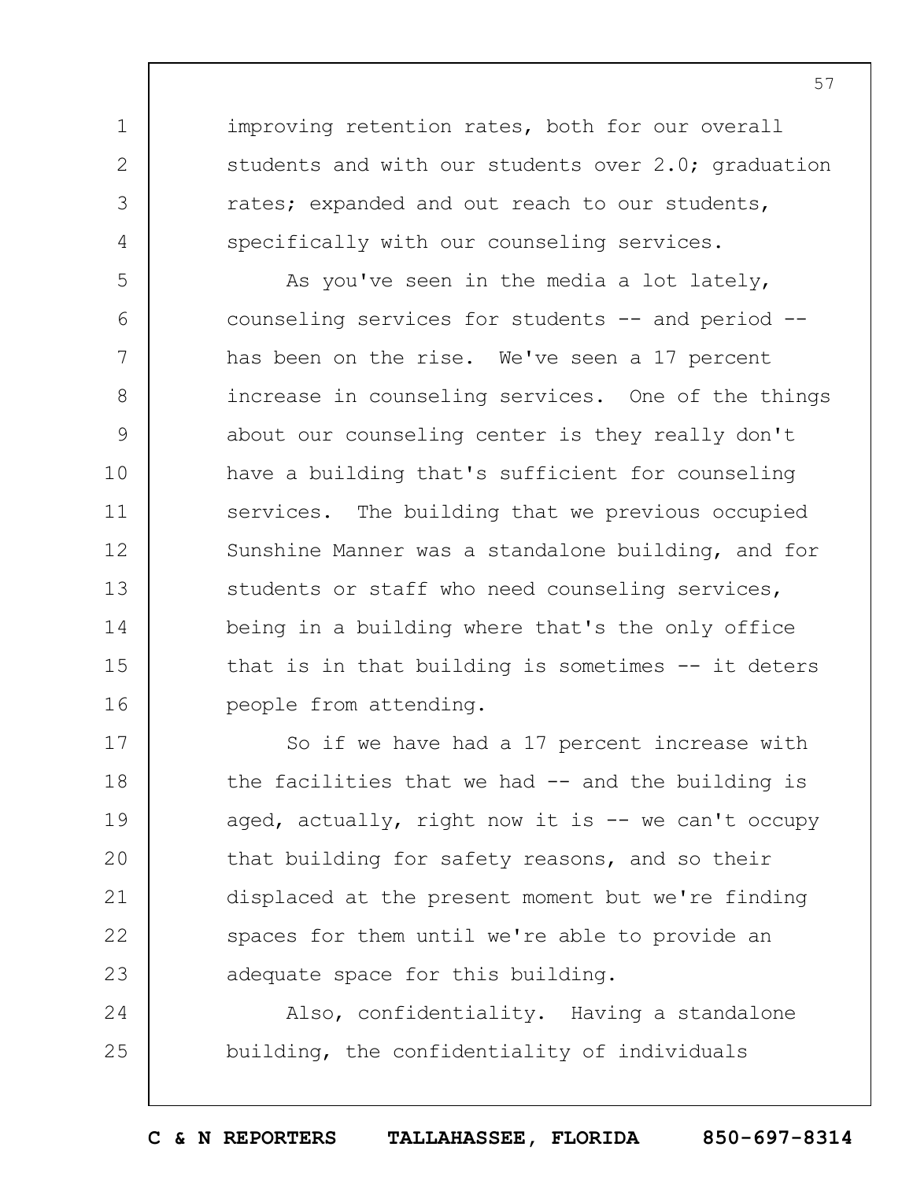improving retention rates, both for our overall students and with our students over 2.0; graduation rates; expanded and out reach to our students, specifically with our counseling services.

As you've seen in the media a lot lately, counseling services for students -- and period -- has been on the rise. We've seen a 17 percent increase in counseling services. One of the things about our counseling center is they really don't have a building that's sufficient for counseling services. The building that we previous occupied Sunshine Manner was a standalone building, and for students or staff who need counseling services, being in a building where that's the only office that is in that building is sometimes -- it deters people from attending.

So if we have had a 17 percent increase with the facilities that we had -- and the building is aged, actually, right now it is -- we can't occupy that building for safety reasons, and so their displaced at the present moment but we're finding spaces for them until we're able to provide an adequate space for this building.

Also, confidentiality. Having a standalone building, the confidentiality of individuals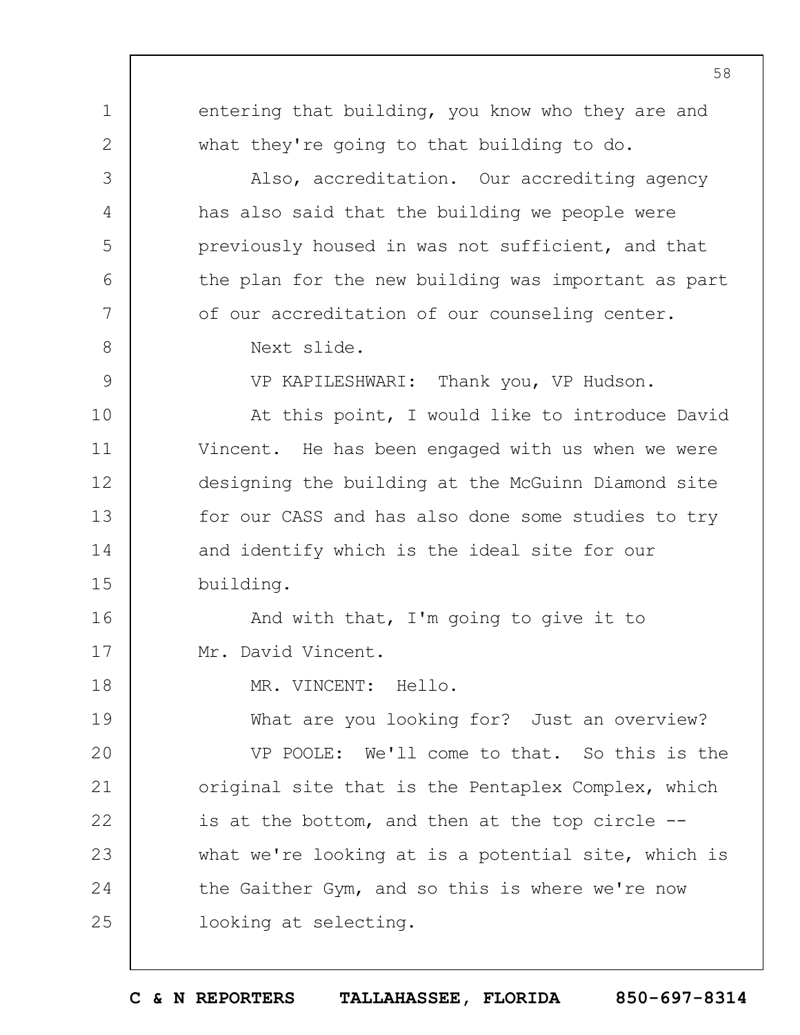entering that building, you know who they are and what they're going to that building to do.

Also, accreditation. Our accrediting agency has also said that the building we people were previously housed in was not sufficient, and that the plan for the new building was important as part of our accreditation of our counseling center.

Next slide.

VP KAPILESHWARI: Thank you, VP Hudson.

At this point, I would like to introduce David Vincent. He has been engaged with us when we were designing the building at the McGuinn Diamond site for our CASS and has also done some studies to try and identify which is the ideal site for our building.

And with that, I'm going to give it to Mr. David Vincent.

MR. VINCENT: Hello.

What are you looking for? Just an overview?

VP POOLE: We'll come to that. So this is the original site that is the Pentaplex Complex, which is at the bottom, and then at the top circle -- what we're looking at is a potential site, which is the Gaither Gym, and so this is where we're now looking at selecting.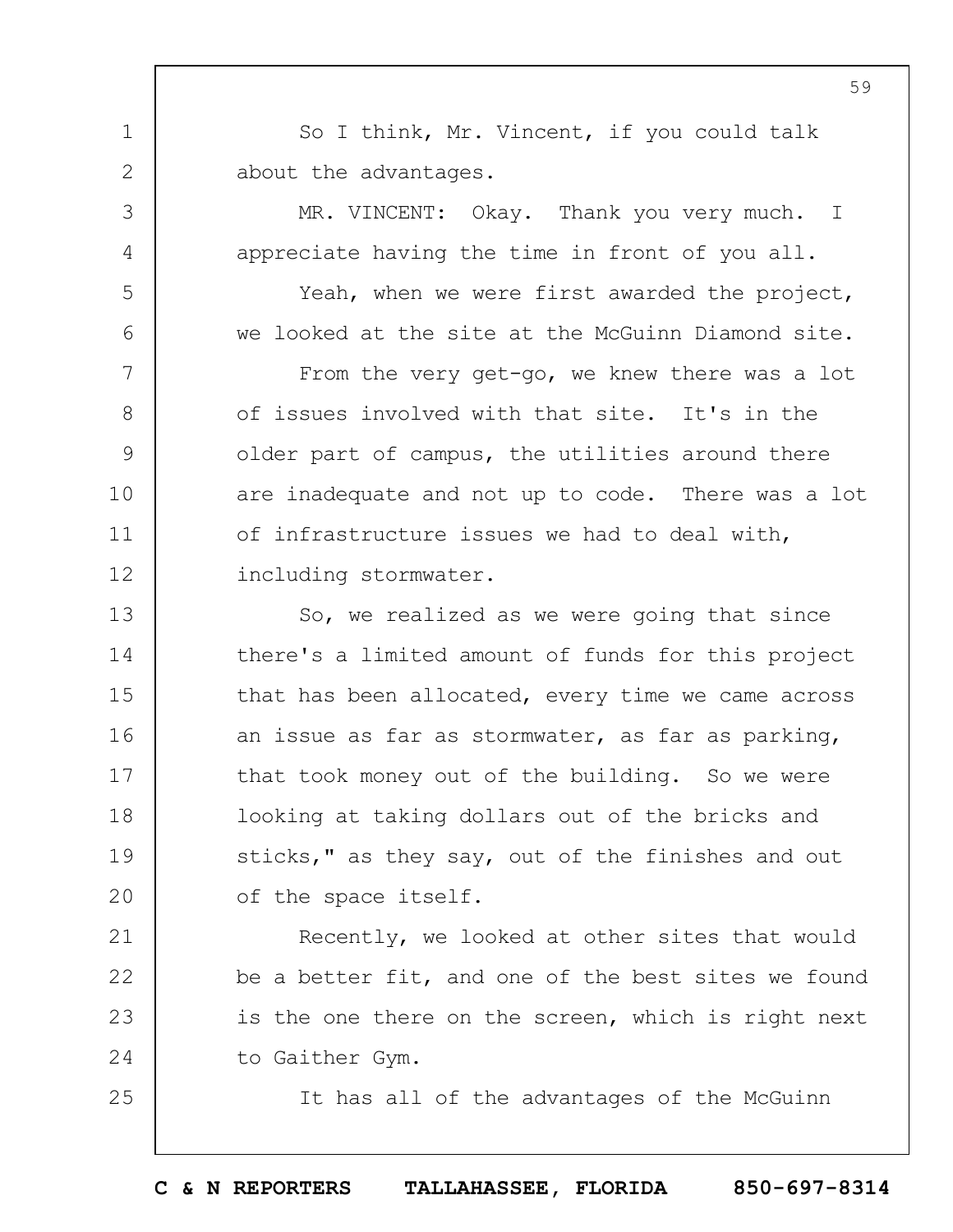So I think, Mr. Vincent, if you could talk about the advantages.

MR. VINCENT: Okay. Thank you very much. I appreciate having the time in front of you all.

Yeah, when we were first awarded the project, we looked at the site at the McGuinn Diamond site.

From the very get-go, we knew there was a lot of issues involved with that site. It's in the older part of campus, the utilities around there are inadequate and not up to code. There was a lot of infrastructure issues we had to deal with, including stormwater.

So, we realized as we were going that since there's a limited amount of funds for this project that has been allocated, every time we came across an issue as far as stormwater, as far as parking, that took money out of the building. So we were looking at taking dollars out of the bricks and sticks," as they say, out of the finishes and out of the space itself.

Recently, we looked at other sites that would be a better fit, and one of the best sites we found is the one there on the screen, which is right next to Gaither Gym.

It has all of the advantages of the McGuinn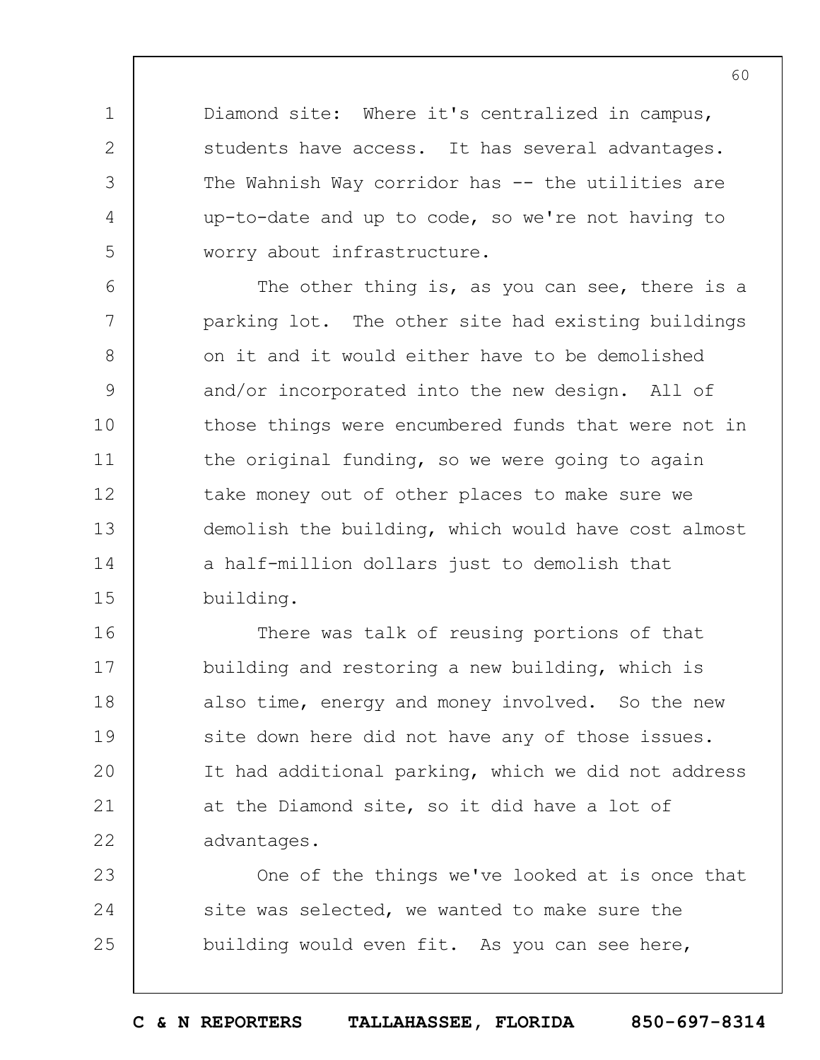Diamond site: Where it's centralized in campus, students have access. It has several advantages. The Wahnish Way corridor has -- the utilities are up-to-date and up to code, so we're not having to worry about infrastructure.

The other thing is, as you can see, there is a parking lot. The other site had existing buildings on it and it would either have to be demolished and/or incorporated into the new design. All of those things were encumbered funds that were not in the original funding, so we were going to again take money out of other places to make sure we demolish the building, which would have cost almost a half-million dollars just to demolish that building.

There was talk of reusing portions of that building and restoring a new building, which is also time, energy and money involved. So the new site down here did not have any of those issues. It had additional parking, which we did not address at the Diamond site, so it did have a lot of advantages.

One of the things we've looked at is once that site was selected, we wanted to make sure the building would even fit. As you can see here,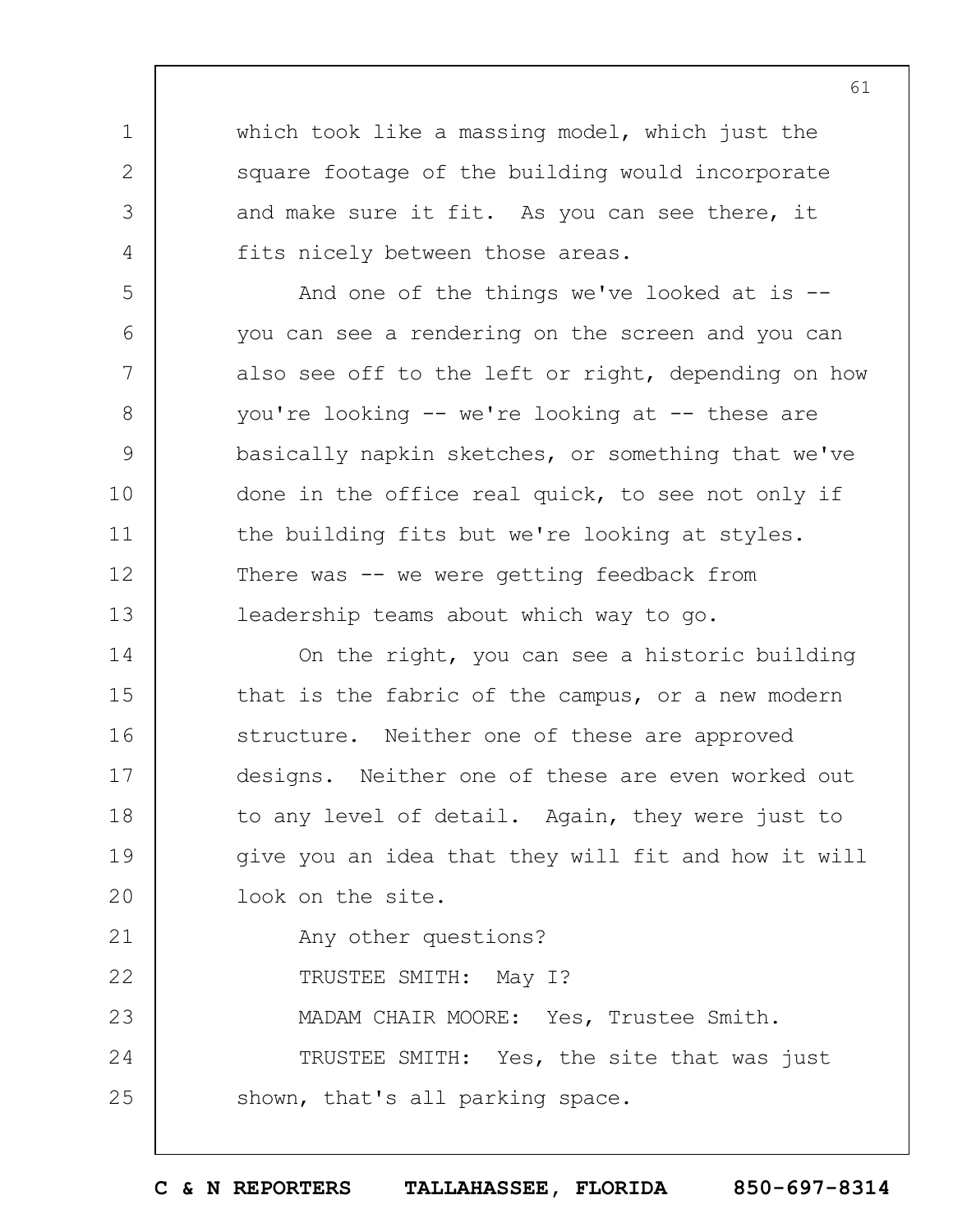which took like a massing model, which just the square footage of the building would incorporate and make sure it fit. As you can see there, it fits nicely between those areas.

And one of the things we've looked at is -- you can see a rendering on the screen and you can also see off to the left or right, depending on how you're looking -- we're looking at -- these are basically napkin sketches, or something that we've done in the office real quick, to see not only if the building fits but we're looking at styles. There was -- we were getting feedback from leadership teams about which way to go.

On the right, you can see a historic building that is the fabric of the campus, or a new modern structure. Neither one of these are approved designs. Neither one of these are even worked out to any level of detail. Again, they were just to give you an idea that they will fit and how it will look on the site.

Any other questions?

TRUSTEE SMITH: May I?

MADAM CHAIR MOORE: Yes, Trustee Smith.

TRUSTEE SMITH: Yes, the site that was just shown, that's all parking space.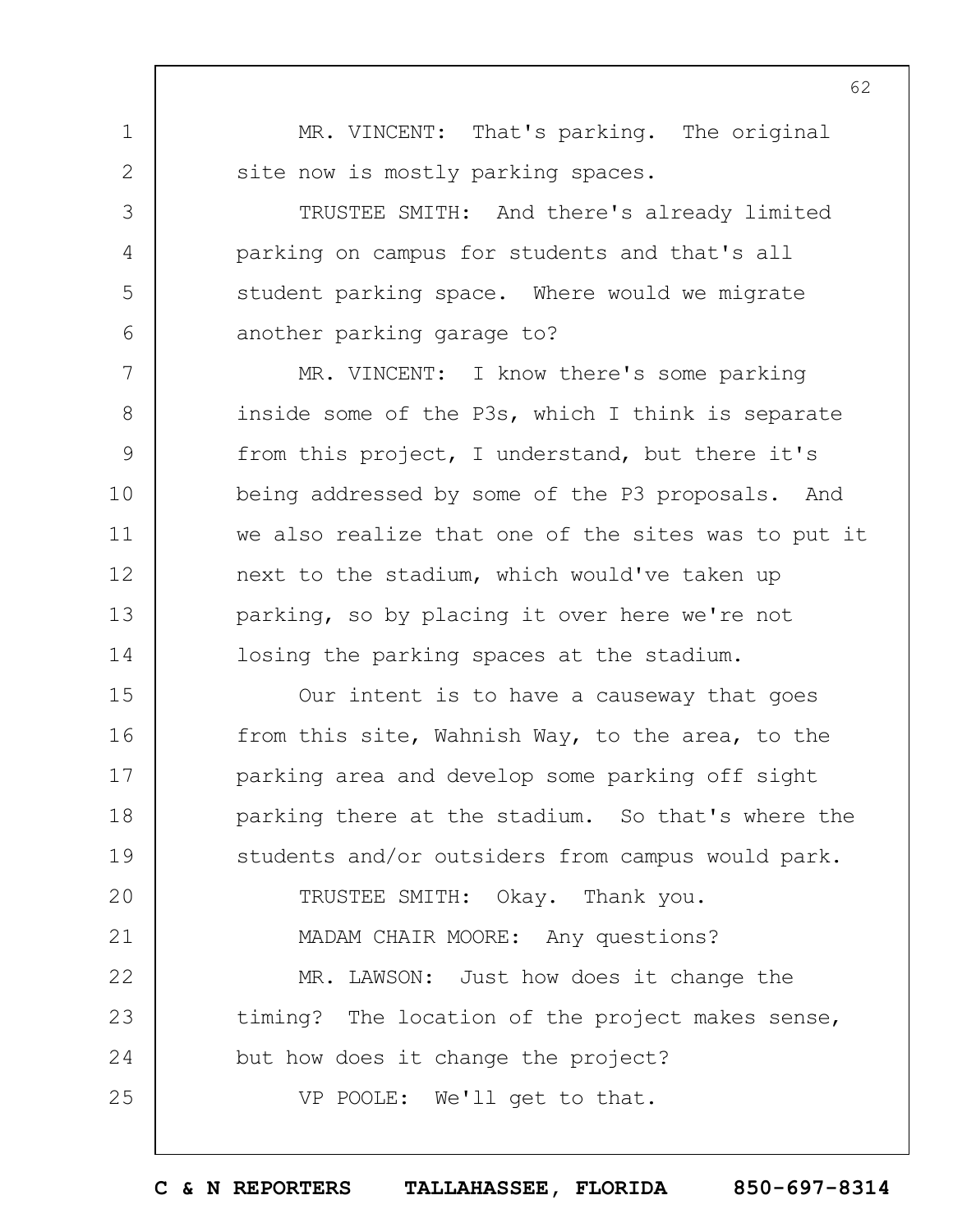MR. VINCENT: That's parking. The original site now is mostly parking spaces.

TRUSTEE SMITH: And there's already limited parking on campus for students and that's all student parking space. Where would we migrate another parking garage to?

MR. VINCENT: I know there's some parking inside some of the P3s, which I think is separate from this project, I understand, but there it's being addressed by some of the P3 proposals. And we also realize that one of the sites was to put it next to the stadium, which would've taken up parking, so by placing it over here we're not losing the parking spaces at the stadium.

Our intent is to have a causeway that goes from this site, Wahnish Way, to the area, to the parking area and develop some parking off sight parking there at the stadium. So that's where the students and/or outsiders from campus would park.

TRUSTEE SMITH: Okay. Thank you.

MADAM CHAIR MOORE: Any questions?

MR. LAWSON: Just how does it change the timing? The location of the project makes sense, but how does it change the project?

VP POOLE: We'll get to that.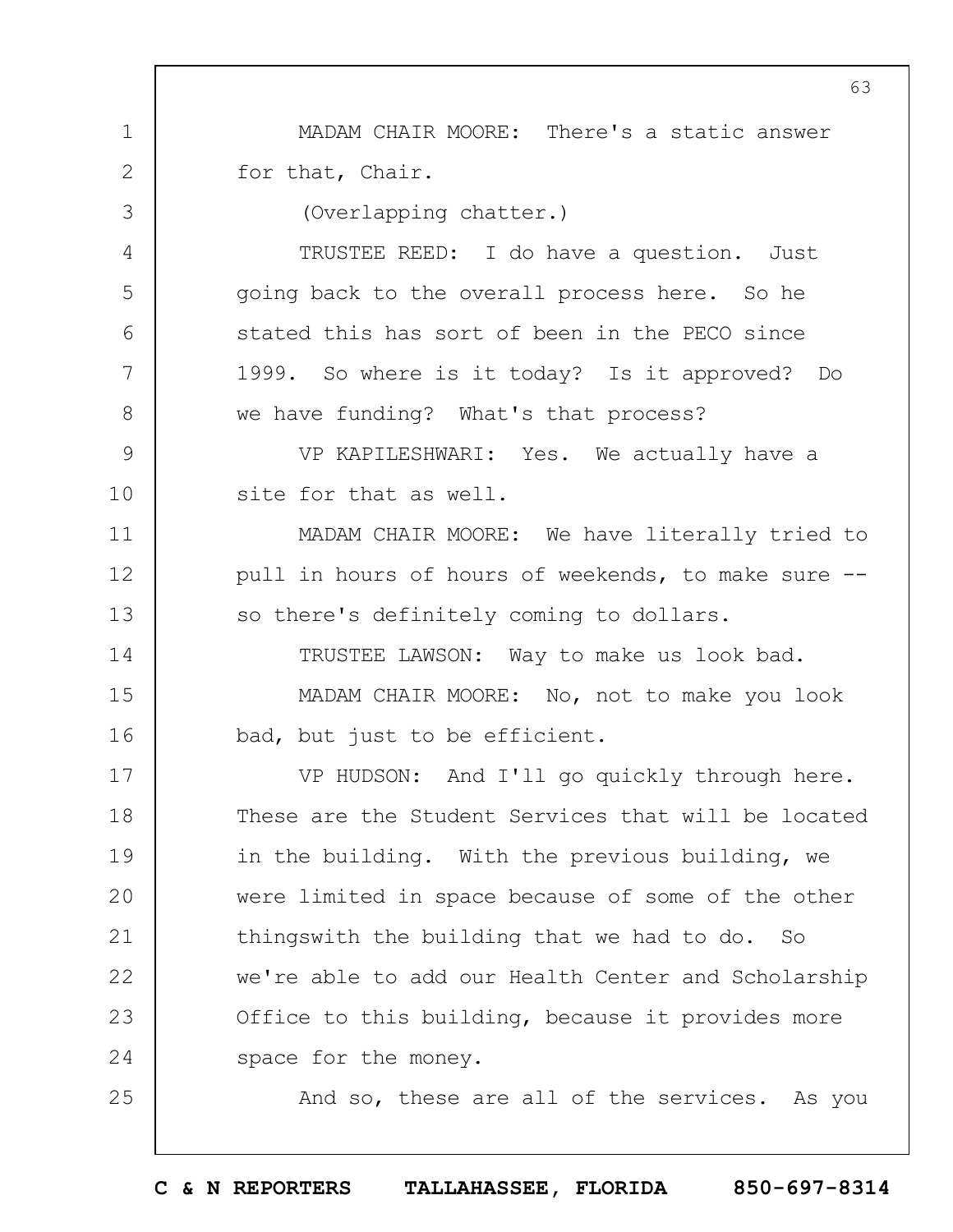MADAM CHAIR MOORE: There's a static answer for that, Chair.

(Overlapping chatter.)

TRUSTEE REED: I do have a question. Just going back to the overall process here. So he stated this has sort of been in the PECO since 1999. So where is it today? Is it approved? Do we have funding? What's that process?

VP KAPILESHWARI: Yes. We actually have a site for that as well.

MADAM CHAIR MOORE: We have literally tried to pull in hours of hours of weekends, to make sure -- so there's definitely coming to dollars.

TRUSTEE LAWSON: Way to make us look bad.

MADAM CHAIR MOORE: No, not to make you look bad, but just to be efficient.

VP HUDSON: And I'll go quickly through here. These are the Student Services that will be located in the building. With the previous building, we were limited in space because of some of the other thingswith the building that we had to do. So we're able to add our Health Center and Scholarship Office to this building, because it provides more space for the money.

And so, these are all of the services. As you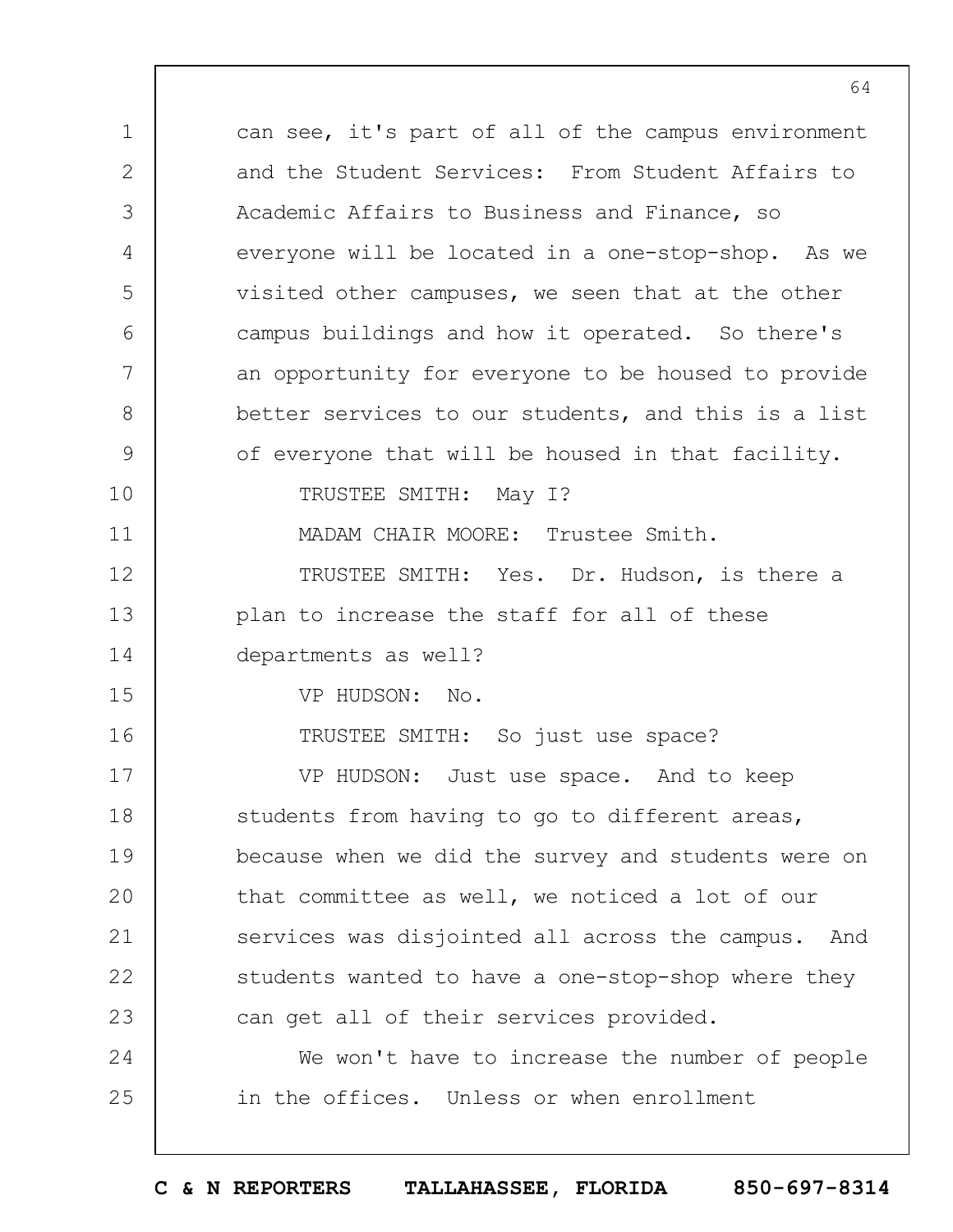can see, it's part of all of the campus environment and the Student Services: From Student Affairs to Academic Affairs to Business and Finance, so everyone will be located in a one-stop-shop. As we visited other campuses, we seen that at the other campus buildings and how it operated. So there's an opportunity for everyone to be housed to provide better services to our students, and this is a list of everyone that will be housed in that facility.

TRUSTEE SMITH: May I?

MADAM CHAIR MOORE: Trustee Smith.

TRUSTEE SMITH: Yes. Dr. Hudson, is there a plan to increase the staff for all of these departments as well?

VP HUDSON: No.

TRUSTEE SMITH: So just use space?

VP HUDSON: Just use space. And to keep students from having to go to different areas, because when we did the survey and students were on that committee as well, we noticed a lot of our services was disjointed all across the campus. And students wanted to have a one-stop-shop where they can get all of their services provided.

We won't have to increase the number of people in the offices. Unless or when enrollment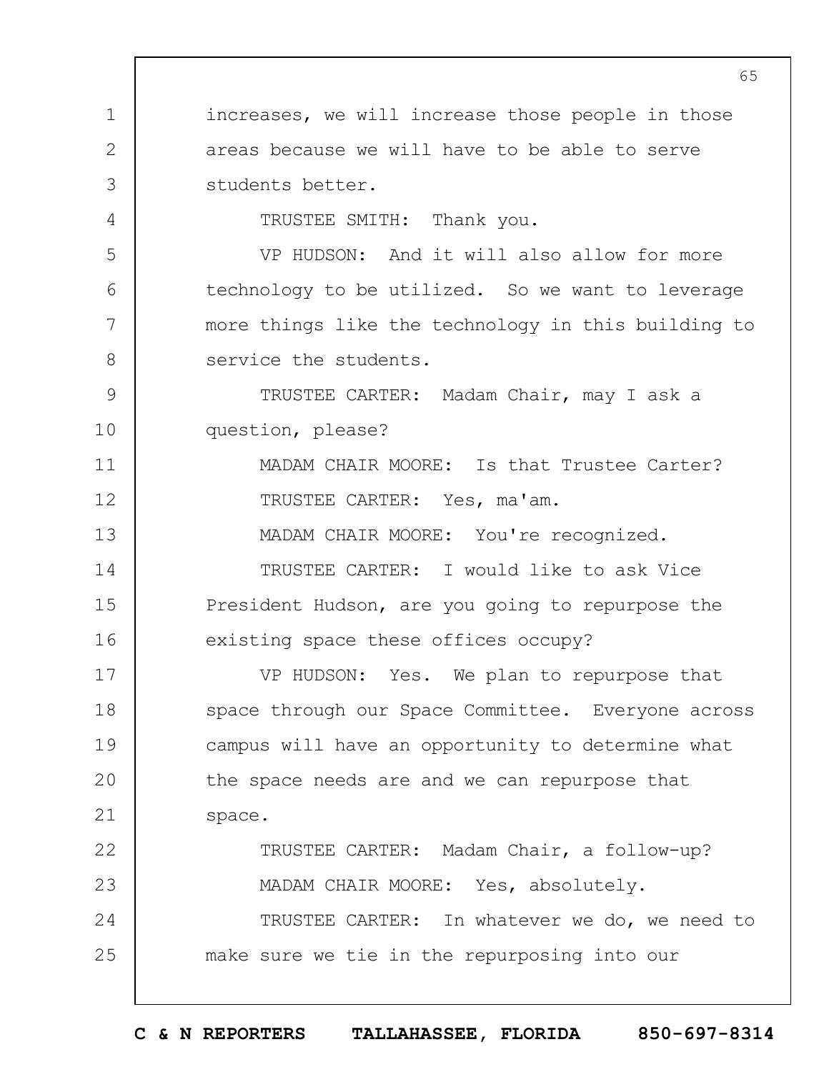increases, we will increase those people in those areas because we will have to be able to serve students better.

TRUSTEE SMITH: Thank you.

VP HUDSON: And it will also allow for more technology to be utilized. So we want to leverage more things like the technology in this building to service the students.

TRUSTEE CARTER: Madam Chair, may I ask a question, please?

MADAM CHAIR MOORE: Is that Trustee Carter?

TRUSTEE CARTER: Yes, ma'am.

MADAM CHAIR MOORE: You're recognized.

TRUSTEE CARTER: I would like to ask Vice President Hudson, are you going to repurpose the existing space these offices occupy?

VP HUDSON: Yes. We plan to repurpose that space through our Space Committee. Everyone across campus will have an opportunity to determine what the space needs are and we can repurpose that space.

TRUSTEE CARTER: Madam Chair, a follow-up?

MADAM CHAIR MOORE: Yes, absolutely.

TRUSTEE CARTER: In whatever we do, we need to make sure we tie in the repurposing into our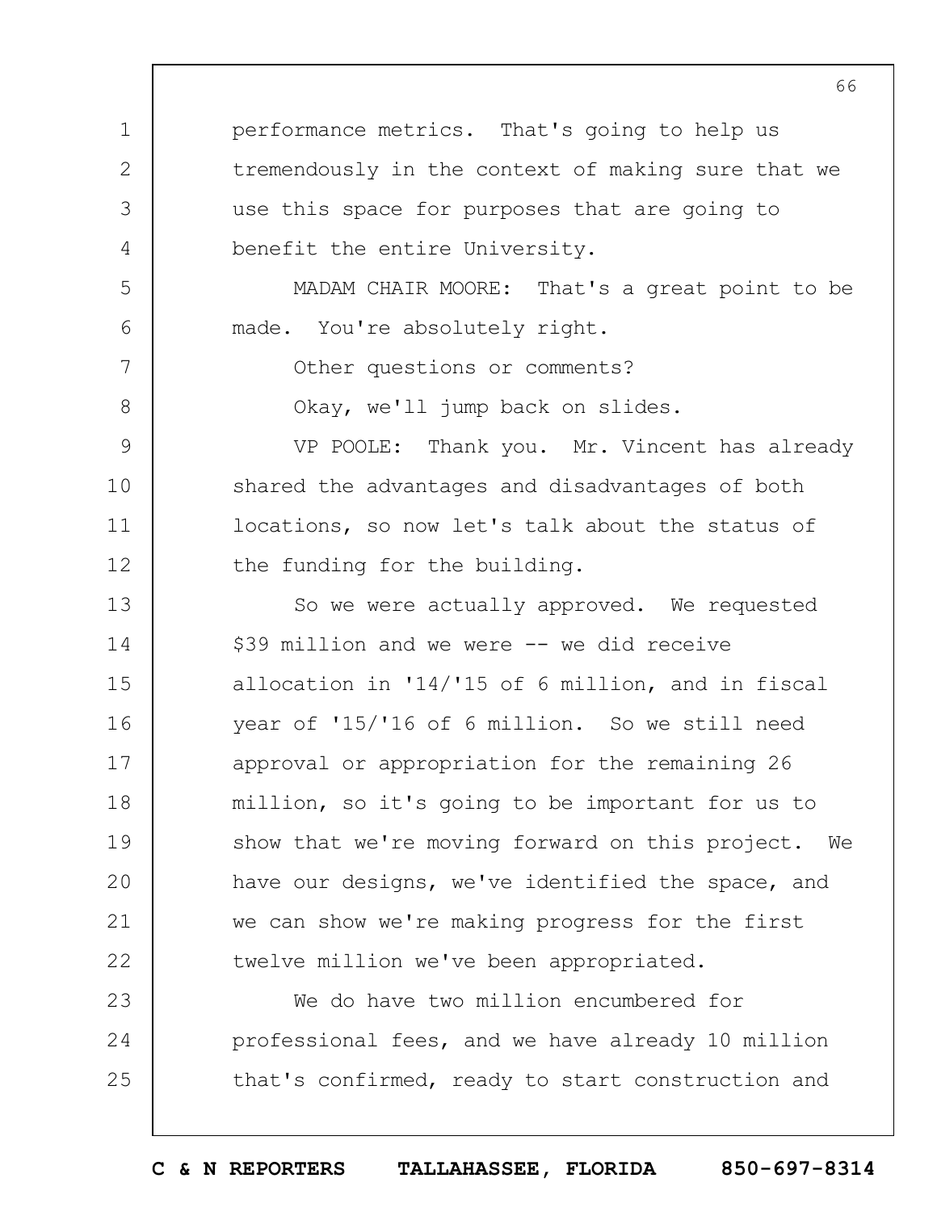performance metrics. That's going to help us tremendously in the context of making sure that we use this space for purposes that are going to benefit the entire University.

MADAM CHAIR MOORE: That's a great point to be made. You're absolutely right.

Other questions or comments?

Okay, we'll jump back on slides.

VP POOLE: Thank you. Mr. Vincent has already shared the advantages and disadvantages of both locations, so now let's talk about the status of the funding for the building.

So we were actually approved. We requested $39 million and we were -- we did receive allocation in '14/'15 of 6 million, and in fiscal year of '15/'16 of 6 million. So we still need approval or appropriation for the remaining 26 million, so it's going to be important for us to show that we're moving forward on this project. We have our designs, we've identified the space, and we can show we're making progress for the first twelve million we've been appropriated.

We do have two million encumbered for professional fees, and we have already 10 million that's confirmed, ready to start construction and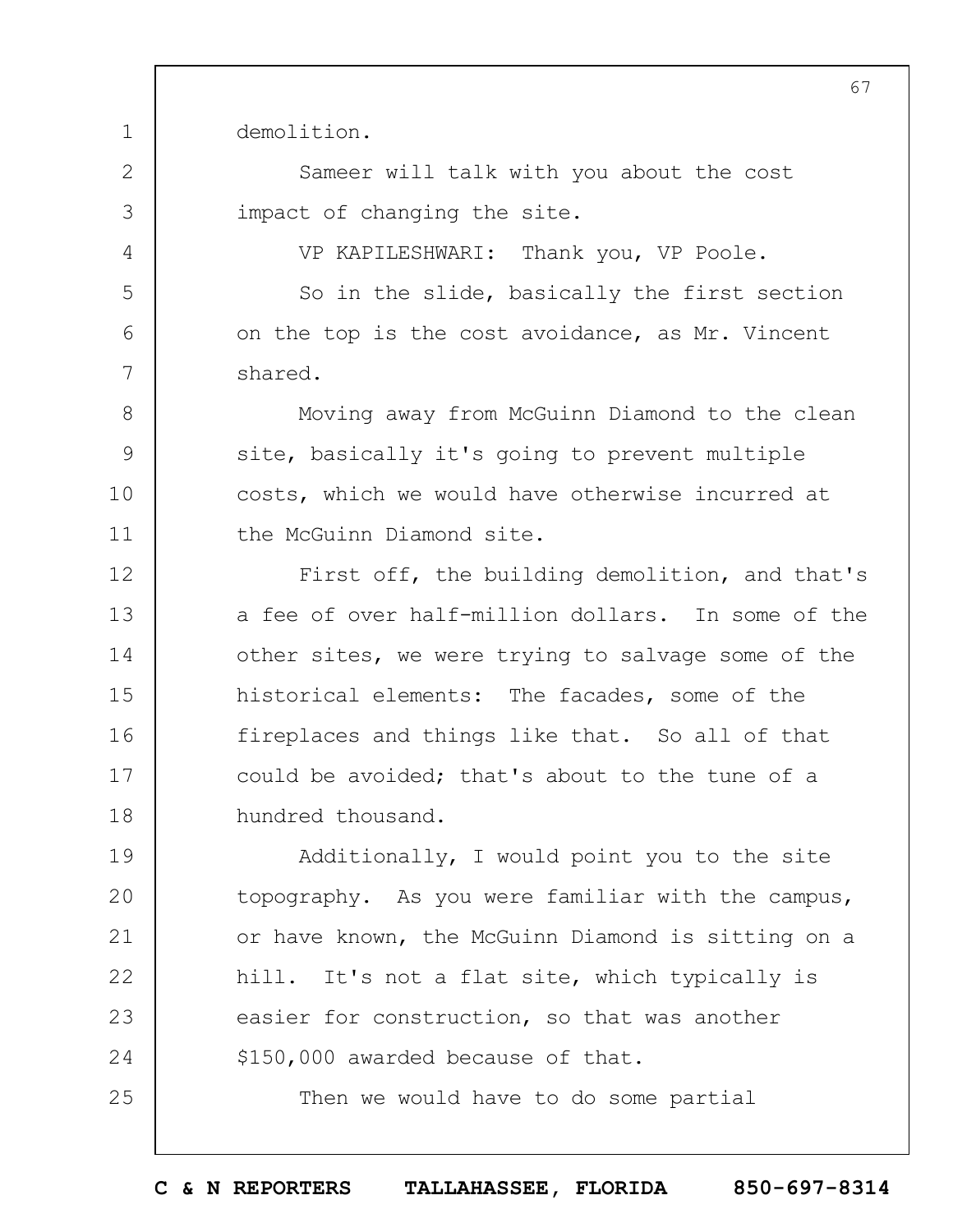demolition.

Sameer will talk with you about the cost impact of changing the site.

VP KAPILESHWARI: Thank you, VP Poole.

So in the slide, basically the first section on the top is the cost avoidance, as Mr. Vincent shared.

Moving away from McGuinn Diamond to the clean site, basically it's going to prevent multiple costs, which we would have otherwise incurred at the McGuinn Diamond site.

First off, the building demolition, and that's a fee of over half-million dollars. In some of the other sites, we were trying to salvage some of the historical elements: The facades, some of the fireplaces and things like that. So all of that could be avoided; that's about to the tune of a hundred thousand.

Additionally, I would point you to the site topography. As you were familiar with the campus, or have known, the McGuinn Diamond is sitting on a hill. It's not a flat site, which typically is easier for construction, so that was another $150,000 awarded because of that.

Then we would have to do some partial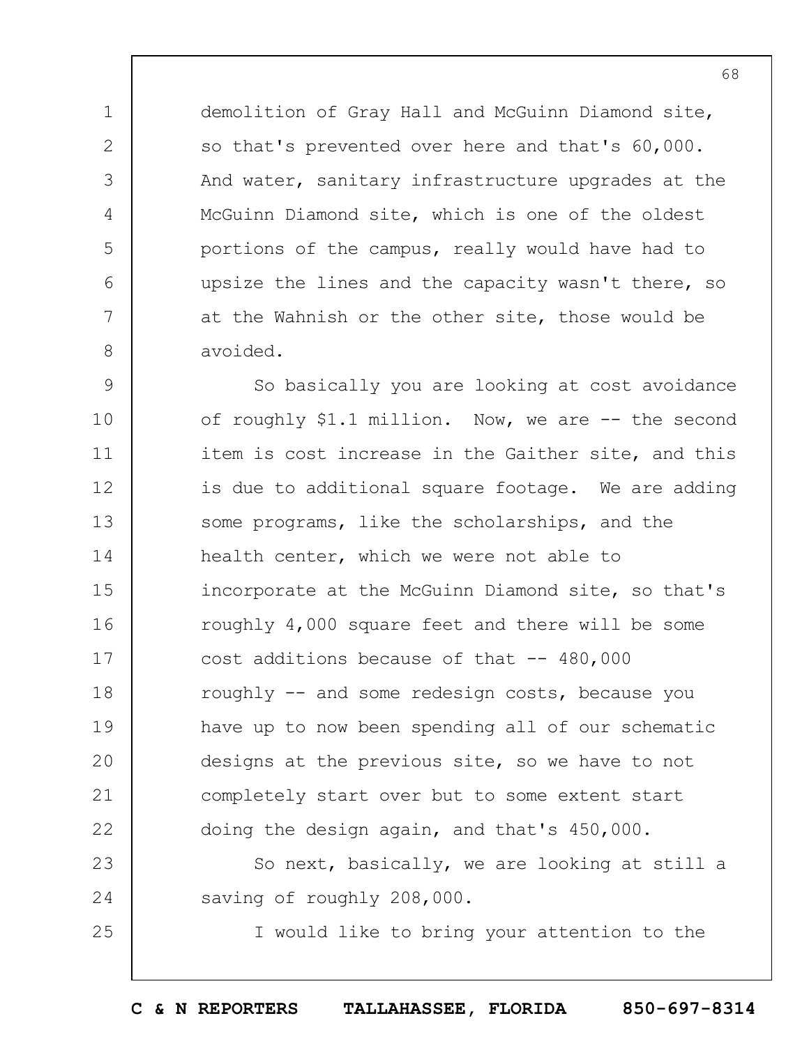demolition of Gray Hall and McGuinn Diamond site, so that's prevented over here and that's 60,000. And water, sanitary infrastructure upgrades at the McGuinn Diamond site, which is one of the oldest portions of the campus, really would have had to upsize the lines and the capacity wasn't there, so at the Wahnish or the other site, those would be avoided.

So basically you are looking at cost avoidance of roughly $1.1 million. Now, we are -- the second item is cost increase in the Gaither site, and this is due to additional square footage. We are adding some programs, like the scholarships, and the health center, which we were not able to incorporate at the McGuinn Diamond site, so that's roughly 4,000 square feet and there will be some cost additions because of that -- 480,000 roughly -- and some redesign costs, because you have up to now been spending all of our schematic designs at the previous site, so we have to not completely start over but to some extent start doing the design again, and that's 450,000.

So next, basically, we are looking at still a saving of roughly 208,000.

I would like to bring your attention to the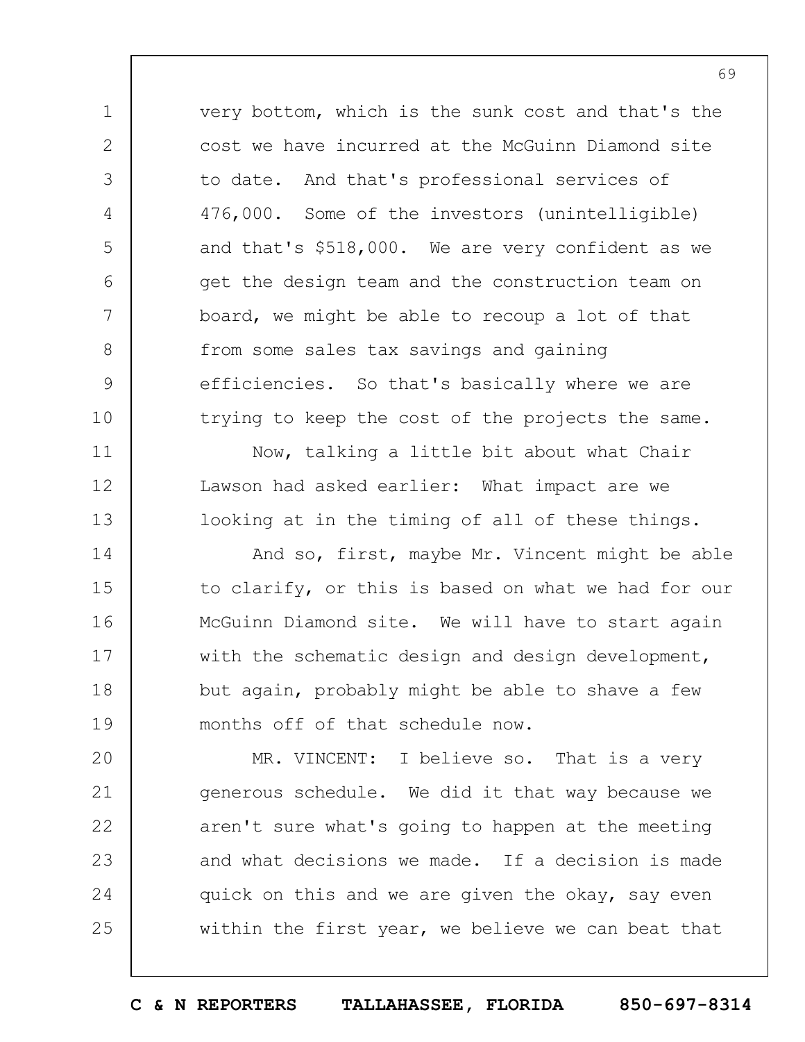very bottom, which is the sunk cost and that's the cost we have incurred at the McGuinn Diamond site to date. And that's professional services of 476,000. Some of the investors (unintelligible) and that's $518,000. We are very confident as we get the design team and the construction team on board, we might be able to recoup a lot of that from some sales tax savings and gaining efficiencies. So that's basically where we are trying to keep the cost of the projects the same.

Now, talking a little bit about what Chair Lawson had asked earlier: What impact are we looking at in the timing of all of these things.

And so, first, maybe Mr. Vincent might be able to clarify, or this is based on what we had for our McGuinn Diamond site. We will have to start again with the schematic design and design development, but again, probably might be able to shave a few months off of that schedule now.

MR. VINCENT: I believe so. That is a very generous schedule. We did it that way because we aren't sure what's going to happen at the meeting and what decisions we made. If a decision is made quick on this and we are given the okay, say even within the first year, we believe we can beat that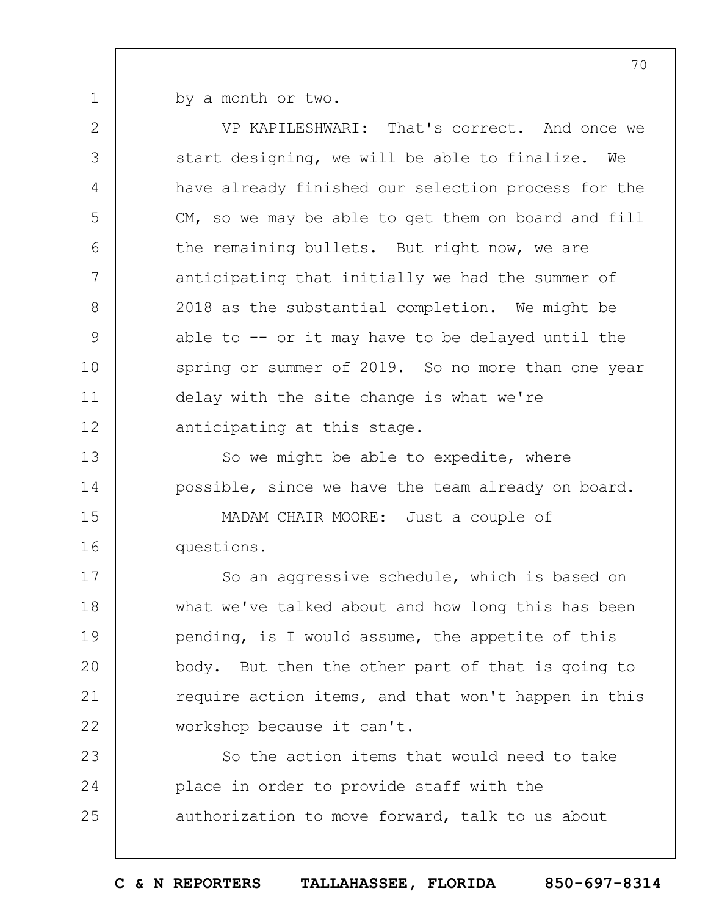by a month or two.

VP KAPILESHWARI: That's correct. And once we start designing, we will be able to finalize. We have already finished our selection process for the CM, so we may be able to get them on board and fill the remaining bullets. But right now, we are anticipating that initially we had the summer of 2018 as the substantial completion. We might be able to -- or it may have to be delayed until the spring or summer of 2019. So no more than one year delay with the site change is what we're anticipating at this stage.

So we might be able to expedite, where possible, since we have the team already on board.

MADAM CHAIR MOORE: Just a couple of questions.

So an aggressive schedule, which is based on what we've talked about and how long this has been pending, is I would assume, the appetite of this body. But then the other part of that is going to require action items, and that won't happen in this workshop because it can't.

So the action items that would need to take place in order to provide staff with the authorization to move forward, talk to us about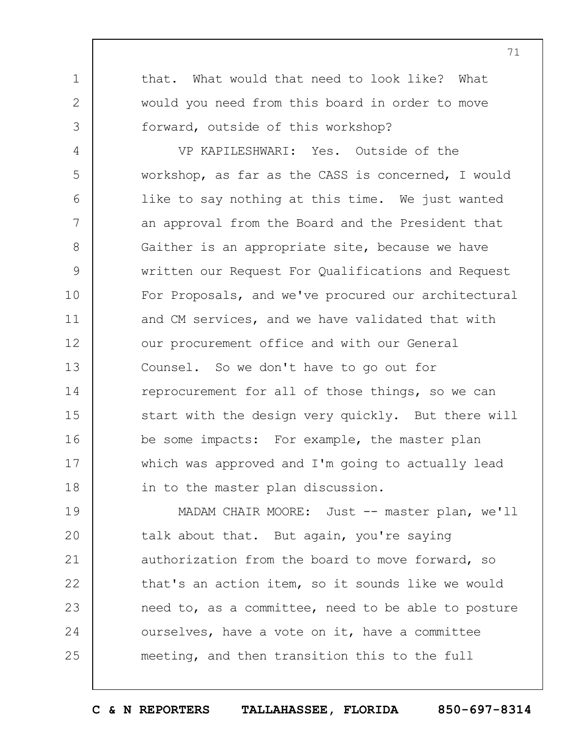that. What would that need to look like? What would you need from this board in order to move forward, outside of this workshop?

VP KAPILESHWARI: Yes. Outside of the workshop, as far as the CASS is concerned, I would like to say nothing at this time. We just wanted an approval from the Board and the President that Gaither is an appropriate site, because we have written our Request For Qualifications and Request For Proposals, and we've procured our architectural and CM services, and we have validated that with our procurement office and with our General Counsel. So we don't have to go out for reprocurement for all of those things, so we can start with the design very quickly. But there will be some impacts: For example, the master plan which was approved and I'm going to actually lead in to the master plan discussion.

MADAM CHAIR MOORE: Just -- master plan, we'll talk about that. But again, you're saying authorization from the board to move forward, so that's an action item, so it sounds like we would need to, as a committee, need to be able to posture ourselves, have a vote on it, have a committee meeting, and then transition this to the full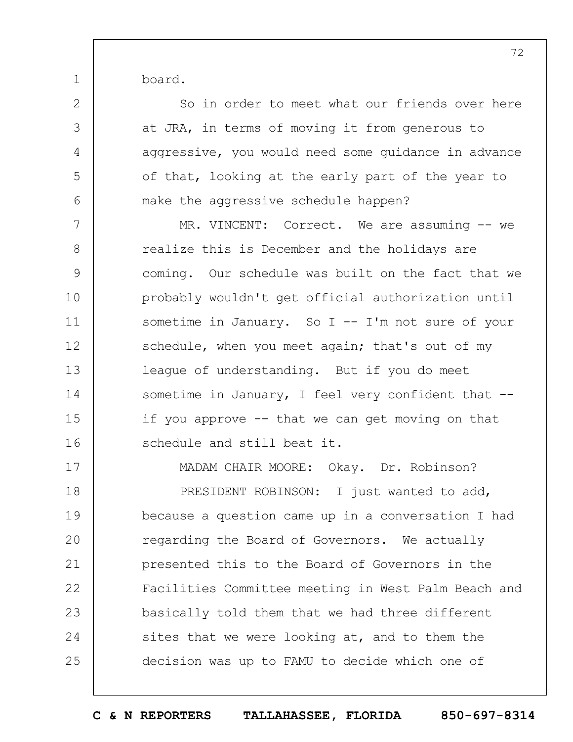board.

So in order to meet what our friends over here at JRA, in terms of moving it from generous to aggressive, you would need some guidance in advance of that, looking at the early part of the year to make the aggressive schedule happen?

MR. VINCENT: Correct. We are assuming -- we realize this is December and the holidays are coming. Our schedule was built on the fact that we probably wouldn't get official authorization until sometime in January. So I -- I'm not sure of your schedule, when you meet again; that's out of my league of understanding. But if you do meet sometime in January, I feel very confident that -- if you approve -- that we can get moving on that schedule and still beat it.

MADAM CHAIR MOORE: Okay. Dr. Robinson?

PRESIDENT ROBINSON: I just wanted to add, because a question came up in a conversation I had regarding the Board of Governors. We actually presented this to the Board of Governors in the Facilities Committee meeting in West Palm Beach and basically told them that we had three different sites that we were looking at, and to them the decision was up to FAMU to decide which one of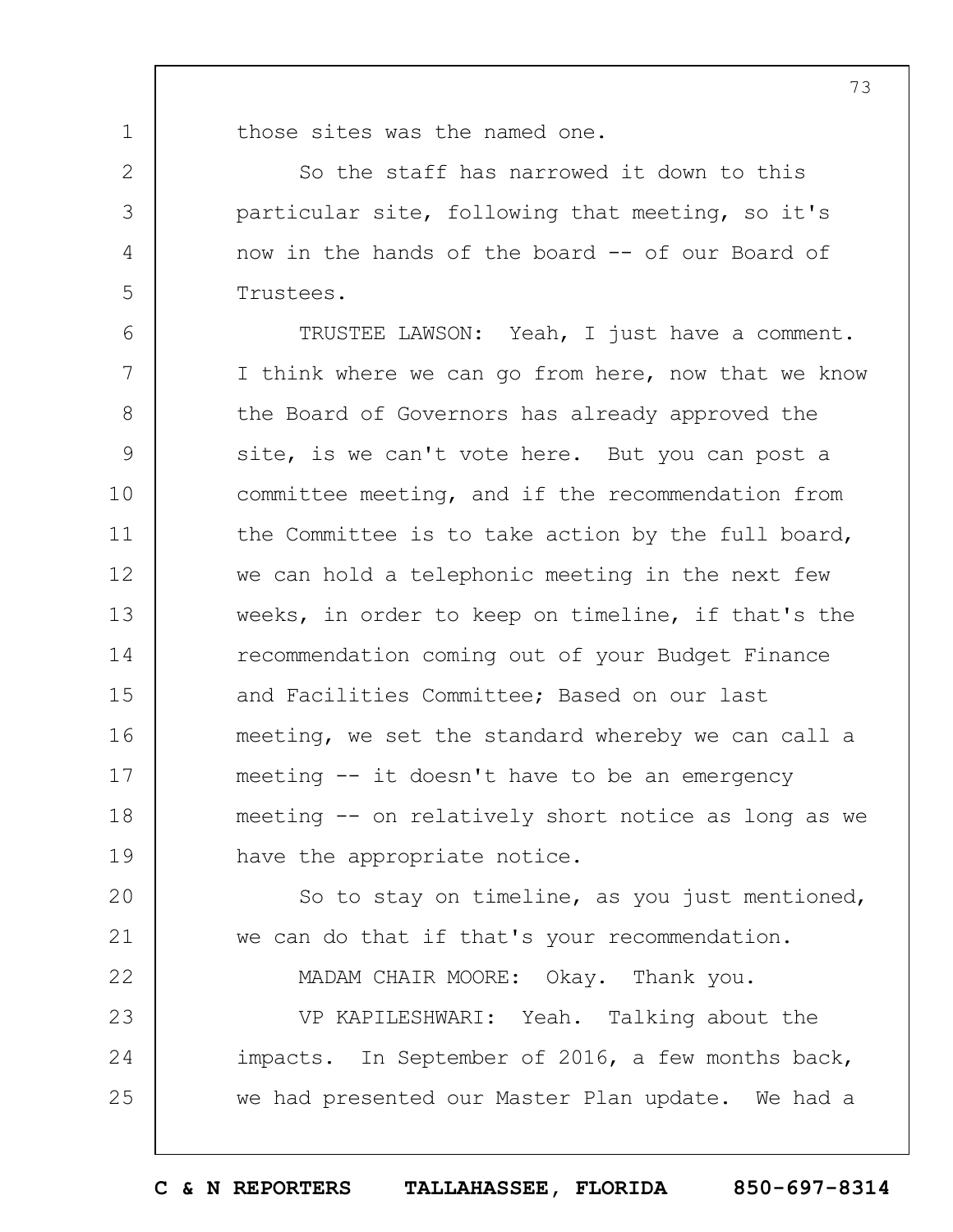those sites was the named one.

So the staff has narrowed it down to this particular site, following that meeting, so it's now in the hands of the board -- of our Board of Trustees.

TRUSTEE LAWSON: Yeah, I just have a comment. I think where we can go from here, now that we know the Board of Governors has already approved the site, is we can't vote here. But you can post a committee meeting, and if the recommendation from the Committee is to take action by the full board, we can hold a telephonic meeting in the next few weeks, in order to keep on timeline, if that's the recommendation coming out of your Budget Finance and Facilities Committee; Based on our last meeting, we set the standard whereby we can call a meeting -- it doesn't have to be an emergency meeting -- on relatively short notice as long as we have the appropriate notice.

So to stay on timeline, as you just mentioned, we can do that if that's your recommendation.

MADAM CHAIR MOORE: Okay. Thank you.

VP KAPILESHWARI: Yeah. Talking about the impacts. In September of 2016, a few months back, we had presented our Master Plan update. We had a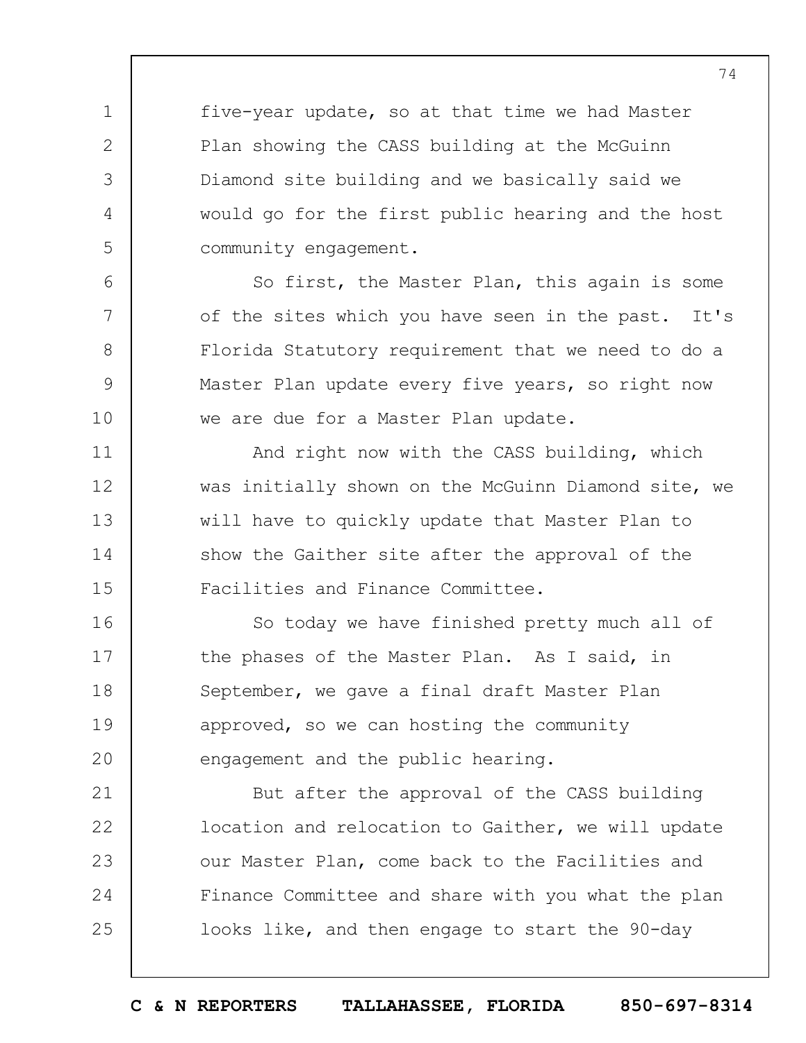five-year update, so at that time we had Master Plan showing the CASS building at the McGuinn Diamond site building and we basically said we would go for the first public hearing and the host community engagement.

So first, the Master Plan, this again is some of the sites which you have seen in the past. It's Florida Statutory requirement that we need to do a Master Plan update every five years, so right now we are due for a Master Plan update.

And right now with the CASS building, which was initially shown on the McGuinn Diamond site, we will have to quickly update that Master Plan to show the Gaither site after the approval of the Facilities and Finance Committee.

So today we have finished pretty much all of the phases of the Master Plan. As I said, in September, we gave a final draft Master Plan approved, so we can hosting the community engagement and the public hearing.

But after the approval of the CASS building location and relocation to Gaither, we will update our Master Plan, come back to the Facilities and Finance Committee and share with you what the plan looks like, and then engage to start the 90-day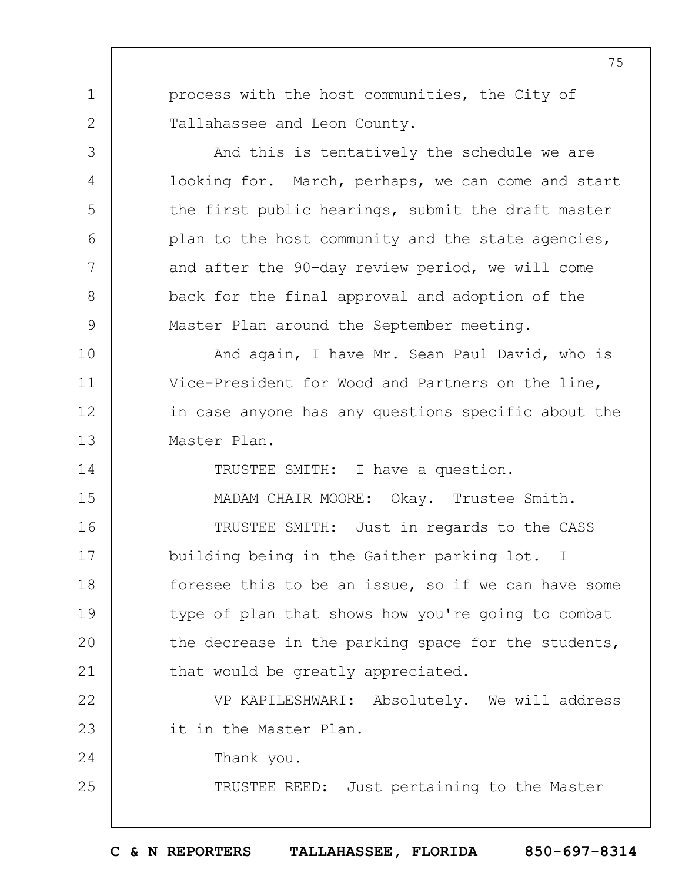process with the host communities, the City of Tallahassee and Leon County.

And this is tentatively the schedule we are looking for. March, perhaps, we can come and start the first public hearings, submit the draft master plan to the host community and the state agencies, and after the 90-day review period, we will come back for the final approval and adoption of the Master Plan around the September meeting.

And again, I have Mr. Sean Paul David, who is Vice-President for Wood and Partners on the line, in case anyone has any questions specific about the Master Plan.

TRUSTEE SMITH: I have a question.

MADAM CHAIR MOORE: Okay. Trustee Smith.

TRUSTEE SMITH: Just in regards to the CASS building being in the Gaither parking lot. I foresee this to be an issue, so if we can have some type of plan that shows how you're going to combat the decrease in the parking space for the students, that would be greatly appreciated.

VP KAPILESHWARI: Absolutely. We will address it in the Master Plan.

Thank you.

TRUSTEE REED: Just pertaining to the Master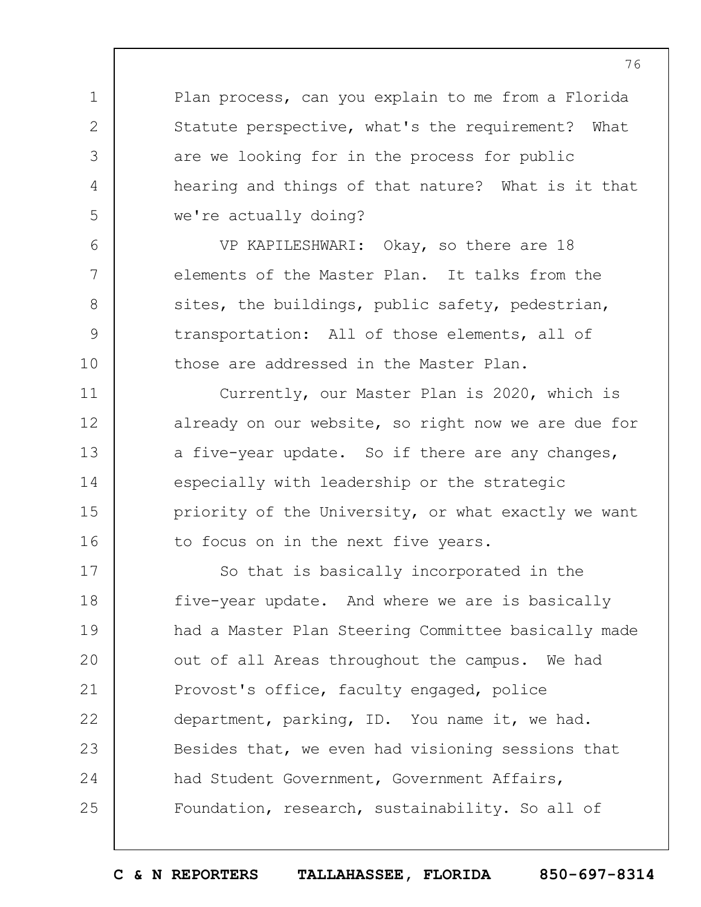Plan process, can you explain to me from a Florida Statute perspective, what's the requirement? What are we looking for in the process for public hearing and things of that nature? What is it that we're actually doing?

VP KAPILESHWARI: Okay, so there are 18 elements of the Master Plan. It talks from the sites, the buildings, public safety, pedestrian, transportation: All of those elements, all of those are addressed in the Master Plan.

Currently, our Master Plan is 2020, which is already on our website, so right now we are due for a five-year update. So if there are any changes, especially with leadership or the strategic priority of the University, or what exactly we want to focus on in the next five years.

So that is basically incorporated in the five-year update. And where we are is basically had a Master Plan Steering Committee basically made out of all Areas throughout the campus. We had Provost's office, faculty engaged, police department, parking, ID. You name it, we had. Besides that, we even had visioning sessions that had Student Government, Government Affairs, Foundation, research, sustainability. So all of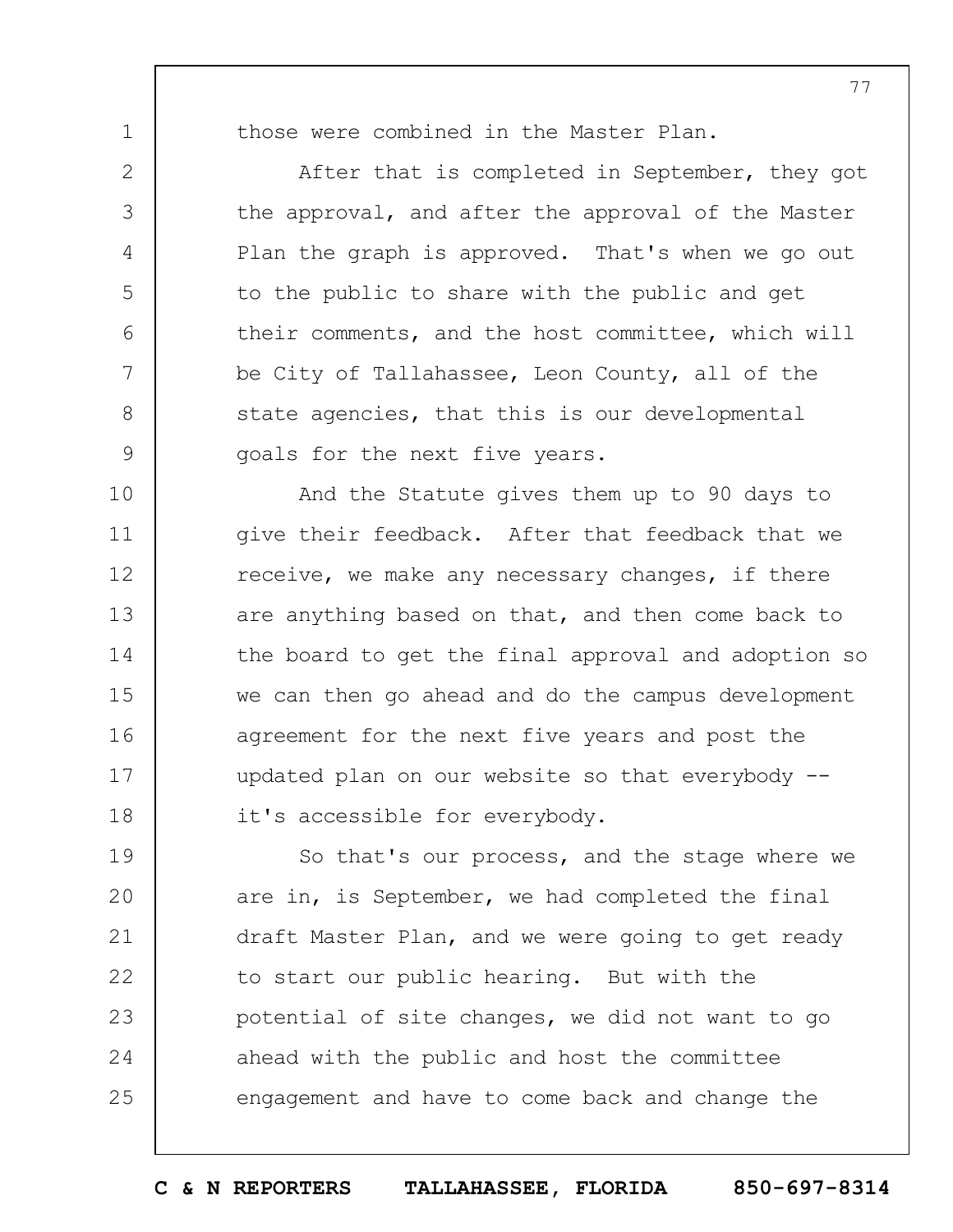those were combined in the Master Plan.

After that is completed in September, they got the approval, and after the approval of the Master Plan the graph is approved. That's when we go out to the public to share with the public and get their comments, and the host committee, which will be City of Tallahassee, Leon County, all of the state agencies, that this is our developmental goals for the next five years.

And the Statute gives them up to 90 days to give their feedback. After that feedback that we receive, we make any necessary changes, if there are anything based on that, and then come back to the board to get the final approval and adoption so we can then go ahead and do the campus development agreement for the next five years and post the updated plan on our website so that everybody -- it's accessible for everybody.

So that's our process, and the stage where we are in, is September, we had completed the final draft Master Plan, and we were going to get ready to start our public hearing. But with the potential of site changes, we did not want to go ahead with the public and host the committee engagement and have to come back and change the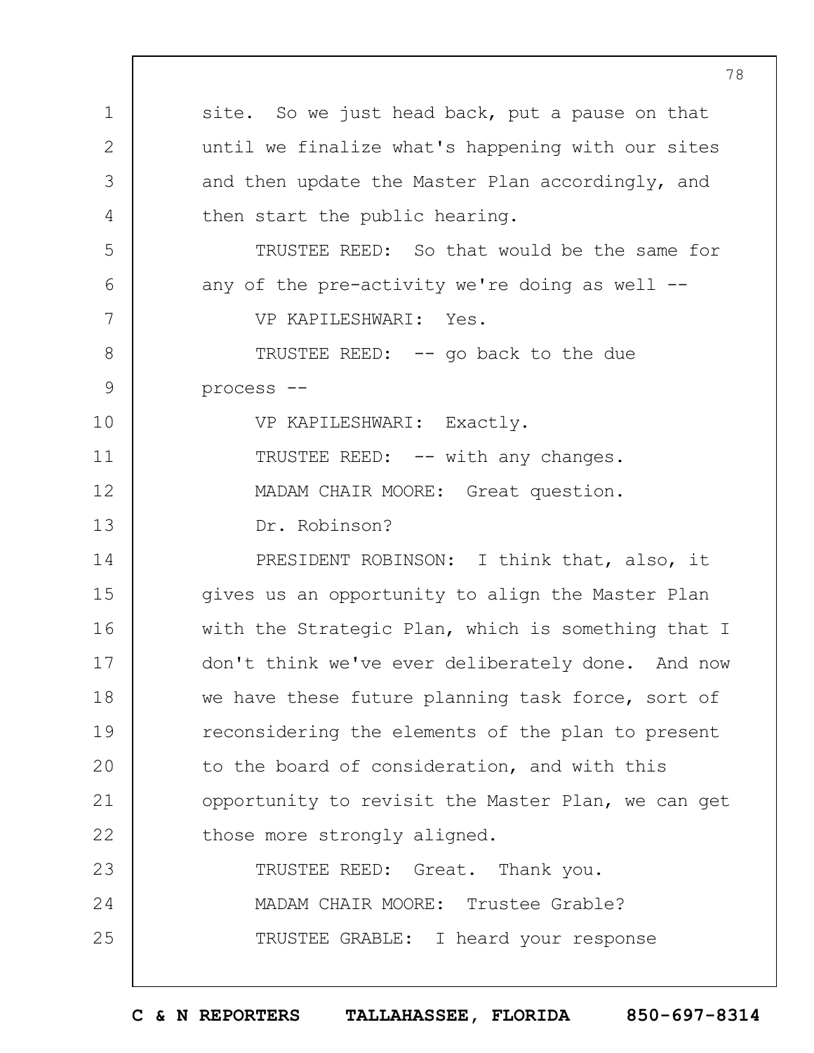site. So we just head back, put a pause on that until we finalize what's happening with our sites and then update the Master Plan accordingly, and then start the public hearing.

TRUSTEE REED: So that would be the same for any of the pre-activity we're doing as well --

VP KAPILESHWARI: Yes.

TRUSTEE REED: -- go back to the due process --

VP KAPILESHWARI: Exactly.

TRUSTEE REED: -- with any changes.

MADAM CHAIR MOORE: Great question.

Dr. Robinson?

PRESIDENT ROBINSON: I think that, also, it gives us an opportunity to align the Master Plan with the Strategic Plan, which is something that I don't think we've ever deliberately done. And now we have these future planning task force, sort of reconsidering the elements of the plan to present to the board of consideration, and with this opportunity to revisit the Master Plan, we can get those more strongly aligned.

TRUSTEE REED: Great. Thank you.

MADAM CHAIR MOORE: Trustee Grable?

TRUSTEE GRABLE: I heard your response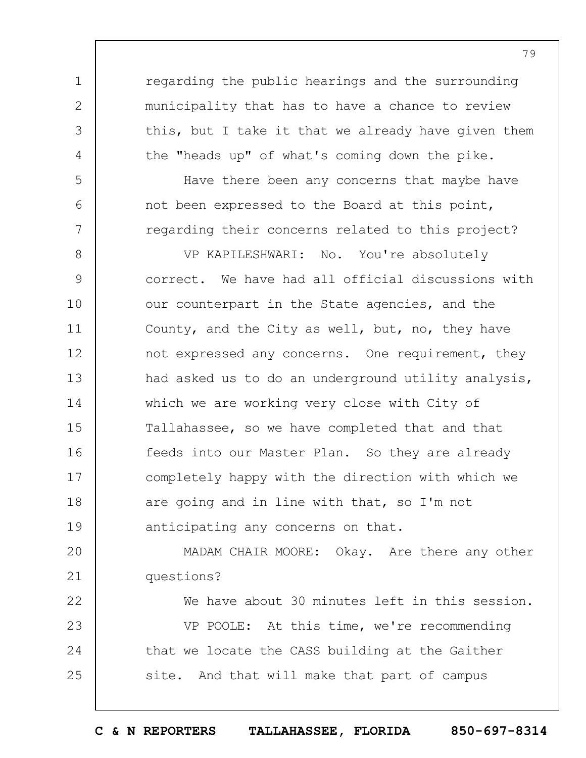regarding the public hearings and the surrounding municipality that has to have a chance to review this, but I take it that we already have given them the "heads up" of what's coming down the pike.

Have there been any concerns that maybe have not been expressed to the Board at this point, regarding their concerns related to this project?

VP KAPILESHWARI: No. You're absolutely correct. We have had all official discussions with our counterpart in the State agencies, and the County, and the City as well, but, no, they have not expressed any concerns. One requirement, they had asked us to do an underground utility analysis, which we are working very close with City of Tallahassee, so we have completed that and that feeds into our Master Plan. So they are already completely happy with the direction with which we are going and in line with that, so I'm not anticipating any concerns on that.

MADAM CHAIR MOORE: Okay. Are there any other questions?

We have about 30 minutes left in this session.

VP POOLE: At this time, we're recommending that we locate the CASS building at the Gaither site. And that will make that part of campus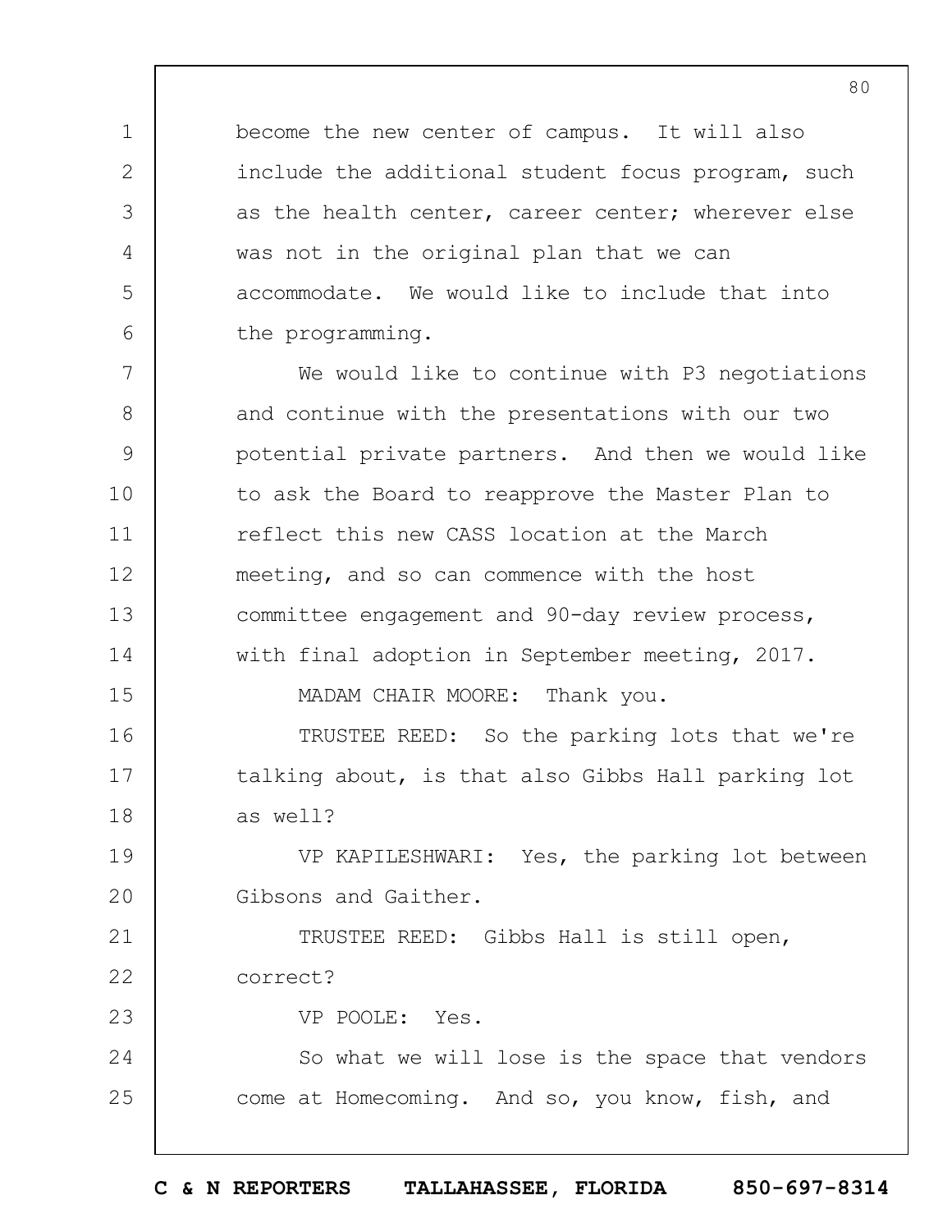become the new center of campus. It will also include the additional student focus program, such as the health center, career center; wherever else was not in the original plan that we can accommodate. We would like to include that into the programming.

We would like to continue with P3 negotiations and continue with the presentations with our two potential private partners. And then we would like to ask the Board to reapprove the Master Plan to reflect this new CASS location at the March meeting, and so can commence with the host committee engagement and 90-day review process, with final adoption in September meeting, 2017.

MADAM CHAIR MOORE: Thank you.

TRUSTEE REED: So the parking lots that we're talking about, is that also Gibbs Hall parking lot as well?

VP KAPILESHWARI: Yes, the parking lot between Gibsons and Gaither.

TRUSTEE REED: Gibbs Hall is still open, correct?

VP POOLE: Yes.

So what we will lose is the space that vendors come at Homecoming. And so, you know, fish, and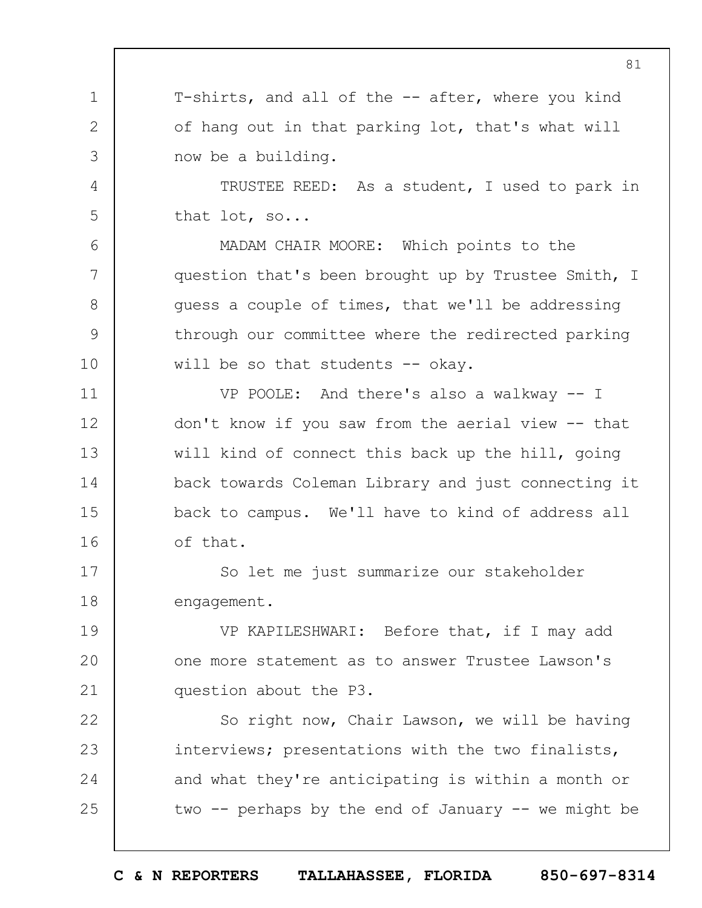T-shirts, and all of the -- after, where you kind of hang out in that parking lot, that's what will now be a building.

TRUSTEE REED: As a student, I used to park in that lot, so...

MADAM CHAIR MOORE: Which points to the question that's been brought up by Trustee Smith, I guess a couple of times, that we'll be addressing through our committee where the redirected parking will be so that students -- okay.

VP POOLE: And there's also a walkway -- I don't know if you saw from the aerial view -- that will kind of connect this back up the hill, going back towards Coleman Library and just connecting it back to campus. We'll have to kind of address all of that.

So let me just summarize our stakeholder engagement.

VP KAPILESHWARI: Before that, if I may add one more statement as to answer Trustee Lawson's question about the P3.

So right now, Chair Lawson, we will be having interviews; presentations with the two finalists, and what they're anticipating is within a month or two -- perhaps by the end of January -- we might be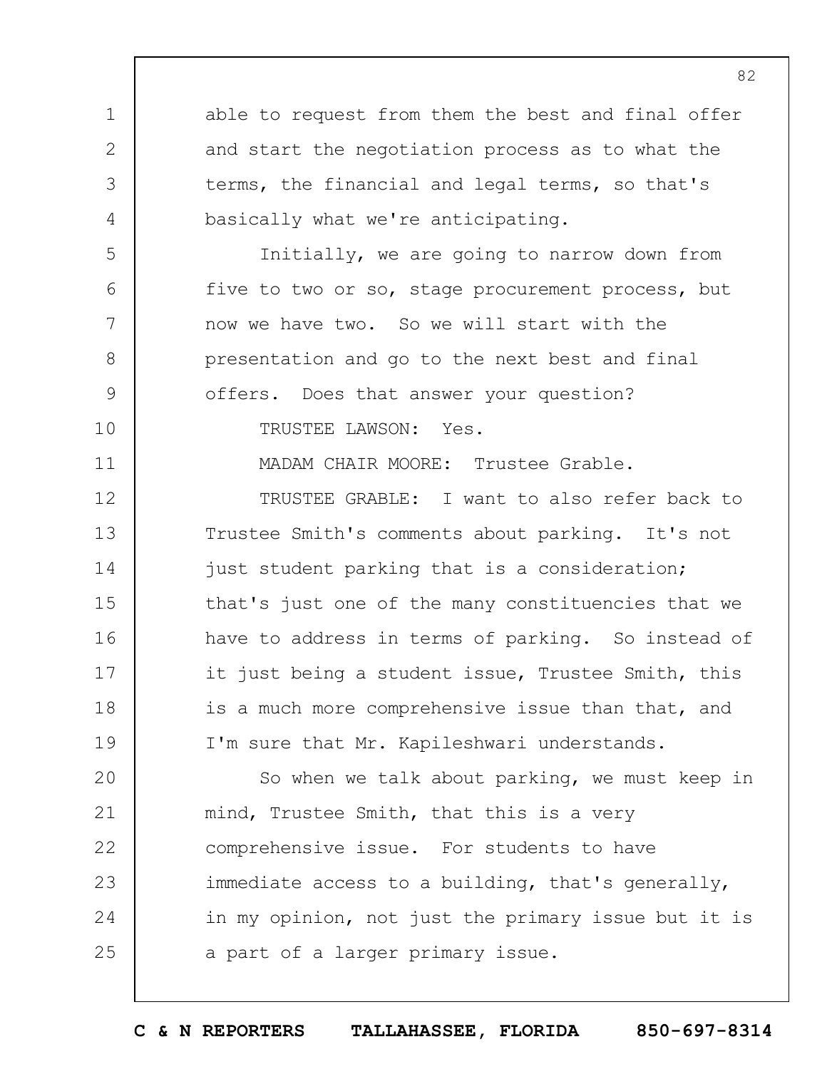able to request from them the best and final offer and start the negotiation process as to what the terms, the financial and legal terms, so that's basically what we're anticipating.

Initially, we are going to narrow down from five to two or so, stage procurement process, but now we have two. So we will start with the presentation and go to the next best and final offers. Does that answer your question?

TRUSTEE LAWSON: Yes.

MADAM CHAIR MOORE: Trustee Grable.

TRUSTEE GRABLE: I want to also refer back to Trustee Smith's comments about parking. It's not just student parking that is a consideration; that's just one of the many constituencies that we have to address in terms of parking. So instead of it just being a student issue, Trustee Smith, this is a much more comprehensive issue than that, and I'm sure that Mr. Kapileshwari understands.

So when we talk about parking, we must keep in mind, Trustee Smith, that this is a very comprehensive issue. For students to have immediate access to a building, that's generally, in my opinion, not just the primary issue but it is a part of a larger primary issue.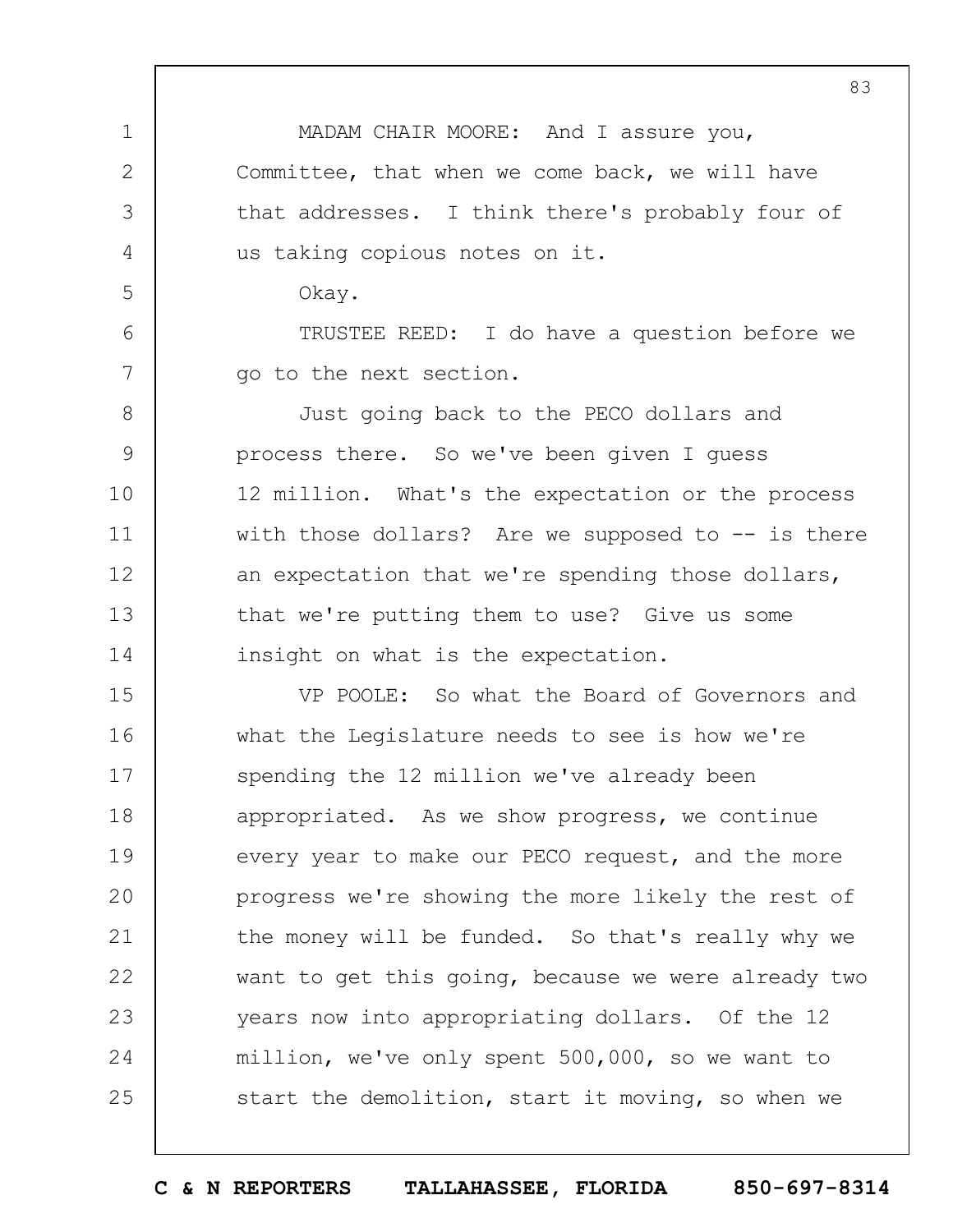MADAM CHAIR MOORE: And I assure you, Committee, that when we come back, we will have that addresses. I think there's probably four of us taking copious notes on it.

Okay.

TRUSTEE REED: I do have a question before we go to the next section.

Just going back to the PECO dollars and process there. So we've been given I guess 12 million. What's the expectation or the process with those dollars? Are we supposed to -- is there an expectation that we're spending those dollars, that we're putting them to use? Give us some insight on what is the expectation.

VP POOLE: So what the Board of Governors and what the Legislature needs to see is how we're spending the 12 million we've already been appropriated. As we show progress, we continue every year to make our PECO request, and the more progress we're showing the more likely the rest of the money will be funded. So that's really why we want to get this going, because we were already two years now into appropriating dollars. Of the 12 million, we've only spent 500,000, so we want to start the demolition, start it moving, so when we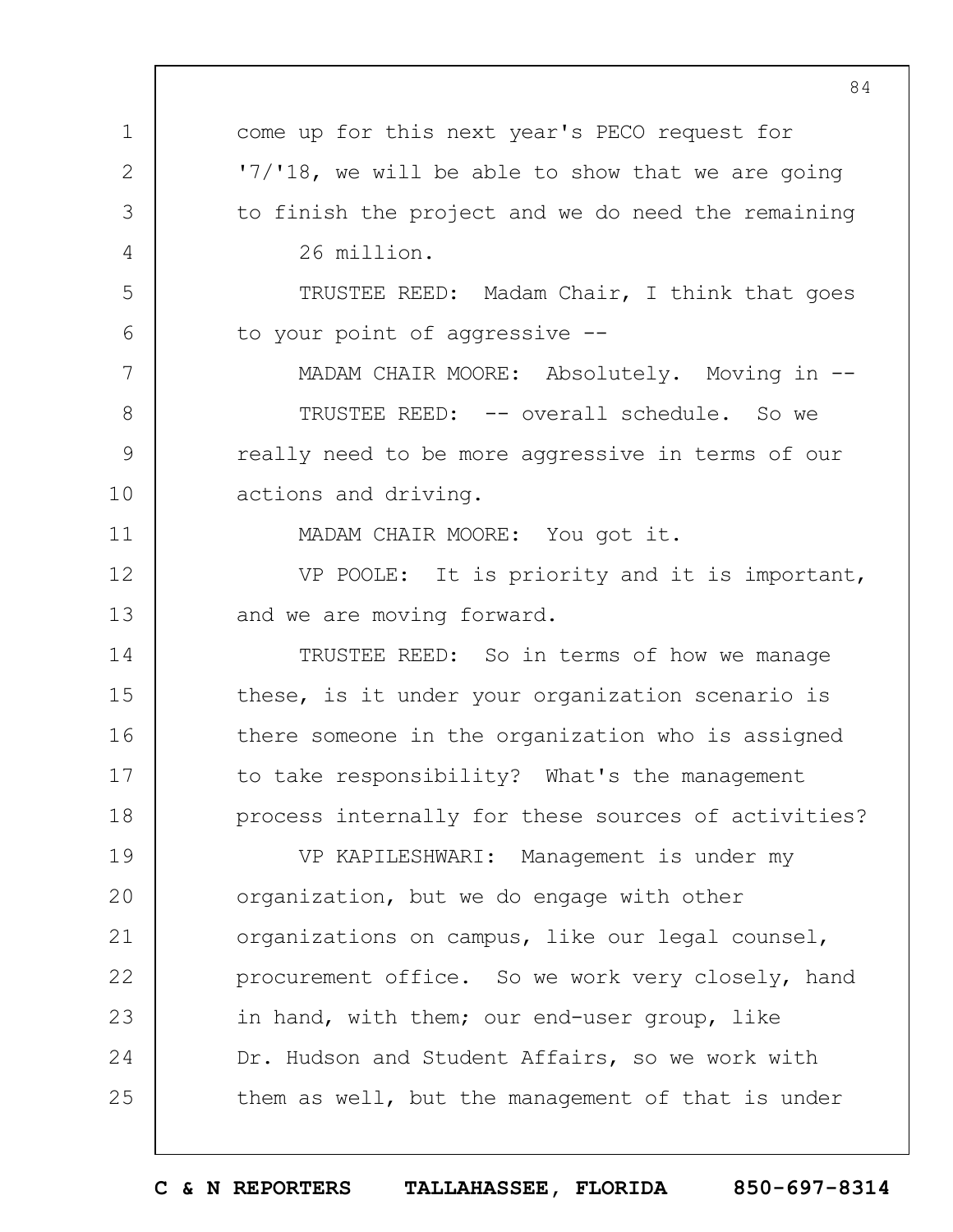come up for this next year's PECO request for '7/'18, we will be able to show that we are going to finish the project and we do need the remaining 26 million.

TRUSTEE REED: Madam Chair, I think that goes to your point of aggressive --

MADAM CHAIR MOORE: Absolutely. Moving in --

TRUSTEE REED: -- overall schedule. So we really need to be more aggressive in terms of our actions and driving.

MADAM CHAIR MOORE: You got it.

VP POOLE: It is priority and it is important, and we are moving forward.

TRUSTEE REED: So in terms of how we manage these, is it under your organization scenario is there someone in the organization who is assigned to take responsibility? What's the management process internally for these sources of activities?

VP KAPILESHWARI: Management is under my organization, but we do engage with other organizations on campus, like our legal counsel, procurement office. So we work very closely, hand in hand, with them; our end-user group, like Dr. Hudson and Student Affairs, so we work with them as well, but the management of that is under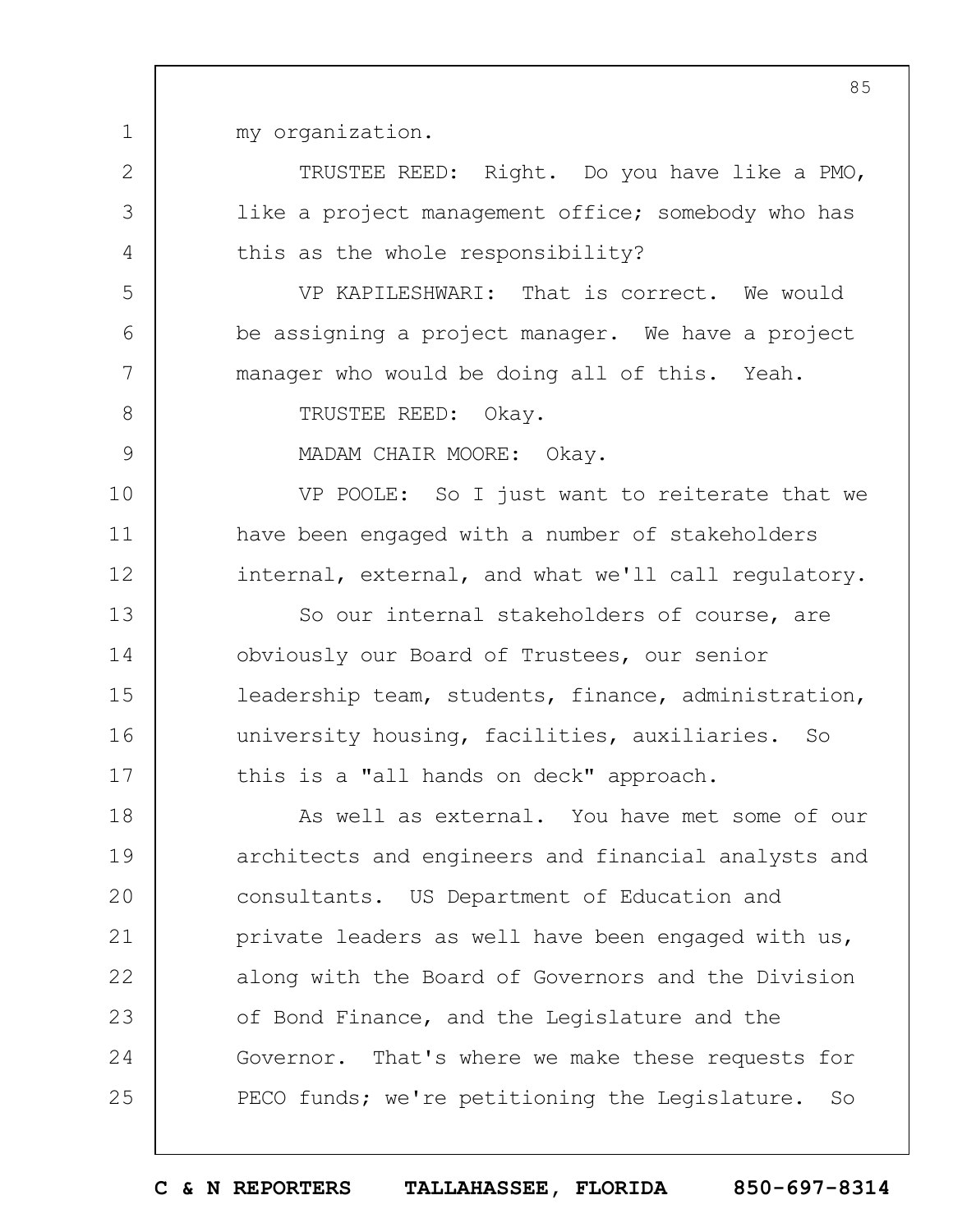my organization.

TRUSTEE REED: Right. Do you have like a PMO, like a project management office; somebody who has this as the whole responsibility?

VP KAPILESHWARI: That is correct. We would be assigning a project manager. We have a project manager who would be doing all of this. Yeah.

TRUSTEE REED: Okay.

MADAM CHAIR MOORE: Okay.

VP POOLE: So I just want to reiterate that we have been engaged with a number of stakeholders internal, external, and what we'll call regulatory.

So our internal stakeholders of course, are obviously our Board of Trustees, our senior leadership team, students, finance, administration, university housing, facilities, auxiliaries. So this is a "all hands on deck" approach.

As well as external. You have met some of our architects and engineers and financial analysts and consultants. US Department of Education and private leaders as well have been engaged with us, along with the Board of Governors and the Division of Bond Finance, and the Legislature and the Governor. That's where we make these requests for PECO funds; we're petitioning the Legislature. So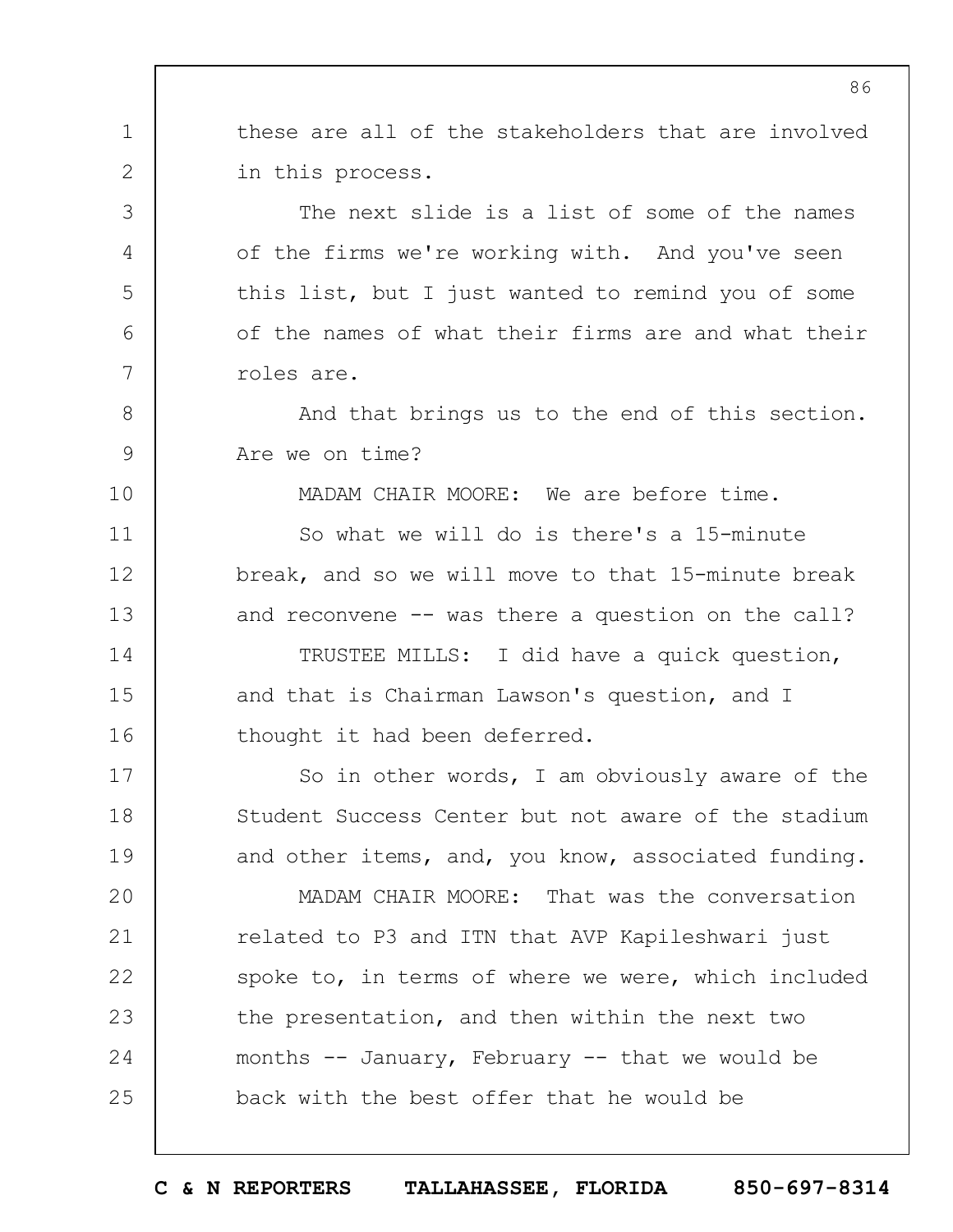these are all of the stakeholders that are involved in this process.

The next slide is a list of some of the names of the firms we're working with. And you've seen this list, but I just wanted to remind you of some of the names of what their firms are and what their roles are.

And that brings us to the end of this section. Are we on time?

MADAM CHAIR MOORE: We are before time.

So what we will do is there's a 15-minute break, and so we will move to that 15-minute break and reconvene -- was there a question on the call?

TRUSTEE MILLS: I did have a quick question, and that is Chairman Lawson's question, and I thought it had been deferred.

So in other words, I am obviously aware of the Student Success Center but not aware of the stadium and other items, and, you know, associated funding.

MADAM CHAIR MOORE: That was the conversation related to P3 and ITN that AVP Kapileshwari just spoke to, in terms of where we were, which included the presentation, and then within the next two months -- January, February -- that we would be back with the best offer that he would be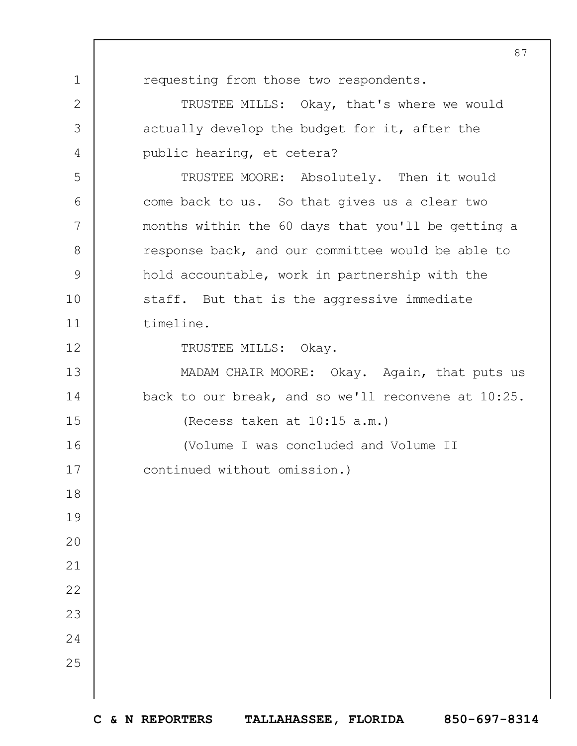requesting from those two respondents.

TRUSTEE MILLS: Okay, that's where we would actually develop the budget for it, after the public hearing, et cetera?

TRUSTEE MOORE: Absolutely. Then it would come back to us. So that gives us a clear two months within the 60 days that you'll be getting a response back, and our committee would be able to hold accountable, work in partnership with the staff. But that is the aggressive immediate timeline.

TRUSTEE MILLS: Okay.

MADAM CHAIR MOORE: Okay. Again, that puts us back to our break, and so we'll reconvene at 10:25.

(Recess taken at 10:15 a.m.)

(Volume I was concluded and Volume II continued without omission.)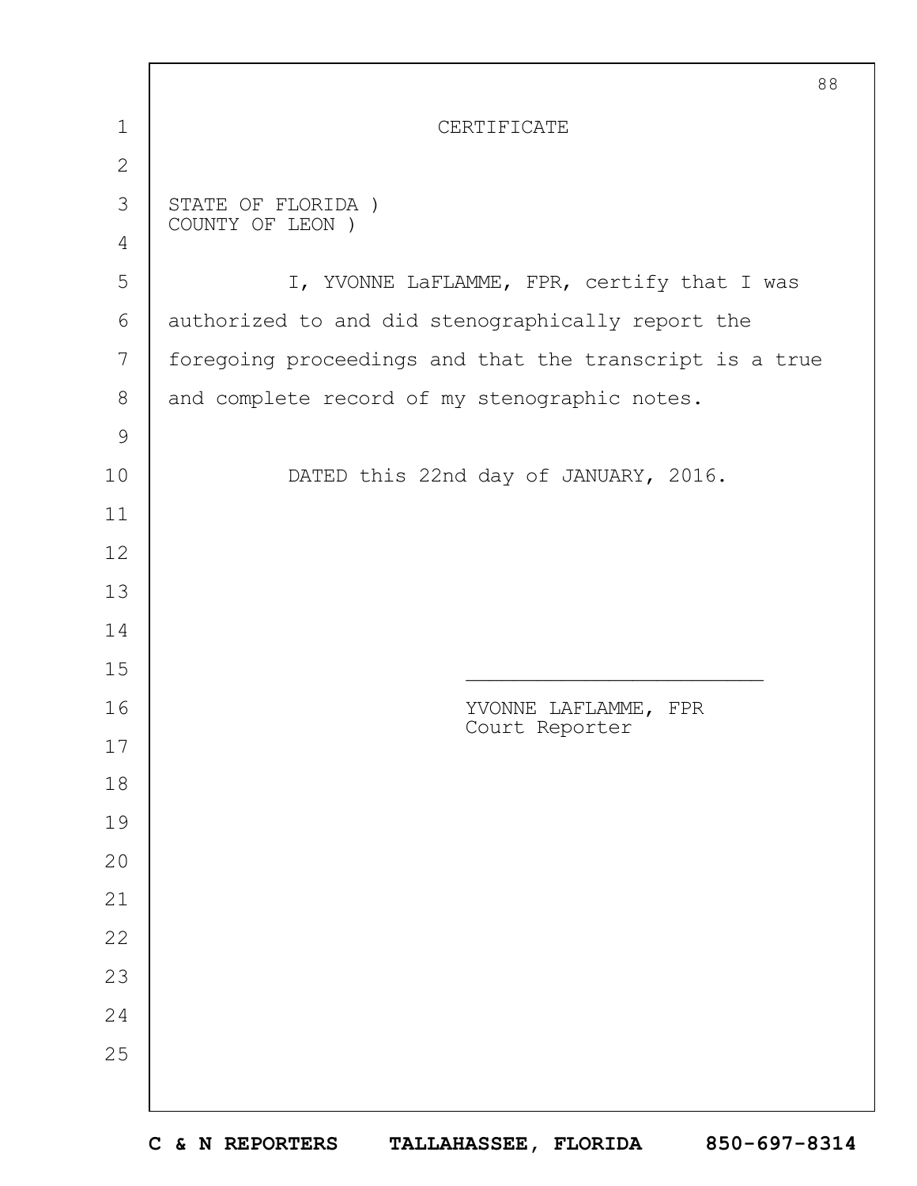# CERTIFICATE

STATE OF FLORIDA )
COUNTY OF LEON )

I, YVONNE LaFLAMME, FPR, certify that I was authorized to and did stenographically report the foregoing proceedings and that the transcript is a true and complete record of my stenographic notes.

DATED this 22nd day of JANUARY, 2016.

\_\_\_\_\_\_\_\_\_\_\_\_\_\_\_\_\_\_\_\_\_\_\_\_\_

YVONNE LAFLAMME, FPR
Court Reporter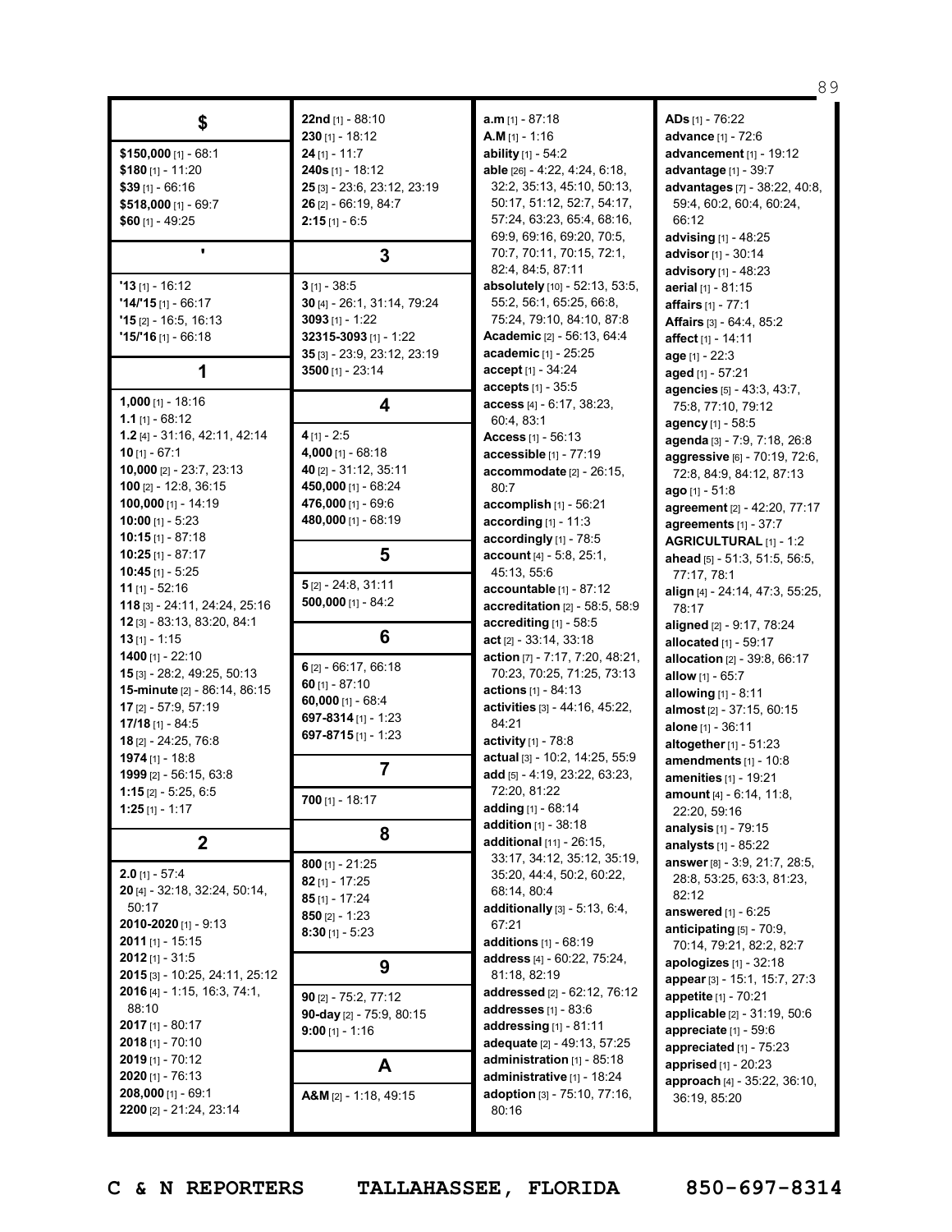## $

**$150,000** [1] - 68:1
**$180** [1] - 11:20
**$39** [1] - 66:16
**$518,000** [1] - 69:7
**$60** [1] - 49:25

## '

**'13** [1] - 16:12
**'14/'15** [1] - 66:17
**'15** [2] - 16:5, 16:13
**'15/'16** [1] - 66:18

## 1

**1,000** [1] - 18:16
**1.1** [1] - 68:12
**1.2** [4] - 31:16, 42:11, 42:14
**10** [1] - 67:1
**10,000** [2] - 23:7, 23:13
**100** [2] - 12:8, 36:15
**100,000** [1] - 14:19
**10:00** [1] - 5:23
**10:15** [1] - 87:18
**10:25** [1] - 87:17
**10:45** [1] - 5:25
**11** [1] - 52:16
**118** [3] - 24:11, 24:24, 25:16
**12** [3] - 83:13, 83:20, 84:1
**13** [1] - 1:15
**1400** [1] - 22:10
**15** [3] - 28:2, 49:25, 50:13
**15-minute** [2] - 86:14, 86:15
**17** [2] - 57:9, 57:19
**17/18** [1] - 84:5
**18** [2] - 24:25, 76:8
**1974** [1] - 18:8
**1999** [2] - 56:15, 63:8
**1:15** [2] - 5:25, 6:5
**1:25** [1] - 1:17

## 2

**2.0** [1] - 57:4
**20** [4] - 32:18, 32:24, 50:14, 50:17
**2010-2020** [1] - 9:13
**2011** [1] - 15:15
**2012** [1] - 31:5
**2015** [3] - 10:25, 24:11, 25:12
**2016** [4] - 1:15, 16:3, 74:1, 88:10
**2017** [1] - 80:17
**2018** [1] - 70:10
**2019** [1] - 70:12
**2020** [1] - 76:13
**208,000** [1] - 69:1
**2200** [2] - 21:24, 23:14
**22nd** [1] - 88:10
**230** [1] - 18:12
**24** [1] - 11:7
**240s** [1] - 18:12
**25** [3] - 23:6, 23:12, 23:19
**26** [2] - 66:19, 84:7
**2:15** [1] - 6:5

## 3

**3** [1] - 38:5
**30** [4] - 26:1, 31:14, 79:24
**3093** [1] - 1:22
**32315-3093** [1] - 1:22
**35** [3] - 23:9, 23:12, 23:19
**3500** [1] - 23:14

## 4

**4** [1] - 2:5
**4,000** [1] - 68:18
**40** [2] - 31:12, 35:11
**450,000** [1] - 68:24
**476,000** [1] - 69:6
**480,000** [1] - 68:19

## 5

**5** [2] - 24:8, 31:11
**500,000** [1] - 84:2

## 6

**6** [2] - 66:17, 66:18
**60** [1] - 87:10
**60,000** [1] - 68:4
**697-8314** [1] - 1:23
**697-8715** [1] - 1:23

## 7

**700** [1] - 18:17

## 8

**800** [1] - 21:25
**82** [1] - 17:25
**85** [1] - 17:24
**850** [2] - 1:23
**8:30** [1] - 5:23

## 9

**90** [2] - 75:2, 77:12
**90-day** [2] - 75:9, 80:15
**9:00** [1] - 1:16

## A

**A&M** [2] - 1:18, 49:15
**a.m** [1] - 87:18
**A.M** [1] - 1:16
**ability** [1] - 54:2
**able** [26] - 4:22, 4:24, 6:18, 32:2, 35:13, 45:10, 50:13, 50:17, 51:12, 52:7, 54:17, 57:24, 63:23, 65:4, 68:16, 69:9, 69:16, 69:20, 70:5, 70:7, 70:11, 70:15, 72:1, 82:4, 84:5, 87:11
**absolutely** [10] - 52:13, 53:5, 55:2, 56:1, 65:25, 66:8, 75:24, 79:10, 84:10, 87:8
**Academic** [2] - 56:13, 64:4
**academic** [1] - 25:25
**accept** [1] - 34:24
**accepts** [1] - 35:5
**access** [4] - 6:17, 38:23, 60:4, 83:1
**Access** [1] - 56:13
**accessible** [1] - 77:19
**accommodate** [2] - 26:15, 80:7
**accomplish** [1] - 56:21
**according** [1] - 11:3
**accordingly** [1] - 78:5
**account** [4] - 5:8, 25:1, 45:13, 55:6
**accountable** [1] - 87:12
**accreditation** [2] - 58:5, 58:9
**accrediting** [1] - 58:5
**act** [2] - 33:14, 33:18
**action** [7] - 7:17, 7:20, 48:21, 70:23, 70:25, 71:25, 73:13
**actions** [1] - 84:13
**activities** [3] - 44:16, 45:22, 84:21
**activity** [1] - 78:8
**actual** [3] - 10:2, 14:25, 55:9
**add** [5] - 4:19, 23:22, 63:23, 72:20, 81:22
**adding** [1] - 68:14
**addition** [1] - 38:18
**additional** [11] - 26:15, 33:17, 34:12, 35:12, 35:19, 35:20, 44:4, 50:2, 60:22, 68:14, 80:4
**additionally** [3] - 5:13, 6:4, 67:21
**additions** [1] - 68:19
**address** [4] - 60:22, 75:24, 81:18, 82:19
**addressed** [2] - 62:12, 76:12
**addresses** [1] - 83:6
**addressing** [1] - 81:11
**adequate** [2] - 49:13, 57:25
**administration** [1] - 85:18
**administrative** [1] - 18:24
**adoption** [3] - 75:10, 77:16, 80:16
**ADs** [1] - 76:22
**advance** [1] - 72:6
**advancement** [1] - 19:12
**advantage** [1] - 39:7
**advantages** [7] - 38:22, 40:8, 59:4, 60:2, 60:4, 60:24, 66:12
**advising** [1] - 48:25
**advisor** [1] - 30:14
**advisory** [1] - 48:23
**aerial** [1] - 81:15
**affairs** [1] - 77:1
**Affairs** [3] - 64:4, 85:2
**affect** [1] - 14:11
**age** [1] - 22:3
**aged** [1] - 57:21
**agencies** [5] - 43:3, 43:7, 75:8, 77:10, 79:12
**agency** [1] - 58:5
**agenda** [3] - 7:9, 7:18, 26:8
**aggressive** [6] - 70:19, 72:6, 72:8, 84:9, 84:12, 87:13
**ago** [1] - 51:8
**agreement** [2] - 42:20, 77:17
**agreements** [1] - 37:7
**AGRICULTURAL** [1] - 1:2
**ahead** [5] - 51:3, 51:5, 56:5, 77:17, 78:1
**align** [4] - 24:14, 47:3, 55:25, 78:17
**aligned** [2] - 9:17, 78:24
**allocated** [1] - 59:17
**allocation** [2] - 39:8, 66:17
**allow** [1] - 65:7
**allowing** [1] - 8:11
**almost** [2] - 37:15, 60:15
**alone** [1] - 36:11
**altogether** [1] - 51:23
**amendments** [1] - 10:8
**amenities** [1] - 19:21
**amount** [4] - 6:14, 11:8, 22:20, 59:16
**analysis** [1] - 79:15
**analysts** [1] - 85:22
**answer** [8] - 3:9, 21:7, 28:5, 28:8, 53:25, 63:3, 81:23, 82:12
**answered** [1] - 6:25
**anticipating** [5] - 70:9, 70:14, 79:21, 82:2, 82:7
**apologizes** [1] - 32:18
**appear** [3] - 15:1, 15:7, 27:3
**appetite** [1] - 70:21
**applicable** [2] - 31:19, 50:6
**appreciate** [1] - 59:6
**appreciated** [1] - 75:23
**apprised** [1] - 20:23
**approach** [4] - 35:22, 36:10, 36:19, 85:20

C & N REPORTERS TALLAHASSEE, FLORIDA 850-697-8314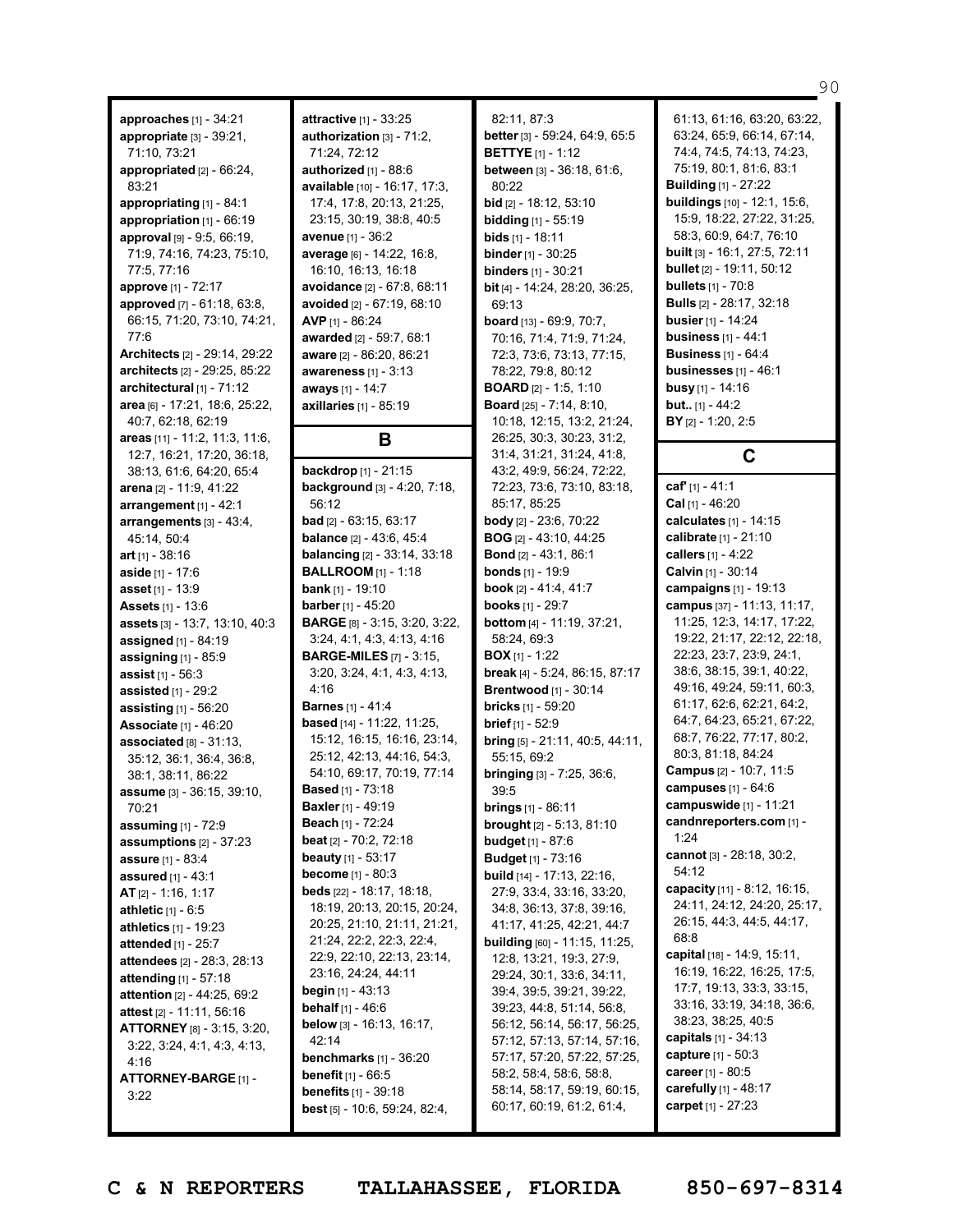**approaches** [1] - 34:21
**appropriate** [3] - 39:21, 71:10, 73:21
**appropriated** [2] - 66:24, 83:21
**appropriating** [1] - 84:1
**appropriation** [1] - 66:19
**approval** [9] - 9:5, 66:19, 71:9, 74:16, 74:23, 75:10, 77:5, 77:16
**approve** [1] - 72:17
**approved** [7] - 61:18, 63:8, 66:15, 71:20, 73:10, 74:21, 77:6
**Architects** [2] - 29:14, 29:22
**architects** [2] - 29:25, 85:22
**architectural** [1] - 71:12
**area** [6] - 17:21, 18:6, 25:22, 40:7, 62:18, 62:19
**areas** [11] - 11:2, 11:3, 11:6, 12:7, 16:21, 17:20, 36:18, 38:13, 61:6, 64:20, 65:4
**arena** [2] - 11:9, 41:22
**arrangement** [1] - 42:1
**arrangements** [3] - 43:4, 45:14, 50:4
**art** [1] - 38:16
**aside** [1] - 17:6
**asset** [1] - 13:9
**Assets** [1] - 13:6
**assets** [3] - 13:7, 13:10, 40:3
**assigned** [1] - 84:19
**assigning** [1] - 85:9
**assist** [1] - 56:3
**assisted** [1] - 29:2
**assisting** [1] - 56:20
**Associate** [1] - 46:20
**associated** [8] - 31:13, 35:12, 36:1, 36:4, 36:8, 38:1, 38:11, 86:22
**assume** [3] - 36:15, 39:10, 70:21
**assuming** [1] - 72:9
**assumptions** [2] - 37:23
**assure** [1] - 83:4
**assured** [1] - 43:1
**AT** [2] - 1:16, 1:17
**athletic** [1] - 6:5
**athletics** [1] - 19:23
**attended** [1] - 25:7
**attendees** [2] - 28:3, 28:13
**attending** [1] - 57:18
**attention** [2] - 44:25, 69:2
**attest** [2] - 11:11, 56:16
**ATTORNEY** [8] - 3:15, 3:20, 3:22, 3:24, 4:1, 4:3, 4:13, 4:16
**ATTORNEY-BARGE** [1] - 3:22
**attractive** [1] - 33:25
**authorization** [3] - 71:2, 71:24, 72:12
**authorized** [1] - 88:6
**available** [10] - 16:17, 17:3, 17:4, 17:8, 20:13, 21:25, 23:15, 30:19, 38:8, 40:5
**avenue** [1] - 36:2
**average** [6] - 14:22, 16:8, 16:10, 16:13, 16:18
**avoidance** [2] - 67:8, 68:11
**avoided** [2] - 67:19, 68:10
**AVP** [1] - 86:24
**awarded** [2] - 59:7, 68:1
**aware** [2] - 86:20, 86:21
**awareness** [1] - 3:13
**aways** [1] - 14:7
**axillaries** [1] - 85:19

## B

**backdrop** [1] - 21:15
**background** [3] - 4:20, 7:18, 56:12
**bad** [2] - 63:15, 63:17
**balance** [2] - 43:6, 45:4
**balancing** [2] - 33:14, 33:18
**BALLROOM** [1] - 1:18
**bank** [1] - 19:10
**barber** [1] - 45:20
**BARGE** [8] - 3:15, 3:20, 3:22, 3:24, 4:1, 4:3, 4:13, 4:16
**BARGE-MILES** [7] - 3:15, 3:20, 3:24, 4:1, 4:3, 4:13, 4:16
**Barnes** [1] - 41:4
**based** [14] - 11:22, 11:25, 15:12, 16:15, 16:16, 23:14, 25:12, 42:13, 44:16, 54:3, 54:10, 69:17, 70:19, 77:14
**Based** [1] - 73:18
**Baxler** [1] - 49:19
**Beach** [1] - 72:24
**beat** [2] - 70:2, 72:18
**beauty** [1] - 53:17
**become** [1] - 80:3
**beds** [22] - 18:17, 18:18, 18:19, 20:13, 20:15, 20:24, 20:25, 21:10, 21:11, 21:21, 21:24, 22:2, 22:3, 22:4, 22:9, 22:10, 22:13, 23:14, 23:16, 24:24, 44:11
**begin** [1] - 43:13
**behalf** [1] - 46:6
**below** [3] - 16:13, 16:17, 42:14
**benchmarks** [1] - 36:20
**benefit** [1] - 66:5
**benefits** [1] - 39:18
**best** [5] - 10:6, 59:24, 82:4, 82:11, 87:3
**better** [3] - 59:24, 64:9, 65:5
**BETTYE** [1] - 1:12
**between** [3] - 36:18, 61:6, 80:22
**bid** [2] - 18:12, 53:10
**bidding** [1] - 55:19
**bids** [1] - 18:11
**binder** [1] - 30:25
**binders** [1] - 30:21
**bit** [4] - 14:24, 28:20, 36:25, 69:13
**board** [13] - 69:9, 70:7, 70:16, 71:4, 71:9, 71:24, 72:3, 73:6, 73:13, 77:15, 78:22, 79:8, 80:12
**BOARD** [2] - 1:5, 1:10
**Board** [25] - 7:14, 8:10, 10:18, 12:15, 13:2, 21:24, 26:25, 30:3, 30:23, 31:2, 31:4, 31:21, 31:24, 41:8, 43:2, 49:9, 56:24, 72:22, 72:23, 73:6, 73:10, 83:18, 85:17, 85:25
**body** [2] - 23:6, 70:22
**BOG** [2] - 43:10, 44:25
**Bond** [2] - 43:1, 86:1
**bonds** [1] - 19:9
**book** [2] - 41:4, 41:7
**books** [1] - 29:7
**bottom** [4] - 11:19, 37:21, 58:24, 69:3
**BOX** [1] - 1:22
**break** [4] - 5:24, 86:15, 87:17
**Brentwood** [1] - 30:14
**bricks** [1] - 59:20
**brief** [1] - 52:9
**bring** [5] - 21:11, 40:5, 44:11, 55:15, 69:2
**bringing** [3] - 7:25, 36:6, 39:5
**brings** [1] - 86:11
**brought** [2] - 5:13, 81:10
**budget** [1] - 87:6
**Budget** [1] - 73:16
**build** [14] - 17:13, 22:16, 27:9, 33:4, 33:16, 33:20, 34:8, 36:13, 37:8, 39:16, 41:17, 41:25, 42:21, 44:7
**building** [60] - 11:15, 11:25, 12:8, 13:21, 19:3, 27:9, 29:24, 30:1, 33:6, 34:11, 39:4, 39:5, 39:21, 39:22, 39:23, 44:8, 51:14, 56:8, 56:12, 56:14, 56:17, 56:25, 57:12, 57:13, 57:14, 57:16, 57:17, 57:20, 57:22, 57:25, 58:2, 58:4, 58:6, 58:8, 58:14, 58:17, 59:19, 60:15, 60:17, 60:19, 61:2, 61:4, 61:13, 61:16, 63:20, 63:22, 63:24, 65:9, 66:14, 67:14, 74:4, 74:5, 74:13, 74:23, 75:19, 80:1, 81:6, 83:1
**Building** [1] - 27:22
**buildings** [10] - 12:1, 15:6, 15:9, 18:22, 27:22, 31:25, 58:3, 60:9, 64:7, 76:10
**built** [3] - 16:1, 27:5, 72:11
**bullet** [2] - 19:11, 50:12
**bullets** [1] - 70:8
**Bulls** [2] - 28:17, 32:18
**busier** [1] - 14:24
**business** [1] - 44:1
**Business** [1] - 64:4
**businesses** [1] - 46:1
**busy** [1] - 14:16
**but..** [1] - 44:2
**BY** [2] - 1:20, 2:5

## C

**caf'** [1] - 41:1
**Cal** [1] - 46:20
**calculates** [1] - 14:15
**calibrate** [1] - 21:10
**callers** [1] - 4:22
**Calvin** [1] - 30:14
**campaigns** [1] - 19:13
**campus** [37] - 11:13, 11:17, 11:25, 12:3, 14:17, 17:22, 19:22, 21:17, 22:12, 22:18, 22:23, 23:7, 23:9, 24:1, 38:6, 38:15, 39:1, 40:22, 49:16, 49:24, 59:11, 60:3, 61:17, 62:6, 62:21, 64:2, 64:7, 64:23, 65:21, 67:22, 68:7, 76:22, 77:17, 80:2, 80:3, 81:18, 84:24
**Campus** [2] - 10:7, 11:5
**campuses** [1] - 64:6
**campuswide** [1] - 11:21
**candnreporters.com** [1] - 1:24
**cannot** [3] - 28:18, 30:2, 54:12
**capacity** [11] - 8:12, 16:15, 24:11, 24:12, 24:20, 25:17, 26:15, 44:3, 44:5, 44:17, 68:8
**capital** [18] - 14:9, 15:11, 16:19, 16:22, 16:25, 17:5, 17:7, 19:13, 33:3, 33:15, 33:16, 33:19, 34:18, 36:6, 38:23, 38:25, 40:5
**capitals** [1] - 34:13
**capture** [1] - 50:3
**career** [1] - 80:5
**carefully** [1] - 48:17
**carpet** [1] - 27:23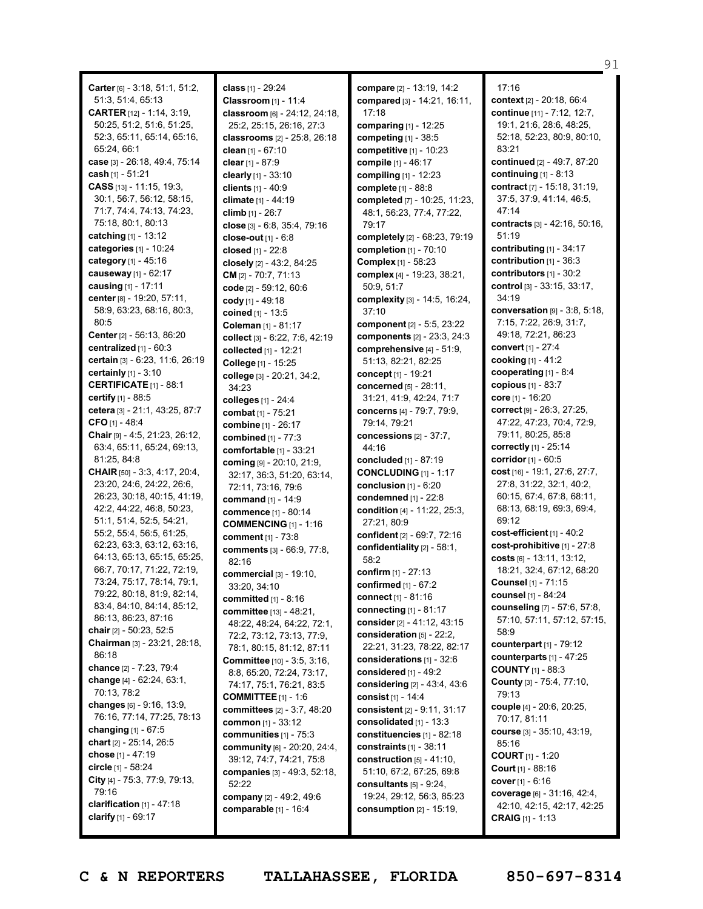**Carter** [6] - 3:18, 51:1, 51:2, 51:3, 51:4, 65:13
**CARTER** [12] - 1:14, 3:19, 50:25, 51:2, 51:6, 51:25, 52:3, 65:11, 65:14, 65:16, 65:24, 66:1
**case** [3] - 26:18, 49:4, 75:14
**cash** [1] - 51:21
**CASS** [13] - 11:15, 19:3, 30:1, 56:7, 56:12, 58:15, 71:7, 74:4, 74:13, 74:23, 75:18, 80:1, 80:13
**catching** [1] - 13:12
**categories** [1] - 10:24
**category** [1] - 45:16
**causeway** [1] - 62:17
**causing** [1] - 17:11
**center** [8] - 19:20, 57:11, 58:9, 63:23, 68:16, 80:3, 80:5
**Center** [2] - 56:13, 86:20
**centralized** [1] - 60:3
**certain** [3] - 6:23, 11:6, 26:19
**certainly** [1] - 3:10
**CERTIFICATE** [1] - 88:1
**certify** [1] - 88:5
**cetera** [3] - 21:1, 43:25, 87:7
**CFO** [1] - 48:4
**Chair** [9] - 4:5, 21:23, 26:12, 63:4, 65:11, 65:24, 69:13, 81:25, 84:8
**CHAIR** [50] - 3:3, 4:17, 20:4, 23:20, 24:6, 24:22, 26:6, 26:23, 30:18, 40:15, 41:19, 42:2, 44:22, 46:8, 50:23, 51:1, 51:4, 52:5, 54:21, 55:2, 55:4, 56:5, 61:25, 62:23, 63:3, 63:12, 63:16, 64:13, 65:13, 65:15, 65:25, 66:7, 70:17, 71:22, 72:19, 73:24, 75:17, 78:14, 79:1, 79:22, 80:18, 81:9, 82:14, 83:4, 84:10, 84:14, 85:12, 86:13, 86:23, 87:16
**chair** [2] - 50:23, 52:5
**Chairman** [3] - 23:21, 28:18, 86:18
**chance** [2] - 7:23, 79:4
**change** [4] - 62:24, 63:1, 70:13, 78:2
**changes** [6] - 9:16, 13:9, 76:16, 77:14, 77:25, 78:13
**changing** [1] - 67:5
**chart** [2] - 25:14, 26:5
**chose** [1] - 47:19
**circle** [1] - 58:24
**City** [4] - 75:3, 77:9, 79:13, 79:16
**clarification** [1] - 47:18
**clarify** [1] - 69:17
**class** [1] - 29:24
**Classroom** [1] - 11:4
**classroom** [6] - 24:12, 24:18, 25:2, 25:15, 26:16, 27:3
**classrooms** [2] - 25:8, 26:18
**clean** [1] - 67:10
**clear** [1] - 87:9
**clearly** [1] - 33:10
**clients** [1] - 40:9
**climate** [1] - 44:19
**climb** [1] - 26:7
**close** [3] - 6:8, 35:4, 79:16
**close-out** [1] - 6:8
**closed** [1] - 22:8
**closely** [2] - 43:2, 84:25
**CM** [2] - 70:7, 71:13
**code** [2] - 59:12, 60:6
**cody** [1] - 49:18
**coined** [1] - 13:5
**Coleman** [1] - 81:17
**collect** [3] - 6:22, 7:6, 42:19
**collected** [1] - 12:21
**College** [1] - 15:25
**college** [3] - 20:21, 34:2, 34:23
**colleges** [1] - 24:4
**combat** [1] - 75:21
**combine** [1] - 26:17
**combined** [1] - 77:3
**comfortable** [1] - 33:21
**coming** [9] - 20:10, 21:9, 32:17, 36:3, 51:20, 63:14, 72:11, 73:16, 79:6
**command** [1] - 14:9
**commence** [1] - 80:14
**COMMENCING** [1] - 1:16
**comment** [1] - 73:8
**comments** [3] - 66:9, 77:8, 82:16
**commercial** [3] - 19:10, 33:20, 34:10
**committed** [1] - 8:16
**committee** [13] - 48:21, 48:22, 48:24, 64:22, 72:1, 72:2, 73:12, 73:13, 77:9, 78:1, 80:15, 81:12, 87:11
**Committee** [10] - 3:5, 3:16, 8:8, 65:20, 72:24, 73:17, 74:17, 75:1, 76:21, 83:5
**COMMITTEE** [1] - 1:6
**committees** [2] - 3:7, 48:20
**common** [1] - 33:12
**communities** [1] - 75:3
**community** [6] - 20:20, 24:4, 39:12, 74:7, 74:21, 75:8
**companies** [3] - 49:3, 52:18, 52:22
**company** [2] - 49:2, 49:6
**comparable** [1] - 16:4
**compare** [2] - 13:19, 14:2
**compared** [3] - 14:21, 16:11, 17:18
**comparing** [1] - 12:25
**competing** [1] - 38:5
**competitive** [1] - 10:23
**compile** [1] - 46:17
**compiling** [1] - 12:23
**complete** [1] - 88:8
**completed** [7] - 10:25, 11:23, 48:1, 56:23, 77:4, 77:22, 79:17
**completely** [2] - 68:23, 79:19
**completion** [1] - 70:10
**Complex** [1] - 58:23
**complex** [4] - 19:23, 38:21, 50:9, 51:7
**complexity** [3] - 14:5, 16:24, 37:10
**component** [2] - 5:5, 23:22
**components** [2] - 23:3, 24:3
**comprehensive** [4] - 51:9, 51:13, 82:21, 82:25
**concept** [1] - 19:21
**concerned** [5] - 28:11, 31:21, 41:9, 42:24, 71:7
**concerns** [4] - 79:7, 79:9, 79:14, 79:21
**concessions** [2] - 37:7, 44:16
**concluded** [1] - 87:19
**CONCLUDING** [1] - 1:17
**conclusion** [1] - 6:20
**condemned** [1] - 22:8
**condition** [4] - 11:22, 25:3, 27:21, 80:9
**confident** [2] - 69:7, 72:16
**confidentiality** [2] - 58:1, 58:2
**confirm** [1] - 27:13
**confirmed** [1] - 67:2
**connect** [1] - 81:16
**connecting** [1] - 81:17
**consider** [2] - 41:12, 43:15
**consideration** [5] - 22:2, 22:21, 31:23, 78:22, 82:17
**considerations** [1] - 32:6
**considered** [1] - 49:2
**considering** [2] - 43:4, 43:6
**consist** [1] - 14:4
**consistent** [2] - 9:11, 31:17
**consolidated** [1] - 13:3
**constituencies** [1] - 82:18
**constraints** [1] - 38:11
**construction** [5] - 41:10, 51:10, 67:2, 67:25, 69:8
**consultants** [5] - 9:24, 19:24, 29:12, 56:3, 85:23
**consumption** [2] - 15:19, 17:16
**context** [2] - 20:18, 66:4
**continue** [11] - 7:12, 12:7, 19:1, 21:6, 28:6, 48:25, 52:18, 52:23, 80:9, 80:10, 83:21
**continued** [2] - 49:7, 87:20
**continuing** [1] - 8:13
**contract** [7] - 15:18, 31:19, 37:5, 37:9, 41:14, 46:5, 47:14
**contracts** [3] - 42:16, 50:16, 51:19
**contributing** [1] - 34:17
**contribution** [1] - 36:3
**contributors** [1] - 30:2
**control** [3] - 33:15, 33:17, 34:19
**conversation** [9] - 3:8, 5:18, 7:15, 7:22, 26:9, 31:7, 49:18, 72:21, 86:23
**convert** [1] - 27:4
**cooking** [1] - 41:2
**cooperating** [1] - 8:4
**copious** [1] - 83:7
**core** [1] - 16:20
**correct** [9] - 26:3, 27:25, 47:22, 47:23, 70:4, 72:9, 79:11, 80:25, 85:8
**correctly** [1] - 25:14
**corridor** [1] - 60:5
**cost** [16] - 19:1, 27:6, 27:7, 27:8, 31:22, 32:1, 40:2, 60:15, 67:4, 67:8, 68:11, 68:13, 68:19, 69:3, 69:4, 69:12
**cost-efficient** [1] - 40:2
**cost-prohibitive** [1] - 27:8
**costs** [6] - 13:11, 13:12, 18:21, 32:4, 67:12, 68:20
**Counsel** [1] - 71:15
**counsel** [1] - 84:24
**counseling** [7] - 57:6, 57:8, 57:10, 57:11, 57:12, 57:15, 58:9
**counterpart** [1] - 79:12
**counterparts** [1] - 47:25
**COUNTY** [1] - 88:3
**County** [3] - 75:4, 77:10, 79:13
**couple** [4] - 20:6, 20:25, 70:17, 81:11
**course** [3] - 35:10, 43:19, 85:16
**COURT** [1] - 1:20
**Court** [1] - 88:16
**cover** [1] - 6:16
**coverage** [6] - 31:16, 42:4, 42:10, 42:15, 42:17, 42:25
**CRAIG** [1] - 1:13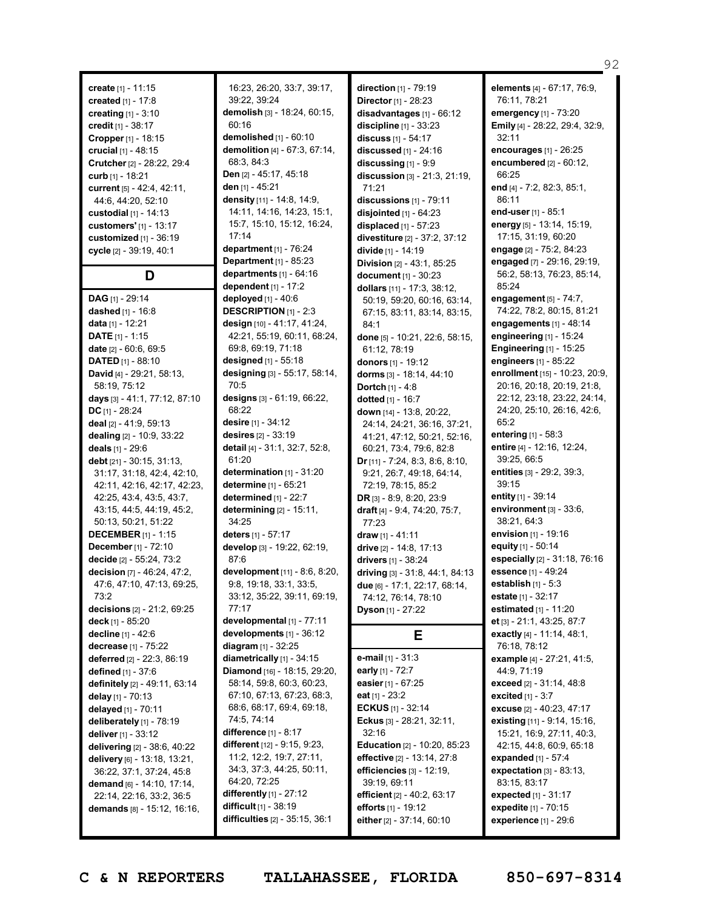**create** [1] - 11:15
**created** [1] - 17:8
**creating** [1] - 3:10
**credit** [1] - 38:17
**Cropper** [1] - 18:15
**crucial** [1] - 48:15
**Crutcher** [2] - 28:22, 29:4
**curb** [1] - 18:21
**current** [5] - 42:4, 42:11, 44:6, 44:20, 52:10
**custodial** [1] - 14:13
**customers'** [1] - 13:17
**customized** [1] - 36:19
**cycle** [2] - 39:19, 40:1

## D

**DAG** [1] - 29:14
**dashed** [1] - 16:8
**data** [1] - 12:21
**DATE** [1] - 1:15
**date** [2] - 60:6, 69:5
**DATED** [1] - 88:10
**David** [4] - 29:21, 58:13, 58:19, 75:12
**days** [3] - 41:1, 77:12, 87:10
**DC** [1] - 28:24
**deal** [2] - 41:9, 59:13
**dealing** [2] - 10:9, 33:22
**deals** [1] - 29:6
**debt** [21] - 30:15, 31:13, 31:17, 31:18, 42:4, 42:10, 42:11, 42:16, 42:17, 42:23, 42:25, 43:4, 43:5, 43:7, 43:15, 44:5, 44:19, 45:2, 50:13, 50:21, 51:22
**DECEMBER** [1] - 1:15
**December** [1] - 72:10
**decide** [2] - 55:24, 73:2
**decision** [7] - 46:24, 47:2, 47:6, 47:10, 47:13, 69:25, 73:2
**decisions** [2] - 21:2, 69:25
**deck** [1] - 85:20
**decline** [1] - 42:6
**decrease** [1] - 75:22
**deferred** [2] - 22:3, 86:19
**defined** [1] - 37:6
**definitely** [2] - 49:11, 63:14
**delay** [1] - 70:13
**delayed** [1] - 70:11
**deliberately** [1] - 78:19
**deliver** [1] - 33:12
**delivering** [2] - 38:6, 40:22
**delivery** [6] - 13:18, 13:21, 36:22, 37:1, 37:24, 45:8
**demand** [6] - 14:10, 17:14, 22:14, 22:16, 33:2, 36:5
**demands** [8] - 15:12, 16:16, 16:23, 26:20, 33:7, 39:17, 39:22, 39:24
**demolish** [3] - 18:24, 60:15, 60:16
**demolished** [1] - 60:10
**demolition** [4] - 67:3, 67:14, 68:3, 84:3
**Den** [2] - 45:17, 45:18
**den** [1] - 45:21
**density** [11] - 14:8, 14:9, 14:11, 14:16, 14:23, 15:1, 15:7, 15:10, 15:12, 16:24, 17:14
**department** [1] - 76:24
**Department** [1] - 85:23
**departments** [1] - 64:16
**dependent** [1] - 17:2
**deployed** [1] - 40:6
**DESCRIPTION** [1] - 2:3
**design** [10] - 41:17, 41:24, 42:21, 55:19, 60:11, 68:24, 69:8, 69:19, 71:18
**designed** [1] - 55:18
**designing** [3] - 55:17, 58:14, 70:5
**designs** [3] - 61:19, 66:22, 68:22
**desire** [1] - 34:12
**desires** [2] - 33:19
**detail** [4] - 31:1, 32:7, 52:8, 61:20
**determination** [1] - 31:20
**determine** [1] - 65:21
**determined** [1] - 22:7
**determining** [2] - 15:11, 34:25
**deters** [1] - 57:17
**develop** [3] - 19:22, 62:19, 87:6
**development** [11] - 8:6, 8:20, 9:8, 19:18, 33:1, 33:5, 33:12, 35:22, 39:11, 69:19, 77:17
**developmental** [1] - 77:11
**developments** [1] - 36:12
**diagram** [1] - 32:25
**diametrically** [1] - 34:15
**Diamond** [16] - 18:15, 29:20, 58:14, 59:8, 60:3, 60:23, 67:10, 67:13, 67:23, 68:3, 68:6, 68:17, 69:4, 69:18, 74:5, 74:14
**difference** [1] - 8:17
**different** [12] - 9:15, 9:23, 11:2, 12:2, 19:7, 27:11, 34:3, 37:3, 44:25, 50:11, 64:20, 72:25
**differently** [1] - 27:12
**difficult** [1] - 38:19
**difficulties** [2] - 35:15, 36:1
**direction** [1] - 79:19
**Director** [1] - 28:23
**disadvantages** [1] - 66:12
**discipline** [1] - 33:23
**discuss** [1] - 54:17
**discussed** [1] - 24:16
**discussing** [1] - 9:9
**discussion** [3] - 21:3, 21:19, 71:21
**discussions** [1] - 79:11
**disjointed** [1] - 64:23
**displaced** [1] - 57:23
**divestiture** [2] - 37:2, 37:12
**divide** [1] - 14:19
**Division** [2] - 43:1, 85:25
**document** [1] - 30:23
**dollars** [11] - 17:3, 38:12, 50:19, 59:20, 60:16, 63:14, 67:15, 83:11, 83:14, 83:15, 84:1
**done** [5] - 10:21, 22:6, 58:15, 61:12, 78:19
**donors** [1] - 19:12
**dorms** [3] - 18:14, 44:10
**Dortch** [1] - 4:8
**dotted** [1] - 16:7
**down** [14] - 13:8, 20:22, 24:14, 24:21, 36:16, 37:21, 41:21, 47:12, 50:21, 52:16, 60:21, 73:4, 79:6, 82:8
**Dr** [11] - 7:24, 8:3, 8:6, 8:10, 9:21, 26:7, 49:18, 64:14, 72:19, 78:15, 85:2
**DR** [3] - 8:9, 8:20, 23:9
**draft** [4] - 9:4, 74:20, 75:7, 77:23
**draw** [1] - 41:11
**drive** [2] - 14:8, 17:13
**drivers** [1] - 38:24
**driving** [3] - 31:8, 44:1, 84:13
**due** [6] - 17:1, 22:17, 68:14, 74:12, 76:14, 78:10
**Dyson** [1] - 27:22

## E

**e-mail** [1] - 31:3
**early** [1] - 72:7
**easier** [1] - 67:25
**eat** [1] - 23:2
**ECKUS** [1] - 32:14
**Eckus** [3] - 28:21, 32:11, 32:16
**Education** [2] - 10:20, 85:23
**effective** [2] - 13:14, 27:8
**efficiencies** [3] - 12:19, 39:19, 69:11
**efficient** [2] - 40:2, 63:17
**efforts** [1] - 19:12
**either** [2] - 37:14, 60:10
**elements** [4] - 67:17, 76:9, 76:11, 78:21
**emergency** [1] - 73:20
**Emily** [4] - 28:22, 29:4, 32:9, 32:11
**encourages** [1] - 26:25
**encumbered** [2] - 60:12, 66:25
**end** [4] - 7:2, 82:3, 85:1, 86:11
**end-user** [1] - 85:1
**energy** [5] - 13:14, 15:19, 17:15, 31:19, 60:20
**engage** [2] - 75:2, 84:23
**engaged** [7] - 29:16, 29:19, 56:2, 58:13, 76:23, 85:14, 85:24
**engagement** [5] - 74:7, 74:22, 78:2, 80:15, 81:21
**engagements** [1] - 48:14
**engineering** [1] - 15:24
**Engineering** [1] - 15:25
**engineers** [1] - 85:22
**enrollment** [15] - 10:23, 20:9, 20:16, 20:18, 20:19, 21:8, 22:12, 23:18, 23:22, 24:14, 24:20, 25:10, 26:16, 42:6, 65:2
**entering** [1] - 58:3
**entire** [4] - 12:16, 12:24, 39:25, 66:5
**entities** [3] - 29:2, 39:3, 39:15
**entity** [1] - 39:14
**environment** [3] - 33:6, 38:21, 64:3
**envision** [1] - 19:16
**equity** [1] - 50:14
**especially** [2] - 31:18, 76:16
**essence** [1] - 49:24
**establish** [1] - 5:3
**estate** [1] - 32:17
**estimated** [1] - 11:20
**et** [3] - 21:1, 43:25, 87:7
**exactly** [4] - 11:14, 48:1, 76:18, 78:12
**example** [4] - 27:21, 41:5, 44:9, 71:19
**exceed** [2] - 31:14, 48:8
**excited** [1] - 3:7
**excuse** [2] - 40:23, 47:17
**existing** [11] - 9:14, 15:16, 15:21, 16:9, 27:11, 40:3, 42:15, 44:8, 60:9, 65:18
**expanded** [1] - 57:4
**expectation** [3] - 83:13, 83:15, 83:17
**expected** [1] - 31:17
**expedite** [1] - 70:15
**experience** [1] - 29:6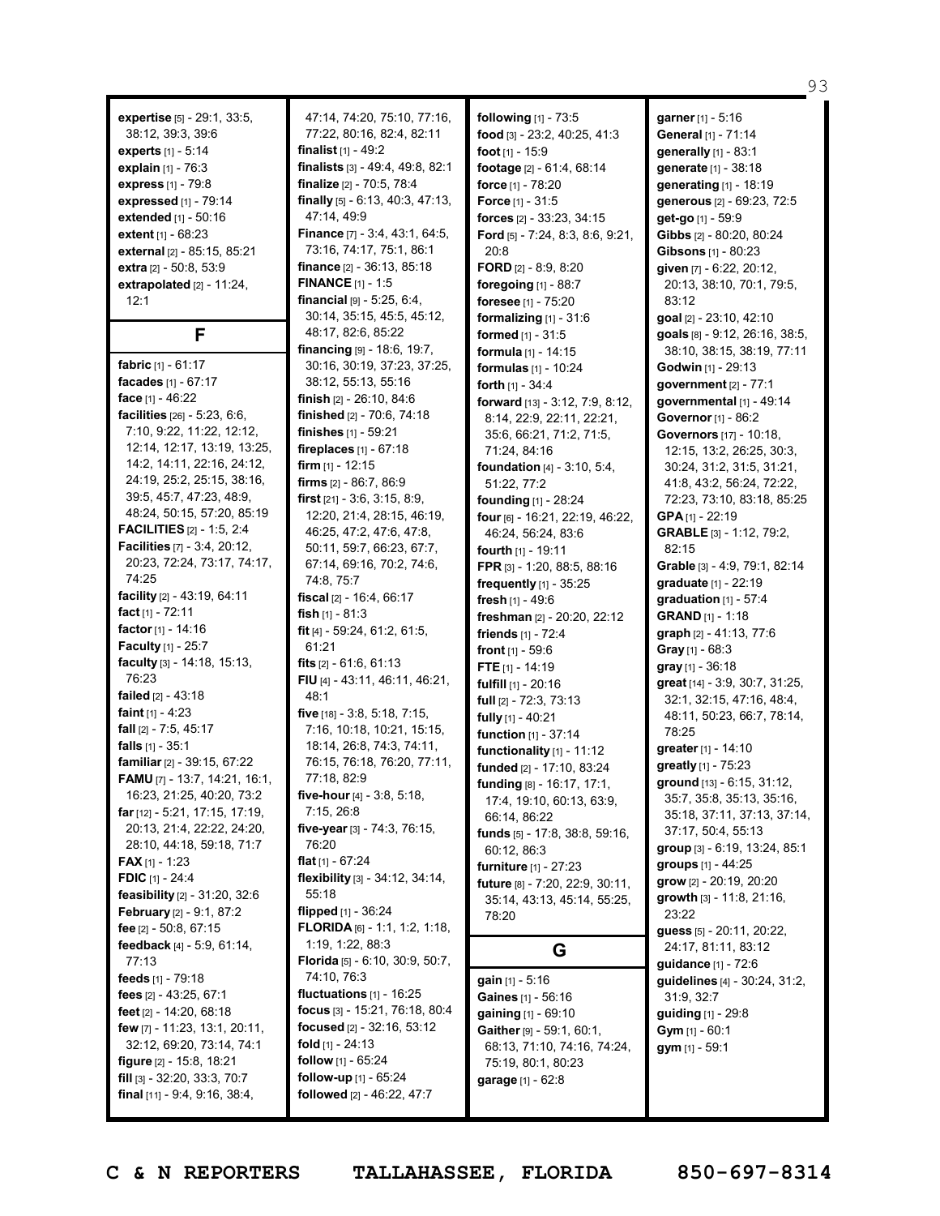**expertise** [5] - 29:1, 33:5, 38:12, 39:3, 39:6
**experts** [1] - 5:14
**explain** [1] - 76:3
**express** [1] - 79:8
**expressed** [1] - 79:14
**extended** [1] - 50:16
**extent** [1] - 68:23
**external** [2] - 85:15, 85:21
**extra** [2] - 50:8, 53:9
**extrapolated** [2] - 11:24, 12:1

## F

**fabric** [1] - 61:17
**facades** [1] - 67:17
**face** [1] - 46:22
**facilities** [26] - 5:23, 6:6, 7:10, 9:22, 11:22, 12:12, 12:14, 12:17, 13:19, 13:25, 14:2, 14:11, 22:16, 24:12, 24:19, 25:2, 25:15, 38:16, 39:5, 45:7, 47:23, 48:9, 48:24, 50:15, 57:20, 85:19
**FACILITIES** [2] - 1:5, 2:4
**Facilities** [7] - 3:4, 20:12, 20:23, 72:24, 73:17, 74:17, 74:25
**facility** [2] - 43:19, 64:11
**fact** [1] - 72:11
**factor** [1] - 14:16
**Faculty** [1] - 25:7
**faculty** [3] - 14:18, 15:13, 76:23
**failed** [2] - 43:18
**faint** [1] - 4:23
**fall** [2] - 7:5, 45:17
**falls** [1] - 35:1
**familiar** [2] - 39:15, 67:22
**FAMU** [7] - 13:7, 14:21, 16:1, 16:23, 21:25, 40:20, 73:2
**far** [12] - 5:21, 17:15, 17:19, 20:13, 21:4, 22:22, 24:20, 28:10, 44:18, 59:18, 71:7
**FAX** [1] - 1:23
**FDIC** [1] - 24:4
**feasibility** [2] - 31:20, 32:6
**February** [2] - 9:1, 87:2
**fee** [2] - 50:8, 67:15
**feedback** [4] - 5:9, 61:14, 77:13
**feeds** [1] - 79:18
**fees** [2] - 43:25, 67:1
**feet** [2] - 14:20, 68:18
**few** [7] - 11:23, 13:1, 20:11, 32:12, 69:20, 73:14, 74:1
**figure** [2] - 15:8, 18:21
**fill** [3] - 32:20, 33:3, 70:7
**final** [11] - 9:4, 9:16, 38:4, 47:14, 74:20, 75:10, 77:16, 77:22, 80:16, 82:4, 82:11
**finalist** [1] - 49:2
**finalists** [3] - 49:4, 49:8, 82:1
**finalize** [2] - 70:5, 78:4
**finally** [5] - 6:13, 40:3, 47:13, 47:14, 49:9
**Finance** [7] - 3:4, 43:1, 64:5, 73:16, 74:17, 75:1, 86:1
**finance** [2] - 36:13, 85:18
**FINANCE** [1] - 1:5
**financial** [9] - 5:25, 6:4, 30:14, 35:15, 45:5, 45:12, 48:17, 82:6, 85:22
**financing** [9] - 18:6, 19:7, 30:16, 30:19, 37:23, 37:25, 38:12, 55:13, 55:16
**finish** [2] - 26:10, 84:6
**finished** [2] - 70:6, 74:18
**finishes** [1] - 59:21
**fireplaces** [1] - 67:18
**firm** [1] - 12:15
**firms** [2] - 86:7, 86:9
**first** [21] - 3:6, 3:15, 8:9, 12:20, 21:4, 28:15, 46:19, 46:25, 47:2, 47:6, 47:8, 50:11, 59:7, 66:23, 67:7, 67:14, 69:16, 70:2, 74:6, 74:8, 75:7
**fiscal** [2] - 16:4, 66:17
**fish** [1] - 81:3
**fit** [4] - 59:24, 61:2, 61:5, 61:21
**fits** [2] - 61:6, 61:13
**FIU** [4] - 43:11, 46:11, 46:21, 48:1
**five** [18] - 3:8, 5:18, 7:15, 7:16, 10:18, 10:21, 15:15, 18:14, 26:8, 74:3, 74:11, 76:15, 76:18, 76:20, 77:11, 77:18, 82:9
**five-hour** [4] - 3:8, 5:18, 7:15, 26:8
**five-year** [3] - 74:3, 76:15, 76:20
**flat** [1] - 67:24
**flexibility** [3] - 34:12, 34:14, 55:18
**flipped** [1] - 36:24
**FLORIDA** [6] - 1:1, 1:2, 1:18, 1:19, 1:22, 88:3
**Florida** [5] - 6:10, 30:9, 50:7, 74:10, 76:3
**fluctuations** [1] - 16:25
**focus** [3] - 15:21, 76:18, 80:4
**focused** [2] - 32:16, 53:12
**fold** [1] - 24:13
**follow** [1] - 65:24
**follow-up** [1] - 65:24
**followed** [2] - 46:22, 47:7
**following** [1] - 73:5
**food** [3] - 23:2, 40:25, 41:3
**foot** [1] - 15:9
**footage** [2] - 61:4, 68:14
**force** [1] - 78:20
**Force** [1] - 31:5
**forces** [2] - 33:23, 34:15
**Ford** [5] - 7:24, 8:3, 8:6, 9:21, 20:8
**FORD** [2] - 8:9, 8:20
**foregoing** [1] - 88:7
**foresee** [1] - 75:20
**formalizing** [1] - 31:6
**formed** [1] - 31:5
**formula** [1] - 14:15
**formulas** [1] - 10:24
**forth** [1] - 34:4
**forward** [13] - 3:12, 7:9, 8:12, 8:14, 22:9, 22:11, 22:21, 35:6, 66:21, 71:2, 71:5, 71:24, 84:16
**foundation** [4] - 3:10, 5:4, 51:22, 77:2
**founding** [1] - 28:24
**four** [6] - 16:21, 22:19, 46:22, 46:24, 56:24, 83:6
**fourth** [1] - 19:11
**FPR** [3] - 1:20, 88:5, 88:16
**frequently** [1] - 35:25
**fresh** [1] - 49:6
**freshman** [2] - 20:20, 22:12
**friends** [1] - 72:4
**front** [1] - 59:6
**FTE** [1] - 14:19
**fulfill** [1] - 20:16
**full** [2] - 72:3, 73:13
**fully** [1] - 40:21
**function** [1] - 37:14
**functionality** [1] - 11:12
**funded** [2] - 17:10, 83:24
**funding** [8] - 16:17, 17:1, 17:4, 19:10, 60:13, 63:9, 66:14, 86:22
**funds** [5] - 17:8, 38:8, 59:16, 60:12, 86:3
**furniture** [1] - 27:23
**future** [8] - 7:20, 22:9, 30:11, 35:14, 43:13, 45:14, 55:25, 78:20

## G

**gain** [1] - 5:16
**Gaines** [1] - 56:16
**gaining** [1] - 69:10
**Gaither** [9] - 59:1, 60:1, 68:13, 71:10, 74:16, 74:24, 75:19, 80:1, 80:23
**garage** [1] - 62:8
**garner** [1] - 5:16
**General** [1] - 71:14
**generally** [1] - 83:1
**generate** [1] - 38:18
**generating** [1] - 18:19
**generous** [2] - 69:23, 72:5
**get-go** [1] - 59:9
**Gibbs** [2] - 80:20, 80:24
**Gibsons** [1] - 80:23
**given** [7] - 6:22, 20:12, 20:13, 38:10, 70:1, 79:5, 83:12
**goal** [2] - 23:10, 42:10
**goals** [8] - 9:12, 26:16, 38:5, 38:10, 38:15, 38:19, 77:11
**Godwin** [1] - 29:13
**government** [2] - 77:1
**governmental** [1] - 49:14
**Governor** [1] - 86:2
**Governors** [17] - 10:18, 12:15, 13:2, 26:25, 30:3, 30:24, 31:2, 31:5, 31:21, 41:8, 43:2, 56:24, 72:22, 72:23, 73:10, 83:18, 85:25
**GPA** [1] - 22:19
**GRABLE** [3] - 1:12, 79:2, 82:15
**Grable** [3] - 4:9, 79:1, 82:14
**graduate** [1] - 22:19
**graduation** [1] - 57:4
**GRAND** [1] - 1:18
**graph** [2] - 41:13, 77:6
**Gray** [1] - 68:3
**gray** [1] - 36:18
**great** [14] - 3:9, 30:7, 31:25, 32:1, 32:15, 47:16, 48:4, 48:11, 50:23, 66:7, 78:14, 78:25
**greater** [1] - 14:10
**greatly** [1] - 75:23
**ground** [13] - 6:15, 31:12, 35:7, 35:8, 35:13, 35:16, 35:18, 37:11, 37:13, 37:14, 37:17, 50:4, 55:13
**group** [3] - 6:19, 13:24, 85:1
**groups** [1] - 44:25
**grow** [2] - 20:19, 20:20
**growth** [3] - 11:8, 21:16, 23:22
**guess** [5] - 20:11, 20:22, 24:17, 81:11, 83:12
**guidance** [1] - 72:6
**guidelines** [4] - 30:24, 31:2, 31:9, 32:7
**guiding** [1] - 29:8
**Gym** [1] - 60:1
**gym** [1] - 59:1

C & N REPORTERS TALLAHASSEE, FLORIDA 850-697-8314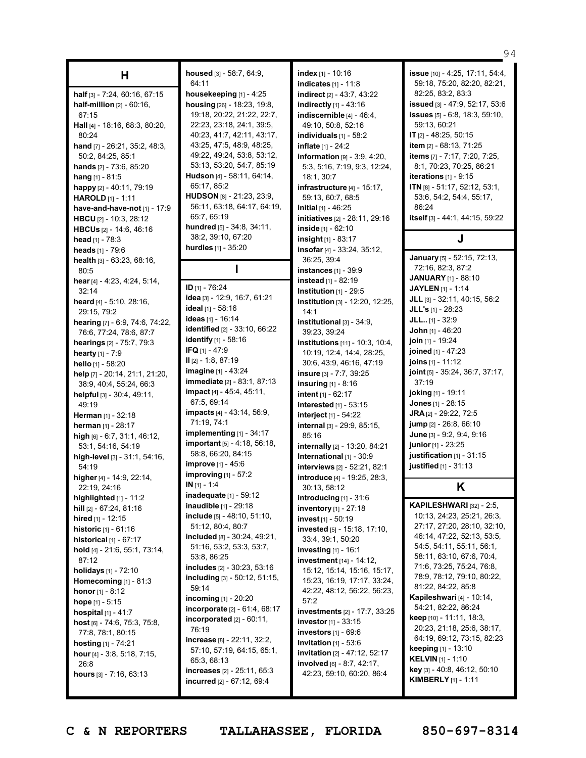## H

**half** [3] - 7:24, 60:16, 67:15
**half-million** [2] - 60:16, 67:15
**Hall** [4] - 18:16, 68:3, 80:20, 80:24
**hand** [7] - 26:21, 35:2, 48:3, 50:2, 84:25, 85:1
**hands** [2] - 73:6, 85:20
**hang** [1] - 81:5
**happy** [2] - 40:11, 79:19
**HAROLD** [1] - 1:11
**have-and-have-not** [1] - 17:9
**HBCU** [2] - 10:3, 28:12
**HBCUs** [2] - 14:6, 46:16
**head** [1] - 78:3
**heads** [1] - 79:6
**health** [3] - 63:23, 68:16, 80:5
**hear** [4] - 4:23, 4:24, 5:14, 32:14
**heard** [4] - 5:10, 28:16, 29:15, 79:2
**hearing** [7] - 6:9, 74:6, 74:22, 76:6, 77:24, 78:6, 87:7
**hearings** [2] - 75:7, 79:3
**hearty** [1] - 7:9
**hello** [1] - 58:20
**help** [7] - 20:14, 21:1, 21:20, 38:9, 40:4, 55:24, 66:3
**helpful** [3] - 30:4, 49:11, 49:19
**Herman** [1] - 32:18
**herman** [1] - 28:17
**high** [6] - 6:7, 31:1, 46:12, 53:1, 54:16, 54:19
**high-level** [3] - 31:1, 54:16, 54:19
**higher** [4] - 14:9, 22:14, 22:19, 24:16
**highlighted** [1] - 11:2
**hill** [2] - 67:24, 81:16
**hired** [1] - 12:15
**historic** [1] - 61:16
**historical** [1] - 67:17
**hold** [4] - 21:6, 55:1, 73:14, 87:12
**holidays** [1] - 72:10
**Homecoming** [1] - 81:3
**honor** [1] - 8:12
**hope** [1] - 5:15
**hospital** [1] - 41:7
**host** [6] - 74:6, 75:3, 75:8, 77:8, 78:1, 80:15
**hosting** [1] - 74:21
**hour** [4] - 3:8, 5:18, 7:15, 26:8
**hours** [3] - 7:16, 63:13
**housed** [3] - 58:7, 64:9, 64:11
**housekeeping** [1] - 4:25
**housing** [26] - 18:23, 19:8, 19:18, 20:22, 21:22, 22:7, 22:23, 23:18, 24:1, 39:5, 40:23, 41:7, 42:11, 43:17, 43:25, 47:5, 48:9, 48:25, 49:22, 49:24, 53:8, 53:12, 53:13, 53:20, 54:7, 85:19
**Hudson** [4] - 58:11, 64:14, 65:17, 85:2
**HUDSON** [8] - 21:23, 23:9, 56:11, 63:18, 64:17, 64:19, 65:7, 65:19
**hundred** [5] - 34:8, 34:11, 38:2, 39:10, 67:20
**hurdles** [1] - 35:20

## I

**ID** [1] - 76:24
**idea** [3] - 12:9, 16:7, 61:21
**ideal** [1] - 58:16
**ideas** [1] - 16:14
**identified** [2] - 33:10, 66:22
**identify** [1] - 58:16
**IFQ** [1] - 47:9
**II** [2] - 1:8, 87:19
**imagine** [1] - 43:24
**immediate** [2] - 83:1, 87:13
**impact** [4] - 45:4, 45:11, 67:5, 69:14
**impacts** [4] - 43:14, 56:9, 71:19, 74:1
**implementing** [1] - 34:17
**important** [5] - 4:18, 56:18, 58:8, 66:20, 84:15
**improve** [1] - 45:6
**improving** [1] - 57:2
**IN** [1] - 1:4
**inadequate** [1] - 59:12
**inaudible** [1] - 29:18
**include** [5] - 48:10, 51:10, 51:12, 80:4, 80:7
**included** [8] - 30:24, 49:21, 51:16, 53:2, 53:3, 53:7, 53:8, 86:25
**includes** [2] - 30:23, 53:16
**including** [3] - 50:12, 51:15, 59:14
**incoming** [1] - 20:20
**incorporate** [2] - 61:4, 68:17
**incorporated** [2] - 60:11, 76:19
**increase** [8] - 22:11, 32:2, 57:10, 57:19, 64:15, 65:1, 65:3, 68:13
**increases** [2] - 25:11, 65:3
**incurred** [2] - 67:12, 69:4
**index** [1] - 10:16
**indicates** [1] - 11:8
**indirect** [2] - 43:7, 43:22
**indirectly** [1] - 43:16
**indiscernible** [4] - 46:4, 49:10, 50:8, 52:16
**individuals** [1] - 58:2
**inflate** [1] - 24:2
**information** [9] - 3:9, 4:20, 5:3, 5:16, 7:19, 9:3, 12:24, 18:1, 30:7
**infrastructure** [4] - 15:17, 59:13, 60:7, 68:5
**initial** [1] - 46:25
**initiatives** [2] - 28:11, 29:16
**inside** [1] - 62:10
**insight** [1] - 83:17
**insofar** [4] - 33:24, 35:12, 36:25, 39:4
**instances** [1] - 39:9
**instead** [1] - 82:19
**Institution** [1] - 29:5
**institution** [3] - 12:20, 12:25, 14:1
**institutional** [3] - 34:9, 39:23, 39:24
**institutions** [11] - 10:3, 10:4, 10:19, 12:4, 14:4, 28:25, 30:6, 43:9, 46:16, 47:19
**insure** [3] - 7:7, 39:25
**insuring** [1] - 8:16
**intent** [1] - 62:17
**interested** [1] - 53:15
**interject** [1] - 54:22
**internal** [3] - 29:9, 85:15, 85:16
**internally** [2] - 13:20, 84:21
**International** [1] - 30:9
**interviews** [2] - 52:21, 82:1
**introduce** [4] - 19:25, 28:3, 30:13, 58:12
**introducing** [1] - 31:6
**inventory** [1] - 27:18
**invest** [1] - 50:19
**invested** [5] - 15:18, 17:10, 33:4, 39:1, 50:20
**investing** [1] - 16:1
**investment** [14] - 14:12, 15:12, 15:14, 15:16, 15:17, 15:23, 16:19, 17:17, 33:24, 42:22, 48:12, 56:22, 56:23, 57:2
**investments** [2] - 17:7, 33:25
**investor** [1] - 33:15
**investors** [1] - 69:6
**Invitation** [1] - 53:6
**invitation** [2] - 47:12, 52:17
**involved** [6] - 8:7, 42:17, 42:23, 59:10, 60:20, 86:4
**issue** [10] - 4:25, 17:11, 54:4, 59:18, 75:20, 82:20, 82:21, 82:25, 83:2, 83:3
**issued** [3] - 47:9, 52:17, 53:6
**issues** [5] - 6:8, 18:3, 59:10, 59:13, 60:21
**IT** [2] - 48:25, 50:15
**item** [2] - 68:13, 71:25
**items** [7] - 7:17, 7:20, 7:25, 8:1, 70:23, 70:25, 86:21
**iterations** [1] - 9:15
**ITN** [8] - 51:17, 52:12, 53:1, 53:6, 54:2, 54:4, 55:17, 86:24
**itself** [3] - 44:1, 44:15, 59:22

## J

**January** [5] - 52:15, 72:13, 72:16, 82:3, 87:2
**JANUARY** [1] - 88:10
**JAYLEN** [1] - 1:14
**JLL** [3] - 32:11, 40:15, 56:2
**JLL's** [1] - 28:23
**JLL..** [1] - 32:9
**John** [1] - 46:20
**join** [1] - 19:24
**joined** [1] - 47:23
**joins** [1] - 11:12
**joint** [5] - 35:24, 36:7, 37:17, 37:19
**joking** [1] - 19:11
**Jones** [1] - 28:15
**JRA** [2] - 29:22, 72:5
**jump** [2] - 26:8, 66:10
**June** [3] - 9:2, 9:4, 9:16
**junior** [1] - 23:25
**justification** [1] - 31:15
**justified** [1] - 31:13

## K

**KAPILESHWARI** [32] - 2:5, 10:13, 24:23, 25:21, 26:3, 27:17, 27:20, 28:10, 32:10, 46:14, 47:22, 52:13, 53:5, 54:5, 54:11, 55:11, 56:1, 58:11, 63:10, 67:6, 70:4, 71:6, 73:25, 75:24, 76:8, 78:9, 78:12, 79:10, 80:22, 81:22, 84:22, 85:8
**Kapileshwari** [4] - 10:14, 54:21, 82:22, 86:24
**keep** [10] - 11:11, 18:3, 20:23, 21:18, 25:6, 38:17, 64:19, 69:12, 73:15, 82:23
**keeping** [1] - 13:10
**KELVIN** [1] - 1:10
**key** [3] - 40:8, 46:12, 50:10
**KIMBERLY** [1] - 1:11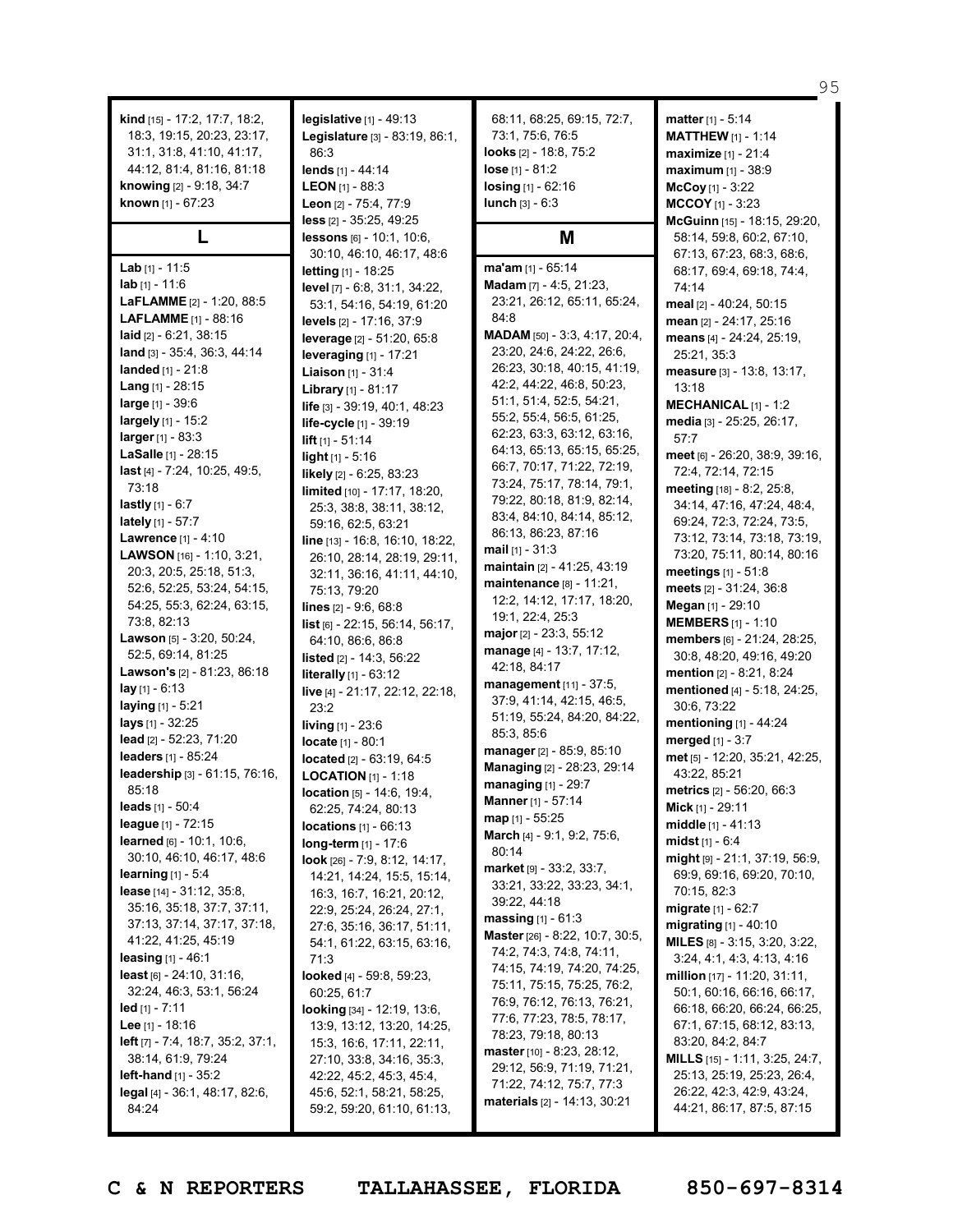**kind** [15] - 17:2, 17:7, 18:2, 18:3, 19:15, 20:23, 23:17, 31:1, 31:8, 41:10, 41:17, 44:12, 81:4, 81:16, 81:18
**knowing** [2] - 9:18, 34:7
**known** [1] - 67:23

## L

**Lab** [1] - 11:5
**lab** [1] - 11:6
**LaFLAMME** [2] - 1:20, 88:5
**LAFLAMME** [1] - 88:16
**laid** [2] - 6:21, 38:15
**land** [3] - 35:4, 36:3, 44:14
**landed** [1] - 21:8
**Lang** [1] - 28:15
**large** [1] - 39:6
**largely** [1] - 15:2
**larger** [1] - 83:3
**LaSalle** [1] - 28:15
**last** [4] - 7:24, 10:25, 49:5, 73:18
**lastly** [1] - 6:7
**lately** [1] - 57:7
**Lawrence** [1] - 4:10
**LAWSON** [16] - 1:10, 3:21, 20:3, 20:5, 25:18, 51:3, 52:6, 52:25, 53:24, 54:15, 54:25, 55:3, 62:24, 63:15, 73:8, 82:13
**Lawson** [5] - 3:20, 50:24, 52:5, 69:14, 81:25
**Lawson's** [2] - 81:23, 86:18
**lay** [1] - 6:13
**laying** [1] - 5:21
**lays** [1] - 32:25
**lead** [2] - 52:23, 71:20
**leaders** [1] - 85:24
**leadership** [3] - 61:15, 76:16, 85:18
**leads** [1] - 50:4
**league** [1] - 72:15
**learned** [6] - 10:1, 10:6, 30:10, 46:10, 46:17, 48:6
**learning** [1] - 5:4
**lease** [14] - 31:12, 35:8, 35:16, 35:18, 37:7, 37:11, 37:13, 37:14, 37:17, 37:18, 41:22, 41:25, 45:19
**leasing** [1] - 46:1
**least** [6] - 24:10, 31:16, 32:24, 46:3, 53:1, 56:24
**led** [1] - 7:11
**Lee** [1] - 18:16
**left** [7] - 7:4, 18:7, 35:2, 37:1, 38:14, 61:9, 79:24
**left-hand** [1] - 35:2
**legal** [4] - 36:1, 48:17, 82:6, 84:24
**legislative** [1] - 49:13
**Legislature** [3] - 83:19, 86:1, 86:3
**lends** [1] - 44:14
**LEON** [1] - 88:3
**Leon** [2] - 75:4, 77:9
**less** [2] - 35:25, 49:25
**lessons** [6] - 10:1, 10:6, 30:10, 46:10, 46:17, 48:6
**letting** [1] - 18:25
**level** [7] - 6:8, 31:1, 34:22, 53:1, 54:16, 54:19, 61:20
**levels** [2] - 17:16, 37:9
**leverage** [2] - 51:20, 65:8
**leveraging** [1] - 17:21
**Liaison** [1] - 31:4
**Library** [1] - 81:17
**life** [3] - 39:19, 40:1, 48:23
**life-cycle** [1] - 39:19
**lift** [1] - 51:14
**light** [1] - 5:16
**likely** [2] - 6:25, 83:23
**limited** [10] - 17:17, 18:20, 25:3, 38:8, 38:11, 38:12, 59:16, 62:5, 63:21
**line** [13] - 16:8, 16:10, 18:22, 26:10, 28:14, 28:19, 29:11, 32:11, 36:16, 41:11, 44:10, 75:13, 79:20
**lines** [2] - 9:6, 68:8
**list** [6] - 22:15, 56:14, 56:17, 64:10, 86:6, 86:8
**listed** [2] - 14:3, 56:22
**literally** [1] - 63:12
**live** [4] - 21:17, 22:12, 22:18, 23:2
**living** [1] - 23:6
**locate** [1] - 80:1
**located** [2] - 63:19, 64:5
**LOCATION** [1] - 1:18
**location** [5] - 14:6, 19:4, 62:25, 74:24, 80:13
**locations** [1] - 66:13
**long-term** [1] - 17:6
**look** [26] - 7:9, 8:12, 14:17, 14:21, 14:24, 15:5, 15:14, 16:3, 16:7, 16:21, 20:12, 22:9, 25:24, 26:24, 27:1, 27:6, 35:16, 36:17, 51:11, 54:1, 61:22, 63:15, 63:16, 71:3
**looked** [4] - 59:8, 59:23, 60:25, 61:7
**looking** [34] - 12:19, 13:6, 13:9, 13:12, 13:20, 14:25, 15:3, 16:6, 17:11, 22:11, 27:10, 33:8, 34:16, 35:3, 42:22, 45:2, 45:3, 45:4, 45:6, 52:1, 58:21, 58:25, 59:2, 59:20, 61:10, 61:13, 68:11, 68:25, 69:15, 72:7, 73:1, 75:6, 76:5
**looks** [2] - 18:8, 75:2
**lose** [1] - 81:2
**losing** [1] - 62:16
**lunch** [3] - 6:3

## M

**ma'am** [1] - 65:14
**Madam** [7] - 4:5, 21:23, 23:21, 26:12, 65:11, 65:24, 84:8
**MADAM** [50] - 3:3, 4:17, 20:4, 23:20, 24:6, 24:22, 26:6, 26:23, 30:18, 40:15, 41:19, 42:2, 44:22, 46:8, 50:23, 51:1, 51:4, 52:5, 54:21, 55:2, 55:4, 56:5, 61:25, 62:23, 63:3, 63:12, 63:16, 64:13, 65:13, 65:15, 65:25, 66:7, 70:17, 71:22, 72:19, 73:24, 75:17, 78:14, 79:1, 79:22, 80:18, 81:9, 82:14, 83:4, 84:10, 84:14, 85:12, 86:13, 86:23, 87:16
**mail** [1] - 31:3
**maintain** [2] - 41:25, 43:19
**maintenance** [8] - 11:21, 12:2, 14:12, 17:17, 18:20, 19:1, 22:4, 25:3
**major** [2] - 23:3, 55:12
**manage** [4] - 13:7, 17:12, 42:18, 84:17
**management** [11] - 37:5, 37:9, 41:14, 42:15, 46:5, 51:19, 55:24, 84:20, 84:22, 85:3, 85:6
**manager** [2] - 85:9, 85:10
**Managing** [2] - 28:23, 29:14
**managing** [1] - 29:7
**Manner** [1] - 57:14
**map** [1] - 55:25
**March** [4] - 9:1, 9:2, 75:6, 80:14
**market** [9] - 33:2, 33:7, 33:21, 33:22, 33:23, 34:1, 39:22, 44:18
**massing** [1] - 61:3
**Master** [26] - 8:22, 10:7, 30:5, 74:2, 74:3, 74:8, 74:11, 74:15, 74:19, 74:20, 74:25, 75:11, 75:15, 75:25, 76:2, 76:9, 76:12, 76:13, 76:21, 77:6, 77:23, 78:5, 78:17, 78:23, 79:18, 80:13
**master** [10] - 8:23, 28:12, 29:12, 56:9, 71:19, 71:21, 71:22, 74:12, 75:7, 77:3
**materials** [2] - 14:13, 30:21
**matter** [1] - 5:14
**MATTHEW** [1] - 1:14
**maximize** [1] - 21:4
**maximum** [1] - 38:9
**McCoy** [1] - 3:22
**MCCOY** [1] - 3:23
**McGuinn** [15] - 18:15, 29:20, 58:14, 59:8, 60:2, 67:10, 67:13, 67:23, 68:3, 68:6, 68:17, 69:4, 69:18, 74:4, 74:14
**meal** [2] - 40:24, 50:15
**mean** [2] - 24:17, 25:16
**means** [4] - 24:24, 25:19, 25:21, 35:3
**measure** [3] - 13:8, 13:17, 13:18
**MECHANICAL** [1] - 1:2
**media** [3] - 25:25, 26:17, 57:7
**meet** [6] - 26:20, 38:9, 39:16, 72:4, 72:14, 72:15
**meeting** [18] - 8:2, 25:8, 34:14, 47:16, 47:24, 48:4, 69:24, 72:3, 72:24, 73:5, 73:12, 73:14, 73:18, 73:19, 73:20, 75:11, 80:14, 80:16
**meetings** [1] - 51:8
**meets** [2] - 31:24, 36:8
**Megan** [1] - 29:10
**MEMBERS** [1] - 1:10
**members** [6] - 21:24, 28:25, 30:8, 48:20, 49:16, 49:20
**mention** [2] - 8:21, 8:24
**mentioned** [4] - 5:18, 24:25, 30:6, 73:22
**mentioning** [1] - 44:24
**merged** [1] - 3:7
**met** [5] - 12:20, 35:21, 42:25, 43:22, 85:21
**metrics** [2] - 56:20, 66:3
**Mick** [1] - 29:11
**middle** [1] - 41:13
**midst** [1] - 6:4
**might** [9] - 21:1, 37:19, 56:9, 69:9, 69:16, 69:20, 70:10, 70:15, 82:3
**migrate** [1] - 62:7
**migrating** [1] - 40:10
**MILES** [8] - 3:15, 3:20, 3:22, 3:24, 4:1, 4:3, 4:13, 4:16
**million** [17] - 11:20, 31:11, 50:1, 60:16, 66:16, 66:17, 66:18, 66:20, 66:24, 66:25, 67:1, 67:15, 68:12, 83:13, 83:20, 84:2, 84:7
**MILLS** [15] - 1:11, 3:25, 24:7, 25:13, 25:19, 25:23, 26:4, 26:22, 42:3, 42:9, 43:24, 44:21, 86:17, 87:5, 87:15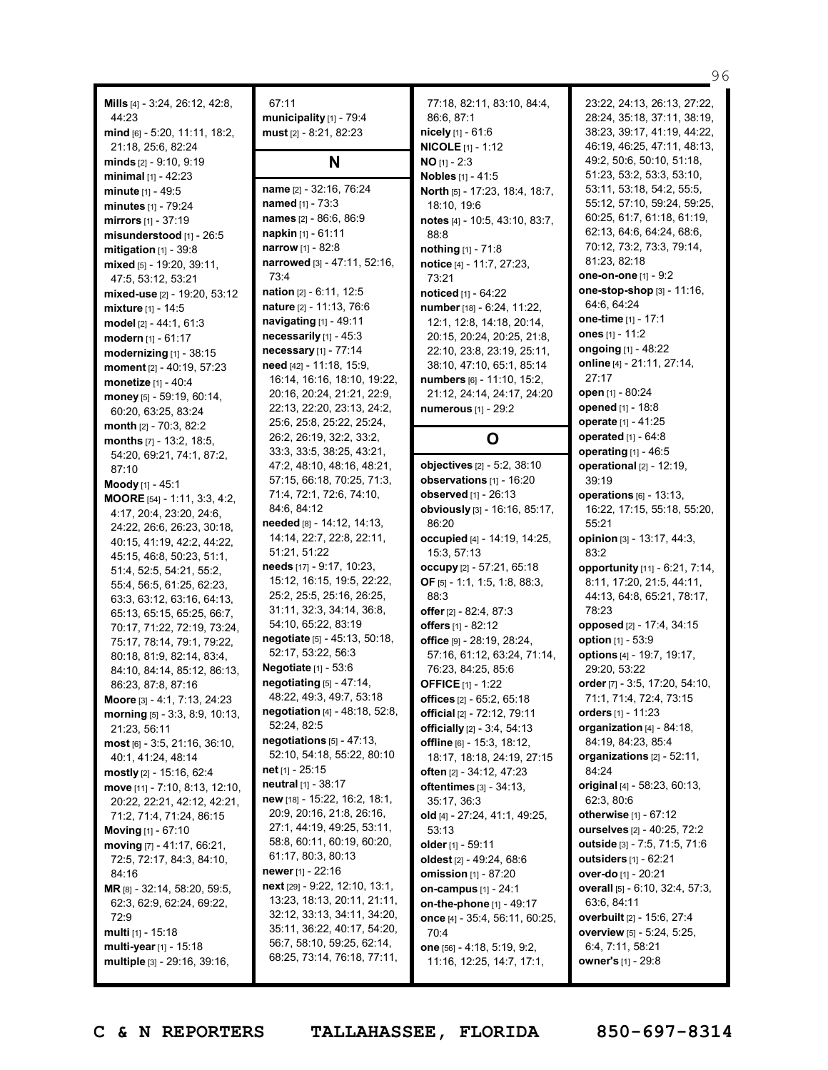**Mills** [4] - 3:24, 26:12, 42:8, 44:23
**mind** [6] - 5:20, 11:11, 18:2, 21:18, 25:6, 82:24
**minds** [2] - 9:10, 9:19
**minimal** [1] - 42:23
**minute** [1] - 49:5
**minutes** [1] - 79:24
**mirrors** [1] - 37:19
**misunderstood** [1] - 26:5
**mitigation** [1] - 39:8
**mixed** [5] - 19:20, 39:11, 47:5, 53:12, 53:21
**mixed-use** [2] - 19:20, 53:12
**mixture** [1] - 14:5
**model** [2] - 44:1, 61:3
**modern** [1] - 61:17
**modernizing** [1] - 38:15
**moment** [2] - 40:19, 57:23
**monetize** [1] - 40:4
**money** [5] - 59:19, 60:14, 60:20, 63:25, 83:24
**month** [2] - 70:3, 82:2
**months** [7] - 13:2, 18:5, 54:20, 69:21, 74:1, 87:2, 87:10
**Moody** [1] - 45:1
**MOORE** [54] - 1:11, 3:3, 4:2, 4:17, 20:4, 23:20, 24:6, 24:22, 26:6, 26:23, 30:18, 40:15, 41:19, 42:2, 44:22, 45:15, 46:8, 50:23, 51:1, 51:4, 52:5, 54:21, 55:2, 55:4, 56:5, 61:25, 62:23, 63:3, 63:12, 63:16, 64:13, 65:13, 65:15, 65:25, 66:7, 70:17, 71:22, 72:19, 73:24, 75:17, 78:14, 79:1, 79:22, 80:18, 81:9, 82:14, 83:4, 84:10, 84:14, 85:12, 86:13, 86:23, 87:8, 87:16
**Moore** [3] - 4:1, 7:13, 24:23
**morning** [5] - 3:3, 8:9, 10:13, 21:23, 56:11
**most** [6] - 3:5, 21:16, 36:10, 40:1, 41:24, 48:14
**mostly** [2] - 15:16, 62:4
**move** [11] - 7:10, 8:13, 12:10, 20:22, 22:21, 42:12, 42:21, 71:2, 71:4, 71:24, 86:15
**Moving** [1] - 67:10
**moving** [7] - 41:17, 66:21, 72:5, 72:17, 84:3, 84:10, 84:16
**MR** [8] - 32:14, 58:20, 59:5, 62:3, 62:9, 62:24, 69:22, 72:9
**multi** [1] - 15:18
**multi-year** [1] - 15:18
**multiple** [3] - 29:16, 39:16, 67:11
**municipality** [1] - 79:4
**must** [2] - 8:21, 82:23

## N

**name** [2] - 32:16, 76:24
**named** [1] - 73:3
**names** [2] - 86:6, 86:9
**napkin** [1] - 61:11
**narrow** [1] - 82:8
**narrowed** [3] - 47:11, 52:16, 73:4
**nation** [2] - 6:11, 12:5
**nature** [2] - 11:13, 76:6
**navigating** [1] - 49:11
**necessarily** [1] - 45:3
**necessary** [1] - 77:14
**need** [42] - 11:18, 15:9, 16:14, 16:16, 18:10, 19:22, 20:16, 20:24, 21:21, 22:9, 22:13, 22:20, 23:13, 24:2, 25:6, 25:8, 25:22, 25:24, 26:2, 26:19, 32:2, 33:2, 33:3, 33:5, 38:25, 43:21, 47:2, 48:10, 48:16, 48:21, 57:15, 66:18, 70:25, 71:3, 71:4, 72:1, 72:6, 74:10, 84:6, 84:12
**needed** [8] - 14:12, 14:13, 14:14, 22:7, 22:8, 22:11, 51:21, 51:22
**needs** [17] - 9:17, 10:23, 15:12, 16:15, 19:5, 22:22, 25:2, 25:5, 25:16, 26:25, 31:11, 32:3, 34:14, 36:8, 54:10, 65:22, 83:19
**negotiate** [5] - 45:13, 50:18, 52:17, 53:22, 56:3
**Negotiate** [1] - 53:6
**negotiating** [5] - 47:14, 48:22, 49:3, 49:7, 53:18
**negotiation** [4] - 48:18, 52:8, 52:24, 82:5
**negotiations** [5] - 47:13, 52:10, 54:18, 55:22, 80:10
**net** [1] - 25:15
**neutral** [1] - 38:17
**new** [18] - 15:22, 16:2, 18:1, 20:9, 20:16, 21:8, 26:16, 27:1, 44:19, 49:25, 53:11, 58:8, 60:11, 60:19, 60:20, 61:17, 80:3, 80:13
**newer** [1] - 22:16
**next** [29] - 9:22, 12:10, 13:1, 13:23, 18:13, 20:11, 21:11, 32:12, 33:13, 34:11, 34:20, 35:11, 36:22, 40:17, 54:20, 56:7, 58:10, 59:25, 62:14, 68:25, 73:14, 76:18, 77:11, 77:18, 82:11, 83:10, 84:4, 86:6, 87:1
**nicely** [1] - 61:6
**NICOLE** [1] - 1:12
**NO** [1] - 2:3
**Nobles** [1] - 41:5
**North** [5] - 17:23, 18:4, 18:7, 18:10, 19:6
**notes** [4] - 10:5, 43:10, 83:7, 88:8
**nothing** [1] - 71:8
**notice** [4] - 11:7, 27:23, 73:21
**noticed** [1] - 64:22
**number** [18] - 6:24, 11:22, 12:1, 12:8, 14:18, 20:14, 20:15, 20:24, 20:25, 21:8, 22:10, 23:8, 23:19, 25:11, 38:10, 47:10, 65:1, 85:14
**numbers** [6] - 11:10, 15:2, 21:12, 24:14, 24:17, 24:20
**numerous** [1] - 29:2

## O

**objectives** [2] - 5:2, 38:10
**observations** [1] - 16:20
**observed** [1] - 26:13
**obviously** [3] - 16:16, 85:17, 86:20
**occupied** [4] - 14:19, 14:25, 15:3, 57:13
**occupy** [2] - 57:21, 65:18
**OF** [5] - 1:1, 1:5, 1:8, 88:3, 88:3
**offer** [2] - 82:4, 87:3
**offers** [1] - 82:12
**office** [9] - 28:19, 28:24, 57:16, 61:12, 63:24, 71:14, 76:23, 84:25, 85:6
**OFFICE** [1] - 1:22
**offices** [2] - 65:2, 65:18
**official** [2] - 72:12, 79:11
**officially** [2] - 3:4, 54:13
**offline** [6] - 15:3, 18:12, 18:17, 18:18, 24:19, 27:15
**often** [2] - 34:12, 47:23
**oftentimes** [3] - 34:13, 35:17, 36:3
**old** [4] - 27:24, 41:1, 49:25, 53:13
**older** [1] - 59:11
**oldest** [2] - 49:24, 68:6
**omission** [1] - 87:20
**on-campus** [1] - 24:1
**on-the-phone** [1] - 49:17
**once** [4] - 35:4, 56:11, 60:25, 70:4
**one** [56] - 4:18, 5:19, 9:2, 11:16, 12:25, 14:7, 17:1, 23:22, 24:13, 26:13, 27:22, 28:24, 35:18, 37:11, 38:19, 38:23, 39:17, 41:19, 44:22, 46:19, 46:25, 47:11, 48:13, 49:2, 50:6, 50:10, 51:18, 51:23, 53:2, 53:3, 53:10, 53:11, 53:18, 54:2, 55:5, 55:12, 57:10, 59:24, 59:25, 60:25, 61:7, 61:18, 61:19, 62:13, 64:6, 64:24, 68:6, 70:12, 73:2, 73:3, 79:14, 81:23, 82:18
**one-on-one** [1] - 9:2
**one-stop-shop** [3] - 11:16, 64:6, 64:24
**one-time** [1] - 17:1
**ones** [1] - 11:2
**ongoing** [1] - 48:22
**online** [4] - 21:11, 27:14, 27:17
**open** [1] - 80:24
**opened** [1] - 18:8
**operate** [1] - 41:25
**operated** [1] - 64:8
**operating** [1] - 46:5
**operational** [2] - 12:19, 39:19
**operations** [6] - 13:13, 16:22, 17:15, 55:18, 55:20, 55:21
**opinion** [3] - 13:17, 44:3, 83:2
**opportunity** [11] - 6:21, 7:14, 8:11, 17:20, 21:5, 44:11, 44:13, 64:8, 65:21, 78:17, 78:23
**opposed** [2] - 17:4, 34:15
**option** [1] - 53:9
**options** [4] - 19:7, 19:17, 29:20, 53:22
**order** [7] - 3:5, 17:20, 54:10, 71:1, 71:4, 72:4, 73:15
**orders** [1] - 11:23
**organization** [4] - 84:18, 84:19, 84:23, 85:4
**organizations** [2] - 52:11, 84:24
**original** [4] - 58:23, 60:13, 62:3, 80:6
**otherwise** [1] - 67:12
**ourselves** [2] - 40:25, 72:2
**outside** [3] - 7:5, 71:5, 71:6
**outsiders** [1] - 62:21
**over-do** [1] - 20:21
**overall** [5] - 6:10, 32:4, 57:3, 63:6, 84:11
**overbuilt** [2] - 15:6, 27:4
**overview** [5] - 5:24, 5:25, 6:4, 7:11, 58:21
**owner's** [1] - 29:8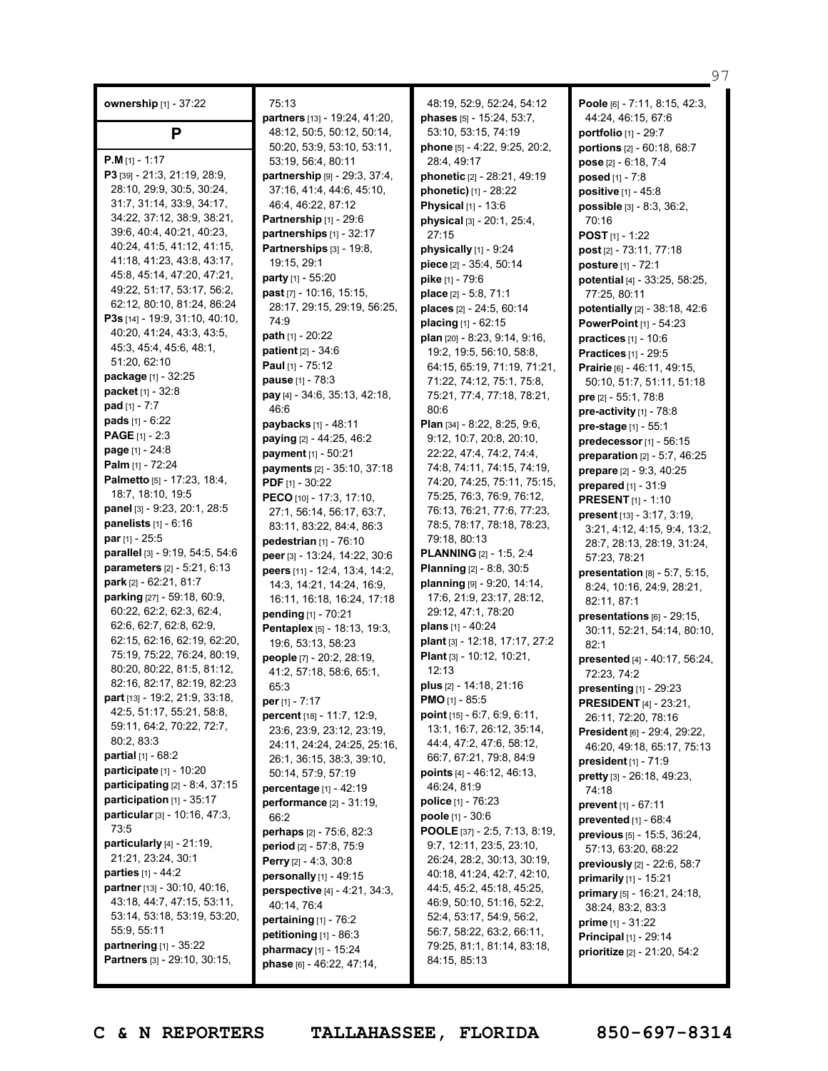**ownership** [1] - 37:22

## P

**P.M** [1] - 1:17
**P3** [39] - 21:3, 21:19, 28:9, 28:10, 29:9, 30:5, 30:24, 31:7, 31:14, 33:9, 34:17, 34:22, 37:12, 38:9, 38:21, 39:6, 40:4, 40:21, 40:23, 40:24, 41:5, 41:12, 41:15, 41:18, 41:23, 43:8, 43:17, 45:8, 45:14, 47:20, 47:21, 49:22, 51:17, 53:17, 56:2, 62:12, 80:10, 81:24, 86:24
**P3s** [14] - 19:9, 31:10, 40:10, 40:20, 41:24, 43:3, 43:5, 45:3, 45:4, 45:6, 48:1, 51:20, 62:10
**package** [1] - 32:25
**packet** [1] - 32:8
**pad** [1] - 7:7
**pads** [1] - 6:22
**PAGE** [1] - 2:3
**page** [1] - 24:8
**Palm** [1] - 72:24
**Palmetto** [5] - 17:23, 18:4, 18:7, 18:10, 19:5
**panel** [3] - 9:23, 20:1, 28:5
**panelists** [1] - 6:16
**par** [1] - 25:5
**parallel** [3] - 9:19, 54:5, 54:6
**parameters** [2] - 5:21, 6:13
**park** [2] - 62:21, 81:7
**parking** [27] - 59:18, 60:9, 60:22, 62:2, 62:3, 62:4, 62:6, 62:7, 62:8, 62:9, 62:15, 62:16, 62:19, 62:20, 75:19, 75:22, 76:24, 80:19, 80:20, 80:22, 81:5, 81:12, 82:16, 82:17, 82:19, 82:23
**part** [13] - 19:2, 21:9, 33:18, 42:5, 51:17, 55:21, 58:8, 59:11, 64:2, 70:22, 72:7, 80:2, 83:3
**partial** [1] - 68:2
**participate** [1] - 10:20
**participating** [2] - 8:4, 37:15
**participation** [1] - 35:17
**particular** [3] - 10:16, 47:3, 73:5
**particularly** [4] - 21:19, 21:21, 23:24, 30:1
**parties** [1] - 44:2
**partner** [13] - 30:10, 40:16, 43:18, 44:7, 47:15, 53:11, 53:14, 53:18, 53:19, 53:20, 55:9, 55:11
**partnering** [1] - 35:22
**Partners** [3] - 29:10, 30:15, 75:13
**partners** [13] - 19:24, 41:20, 48:12, 50:5, 50:12, 50:14, 50:20, 53:9, 53:10, 53:11, 53:19, 56:4, 80:11
**partnership** [9] - 29:3, 37:4, 37:16, 41:4, 44:6, 45:10, 46:4, 46:22, 87:12
**Partnership** [1] - 29:6
**partnerships** [1] - 32:17
**Partnerships** [3] - 19:8, 19:15, 29:1
**party** [1] - 55:20
**past** [7] - 10:16, 15:15, 28:17, 29:15, 29:19, 56:25, 74:9
**path** [1] - 20:22
**patient** [2] - 34:6
**Paul** [1] - 75:12
**pause** [1] - 78:3
**pay** [4] - 34:6, 35:13, 42:18, 46:6
**paybacks** [1] - 48:11
**paying** [2] - 44:25, 46:2
**payment** [1] - 50:21
**payments** [2] - 35:10, 37:18
**PDF** [1] - 30:22
**PECO** [10] - 17:3, 17:10, 27:1, 56:14, 56:17, 63:7, 83:11, 83:22, 84:4, 86:3
**pedestrian** [1] - 76:10
**peer** [3] - 13:24, 14:22, 30:6
**peers** [11] - 12:4, 13:4, 14:2, 14:3, 14:21, 14:24, 16:9, 16:11, 16:18, 16:24, 17:18
**pending** [1] - 70:21
**Pentaplex** [5] - 18:13, 19:3, 19:6, 53:13, 58:23
**people** [7] - 20:2, 28:19, 41:2, 57:18, 58:6, 65:1, 65:3
**per** [1] - 7:17
**percent** [18] - 11:7, 12:9, 23:6, 23:9, 23:12, 23:19, 24:11, 24:24, 24:25, 25:16, 26:1, 36:15, 38:3, 39:10, 50:14, 57:9, 57:19
**percentage** [1] - 42:19
**performance** [2] - 31:19, 66:2
**perhaps** [2] - 75:6, 82:3
**period** [2] - 57:8, 75:9
**Perry** [2] - 4:3, 30:8
**personally** [1] - 49:15
**perspective** [4] - 4:21, 34:3, 40:14, 76:4
**pertaining** [1] - 76:2
**petitioning** [1] - 86:3
**pharmacy** [1] - 15:24
**phase** [6] - 46:22, 47:14, 48:19, 52:9, 52:24, 54:12
**phases** [5] - 15:24, 53:7, 53:10, 53:15, 74:19
**phone** [5] - 4:22, 9:25, 20:2, 28:4, 49:17
**phonetic** [2] - 28:21, 49:19
**phonetic)** [1] - 28:22
**Physical** [1] - 13:6
**physical** [3] - 20:1, 25:4, 27:15
**physically** [1] - 9:24
**piece** [2] - 35:4, 50:14
**pike** [1] - 79:6
**place** [2] - 5:8, 71:1
**places** [2] - 24:5, 60:14
**placing** [1] - 62:15
**plan** [20] - 8:23, 9:14, 9:16, 19:2, 19:5, 56:10, 58:8, 64:15, 65:19, 71:19, 71:21, 71:22, 74:12, 75:1, 75:8, 75:21, 77:4, 77:18, 78:21, 80:6
**Plan** [34] - 8:22, 8:25, 9:6, 9:12, 10:7, 20:8, 20:10, 22:22, 47:4, 74:2, 74:4, 74:8, 74:11, 74:15, 74:19, 74:20, 74:25, 75:11, 75:15, 75:25, 76:3, 76:9, 76:12, 76:13, 76:21, 77:6, 77:23, 78:5, 78:17, 78:18, 78:23, 79:18, 80:13
**PLANNING** [2] - 1:5, 2:4
**Planning** [2] - 8:8, 30:5
**planning** [9] - 9:20, 14:14, 17:6, 21:9, 23:17, 28:12, 29:12, 47:1, 78:20
**plans** [1] - 40:24
**plant** [3] - 12:18, 17:17, 27:2
**Plant** [3] - 10:12, 10:21, 12:13
**plus** [2] - 14:18, 21:16
**PMO** [1] - 85:5
**point** [15] - 6:7, 6:9, 6:11, 13:1, 16:7, 26:12, 35:14, 44:4, 47:2, 47:6, 58:12, 66:7, 67:21, 79:8, 84:9
**points** [4] - 46:12, 46:13, 46:24, 81:9
**police** [1] - 76:23
**poole** [1] - 30:6
**POOLE** [37] - 2:5, 7:13, 8:19, 9:7, 12:11, 23:5, 23:10, 26:24, 28:2, 30:13, 30:19, 40:18, 41:24, 42:7, 42:10, 44:5, 45:2, 45:18, 45:25, 46:9, 50:10, 51:16, 52:2, 52:4, 53:17, 54:9, 56:2, 56:7, 58:22, 63:2, 66:11, 79:25, 81:1, 81:14, 83:18, 84:15, 85:13
**Poole** [6] - 7:11, 8:15, 42:3, 44:24, 46:15, 67:6
**portfolio** [1] - 29:7
**portions** [2] - 60:18, 68:7
**pose** [2] - 6:18, 7:4
**posed** [1] - 7:8
**positive** [1] - 45:8
**possible** [3] - 8:3, 36:2, 70:16
**POST** [1] - 1:22
**post** [2] - 73:11, 77:18
**posture** [1] - 72:1
**potential** [4] - 33:25, 58:25, 77:25, 80:11
**potentially** [2] - 38:18, 42:6
**PowerPoint** [1] - 54:23
**practices** [1] - 10:6
**Practices** [1] - 29:5
**Prairie** [6] - 46:11, 49:15, 50:10, 51:7, 51:11, 51:18
**pre** [2] - 55:1, 78:8
**pre-activity** [1] - 78:8
**pre-stage** [1] - 55:1
**predecessor** [1] - 56:15
**preparation** [2] - 5:7, 46:25
**prepare** [2] - 9:3, 40:25
**prepared** [1] - 31:9
**PRESENT** [1] - 1:10
**present** [13] - 3:17, 3:19, 3:21, 4:12, 4:15, 9:4, 13:2, 28:7, 28:13, 28:19, 31:24, 57:23, 78:21
**presentation** [8] - 5:7, 5:15, 8:24, 10:16, 24:9, 28:21, 82:11, 87:1
**presentations** [6] - 29:15, 30:11, 52:21, 54:14, 80:10, 82:1
**presented** [4] - 40:17, 56:24, 72:23, 74:2
**presenting** [1] - 29:23
**PRESIDENT** [4] - 23:21, 26:11, 72:20, 78:16
**President** [6] - 29:4, 29:22, 46:20, 49:18, 65:17, 75:13
**president** [1] - 71:9
**pretty** [3] - 26:18, 49:23, 74:18
**prevent** [1] - 67:11
**prevented** [1] - 68:4
**previous** [5] - 15:5, 36:24, 57:13, 63:20, 68:22
**previously** [2] - 22:6, 58:7
**primarily** [1] - 15:21
**primary** [5] - 16:21, 24:18, 38:24, 83:2, 83:3
**prime** [1] - 31:22
**Principal** [1] - 29:14
**prioritize** [2] - 21:20, 54:2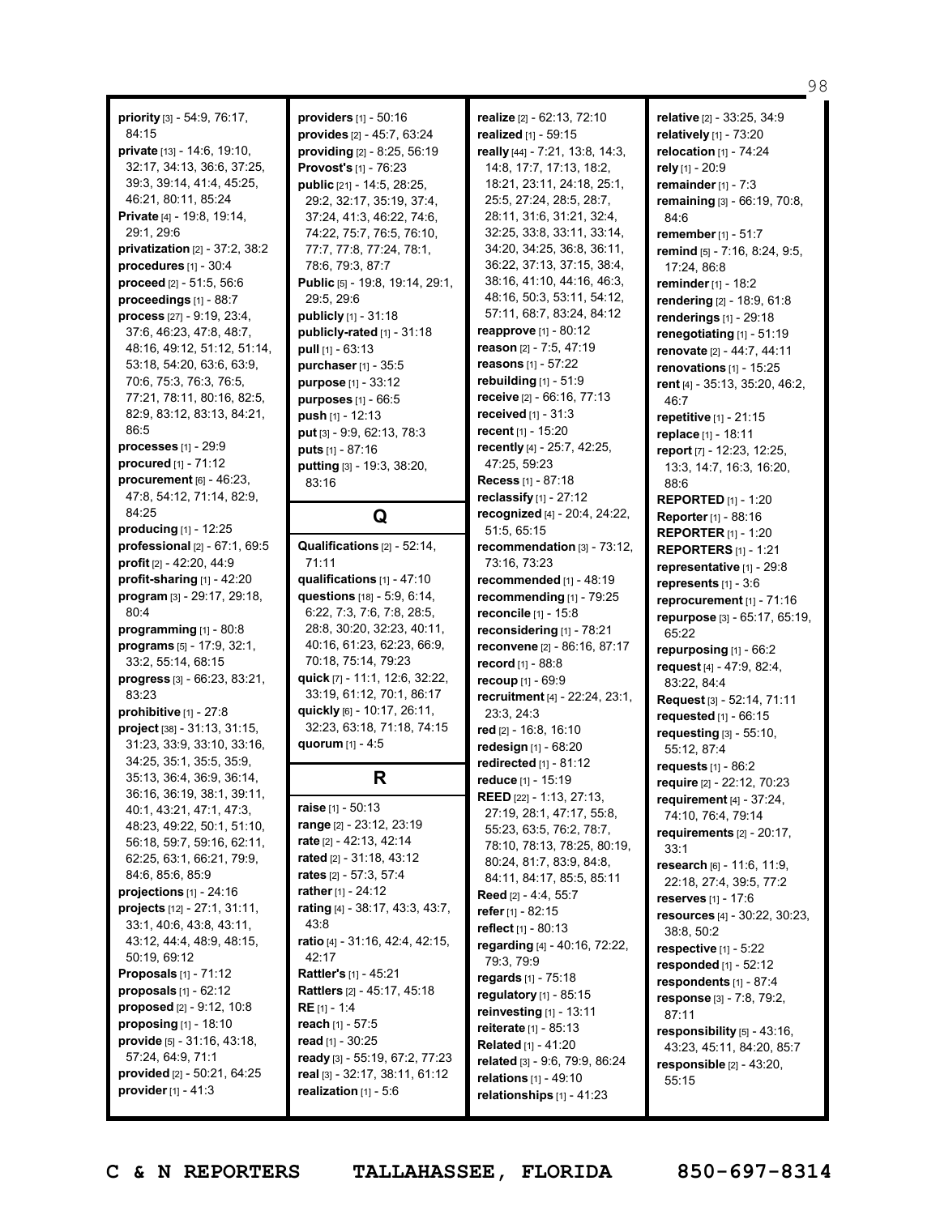**priority** [3] - 54:9, 76:17, 84:15
**private** [13] - 14:6, 19:10, 32:17, 34:13, 36:6, 37:25, 39:3, 39:14, 41:4, 45:25, 46:21, 80:11, 85:24
**Private** [4] - 19:8, 19:14, 29:1, 29:6
**privatization** [2] - 37:2, 38:2
**procedures** [1] - 30:4
**proceed** [2] - 51:5, 56:6
**proceedings** [1] - 88:7
**process** [27] - 9:19, 23:4, 37:6, 46:23, 47:8, 48:7, 48:16, 49:12, 51:12, 51:14, 53:18, 54:20, 63:6, 63:9, 70:6, 75:3, 76:3, 76:5, 77:21, 78:11, 80:16, 82:5, 82:9, 83:12, 83:13, 84:21, 86:5
**processes** [1] - 29:9
**procured** [1] - 71:12
**procurement** [6] - 46:23, 47:8, 54:12, 71:14, 82:9, 84:25
**producing** [1] - 12:25
**professional** [2] - 67:1, 69:5
**profit** [2] - 42:20, 44:9
**profit-sharing** [1] - 42:20
**program** [3] - 29:17, 29:18, 80:4
**programming** [1] - 80:8
**programs** [5] - 17:9, 32:1, 33:2, 55:14, 68:15
**progress** [3] - 66:23, 83:21, 83:23
**prohibitive** [1] - 27:8
**project** [38] - 31:13, 31:15, 31:23, 33:9, 33:10, 33:16, 34:25, 35:1, 35:5, 35:9, 35:13, 36:4, 36:9, 36:14, 36:16, 36:19, 38:1, 39:11, 40:1, 43:21, 47:1, 47:3, 48:23, 49:22, 50:1, 51:10, 56:18, 59:7, 59:16, 62:11, 62:25, 63:1, 66:21, 79:9, 84:6, 85:6, 85:9
**projections** [1] - 24:16
**projects** [12] - 27:1, 31:11, 33:1, 40:6, 43:8, 43:11, 43:12, 44:4, 48:9, 48:15, 50:19, 69:12
**Proposals** [1] - 71:12
**proposals** [1] - 62:12
**proposed** [2] - 9:12, 10:8
**proposing** [1] - 18:10
**provide** [5] - 31:16, 43:18, 57:24, 64:9, 71:1
**provided** [2] - 50:21, 64:25
**provider** [1] - 41:3
**providers** [1] - 50:16
**provides** [2] - 45:7, 63:24
**providing** [2] - 8:25, 56:19
**Provost's** [1] - 76:23
**public** [21] - 14:5, 28:25, 29:2, 32:17, 35:19, 37:4, 37:24, 41:3, 46:22, 74:6, 74:22, 75:7, 76:5, 76:10, 77:7, 77:8, 77:24, 78:1, 78:6, 79:3, 87:7
**Public** [5] - 19:8, 19:14, 29:1, 29:5, 29:6
**publicly** [1] - 31:18
**publicly-rated** [1] - 31:18
**pull** [1] - 63:13
**purchaser** [1] - 35:5
**purpose** [1] - 33:12
**purposes** [1] - 66:5
**push** [1] - 12:13
**put** [3] - 9:9, 62:13, 78:3
**puts** [1] - 87:16
**putting** [3] - 19:3, 38:20, 83:16

## Q

**Qualifications** [2] - 52:14, 71:11
**qualifications** [1] - 47:10
**questions** [18] - 5:9, 6:14, 6:22, 7:3, 7:6, 7:8, 28:5, 28:8, 30:20, 32:23, 40:11, 40:16, 61:23, 62:23, 66:9, 70:18, 75:14, 79:23
**quick** [7] - 11:1, 12:6, 32:22, 33:19, 61:12, 70:1, 86:17
**quickly** [6] - 10:17, 26:11, 32:23, 63:18, 71:18, 74:15
**quorum** [1] - 4:5

## R

**raise** [1] - 50:13
**range** [2] - 23:12, 23:19
**rate** [2] - 42:13, 42:14
**rated** [2] - 31:18, 43:12
**rates** [2] - 57:3, 57:4
**rather** [1] - 24:12
**rating** [4] - 38:17, 43:3, 43:7, 43:8
**ratio** [4] - 31:16, 42:4, 42:15, 42:17
**Rattler's** [1] - 45:21
**Rattlers** [2] - 45:17, 45:18
**RE** [1] - 1:4
**reach** [1] - 57:5
**read** [1] - 30:25
**ready** [3] - 55:19, 67:2, 77:23
**real** [3] - 32:17, 38:11, 61:12
**realization** [1] - 5:6
**realize** [2] - 62:13, 72:10
**realized** [1] - 59:15
**really** [44] - 7:21, 13:8, 14:3, 14:8, 17:7, 17:13, 18:2, 18:21, 23:11, 24:18, 25:1, 25:5, 27:24, 28:5, 28:7, 28:11, 31:6, 31:21, 32:4, 32:25, 33:8, 33:11, 33:14, 34:20, 34:25, 36:8, 36:11, 36:22, 37:13, 37:15, 38:4, 38:16, 41:10, 44:16, 46:3, 48:16, 50:3, 53:11, 54:12, 57:11, 68:7, 83:24, 84:12
**reapprove** [1] - 80:12
**reason** [2] - 7:5, 47:19
**reasons** [1] - 57:22
**rebuilding** [1] - 51:9
**receive** [2] - 66:16, 77:13
**received** [1] - 31:3
**recent** [1] - 15:20
**recently** [4] - 25:7, 42:25, 47:25, 59:23
**Recess** [1] - 87:18
**reclassify** [1] - 27:12
**recognized** [4] - 20:4, 24:22, 51:5, 65:15
**recommendation** [3] - 73:12, 73:16, 73:23
**recommended** [1] - 48:19
**recommending** [1] - 79:25
**reconcile** [1] - 15:8
**reconsidering** [1] - 78:21
**reconvene** [2] - 86:16, 87:17
**record** [1] - 88:8
**recoup** [1] - 69:9
**recruitment** [4] - 22:24, 23:1, 23:3, 24:3
**red** [2] - 16:8, 16:10
**redesign** [1] - 68:20
**redirected** [1] - 81:12
**reduce** [1] - 15:19
**REED** [22] - 1:13, 27:13, 27:19, 28:1, 47:17, 55:8, 55:23, 63:5, 76:2, 78:7, 78:10, 78:13, 78:25, 80:19, 80:24, 81:7, 83:9, 84:8, 84:11, 84:17, 85:5, 85:11
**Reed** [2] - 4:4, 55:7
**refer** [1] - 82:15
**reflect** [1] - 80:13
**regarding** [4] - 40:16, 72:22, 79:3, 79:9
**regards** [1] - 75:18
**regulatory** [1] - 85:15
**reinvesting** [1] - 13:11
**reiterate** [1] - 85:13
**Related** [1] - 41:20
**related** [3] - 9:6, 79:9, 86:24
**relations** [1] - 49:10
**relationships** [1] - 41:23
**relative** [2] - 33:25, 34:9
**relatively** [1] - 73:20
**relocation** [1] - 74:24
**rely** [1] - 20:9
**remainder** [1] - 7:3
**remaining** [3] - 66:19, 70:8, 84:6
**remember** [1] - 51:7
**remind** [5] - 7:16, 8:24, 9:5, 17:24, 86:8
**reminder** [1] - 18:2
**rendering** [2] - 18:9, 61:8
**renderings** [1] - 29:18
**renegotiating** [1] - 51:19
**renovate** [2] - 44:7, 44:11
**renovations** [1] - 15:25
**rent** [4] - 35:13, 35:20, 46:2, 46:7
**repetitive** [1] - 21:15
**replace** [1] - 18:11
**report** [7] - 12:23, 12:25, 13:3, 14:7, 16:3, 16:20, 88:6
**REPORTED** [1] - 1:20
**Reporter** [1] - 88:16
**REPORTER** [1] - 1:20
**REPORTERS** [1] - 1:21
**representative** [1] - 29:8
**represents** [1] - 3:6
**reprocurement** [1] - 71:16
**repurpose** [3] - 65:17, 65:19, 65:22
**repurposing** [1] - 66:2
**request** [4] - 47:9, 82:4, 83:22, 84:4
**Request** [3] - 52:14, 71:11
**requested** [1] - 66:15
**requesting** [3] - 55:10, 55:12, 87:4
**requests** [1] - 86:2
**require** [2] - 22:12, 70:23
**requirement** [4] - 37:24, 74:10, 76:4, 79:14
**requirements** [2] - 20:17, 33:1
**research** [6] - 11:6, 11:9, 22:18, 27:4, 39:5, 77:2
**reserves** [1] - 17:6
**resources** [4] - 30:22, 30:23, 38:8, 50:2
**respective** [1] - 5:22
**responded** [1] - 52:12
**respondents** [1] - 87:4
**response** [3] - 7:8, 79:2, 87:11
**responsibility** [5] - 43:16, 43:23, 45:11, 84:20, 85:7
**responsible** [2] - 43:20, 55:15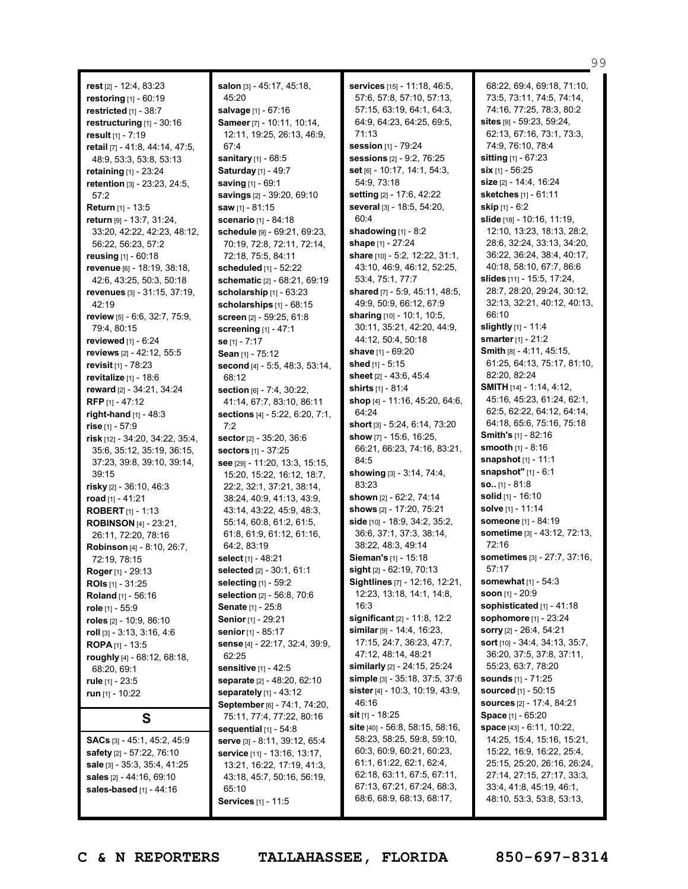**rest** [2] - 12:4, 83:23
**restoring** [1] - 60:19
**restricted** [1] - 38:7
**restructuring** [1] - 30:16
**result** [1] - 7:19
**retail** [7] - 41:8, 44:14, 47:5, 48:9, 53:3, 53:8, 53:13
**retaining** [1] - 23:24
**retention** [3] - 23:23, 24:5, 57:2
**Return** [1] - 13:5
**return** [9] - 13:7, 31:24, 33:20, 42:22, 42:23, 48:12, 56:22, 56:23, 57:2
**reusing** [1] - 60:18
**revenue** [6] - 18:19, 38:18, 42:6, 43:25, 50:3, 50:18
**revenues** [3] - 31:15, 37:19, 42:19
**review** [5] - 6:6, 32:7, 75:9, 79:4, 80:15
**reviewed** [1] - 6:24
**reviews** [2] - 42:12, 55:5
**revisit** [1] - 78:23
**revitalize** [1] - 18:6
**reward** [2] - 34:21, 34:24
**RFP** [1] - 47:12
**right-hand** [1] - 48:3
**rise** [1] - 57:9
**risk** [12] - 34:20, 34:22, 35:4, 35:6, 35:12, 35:19, 36:15, 37:23, 39:8, 39:10, 39:14, 39:15
**risky** [2] - 36:10, 46:3
**road** [1] - 41:21
**ROBERT** [1] - 1:13
**ROBINSON** [4] - 23:21, 26:11, 72:20, 78:16
**Robinson** [4] - 8:10, 26:7, 72:19, 78:15
**Roger** [1] - 29:13
**ROIs** [1] - 31:25
**Roland** [1] - 56:16
**role** [1] - 55:9
**roles** [2] - 10:9, 86:10
**roll** [3] - 3:13, 3:16, 4:6
**ROPA** [1] - 13:5
**roughly** [4] - 68:12, 68:18, 68:20, 69:1
**rule** [1] - 23:5
**run** [1] - 10:22

## S

**SACs** [3] - 45:1, 45:2, 45:9
**safety** [2] - 57:22, 76:10
**sale** [3] - 35:3, 35:4, 41:25
**sales** [2] - 44:16, 69:10
**sales-based** [1] - 44:16
**salon** [3] - 45:17, 45:18, 45:20
**salvage** [1] - 67:16
**Sameer** [7] - 10:11, 10:14, 12:11, 19:25, 26:13, 46:9, 67:4
**sanitary** [1] - 68:5
**Saturday** [1] - 49:7
**saving** [1] - 69:1
**savings** [2] - 39:20, 69:10
**saw** [1] - 81:15
**scenario** [1] - 84:18
**schedule** [9] - 69:21, 69:23, 70:19, 72:8, 72:11, 72:14, 72:18, 75:5, 84:11
**scheduled** [1] - 52:22
**schematic** [2] - 68:21, 69:19
**scholarship** [1] - 63:23
**scholarships** [1] - 68:15
**screen** [2] - 59:25, 61:8
**screening** [1] - 47:1
**se** [1] - 7:17
**Sean** [1] - 75:12
**second** [4] - 5:5, 48:3, 53:14, 68:12
**section** [6] - 7:4, 30:22, 41:14, 67:7, 83:10, 86:11
**sections** [4] - 5:22, 6:20, 7:1, 7:2
**sector** [2] - 35:20, 36:6
**sectors** [1] - 37:25
**see** [29] - 11:20, 13:3, 15:15, 15:20, 15:22, 16:12, 18:7, 22:2, 32:1, 37:21, 38:14, 38:24, 40:9, 41:13, 43:9, 43:14, 43:22, 45:9, 48:3, 55:14, 60:8, 61:2, 61:5, 61:8, 61:9, 61:12, 61:16, 64:2, 83:19
**select** [1] - 48:21
**selected** [2] - 30:1, 61:1
**selecting** [1] - 59:2
**selection** [2] - 56:8, 70:6
**Senate** [1] - 25:8
**Senior** [1] - 29:21
**senior** [1] - 85:17
**sense** [4] - 22:17, 32:4, 39:9, 62:25
**sensitive** [1] - 42:5
**separate** [2] - 48:20, 62:10
**separately** [1] - 43:12
**September** [6] - 74:1, 74:20, 75:11, 77:4, 77:22, 80:16
**sequential** [1] - 54:8
**serve** [3] - 8:11, 39:12, 65:4
**service** [11] - 13:16, 13:17, 13:21, 16:22, 17:19, 41:3, 43:18, 45:7, 50:16, 56:19, 65:10
**Services** [1] - 11:5
**services** [15] - 11:18, 46:5, 57:6, 57:8, 57:10, 57:13, 57:15, 63:19, 64:1, 64:3, 64:9, 64:23, 64:25, 69:5, 71:13
**session** [1] - 79:24
**sessions** [2] - 9:2, 76:25
**set** [6] - 10:17, 14:1, 54:3, 54:9, 73:18
**setting** [2] - 17:6, 42:22
**several** [3] - 18:5, 54:20, 60:4
**shadowing** [1] - 8:2
**shape** [1] - 27:24
**share** [10] - 5:2, 12:22, 31:1, 43:10, 46:9, 46:12, 52:25, 53:4, 75:1, 77:7
**shared** [7] - 5:9, 45:11, 48:5, 49:9, 50:9, 66:12, 67:9
**sharing** [10] - 10:1, 10:5, 30:11, 35:21, 42:20, 44:9, 44:12, 50:4, 50:18
**shave** [1] - 69:20
**shed** [1] - 5:15
**sheet** [2] - 43:6, 45:4
**shirts** [1] - 81:4
**shop** [4] - 11:16, 45:20, 64:6, 64:24
**short** [3] - 5:24, 6:14, 73:20
**show** [7] - 15:6, 16:25, 66:21, 66:23, 74:16, 83:21, 84:5
**showing** [3] - 3:14, 74:4, 83:23
**shown** [2] - 62:2, 74:14
**shows** [2] - 17:20, 75:21
**side** [10] - 18:9, 34:2, 35:2, 36:6, 37:1, 37:3, 38:14, 38:22, 48:3, 49:14
**Sieman's** [1] - 15:18
**sight** [2] - 62:19, 70:13
**Sightlines** [7] - 12:16, 12:21, 12:23, 13:18, 14:1, 14:8, 16:3
**significant** [2] - 11:8, 12:2
**similar** [9] - 14:4, 16:23, 17:15, 24:7, 36:23, 47:7, 47:12, 48:14, 48:21
**similarly** [2] - 24:15, 25:24
**simple** [3] - 35:18, 37:5, 37:6
**sister** [4] - 10:3, 10:19, 43:9, 46:16
**sit** [1] - 18:25
**site** [40] - 56:8, 58:15, 58:16, 58:23, 58:25, 59:8, 59:10, 60:3, 60:9, 60:21, 60:23, 61:1, 61:22, 62:1, 62:4, 62:18, 63:11, 67:5, 67:11, 67:13, 67:21, 67:24, 68:3, 68:6, 68:9, 68:13, 68:17, 68:22, 69:4, 69:18, 71:10, 73:5, 73:11, 74:5, 74:14, 74:16, 77:25, 78:3, 80:2
**sites** [9] - 59:23, 59:24, 62:13, 67:16, 73:1, 73:3, 74:9, 76:10, 78:4
**sitting** [1] - 67:23
**six** [1] - 56:25
**size** [2] - 14:4, 16:24
**sketches** [1] - 61:11
**skip** [1] - 6:2
**slide** [18] - 10:16, 11:19, 12:10, 13:23, 18:13, 28:2, 28:6, 32:24, 33:13, 34:20, 36:22, 36:24, 38:4, 40:17, 40:18, 58:10, 67:7, 86:6
**slides** [11] - 15:5, 17:24, 28:7, 28:20, 29:24, 30:12, 32:13, 32:21, 40:12, 40:13, 66:10
**slightly** [1] - 11:4
**smarter** [1] - 21:2
**Smith** [8] - 4:11, 45:15, 61:25, 64:13, 75:17, 81:10, 82:20, 82:24
**SMITH** [14] - 1:14, 4:12, 45:16, 45:23, 61:24, 62:1, 62:5, 62:22, 64:12, 64:14, 64:18, 65:6, 75:16, 75:18
**Smith's** [1] - 82:16
**smooth** [1] - 8:16
**snapshot** [1] - 11:1
**snapshot"** [1] - 6:1
**so..** [1] - 81:8
**solid** [1] - 16:10
**solve** [1] - 11:14
**someone** [1] - 84:19
**sometime** [3] - 43:12, 72:13, 72:16
**sometimes** [3] - 27:7, 37:16, 57:17
**somewhat** [1] - 54:3
**soon** [1] - 20:9
**sophisticated** [1] - 41:18
**sophomore** [1] - 23:24
**sorry** [2] - 26:4, 54:21
**sort** [10] - 34:4, 34:13, 35:7, 36:20, 37:5, 37:8, 37:11, 55:23, 63:7, 78:20
**sounds** [1] - 71:25
**sourced** [1] - 50:15
**sources** [2] - 17:4, 84:21
**Space** [1] - 65:20
**space** [43] - 6:11, 10:22, 14:25, 15:4, 15:16, 15:21, 15:22, 16:9, 16:22, 25:4, 25:15, 25:20, 26:16, 26:24, 27:14, 27:15, 27:17, 33:3, 33:4, 41:8, 45:19, 46:1, 48:10, 53:3, 53:8, 53:13,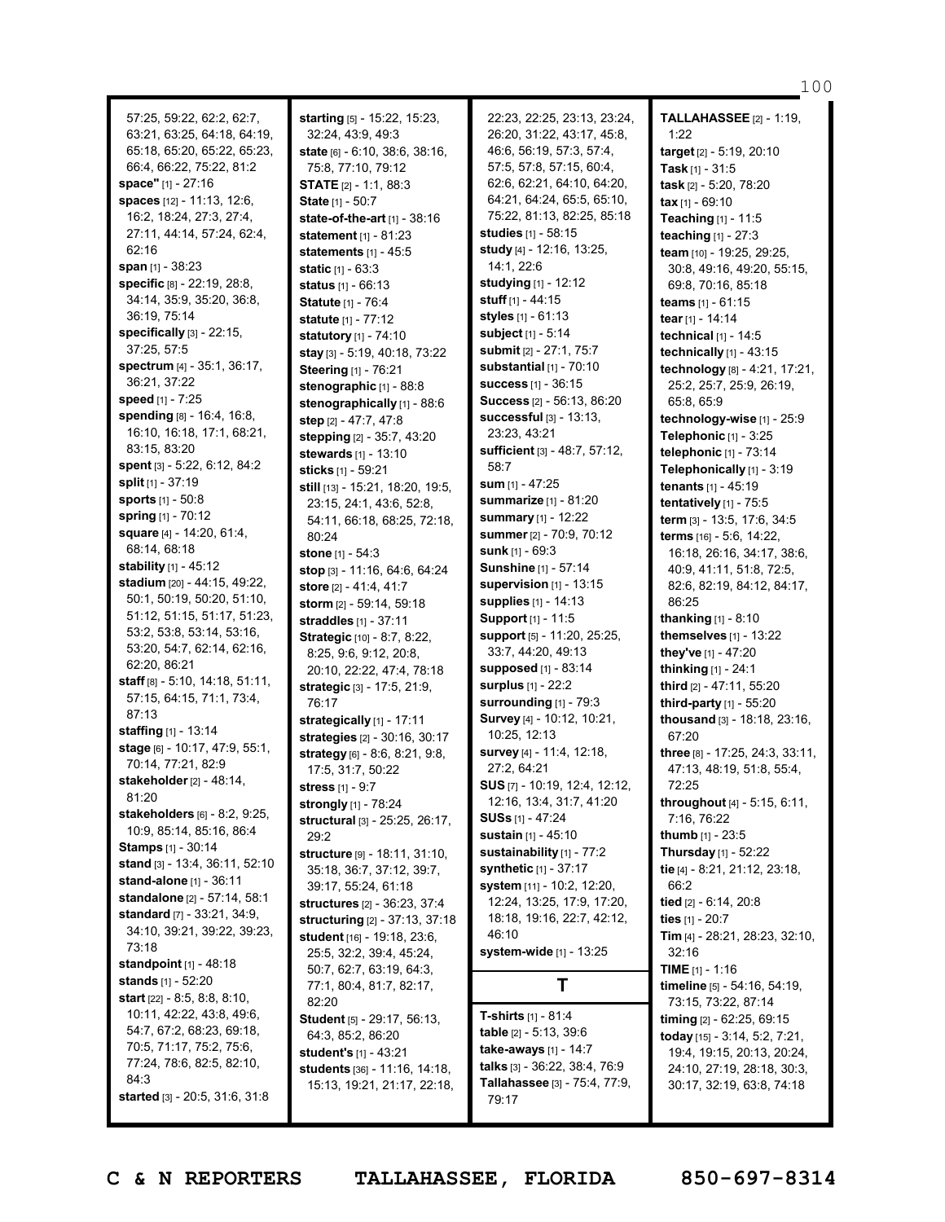57:25, 59:22, 62:2, 62:7, 63:21, 63:25, 64:18, 64:19, 65:18, 65:20, 65:22, 65:23, 66:4, 66:22, 75:22, 81:2
**space"** [1] - 27:16
**spaces** [12] - 11:13, 12:6, 16:2, 18:24, 27:3, 27:4, 27:11, 44:14, 57:24, 62:4, 62:16
**span** [1] - 38:23
**specific** [8] - 22:19, 28:8, 34:14, 35:9, 35:20, 36:8, 36:19, 75:14
**specifically** [3] - 22:15, 37:25, 57:5
**spectrum** [4] - 35:1, 36:17, 36:21, 37:22
**speed** [1] - 7:25
**spending** [8] - 16:4, 16:8, 16:10, 16:18, 17:1, 68:21, 83:15, 83:20
**spent** [3] - 5:22, 6:12, 84:2
**split** [1] - 37:19
**sports** [1] - 50:8
**spring** [1] - 70:12
**square** [4] - 14:20, 61:4, 68:14, 68:18
**stability** [1] - 45:12
**stadium** [20] - 44:15, 49:22, 50:1, 50:19, 50:20, 51:10, 51:12, 51:15, 51:17, 51:23, 53:2, 53:8, 53:14, 53:16, 53:20, 54:7, 62:14, 62:16, 62:20, 86:21
**staff** [8] - 5:10, 14:18, 51:11, 57:15, 64:15, 71:1, 73:4, 87:13
**staffing** [1] - 13:14
**stage** [6] - 10:17, 47:9, 55:1, 70:14, 77:21, 82:9
**stakeholder** [2] - 48:14, 81:20
**stakeholders** [6] - 8:2, 9:25, 10:9, 85:14, 85:16, 86:4
**Stamps** [1] - 30:14
**stand** [3] - 13:4, 36:11, 52:10
**stand-alone** [1] - 36:11
**standalone** [2] - 57:14, 58:1
**standard** [7] - 33:21, 34:9, 34:10, 39:21, 39:22, 39:23, 73:18
**standpoint** [1] - 48:18
**stands** [1] - 52:20
**start** [22] - 8:5, 8:8, 8:10, 10:11, 42:22, 43:8, 49:6, 54:7, 67:2, 68:23, 69:18, 70:5, 71:17, 75:2, 75:6, 77:24, 78:6, 82:5, 82:10, 84:3
**started** [3] - 20:5, 31:6, 31:8
**starting** [5] - 15:22, 15:23, 32:24, 43:9, 49:3
**state** [6] - 6:10, 38:6, 38:16, 75:8, 77:10, 79:12
**STATE** [2] - 1:1, 88:3
**State** [1] - 50:7
**state-of-the-art** [1] - 38:16
**statement** [1] - 81:23
**statements** [1] - 45:5
**static** [1] - 63:3
**status** [1] - 66:13
**Statute** [1] - 76:4
**statute** [1] - 77:12
**statutory** [1] - 74:10
**stay** [3] - 5:19, 40:18, 73:22
**Steering** [1] - 76:21
**stenographic** [1] - 88:8
**stenographically** [1] - 88:6
**step** [2] - 47:7, 47:8
**stepping** [2] - 35:7, 43:20
**stewards** [1] - 13:10
**sticks** [1] - 59:21
**still** [13] - 15:21, 18:20, 19:5, 23:15, 24:1, 43:6, 52:8, 54:11, 66:18, 68:25, 72:18, 80:24
**stone** [1] - 54:3
**stop** [3] - 11:16, 64:6, 64:24
**store** [2] - 41:4, 41:7
**storm** [2] - 59:14, 59:18
**straddles** [1] - 37:11
**Strategic** [10] - 8:7, 8:22, 8:25, 9:6, 9:12, 20:8, 20:10, 22:22, 47:4, 78:18
**strategic** [3] - 17:5, 21:9, 76:17
**strategically** [1] - 17:11
**strategies** [2] - 30:16, 30:17
**strategy** [6] - 8:6, 8:21, 9:8, 17:5, 31:7, 50:22
**stress** [1] - 9:7
**strongly** [1] - 78:24
**structural** [3] - 25:25, 26:17, 29:2
**structure** [9] - 18:11, 31:10, 35:18, 36:7, 37:12, 39:7, 39:17, 55:24, 61:18
**structures** [2] - 36:23, 37:4
**structuring** [2] - 37:13, 37:18
**student** [16] - 19:18, 23:6, 25:5, 32:2, 39:4, 45:24, 50:7, 62:7, 63:19, 64:3, 77:1, 80:4, 81:7, 82:17, 82:20
**Student** [5] - 29:17, 56:13, 64:3, 85:2, 86:20
**student's** [1] - 43:21
**students** [36] - 11:16, 14:18, 15:13, 19:21, 21:17, 22:18, 22:23, 22:25, 23:13, 23:24, 26:20, 31:22, 43:17, 45:8, 46:6, 56:19, 57:3, 57:4, 57:5, 57:8, 57:15, 60:4, 62:6, 62:21, 64:10, 64:20, 64:21, 64:24, 65:5, 65:10, 75:22, 81:13, 82:25, 85:18
**studies** [1] - 58:15
**study** [4] - 12:16, 13:25, 14:1, 22:6
**studying** [1] - 12:12
**stuff** [1] - 44:15
**styles** [1] - 61:13
**subject** [1] - 5:14
**submit** [2] - 27:1, 75:7
**substantial** [1] - 70:10
**success** [1] - 36:15
**Success** [2] - 56:13, 86:20
**successful** [3] - 13:13, 23:23, 43:21
**sufficient** [3] - 48:7, 57:12, 58:7
**sum** [1] - 47:25
**summarize** [1] - 81:20
**summary** [1] - 12:22
**summer** [2] - 70:9, 70:12
**sunk** [1] - 69:3
**Sunshine** [1] - 57:14
**supervision** [1] - 13:15
**supplies** [1] - 14:13
**Support** [1] - 11:5
**support** [5] - 11:20, 25:25, 33:7, 44:20, 49:13
**supposed** [1] - 83:14
**surplus** [1] - 22:2
**surrounding** [1] - 79:3
**Survey** [4] - 10:12, 10:21, 10:25, 12:13
**survey** [4] - 11:4, 12:18, 27:2, 64:21
**SUS** [7] - 10:19, 12:4, 12:12, 12:16, 13:4, 31:7, 41:20
**SUSs** [1] - 47:24
**sustain** [1] - 45:10
**sustainability** [1] - 77:2
**synthetic** [1] - 37:17
**system** [11] - 10:2, 12:20, 12:24, 13:25, 17:9, 17:20, 18:18, 19:16, 22:7, 42:12, 46:10
**system-wide** [1] - 13:25

## T

**T-shirts** [1] - 81:4
**table** [2] - 5:13, 39:6
**take-aways** [1] - 14:7
**talks** [3] - 36:22, 38:4, 76:9
**Tallahassee** [3] - 75:4, 77:9, 79:17
**TALLAHASSEE** [2] - 1:19, 1:22
**target** [2] - 5:19, 20:10
**Task** [1] - 31:5
**task** [2] - 5:20, 78:20
**tax** [1] - 69:10
**Teaching** [1] - 11:5
**teaching** [1] - 27:3
**team** [10] - 19:25, 29:25, 30:8, 49:16, 49:20, 55:15, 69:8, 70:16, 85:18
**teams** [1] - 61:15
**tear** [1] - 14:14
**technical** [1] - 14:5
**technically** [1] - 43:15
**technology** [8] - 4:21, 17:21, 25:2, 25:7, 25:9, 26:19, 65:8, 65:9
**technology-wise** [1] - 25:9
**Telephonic** [1] - 3:25
**telephonic** [1] - 73:14
**Telephonically** [1] - 3:19
**tenants** [1] - 45:19
**tentatively** [1] - 75:5
**term** [3] - 13:5, 17:6, 34:5
**terms** [16] - 5:6, 14:22, 16:18, 26:16, 34:17, 38:6, 40:9, 41:11, 51:8, 72:5, 82:6, 82:19, 84:12, 84:17, 86:25
**thanking** [1] - 8:10
**themselves** [1] - 13:22
**they've** [1] - 47:20
**thinking** [1] - 24:1
**third** [2] - 47:11, 55:20
**third-party** [1] - 55:20
**thousand** [3] - 18:18, 23:16, 67:20
**three** [8] - 17:25, 24:3, 33:11, 47:13, 48:19, 51:8, 55:4, 72:25
**throughout** [4] - 5:15, 6:11, 7:16, 76:22
**thumb** [1] - 23:5
**Thursday** [1] - 52:22
**tie** [4] - 8:21, 21:12, 23:18, 66:2
**tied** [2] - 6:14, 20:8
**ties** [1] - 20:7
**Tim** [4] - 28:21, 28:23, 32:10, 32:16
**TIME** [1] - 1:16
**timeline** [5] - 54:16, 54:19, 73:15, 73:22, 87:14
**timing** [2] - 62:25, 69:15
**today** [15] - 3:14, 5:2, 7:21, 19:4, 19:15, 20:13, 20:24, 24:10, 27:19, 28:18, 30:3, 30:17, 32:19, 63:8, 74:18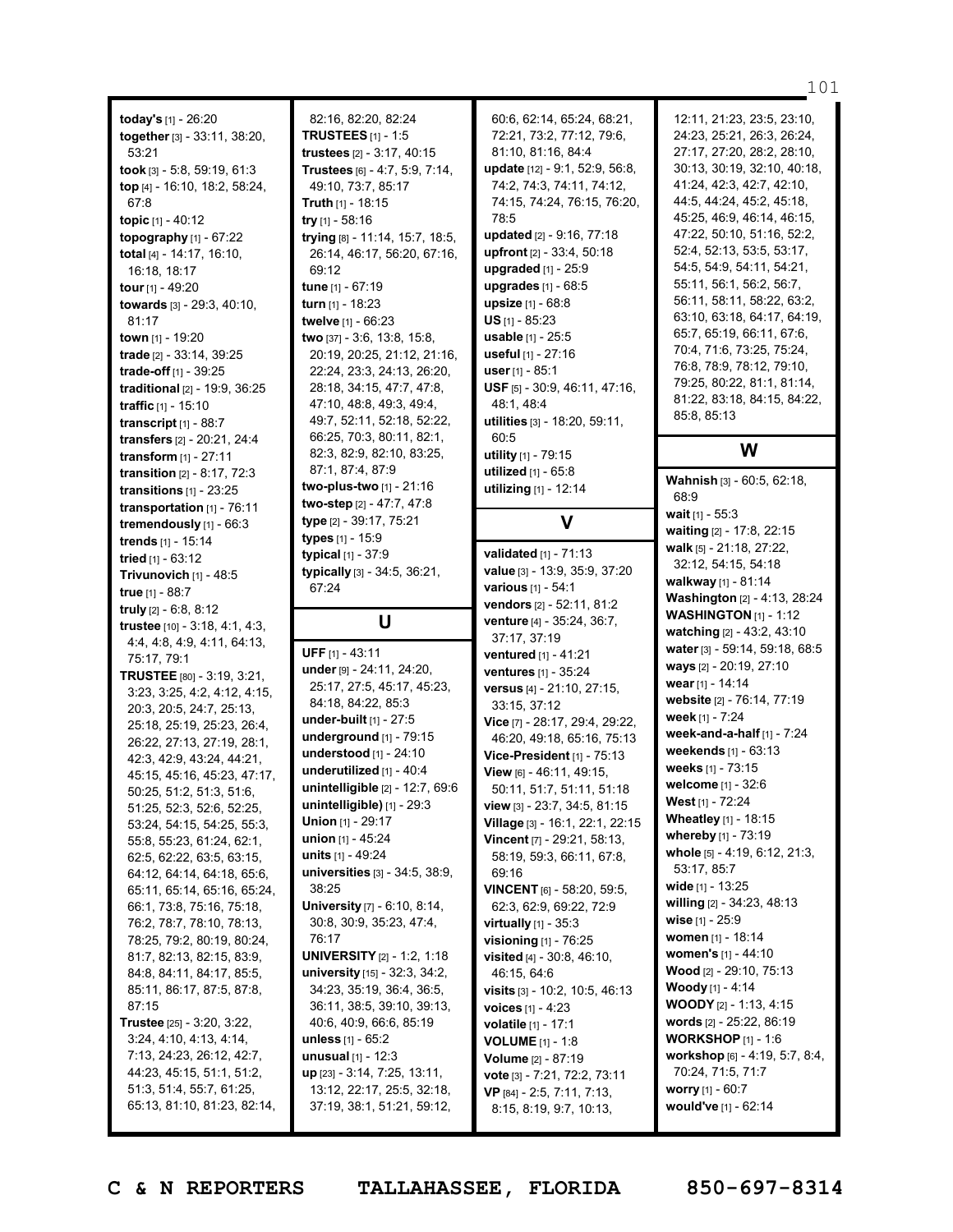**today's** [1] - 26:20
**together** [3] - 33:11, 38:20, 53:21
**took** [3] - 5:8, 59:19, 61:3
**top** [4] - 16:10, 18:2, 58:24, 67:8
**topic** [1] - 40:12
**topography** [1] - 67:22
**total** [4] - 14:17, 16:10, 16:18, 18:17
**tour** [1] - 49:20
**towards** [3] - 29:3, 40:10, 81:17
**town** [1] - 19:20
**trade** [2] - 33:14, 39:25
**trade-off** [1] - 39:25
**traditional** [2] - 19:9, 36:25
**traffic** [1] - 15:10
**transcript** [1] - 88:7
**transfers** [2] - 20:21, 24:4
**transform** [1] - 27:11
**transition** [2] - 8:17, 72:3
**transitions** [1] - 23:25
**transportation** [1] - 76:11
**tremendously** [1] - 66:3
**trends** [1] - 15:14
**tried** [1] - 63:12
**Trivunovich** [1] - 48:5
**true** [1] - 88:7
**truly** [2] - 6:8, 8:12
**trustee** [10] - 3:18, 4:1, 4:3, 4:4, 4:8, 4:9, 4:11, 64:13, 75:17, 79:1
**TRUSTEE** [80] - 3:19, 3:21, 3:23, 3:25, 4:2, 4:12, 4:15, 20:3, 20:5, 24:7, 25:13, 25:18, 25:19, 25:23, 26:4, 26:22, 27:13, 27:19, 28:1, 42:3, 42:9, 43:24, 44:21, 45:15, 45:16, 45:23, 47:17, 50:25, 51:2, 51:3, 51:6, 51:25, 52:3, 52:6, 52:25, 53:24, 54:15, 54:25, 55:3, 55:8, 55:23, 61:24, 62:1, 62:5, 62:22, 63:5, 63:15, 64:12, 64:14, 64:18, 65:6, 65:11, 65:14, 65:16, 65:24, 66:1, 73:8, 75:16, 75:18, 76:2, 78:7, 78:10, 78:13, 78:25, 79:2, 80:19, 80:24, 81:7, 82:13, 82:15, 83:9, 84:8, 84:11, 84:17, 85:5, 85:11, 86:17, 87:5, 87:8, 87:15
**Trustee** [25] - 3:20, 3:22, 3:24, 4:10, 4:13, 4:14, 7:13, 24:23, 26:12, 42:7, 44:23, 45:15, 51:1, 51:2, 51:3, 51:4, 55:7, 61:25, 65:13, 81:10, 81:23, 82:14, 82:16, 82:20, 82:24
**TRUSTEES** [1] - 1:5
**trustees** [2] - 3:17, 40:15
**Trustees** [6] - 4:7, 5:9, 7:14, 49:10, 73:7, 85:17
**Truth** [1] - 18:15
**try** [1] - 58:16
**trying** [8] - 11:14, 15:7, 18:5, 26:14, 46:17, 56:20, 67:16, 69:12
**tune** [1] - 67:19
**turn** [1] - 18:23
**twelve** [1] - 66:23
**two** [37] - 3:6, 13:8, 15:8, 20:19, 20:25, 21:12, 21:16, 22:24, 23:3, 24:13, 26:20, 28:18, 34:15, 47:7, 47:8, 47:10, 48:8, 49:3, 49:4, 49:7, 52:11, 52:18, 52:22, 66:25, 70:3, 80:11, 82:1, 82:3, 82:9, 82:10, 83:25, 87:1, 87:4, 87:9
**two-plus-two** [1] - 21:16
**two-step** [2] - 47:7, 47:8
**type** [2] - 39:17, 75:21
**types** [1] - 15:9
**typical** [1] - 37:9
**typically** [3] - 34:5, 36:21, 67:24

## U

**UFF** [1] - 43:11
**under** [9] - 24:11, 24:20, 25:17, 27:5, 45:17, 45:23, 84:18, 84:22, 85:3
**under-built** [1] - 27:5
**underground** [1] - 79:15
**understood** [1] - 24:10
**underutilized** [1] - 40:4
**unintelligible** [2] - 12:7, 69:6
**unintelligible)** [1] - 29:3
**Union** [1] - 29:17
**union** [1] - 45:24
**units** [1] - 49:24
**universities** [3] - 34:5, 38:9, 38:25
**University** [7] - 6:10, 8:14, 30:8, 30:9, 35:23, 47:4, 76:17
**UNIVERSITY** [2] - 1:2, 1:18
**university** [15] - 32:3, 34:2, 34:23, 35:19, 36:4, 36:5, 36:11, 38:5, 39:10, 39:13, 40:6, 40:9, 66:6, 85:19
**unless** [1] - 65:2
**unusual** [1] - 12:3
**up** [23] - 3:14, 7:25, 13:11, 13:12, 22:17, 25:5, 32:18, 37:19, 38:1, 51:21, 59:12, 60:6, 62:14, 65:24, 68:21, 72:21, 73:2, 77:12, 79:6, 81:10, 81:16, 84:4
**update** [12] - 9:1, 52:9, 56:8, 74:2, 74:3, 74:11, 74:12, 74:15, 74:24, 76:15, 76:20, 78:5
**updated** [2] - 9:16, 77:18
**upfront** [2] - 33:4, 50:18
**upgraded** [1] - 25:9
**upgrades** [1] - 68:5
**upsize** [1] - 68:8
**US** [1] - 85:23
**usable** [1] - 25:5
**useful** [1] - 27:16
**user** [1] - 85:1
**USF** [5] - 30:9, 46:11, 47:16, 48:1, 48:4
**utilities** [3] - 18:20, 59:11, 60:5
**utility** [1] - 79:15
**utilized** [1] - 65:8
**utilizing** [1] - 12:14

## V

**validated** [1] - 71:13
**value** [3] - 13:9, 35:9, 37:20
**various** [1] - 54:1
**vendors** [2] - 52:11, 81:2
**venture** [4] - 35:24, 36:7, 37:17, 37:19
**ventured** [1] - 41:21
**ventures** [1] - 35:24
**versus** [4] - 21:10, 27:15, 33:15, 37:12
**Vice** [7] - 28:17, 29:4, 29:22, 46:20, 49:18, 65:16, 75:13
**Vice-President** [1] - 75:13
**View** [6] - 46:11, 49:15, 50:11, 51:7, 51:11, 51:18
**view** [3] - 23:7, 34:5, 81:15
**Village** [3] - 16:1, 22:1, 22:15
**Vincent** [7] - 29:21, 58:13, 58:19, 59:3, 66:11, 67:8, 69:16
**VINCENT** [6] - 58:20, 59:5, 62:3, 62:9, 69:22, 72:9
**virtually** [1] - 35:3
**visioning** [1] - 76:25
**visited** [4] - 30:8, 46:10, 46:15, 64:6
**visits** [3] - 10:2, 10:5, 46:13
**voices** [1] - 4:23
**volatile** [1] - 17:1
**VOLUME** [1] - 1:8
**Volume** [2] - 87:19
**vote** [3] - 7:21, 72:2, 73:11
**VP** [84] - 2:5, 7:11, 7:13, 8:15, 8:19, 9:7, 10:13, 12:11, 21:23, 23:5, 23:10, 24:23, 25:21, 26:3, 26:24, 27:17, 27:20, 28:2, 28:10, 30:13, 30:19, 32:10, 40:18, 41:24, 42:3, 42:7, 42:10, 44:5, 44:24, 45:2, 45:18, 45:25, 46:9, 46:14, 46:15, 47:22, 50:10, 51:16, 52:2, 52:4, 52:13, 53:5, 53:17, 54:5, 54:9, 54:11, 54:21, 55:11, 56:1, 56:2, 56:7, 56:11, 58:11, 58:22, 63:2, 63:10, 63:18, 64:17, 64:19, 65:7, 65:19, 66:11, 67:6, 70:4, 71:6, 73:25, 75:24, 76:8, 78:9, 78:12, 79:10, 79:25, 80:22, 81:1, 81:14, 81:22, 83:18, 84:15, 84:22, 85:8, 85:13

## W

**Wahnish** [3] - 60:5, 62:18, 68:9
**wait** [1] - 55:3
**waiting** [2] - 17:8, 22:15
**walk** [5] - 21:18, 27:22, 32:12, 54:15, 54:18
**walkway** [1] - 81:14
**Washington** [2] - 4:13, 28:24
**WASHINGTON** [1] - 1:12
**watching** [2] - 43:2, 43:10
**water** [3] - 59:14, 59:18, 68:5
**ways** [2] - 20:19, 27:10
**wear** [1] - 14:14
**website** [2] - 76:14, 77:19
**week** [1] - 7:24
**week-and-a-half** [1] - 7:24
**weekends** [1] - 63:13
**weeks** [1] - 73:15
**welcome** [1] - 32:6
**West** [1] - 72:24
**Wheatley** [1] - 18:15
**whereby** [1] - 73:19
**whole** [5] - 4:19, 6:12, 21:3, 53:17, 85:7
**wide** [1] - 13:25
**willing** [2] - 34:23, 48:13
**wise** [1] - 25:9
**women** [1] - 18:14
**women's** [1] - 44:10
**Wood** [2] - 29:10, 75:13
**Woody** [1] - 4:14
**WOODY** [2] - 1:13, 4:15
**words** [2] - 25:22, 86:19
**WORKSHOP** [1] - 1:6
**workshop** [6] - 4:19, 5:7, 8:4, 70:24, 71:5, 71:7
**worry** [1] - 60:7
**would've** [1] - 62:14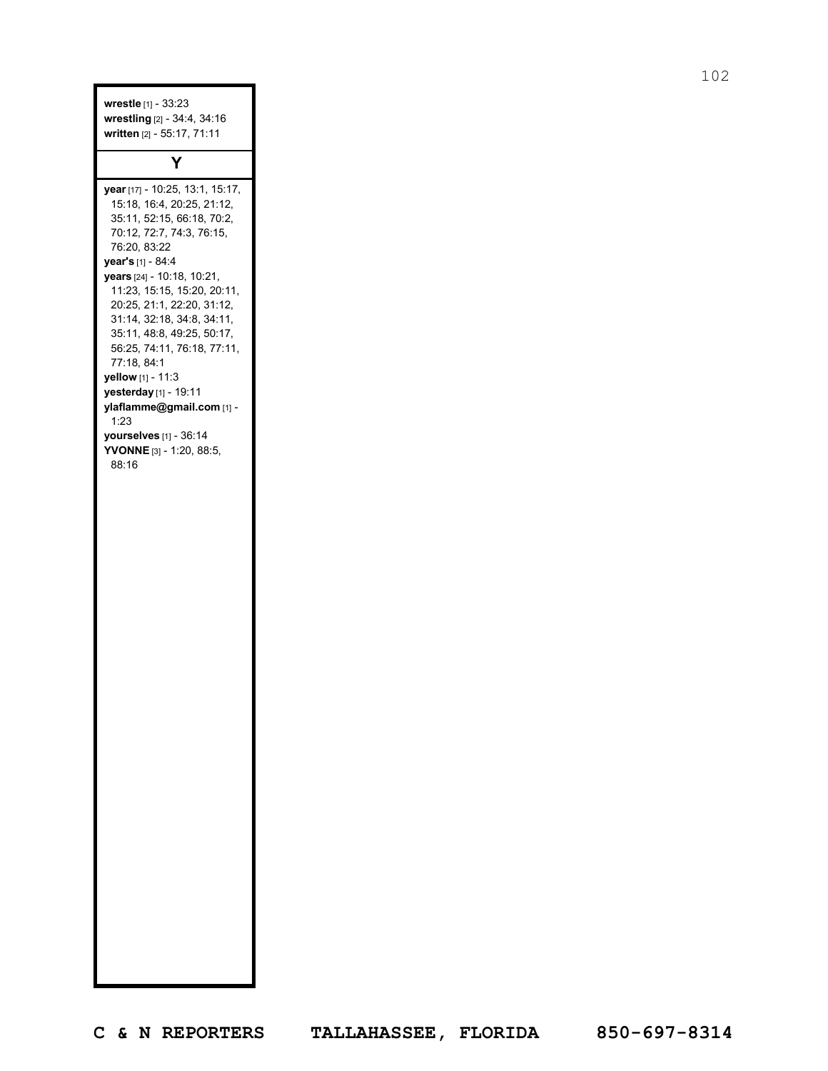**wrestle** [1] - 33:23
**wrestling** [2] - 34:4, 34:16
**written** [2] - 55:17, 71:11

## Y

**year** [17] - 10:25, 13:1, 15:17, 15:18, 16:4, 20:25, 21:12, 35:11, 52:15, 66:18, 70:2, 70:12, 72:7, 74:3, 76:15, 76:20, 83:22
**year's** [1] - 84:4
**years** [24] - 10:18, 10:21, 11:23, 15:15, 15:20, 20:11, 20:25, 21:1, 22:20, 31:12, 31:14, 32:18, 34:8, 34:11, 35:11, 48:8, 49:25, 50:17, 56:25, 74:11, 76:18, 77:11, 77:18, 84:1
**yellow** [1] - 11:3
**yesterday** [1] - 19:11
**ylaflamme@gmail.com** [1] - 1:23
**yourselves** [1] - 36:14
**YVONNE** [3] - 1:20, 88:5, 88:16